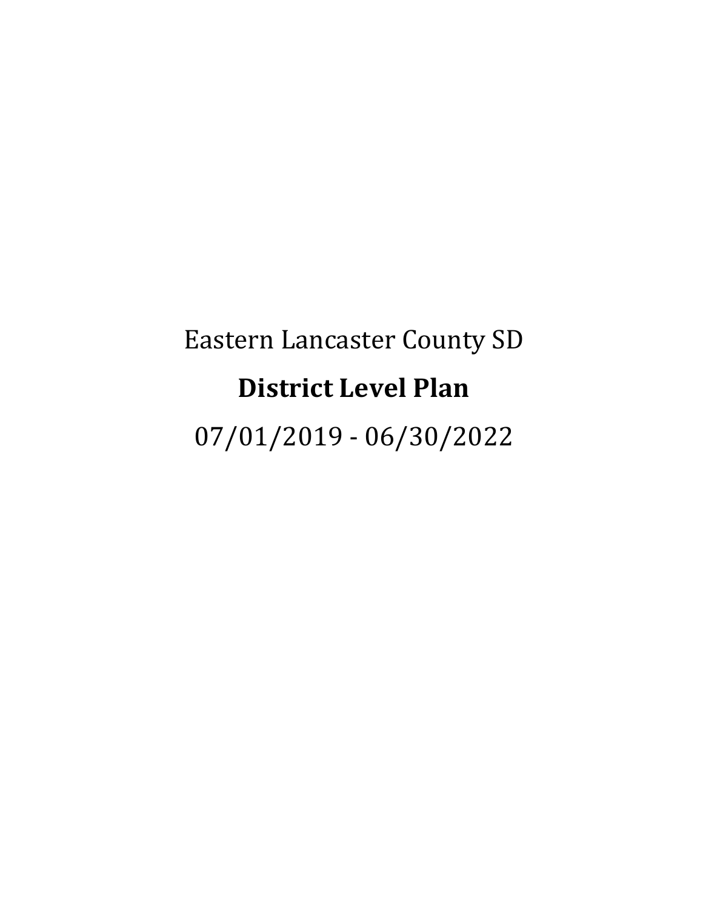Eastern Lancaster County SD

# District Level Plan

07/01/2019 - 06/30/2022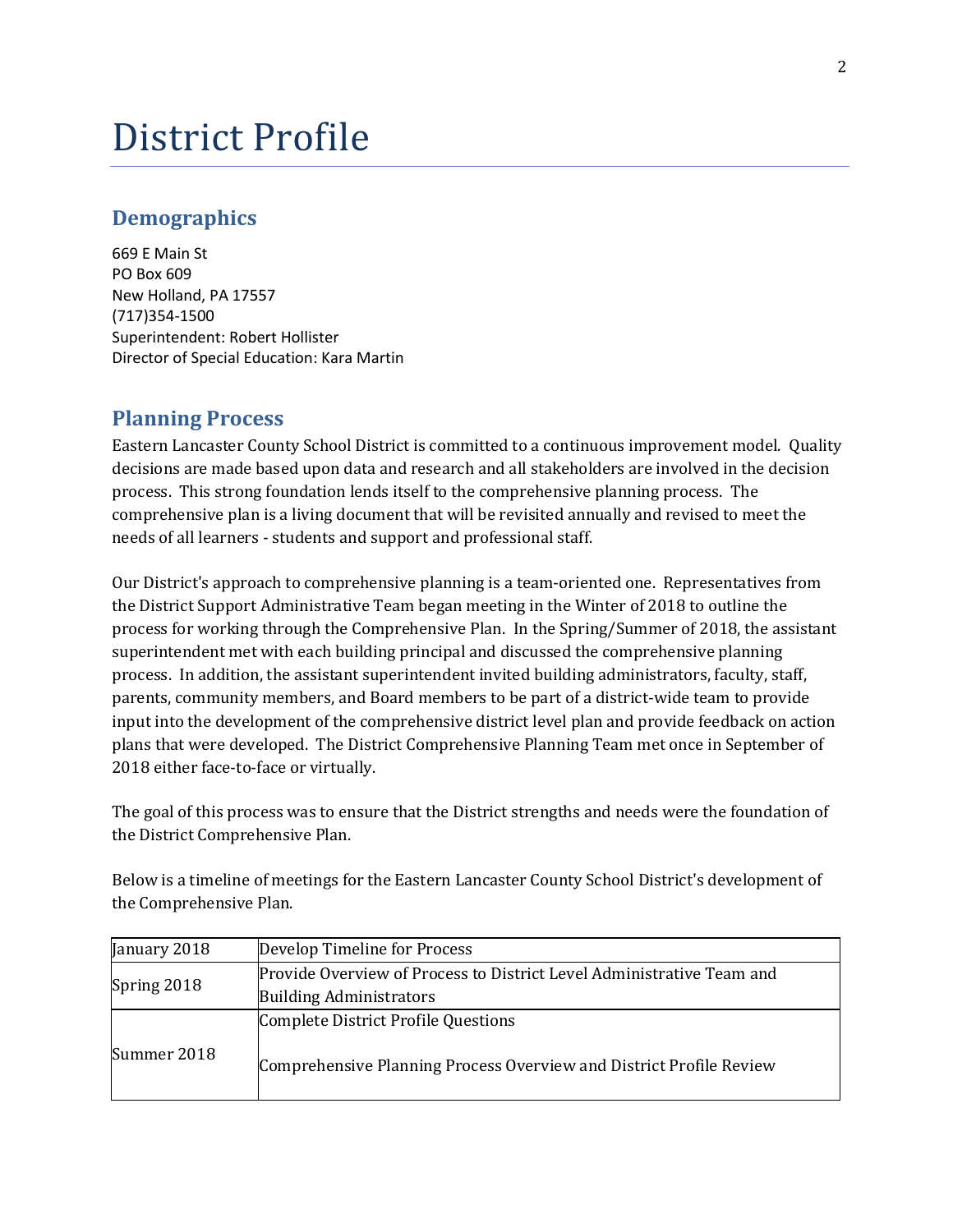# District Profile

## Demographics

669 E Main St
PO Box 609
New Holland, PA 17557
(717)354-1500
Superintendent: Robert Hollister
Director of Special Education: Kara Martin

## Planning Process

Eastern Lancaster County School District is committed to a continuous improvement model. Quality decisions are made based upon data and research and all stakeholders are involved in the decision process. This strong foundation lends itself to the comprehensive planning process. The comprehensive plan is a living document that will be revisited annually and revised to meet the needs of all learners - students and support and professional staff.

Our District's approach to comprehensive planning is a team-oriented one. Representatives from the District Support Administrative Team began meeting in the Winter of 2018 to outline the process for working through the Comprehensive Plan. In the Spring/Summer of 2018, the assistant superintendent met with each building principal and discussed the comprehensive planning process. In addition, the assistant superintendent invited building administrators, faculty, staff, parents, community members, and Board members to be part of a district-wide team to provide input into the development of the comprehensive district level plan and provide feedback on action plans that were developed. The District Comprehensive Planning Team met once in September of 2018 either face-to-face or virtually.

The goal of this process was to ensure that the District strengths and needs were the foundation of the District Comprehensive Plan.

Below is a timeline of meetings for the Eastern Lancaster County School District's development of the Comprehensive Plan.

| | |
|---|---|
| January 2018 | Develop Timeline for Process |
| Spring 2018 | Provide Overview of Process to District Level Administrative Team and Building Administrators |
| Summer 2018 | Complete District Profile Questions<br><br>Comprehensive Planning Process Overview and District Profile Review |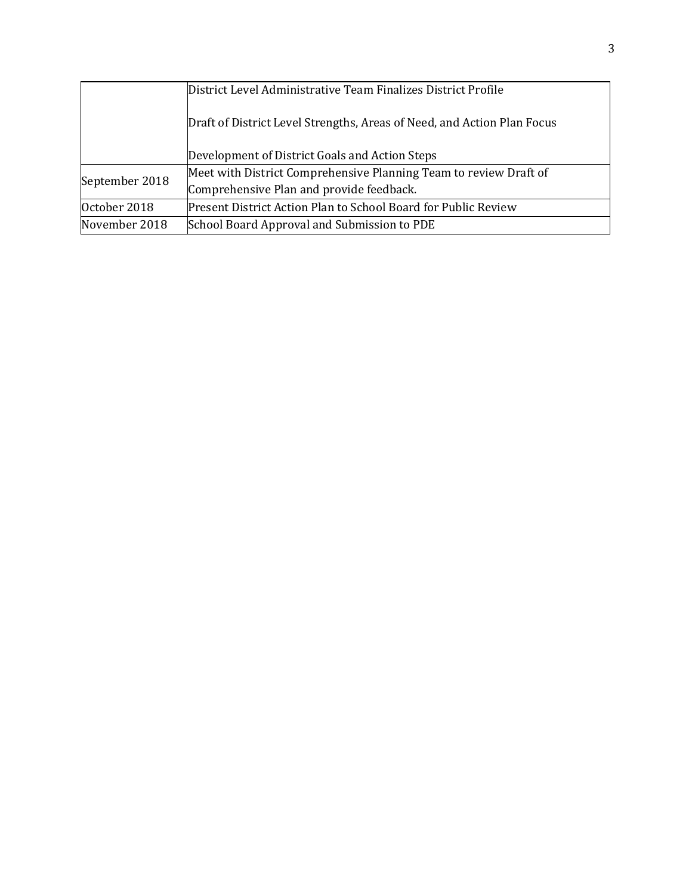| | |
|---|---|
| | District Level Administrative Team Finalizes District Profile<br><br>Draft of District Level Strengths, Areas of Need, and Action Plan Focus<br><br>Development of District Goals and Action Steps |
| September 2018 | Meet with District Comprehensive Planning Team to review Draft of Comprehensive Plan and provide feedback. |
| October 2018 | Present District Action Plan to School Board for Public Review |
| November 2018 | School Board Approval and Submission to PDE |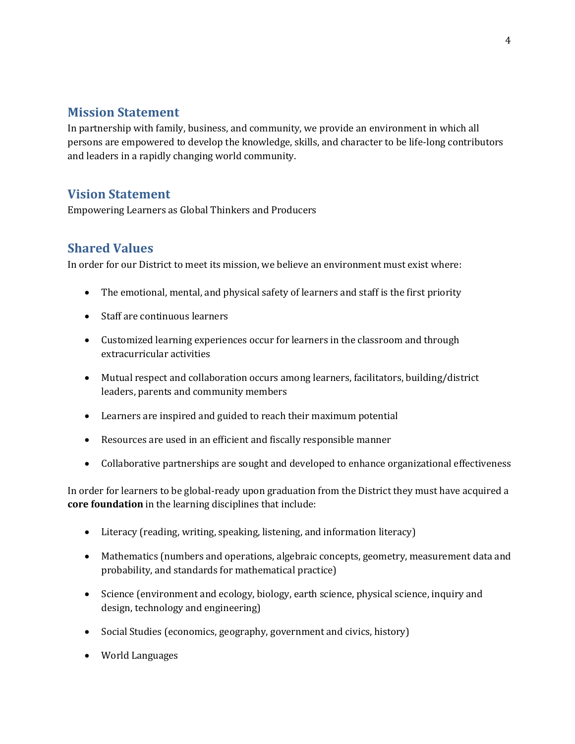## Mission Statement

In partnership with family, business, and community, we provide an environment in which all persons are empowered to develop the knowledge, skills, and character to be life-long contributors and leaders in a rapidly changing world community.

## Vision Statement

Empowering Learners as Global Thinkers and Producers

## Shared Values

In order for our District to meet its mission, we believe an environment must exist where:

- The emotional, mental, and physical safety of learners and staff is the first priority
- Staff are continuous learners
- Customized learning experiences occur for learners in the classroom and through extracurricular activities
- Mutual respect and collaboration occurs among learners, facilitators, building/district leaders, parents and community members
- Learners are inspired and guided to reach their maximum potential
- Resources are used in an efficient and fiscally responsible manner
- Collaborative partnerships are sought and developed to enhance organizational effectiveness

In order for learners to be global-ready upon graduation from the District they must have acquired a **core foundation** in the learning disciplines that include:

- Literacy (reading, writing, speaking, listening, and information literacy)
- Mathematics (numbers and operations, algebraic concepts, geometry, measurement data and probability, and standards for mathematical practice)
- Science (environment and ecology, biology, earth science, physical science, inquiry and design, technology and engineering)
- Social Studies (economics, geography, government and civics, history)
- World Languages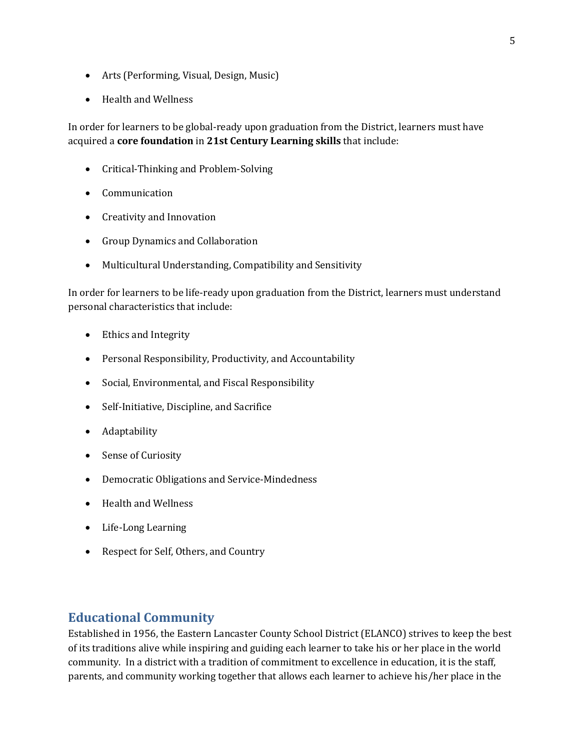- Arts (Performing, Visual, Design, Music)
- Health and Wellness

In order for learners to be global-ready upon graduation from the District, learners must have acquired a **core foundation** in **21st Century Learning skills** that include:

- Critical-Thinking and Problem-Solving
- Communication
- Creativity and Innovation
- Group Dynamics and Collaboration
- Multicultural Understanding, Compatibility and Sensitivity

In order for learners to be life-ready upon graduation from the District, learners must understand personal characteristics that include:

- Ethics and Integrity
- Personal Responsibility, Productivity, and Accountability
- Social, Environmental, and Fiscal Responsibility
- Self-Initiative, Discipline, and Sacrifice
- Adaptability
- Sense of Curiosity
- Democratic Obligations and Service-Mindedness
- Health and Wellness
- Life-Long Learning
- Respect for Self, Others, and Country

## Educational Community

Established in 1956, the Eastern Lancaster County School District (ELANCO) strives to keep the best of its traditions alive while inspiring and guiding each learner to take his or her place in the world community. In a district with a tradition of commitment to excellence in education, it is the staff, parents, and community working together that allows each learner to achieve his/her place in the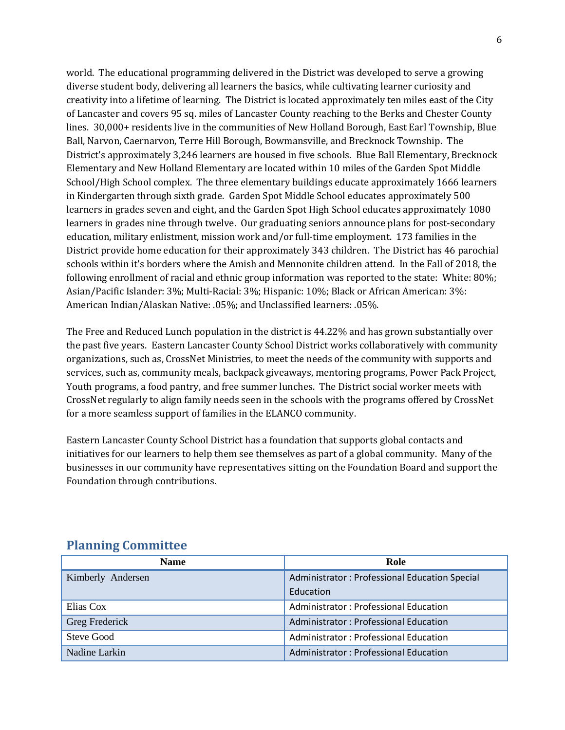world. The educational programming delivered in the District was developed to serve a growing diverse student body, delivering all learners the basics, while cultivating learner curiosity and creativity into a lifetime of learning. The District is located approximately ten miles east of the City of Lancaster and covers 95 sq. miles of Lancaster County reaching to the Berks and Chester County lines. 30,000+ residents live in the communities of New Holland Borough, East Earl Township, Blue Ball, Narvon, Caernarvon, Terre Hill Borough, Bowmansville, and Brecknock Township. The District's approximately 3,246 learners are housed in five schools. Blue Ball Elementary, Brecknock Elementary and New Holland Elementary are located within 10 miles of the Garden Spot Middle School/High School complex. The three elementary buildings educate approximately 1666 learners in Kindergarten through sixth grade. Garden Spot Middle School educates approximately 500 learners in grades seven and eight, and the Garden Spot High School educates approximately 1080 learners in grades nine through twelve. Our graduating seniors announce plans for post-secondary education, military enlistment, mission work and/or full-time employment. 173 families in the District provide home education for their approximately 343 children. The District has 46 parochial schools within it's borders where the Amish and Mennonite children attend. In the Fall of 2018, the following enrollment of racial and ethnic group information was reported to the state: White: 80%; Asian/Pacific Islander: 3%; Multi-Racial: 3%; Hispanic: 10%; Black or African American: 3%: American Indian/Alaskan Native: .05%; and Unclassified learners: .05%.

The Free and Reduced Lunch population in the district is 44.22% and has grown substantially over the past five years. Eastern Lancaster County School District works collaboratively with community organizations, such as, CrossNet Ministries, to meet the needs of the community with supports and services, such as, community meals, backpack giveaways, mentoring programs, Power Pack Project, Youth programs, a food pantry, and free summer lunches. The District social worker meets with CrossNet regularly to align family needs seen in the schools with the programs offered by CrossNet for a more seamless support of families in the ELANCO community.

Eastern Lancaster County School District has a foundation that supports global contacts and initiatives for our learners to help them see themselves as part of a global community. Many of the businesses in our community have representatives sitting on the Foundation Board and support the Foundation through contributions.

## Planning Committee

| Name | Role |
| --- | --- |
| Kimberly Andersen | Administrator : Professional Education Special Education |
| Elias Cox | Administrator : Professional Education |
| Greg Frederick | Administrator : Professional Education |
| Steve Good | Administrator : Professional Education |
| Nadine Larkin | Administrator : Professional Education |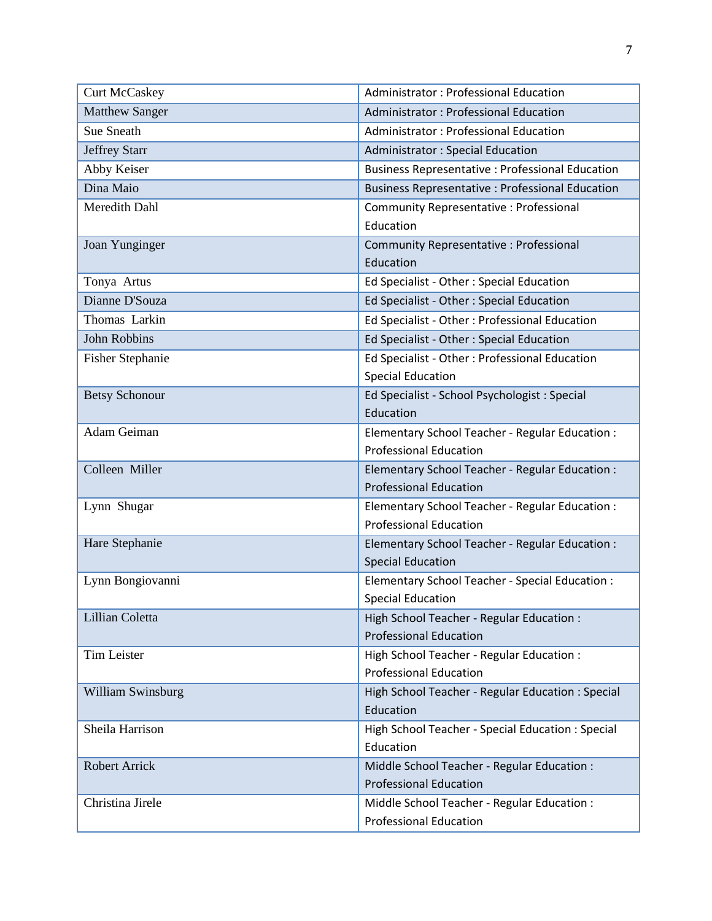| Curt McCaskey | Administrator : Professional Education |
|---|---|
| Matthew Sanger | Administrator : Professional Education |
| Sue Sneath | Administrator : Professional Education |
| Jeffrey Starr | Administrator : Special Education |
| Abby Keiser | Business Representative : Professional Education |
| Dina Maio | Business Representative : Professional Education |
| Meredith Dahl | Community Representative : Professional Education |
| Joan Yunginger | Community Representative : Professional Education |
| Tonya Artus | Ed Specialist - Other : Special Education |
| Dianne D'Souza | Ed Specialist - Other : Special Education |
| Thomas Larkin | Ed Specialist - Other : Professional Education |
| John Robbins | Ed Specialist - Other : Special Education |
| Fisher Stephanie | Ed Specialist - Other : Professional Education Special Education |
| Betsy Schonour | Ed Specialist - School Psychologist : Special Education |
| Adam Geiman | Elementary School Teacher - Regular Education : Professional Education |
| Colleen Miller | Elementary School Teacher - Regular Education : Professional Education |
| Lynn Shugar | Elementary School Teacher - Regular Education : Professional Education |
| Hare Stephanie | Elementary School Teacher - Regular Education : Special Education |
| Lynn Bongiovanni | Elementary School Teacher - Special Education : Special Education |
| Lillian Coletta | High School Teacher - Regular Education : Professional Education |
| Tim Leister | High School Teacher - Regular Education : Professional Education |
| William Swinsburg | High School Teacher - Regular Education : Special Education |
| Sheila Harrison | High School Teacher - Special Education : Special Education |
| Robert Arrick | Middle School Teacher - Regular Education : Professional Education |
| Christina Jirele | Middle School Teacher - Regular Education : Professional Education |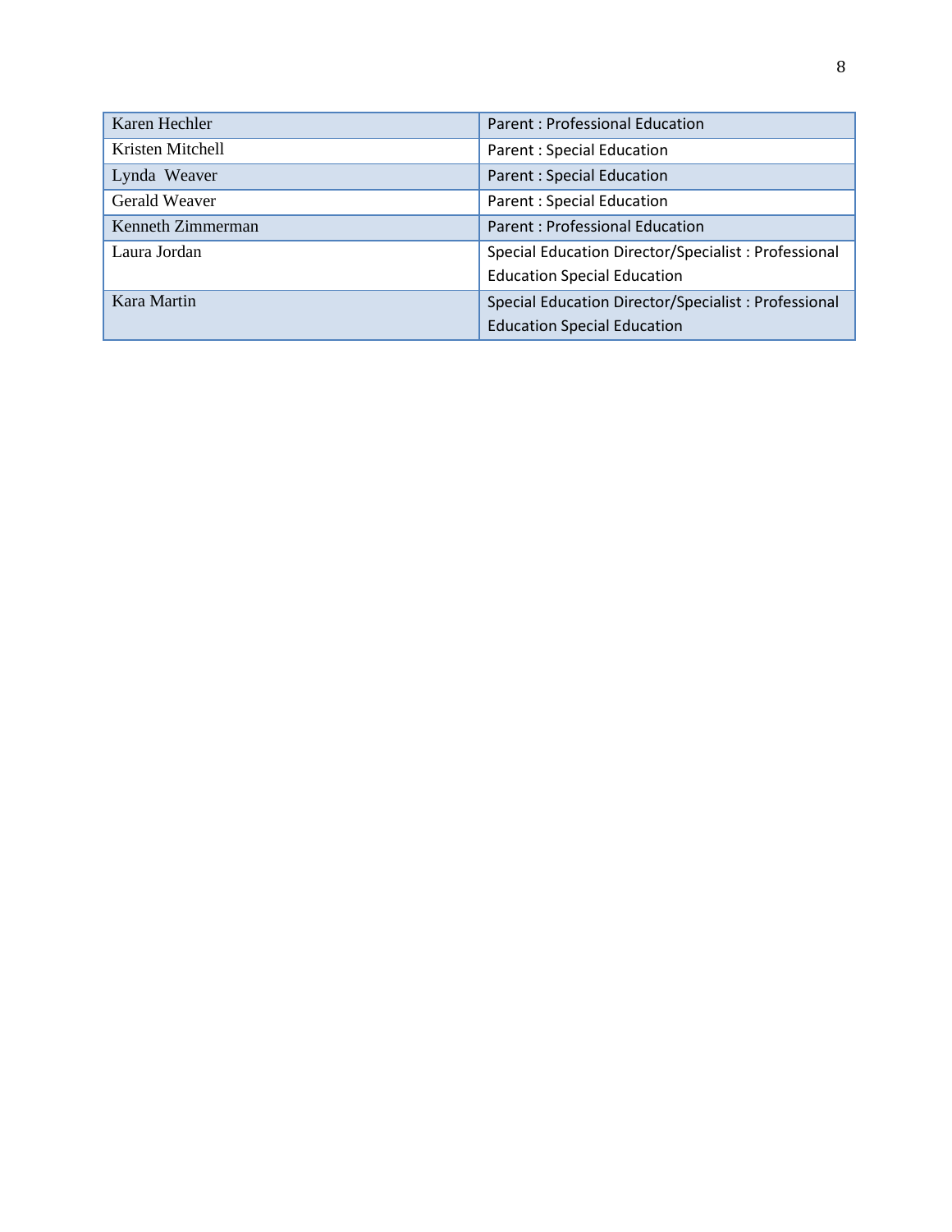| Karen Hechler | Parent : Professional Education |
|---|---|
| Kristen Mitchell | Parent : Special Education |
| Lynda  Weaver | Parent : Special Education |
| Gerald Weaver | Parent : Special Education |
| Kenneth Zimmerman | Parent : Professional Education |
| Laura Jordan | Special Education Director/Specialist : Professional Education Special Education |
| Kara Martin | Special Education Director/Specialist : Professional Education Special Education |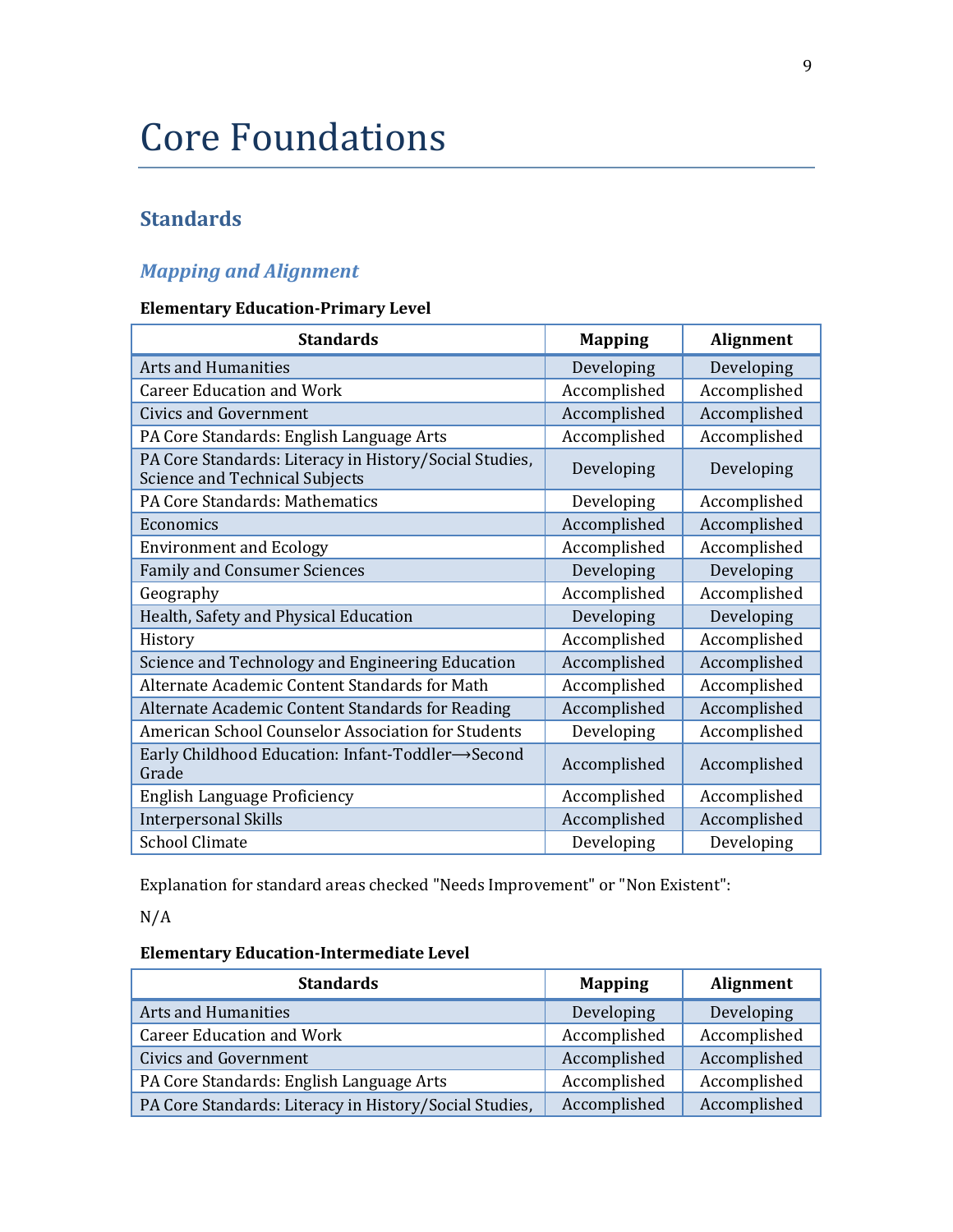# Core Foundations

## Standards

### *Mapping and Alignment*

**Elementary Education-Primary Level**

| Standards | Mapping | Alignment |
|---|---|---|
| Arts and Humanities | Developing | Developing |
| Career Education and Work | Accomplished | Accomplished |
| Civics and Government | Accomplished | Accomplished |
| PA Core Standards: English Language Arts | Accomplished | Accomplished |
| PA Core Standards: Literacy in History/Social Studies, Science and Technical Subjects | Developing | Developing |
| PA Core Standards: Mathematics | Developing | Accomplished |
| Economics | Accomplished | Accomplished |
| Environment and Ecology | Accomplished | Accomplished |
| Family and Consumer Sciences | Developing | Developing |
| Geography | Accomplished | Accomplished |
| Health, Safety and Physical Education | Developing | Developing |
| History | Accomplished | Accomplished |
| Science and Technology and Engineering Education | Accomplished | Accomplished |
| Alternate Academic Content Standards for Math | Accomplished | Accomplished |
| Alternate Academic Content Standards for Reading | Accomplished | Accomplished |
| American School Counselor Association for Students | Developing | Accomplished |
| Early Childhood Education: Infant-Toddler⟶Second Grade | Accomplished | Accomplished |
| English Language Proficiency | Accomplished | Accomplished |
| Interpersonal Skills | Accomplished | Accomplished |
| School Climate | Developing | Developing |

Explanation for standard areas checked "Needs Improvement" or "Non Existent":

N/A

**Elementary Education-Intermediate Level**

| Standards | Mapping | Alignment |
|---|---|---|
| Arts and Humanities | Developing | Developing |
| Career Education and Work | Accomplished | Accomplished |
| Civics and Government | Accomplished | Accomplished |
| PA Core Standards: English Language Arts | Accomplished | Accomplished |
| PA Core Standards: Literacy in History/Social Studies, | Accomplished | Accomplished |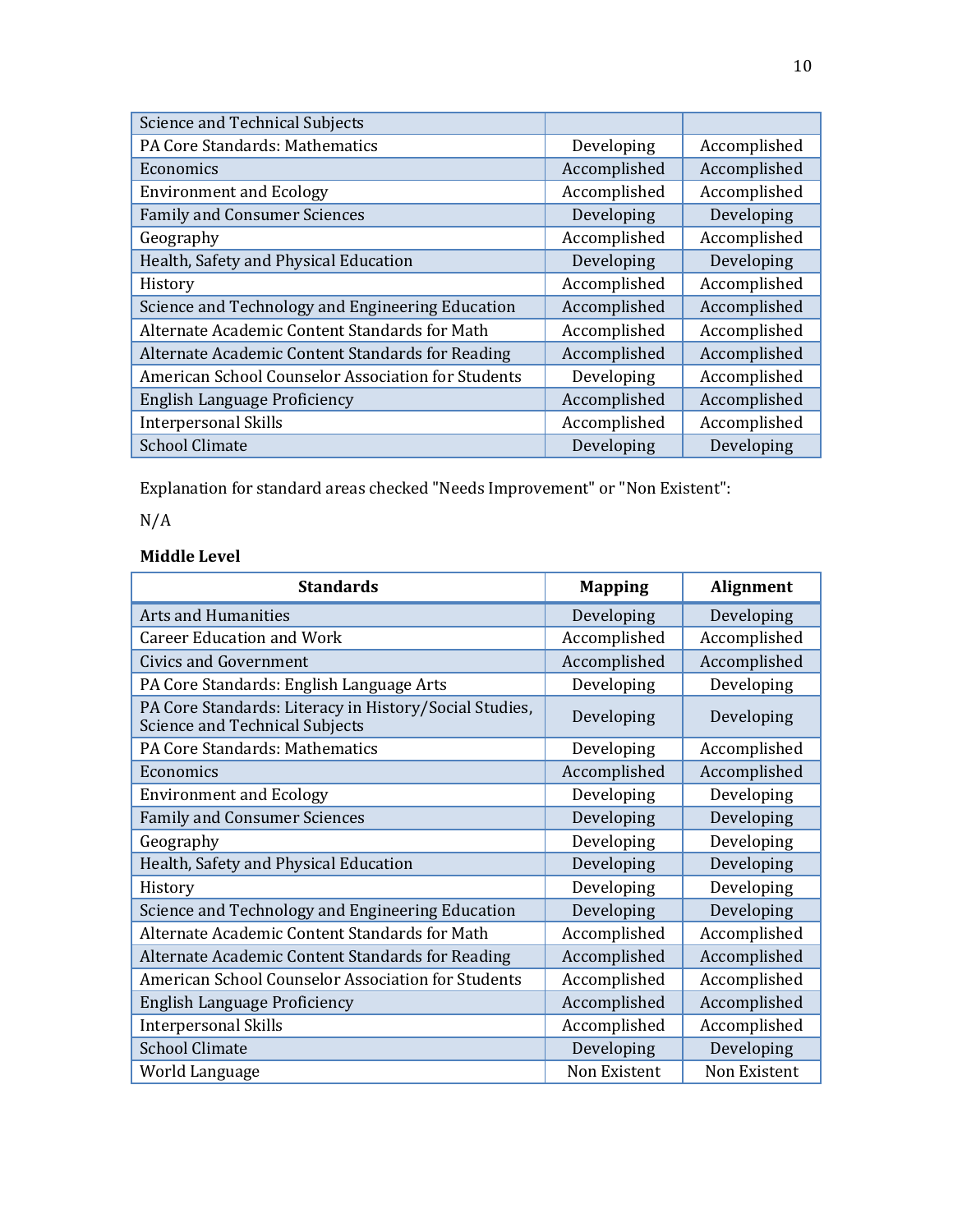| | | |
|---|---|---|
| Science and Technical Subjects | | |
| PA Core Standards: Mathematics | Developing | Accomplished |
| Economics | Accomplished | Accomplished |
| Environment and Ecology | Accomplished | Accomplished |
| Family and Consumer Sciences | Developing | Developing |
| Geography | Accomplished | Accomplished |
| Health, Safety and Physical Education | Developing | Developing |
| History | Accomplished | Accomplished |
| Science and Technology and Engineering Education | Accomplished | Accomplished |
| Alternate Academic Content Standards for Math | Accomplished | Accomplished |
| Alternate Academic Content Standards for Reading | Accomplished | Accomplished |
| American School Counselor Association for Students | Developing | Accomplished |
| English Language Proficiency | Accomplished | Accomplished |
| Interpersonal Skills | Accomplished | Accomplished |
| School Climate | Developing | Developing |

Explanation for standard areas checked "Needs Improvement" or "Non Existent":

N/A

**Middle Level**

| Standards | Mapping | Alignment |
|---|---|---|
| Arts and Humanities | Developing | Developing |
| Career Education and Work | Accomplished | Accomplished |
| Civics and Government | Accomplished | Accomplished |
| PA Core Standards: English Language Arts | Developing | Developing |
| PA Core Standards: Literacy in History/Social Studies, Science and Technical Subjects | Developing | Developing |
| PA Core Standards: Mathematics | Developing | Accomplished |
| Economics | Accomplished | Accomplished |
| Environment and Ecology | Developing | Developing |
| Family and Consumer Sciences | Developing | Developing |
| Geography | Developing | Developing |
| Health, Safety and Physical Education | Developing | Developing |
| History | Developing | Developing |
| Science and Technology and Engineering Education | Developing | Developing |
| Alternate Academic Content Standards for Math | Accomplished | Accomplished |
| Alternate Academic Content Standards for Reading | Accomplished | Accomplished |
| American School Counselor Association for Students | Accomplished | Accomplished |
| English Language Proficiency | Accomplished | Accomplished |
| Interpersonal Skills | Accomplished | Accomplished |
| School Climate | Developing | Developing |
| World Language | Non Existent | Non Existent |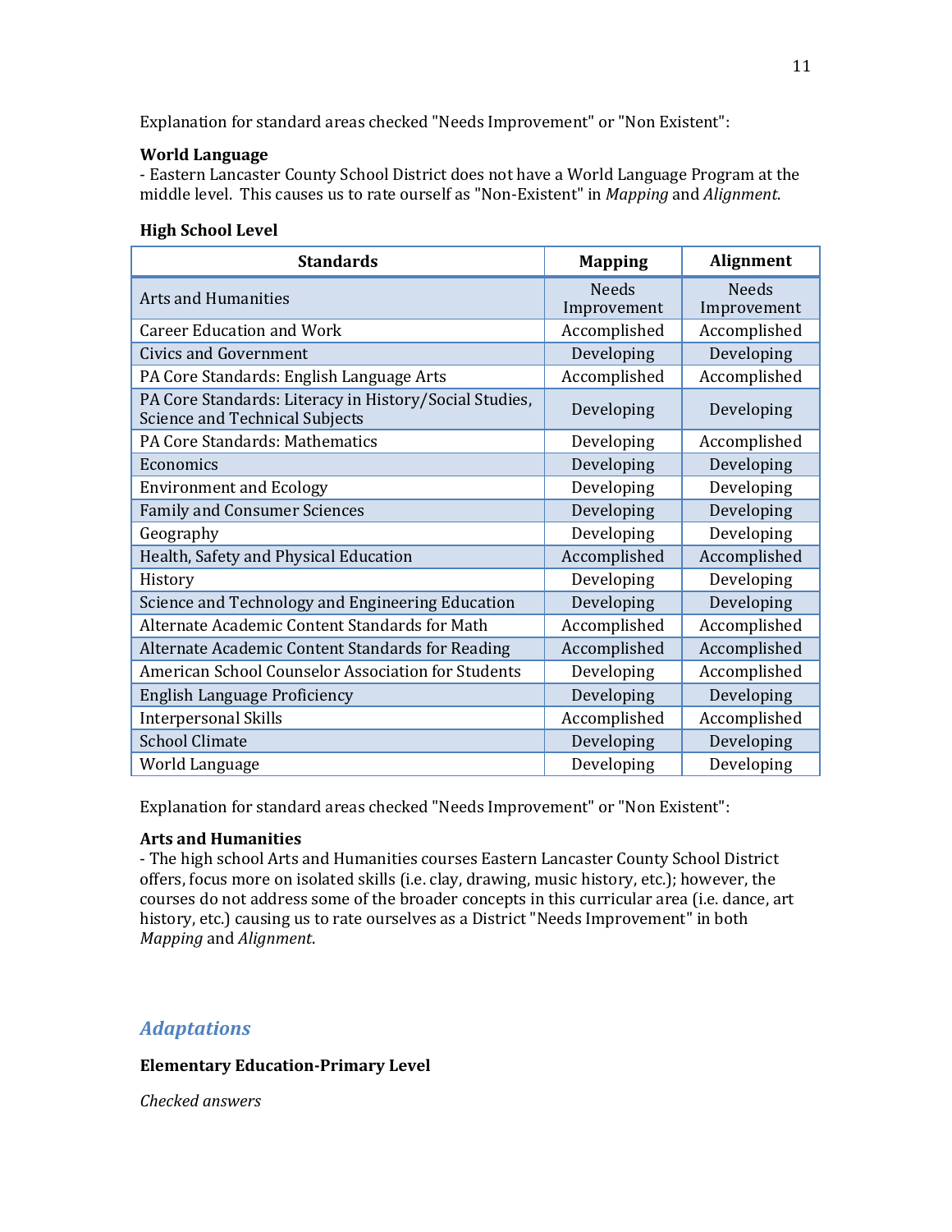Explanation for standard areas checked "Needs Improvement" or "Non Existent":

**World Language**

- Eastern Lancaster County School District does not have a World Language Program at the middle level. This causes us to rate ourself as "Non-Existent" in *Mapping* and *Alignment*.

**High School Level**

| Standards | Mapping | Alignment |
|---|---|---|
| Arts and Humanities | Needs Improvement | Needs Improvement |
| Career Education and Work | Accomplished | Accomplished |
| Civics and Government | Developing | Developing |
| PA Core Standards: English Language Arts | Accomplished | Accomplished |
| PA Core Standards: Literacy in History/Social Studies, Science and Technical Subjects | Developing | Developing |
| PA Core Standards: Mathematics | Developing | Accomplished |
| Economics | Developing | Developing |
| Environment and Ecology | Developing | Developing |
| Family and Consumer Sciences | Developing | Developing |
| Geography | Developing | Developing |
| Health, Safety and Physical Education | Accomplished | Accomplished |
| History | Developing | Developing |
| Science and Technology and Engineering Education | Developing | Developing |
| Alternate Academic Content Standards for Math | Accomplished | Accomplished |
| Alternate Academic Content Standards for Reading | Accomplished | Accomplished |
| American School Counselor Association for Students | Developing | Accomplished |
| English Language Proficiency | Developing | Developing |
| Interpersonal Skills | Accomplished | Accomplished |
| School Climate | Developing | Developing |
| World Language | Developing | Developing |

Explanation for standard areas checked "Needs Improvement" or "Non Existent":

**Arts and Humanities**

- The high school Arts and Humanities courses Eastern Lancaster County School District offers, focus more on isolated skills (i.e. clay, drawing, music history, etc.); however, the courses do not address some of the broader concepts in this curricular area (i.e. dance, art history, etc.) causing us to rate ourselves as a District "Needs Improvement" in both *Mapping* and *Alignment*.

## *Adaptations*

**Elementary Education-Primary Level**

*Checked answers*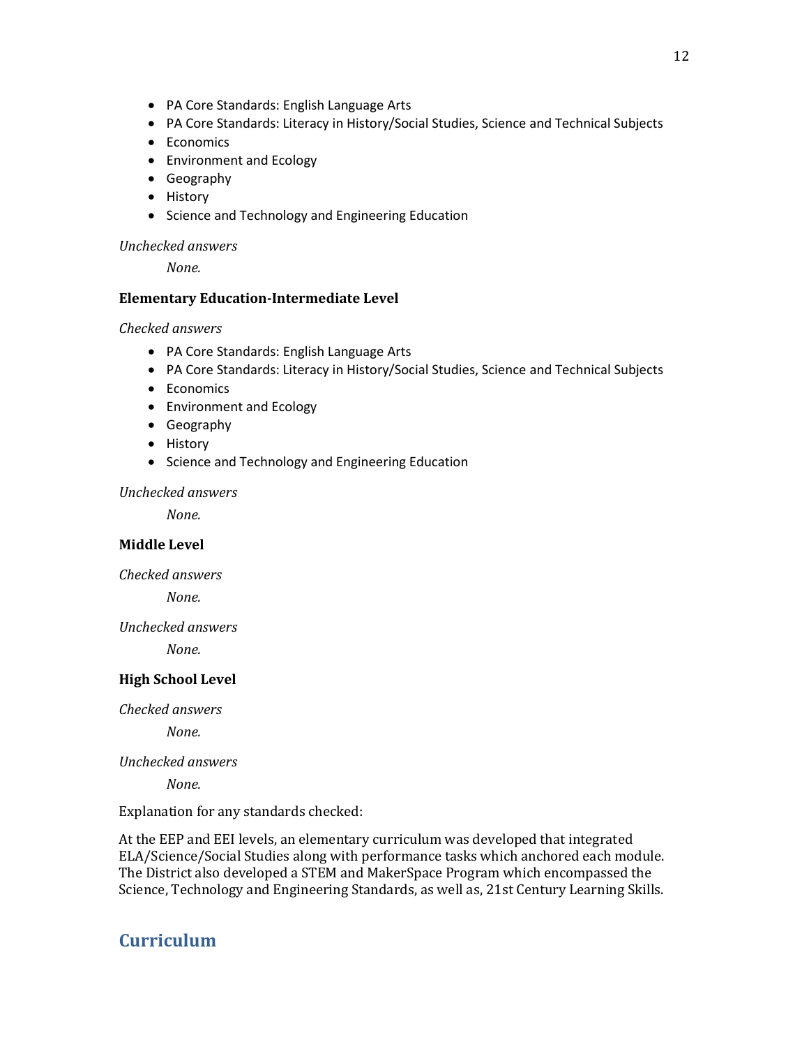- PA Core Standards: English Language Arts
- PA Core Standards: Literacy in History/Social Studies, Science and Technical Subjects
- Economics
- Environment and Ecology
- Geography
- History
- Science and Technology and Engineering Education

*Unchecked answers*

*None.*

**Elementary Education-Intermediate Level**

*Checked answers*

- PA Core Standards: English Language Arts
- PA Core Standards: Literacy in History/Social Studies, Science and Technical Subjects
- Economics
- Environment and Ecology
- Geography
- History
- Science and Technology and Engineering Education

*Unchecked answers*

*None.*

**Middle Level**

*Checked answers*

*None.*

*Unchecked answers*

*None.*

**High School Level**

*Checked answers*

*None.*

*Unchecked answers*

*None.*

Explanation for any standards checked:

At the EEP and EEI levels, an elementary curriculum was developed that integrated ELA/Science/Social Studies along with performance tasks which anchored each module. The District also developed a STEM and MakerSpace Program which encompassed the Science, Technology and Engineering Standards, as well as, 21st Century Learning Skills.

## Curriculum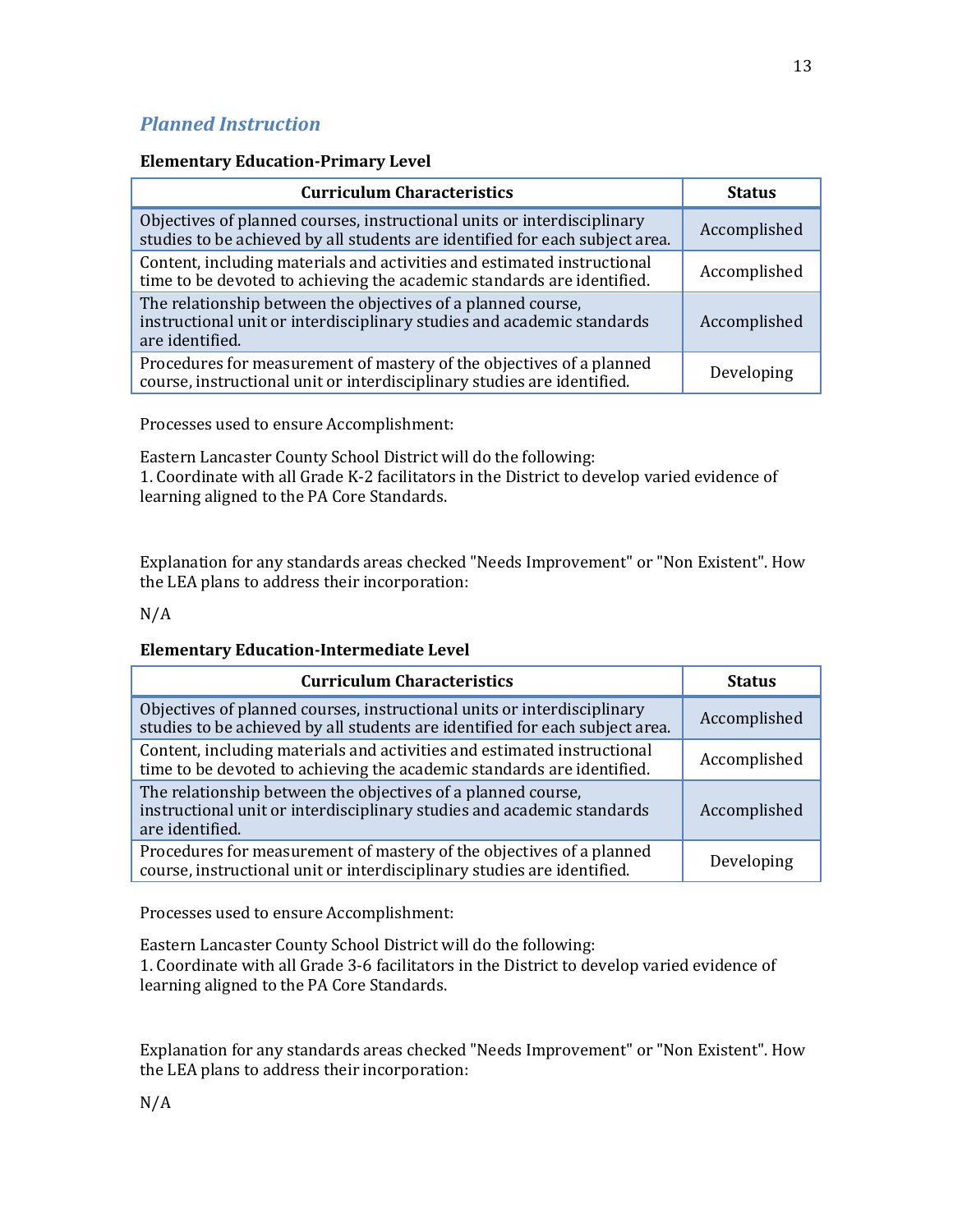## *Planned Instruction*

**Elementary Education-Primary Level**

| Curriculum Characteristics | Status |
|---|---|
| Objectives of planned courses, instructional units or interdisciplinary studies to be achieved by all students are identified for each subject area. | Accomplished |
| Content, including materials and activities and estimated instructional time to be devoted to achieving the academic standards are identified. | Accomplished |
| The relationship between the objectives of a planned course, instructional unit or interdisciplinary studies and academic standards are identified. | Accomplished |
| Procedures for measurement of mastery of the objectives of a planned course, instructional unit or interdisciplinary studies are identified. | Developing |

Processes used to ensure Accomplishment:

Eastern Lancaster County School District will do the following:
1. Coordinate with all Grade K-2 facilitators in the District to develop varied evidence of learning aligned to the PA Core Standards.

Explanation for any standards areas checked "Needs Improvement" or "Non Existent". How the LEA plans to address their incorporation:

N/A

**Elementary Education-Intermediate Level**

| Curriculum Characteristics | Status |
|---|---|
| Objectives of planned courses, instructional units or interdisciplinary studies to be achieved by all students are identified for each subject area. | Accomplished |
| Content, including materials and activities and estimated instructional time to be devoted to achieving the academic standards are identified. | Accomplished |
| The relationship between the objectives of a planned course, instructional unit or interdisciplinary studies and academic standards are identified. | Accomplished |
| Procedures for measurement of mastery of the objectives of a planned course, instructional unit or interdisciplinary studies are identified. | Developing |

Processes used to ensure Accomplishment:

Eastern Lancaster County School District will do the following:
1. Coordinate with all Grade 3-6 facilitators in the District to develop varied evidence of learning aligned to the PA Core Standards.

Explanation for any standards areas checked "Needs Improvement" or "Non Existent". How the LEA plans to address their incorporation:

N/A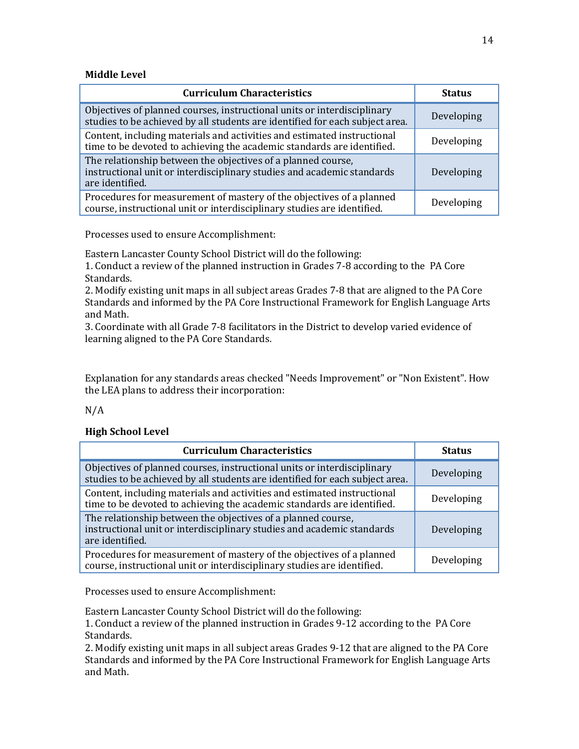### Middle Level

| Curriculum Characteristics | Status |
| --- | --- |
| Objectives of planned courses, instructional units or interdisciplinary studies to be achieved by all students are identified for each subject area. | Developing |
| Content, including materials and activities and estimated instructional time to be devoted to achieving the academic standards are identified. | Developing |
| The relationship between the objectives of a planned course, instructional unit or interdisciplinary studies and academic standards are identified. | Developing |
| Procedures for measurement of mastery of the objectives of a planned course, instructional unit or interdisciplinary studies are identified. | Developing |

Processes used to ensure Accomplishment:

Eastern Lancaster County School District will do the following:
1. Conduct a review of the planned instruction in Grades 7-8 according to the PA Core Standards.
2. Modify existing unit maps in all subject areas Grades 7-8 that are aligned to the PA Core Standards and informed by the PA Core Instructional Framework for English Language Arts and Math.
3. Coordinate with all Grade 7-8 facilitators in the District to develop varied evidence of learning aligned to the PA Core Standards.

Explanation for any standards areas checked "Needs Improvement" or "Non Existent". How the LEA plans to address their incorporation:

N/A

### High School Level

| Curriculum Characteristics | Status |
| --- | --- |
| Objectives of planned courses, instructional units or interdisciplinary studies to be achieved by all students are identified for each subject area. | Developing |
| Content, including materials and activities and estimated instructional time to be devoted to achieving the academic standards are identified. | Developing |
| The relationship between the objectives of a planned course, instructional unit or interdisciplinary studies and academic standards are identified. | Developing |
| Procedures for measurement of mastery of the objectives of a planned course, instructional unit or interdisciplinary studies are identified. | Developing |

Processes used to ensure Accomplishment:

Eastern Lancaster County School District will do the following:
1. Conduct a review of the planned instruction in Grades 9-12 according to the PA Core Standards.
2. Modify existing unit maps in all subject areas Grades 9-12 that are aligned to the PA Core Standards and informed by the PA Core Instructional Framework for English Language Arts and Math.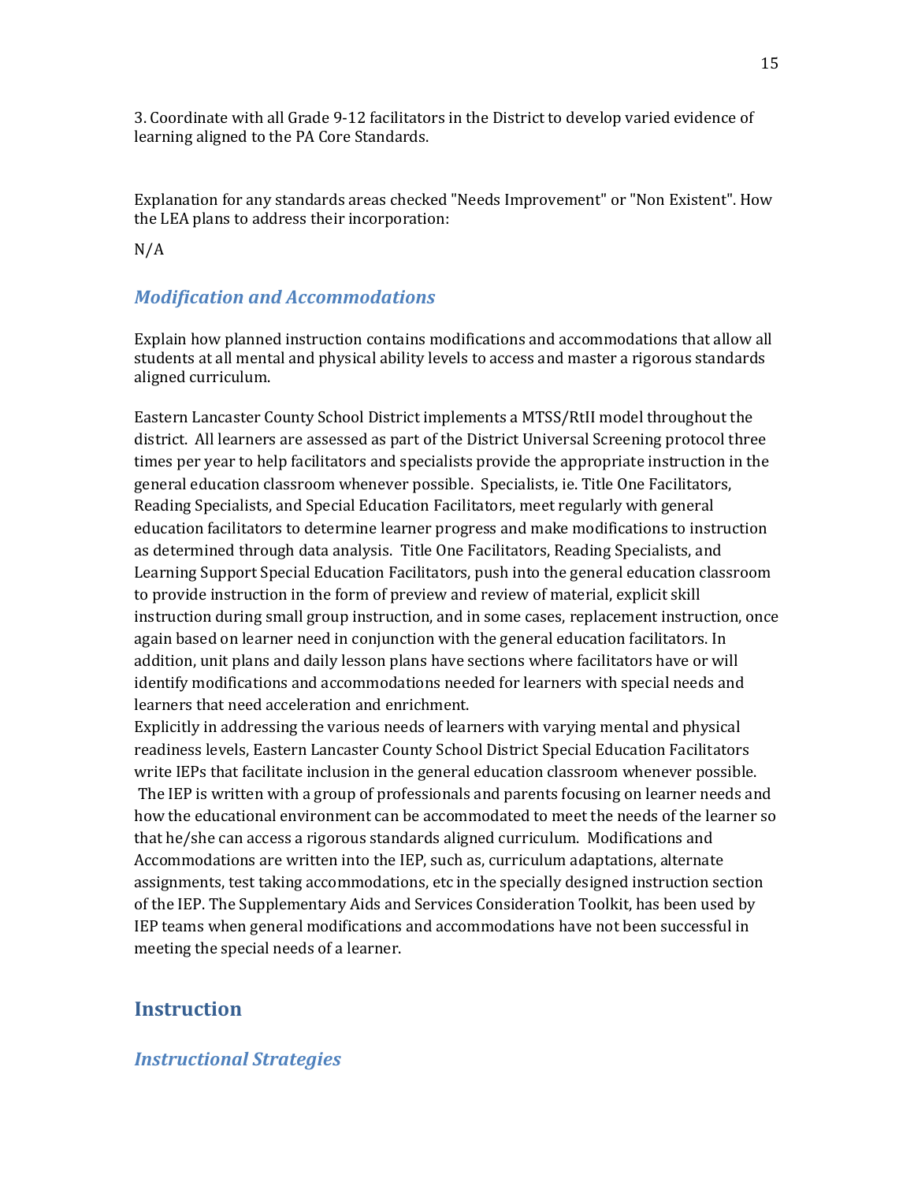3. Coordinate with all Grade 9-12 facilitators in the District to develop varied evidence of learning aligned to the PA Core Standards.

Explanation for any standards areas checked "Needs Improvement" or "Non Existent". How the LEA plans to address their incorporation:

N/A

### *Modification and Accommodations*

Explain how planned instruction contains modifications and accommodations that allow all students at all mental and physical ability levels to access and master a rigorous standards aligned curriculum.

Eastern Lancaster County School District implements a MTSS/RtII model throughout the district. All learners are assessed as part of the District Universal Screening protocol three times per year to help facilitators and specialists provide the appropriate instruction in the general education classroom whenever possible. Specialists, ie. Title One Facilitators, Reading Specialists, and Special Education Facilitators, meet regularly with general education facilitators to determine learner progress and make modifications to instruction as determined through data analysis. Title One Facilitators, Reading Specialists, and Learning Support Special Education Facilitators, push into the general education classroom to provide instruction in the form of preview and review of material, explicit skill instruction during small group instruction, and in some cases, replacement instruction, once again based on learner need in conjunction with the general education facilitators. In addition, unit plans and daily lesson plans have sections where facilitators have or will identify modifications and accommodations needed for learners with special needs and learners that need acceleration and enrichment.
Explicitly in addressing the various needs of learners with varying mental and physical readiness levels, Eastern Lancaster County School District Special Education Facilitators write IEPs that facilitate inclusion in the general education classroom whenever possible. The IEP is written with a group of professionals and parents focusing on learner needs and how the educational environment can be accommodated to meet the needs of the learner so that he/she can access a rigorous standards aligned curriculum. Modifications and Accommodations are written into the IEP, such as, curriculum adaptations, alternate assignments, test taking accommodations, etc in the specially designed instruction section of the IEP. The Supplementary Aids and Services Consideration Toolkit, has been used by IEP teams when general modifications and accommodations have not been successful in meeting the special needs of a learner.

## Instruction

### *Instructional Strategies*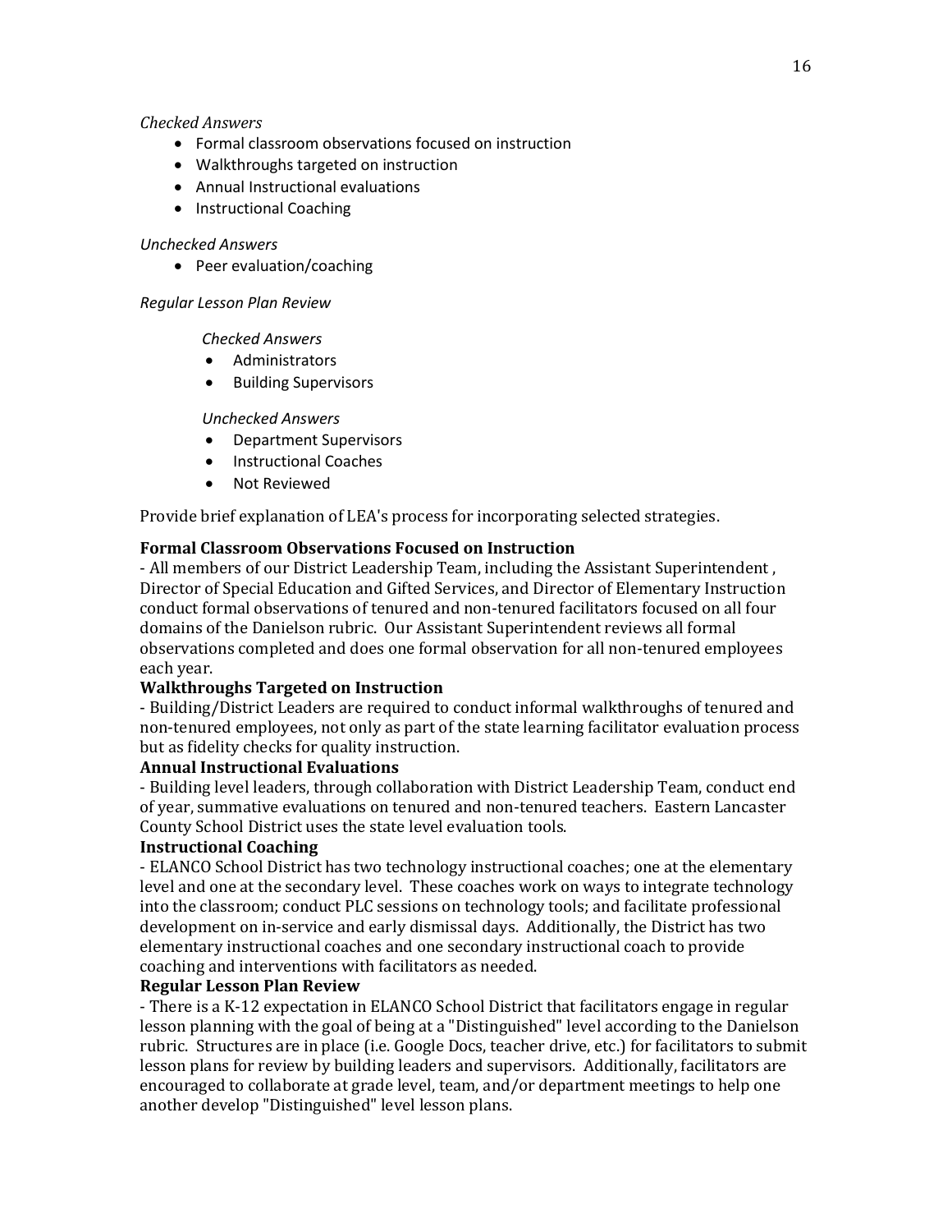*Checked Answers*

- Formal classroom observations focused on instruction
- Walkthroughs targeted on instruction
- Annual Instructional evaluations
- Instructional Coaching

*Unchecked Answers*

- Peer evaluation/coaching

*Regular Lesson Plan Review*

*Checked Answers*

- Administrators
- Building Supervisors

*Unchecked Answers*

- Department Supervisors
- Instructional Coaches
- Not Reviewed

Provide brief explanation of LEA's process for incorporating selected strategies.

**Formal Classroom Observations Focused on Instruction**

- All members of our District Leadership Team, including the Assistant Superintendent , Director of Special Education and Gifted Services, and Director of Elementary Instruction conduct formal observations of tenured and non-tenured facilitators focused on all four domains of the Danielson rubric. Our Assistant Superintendent reviews all formal observations completed and does one formal observation for all non-tenured employees each year.

**Walkthroughs Targeted on Instruction**

- Building/District Leaders are required to conduct informal walkthroughs of tenured and non-tenured employees, not only as part of the state learning facilitator evaluation process but as fidelity checks for quality instruction.

**Annual Instructional Evaluations**

- Building level leaders, through collaboration with District Leadership Team, conduct end of year, summative evaluations on tenured and non-tenured teachers. Eastern Lancaster County School District uses the state level evaluation tools.

**Instructional Coaching**

- ELANCO School District has two technology instructional coaches; one at the elementary level and one at the secondary level. These coaches work on ways to integrate technology into the classroom; conduct PLC sessions on technology tools; and facilitate professional development on in-service and early dismissal days. Additionally, the District has two elementary instructional coaches and one secondary instructional coach to provide coaching and interventions with facilitators as needed.

**Regular Lesson Plan Review**

- There is a K-12 expectation in ELANCO School District that facilitators engage in regular lesson planning with the goal of being at a "Distinguished" level according to the Danielson rubric. Structures are in place (i.e. Google Docs, teacher drive, etc.) for facilitators to submit lesson plans for review by building leaders and supervisors. Additionally, facilitators are encouraged to collaborate at grade level, team, and/or department meetings to help one another develop "Distinguished" level lesson plans.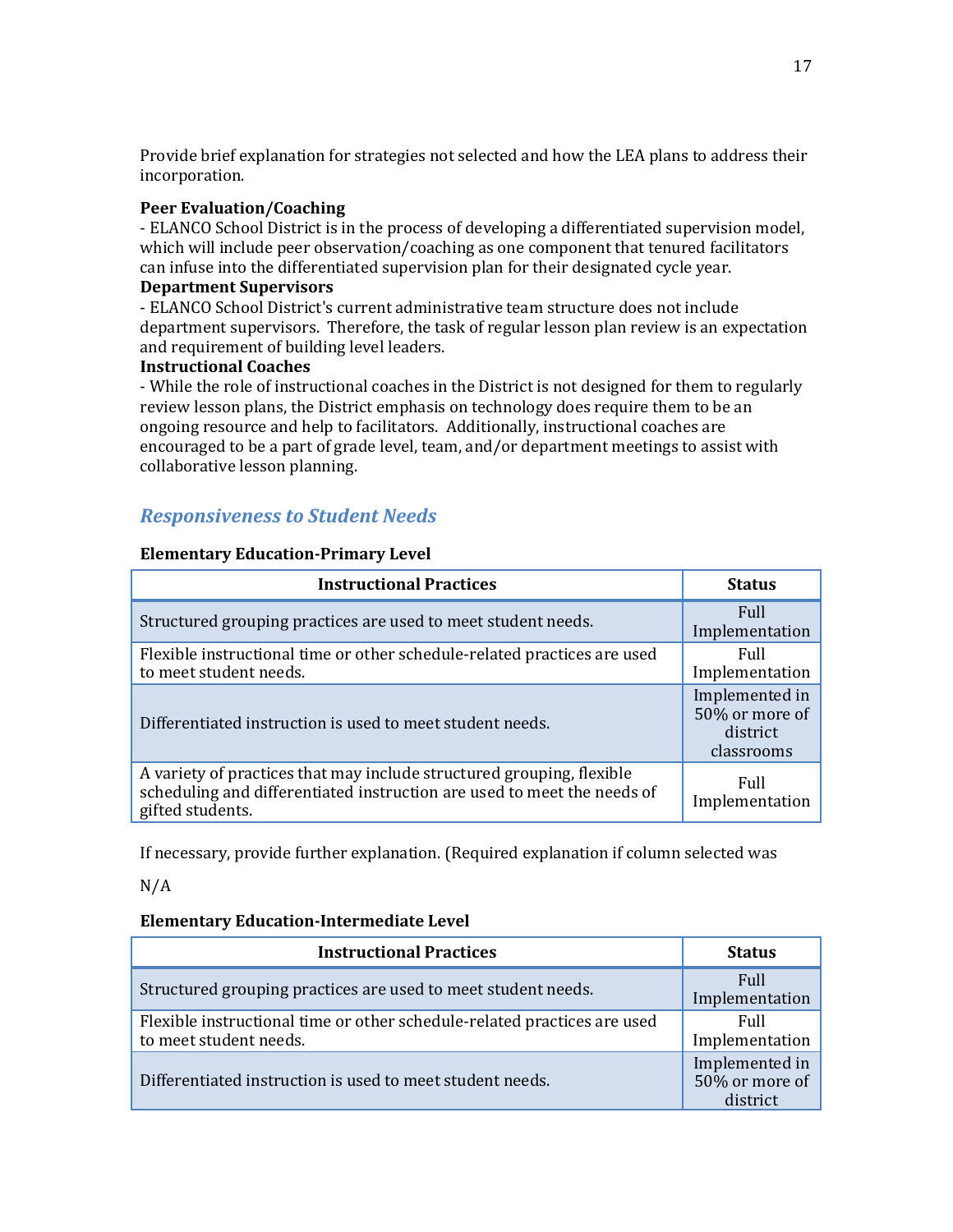Provide brief explanation for strategies not selected and how the LEA plans to address their incorporation.

**Peer Evaluation/Coaching**
- ELANCO School District is in the process of developing a differentiated supervision model, which will include peer observation/coaching as one component that tenured facilitators can infuse into the differentiated supervision plan for their designated cycle year.
**Department Supervisors**
- ELANCO School District's current administrative team structure does not include department supervisors. Therefore, the task of regular lesson plan review is an expectation and requirement of building level leaders.
**Instructional Coaches**
- While the role of instructional coaches in the District is not designed for them to regularly review lesson plans, the District emphasis on technology does require them to be an ongoing resource and help to facilitators. Additionally, instructional coaches are encouraged to be a part of grade level, team, and/or department meetings to assist with collaborative lesson planning.

## *Responsiveness to Student Needs*

**Elementary Education-Primary Level**

| Instructional Practices | Status |
| --- | --- |
| Structured grouping practices are used to meet student needs. | Full Implementation |
| Flexible instructional time or other schedule-related practices are used to meet student needs. | Full Implementation |
| Differentiated instruction is used to meet student needs. | Implemented in 50% or more of district classrooms |
| A variety of practices that may include structured grouping, flexible scheduling and differentiated instruction are used to meet the needs of gifted students. | Full Implementation |

If necessary, provide further explanation. (Required explanation if column selected was

N/A

**Elementary Education-Intermediate Level**

| Instructional Practices | Status |
| --- | --- |
| Structured grouping practices are used to meet student needs. | Full Implementation |
| Flexible instructional time or other schedule-related practices are used to meet student needs. | Full Implementation |
| Differentiated instruction is used to meet student needs. | Implemented in 50% or more of district |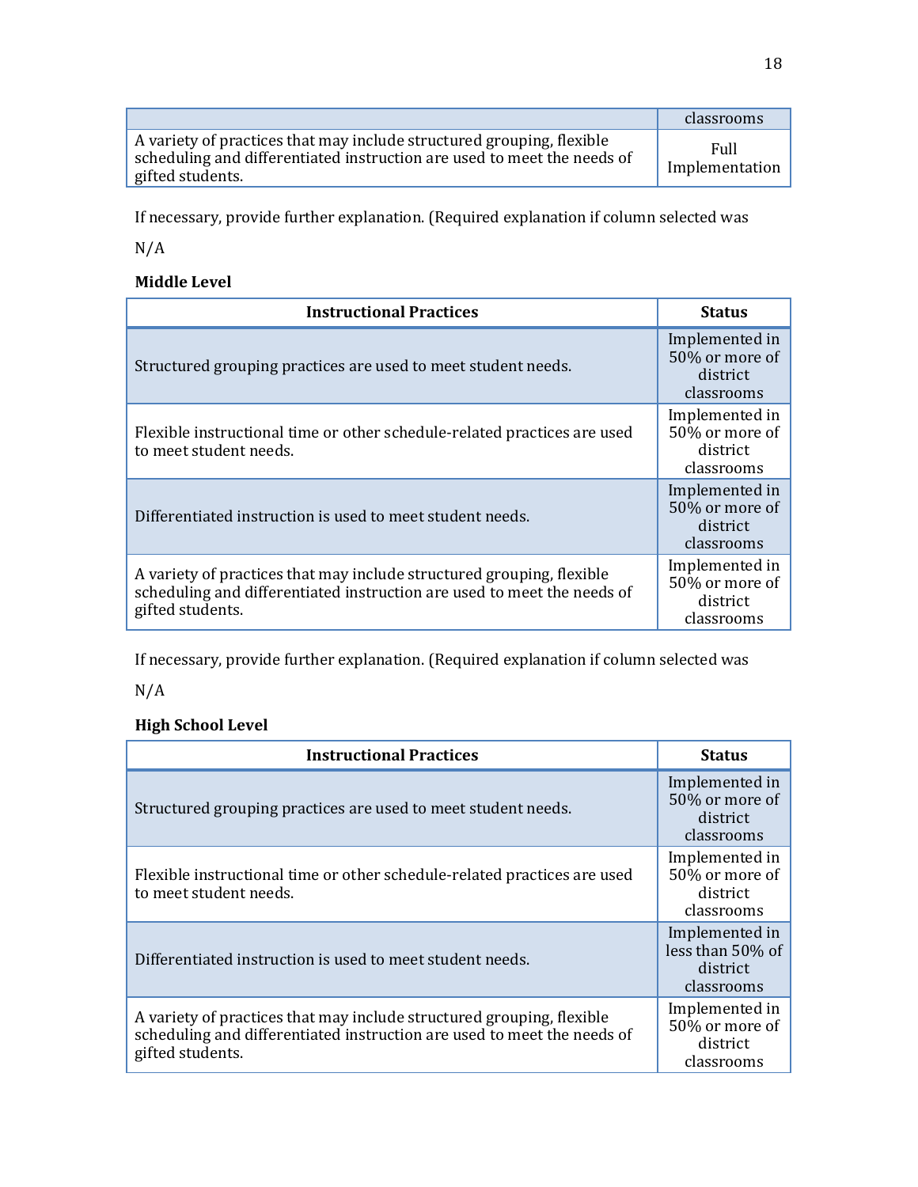| | classrooms |
|---|---|
| A variety of practices that may include structured grouping, flexible scheduling and differentiated instruction are used to meet the needs of gifted students. | Full Implementation |

If necessary, provide further explanation. (Required explanation if column selected was

N/A

**Middle Level**

| Instructional Practices | Status |
|---|---|
| Structured grouping practices are used to meet student needs. | Implemented in 50% or more of district classrooms |
| Flexible instructional time or other schedule-related practices are used to meet student needs. | Implemented in 50% or more of district classrooms |
| Differentiated instruction is used to meet student needs. | Implemented in 50% or more of district classrooms |
| A variety of practices that may include structured grouping, flexible scheduling and differentiated instruction are used to meet the needs of gifted students. | Implemented in 50% or more of district classrooms |

If necessary, provide further explanation. (Required explanation if column selected was

N/A

**High School Level**

| Instructional Practices | Status |
|---|---|
| Structured grouping practices are used to meet student needs. | Implemented in 50% or more of district classrooms |
| Flexible instructional time or other schedule-related practices are used to meet student needs. | Implemented in 50% or more of district classrooms |
| Differentiated instruction is used to meet student needs. | Implemented in less than 50% of district classrooms |
| A variety of practices that may include structured grouping, flexible scheduling and differentiated instruction are used to meet the needs of gifted students. | Implemented in 50% or more of district classrooms |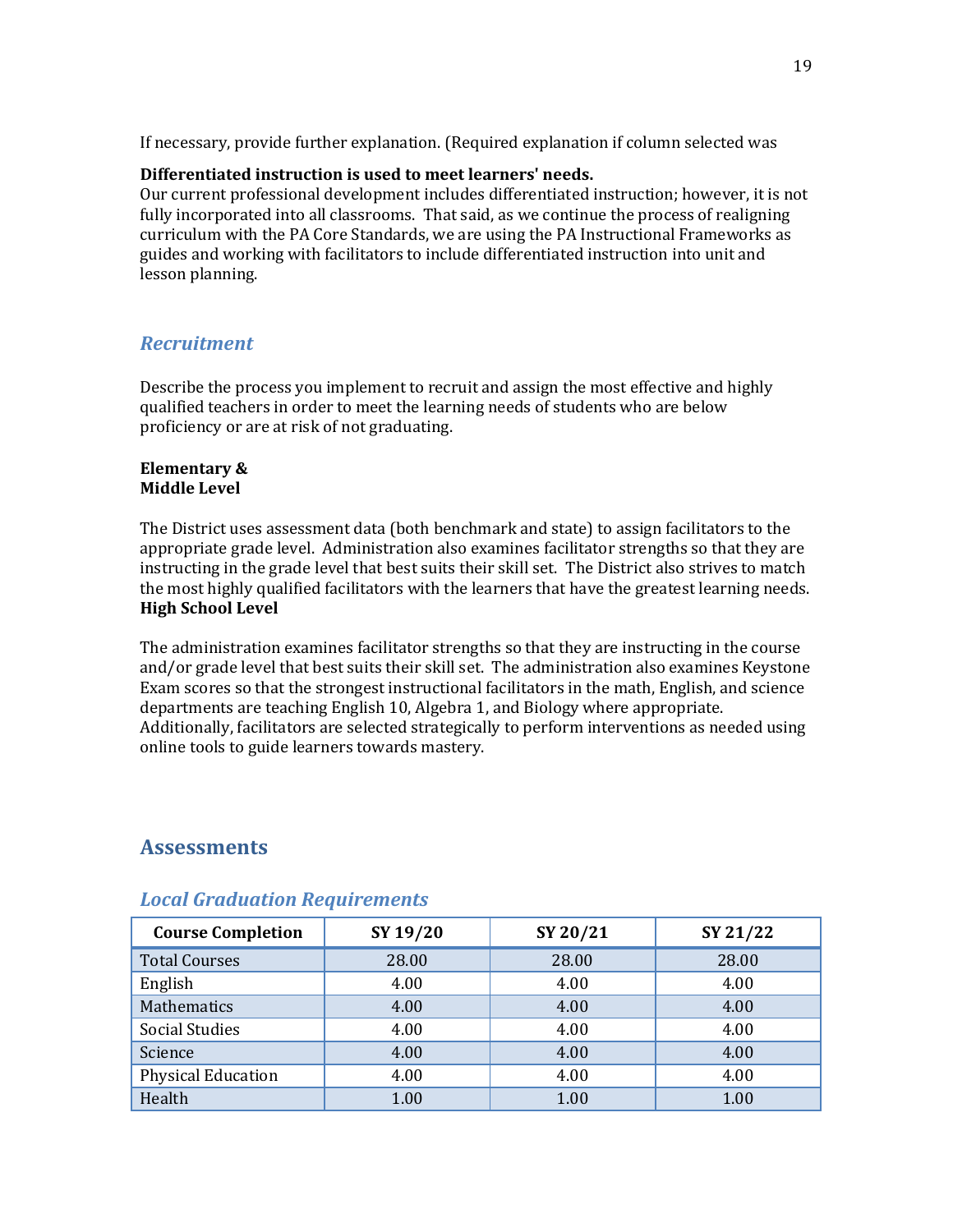If necessary, provide further explanation. (Required explanation if column selected was

**Differentiated instruction is used to meet learners' needs.**
Our current professional development includes differentiated instruction; however, it is not fully incorporated into all classrooms. That said, as we continue the process of realigning curriculum with the PA Core Standards, we are using the PA Instructional Frameworks as guides and working with facilitators to include differentiated instruction into unit and lesson planning.

### *Recruitment*

Describe the process you implement to recruit and assign the most effective and highly qualified teachers in order to meet the learning needs of students who are below proficiency or are at risk of not graduating.

**Elementary & Middle Level**

The District uses assessment data (both benchmark and state) to assign facilitators to the appropriate grade level. Administration also examines facilitator strengths so that they are instructing in the grade level that best suits their skill set. The District also strives to match the most highly qualified facilitators with the learners that have the greatest learning needs.
**High School Level**

The administration examines facilitator strengths so that they are instructing in the course and/or grade level that best suits their skill set. The administration also examines Keystone Exam scores so that the strongest instructional facilitators in the math, English, and science departments are teaching English 10, Algebra 1, and Biology where appropriate. Additionally, facilitators are selected strategically to perform interventions as needed using online tools to guide learners towards mastery.

## Assessments

### *Local Graduation Requirements*

| Course Completion | SY 19/20 | SY 20/21 | SY 21/22 |
|---|---|---|---|
| Total Courses | 28.00 | 28.00 | 28.00 |
| English | 4.00 | 4.00 | 4.00 |
| Mathematics | 4.00 | 4.00 | 4.00 |
| Social Studies | 4.00 | 4.00 | 4.00 |
| Science | 4.00 | 4.00 | 4.00 |
| Physical Education | 4.00 | 4.00 | 4.00 |
| Health | 1.00 | 1.00 | 1.00 |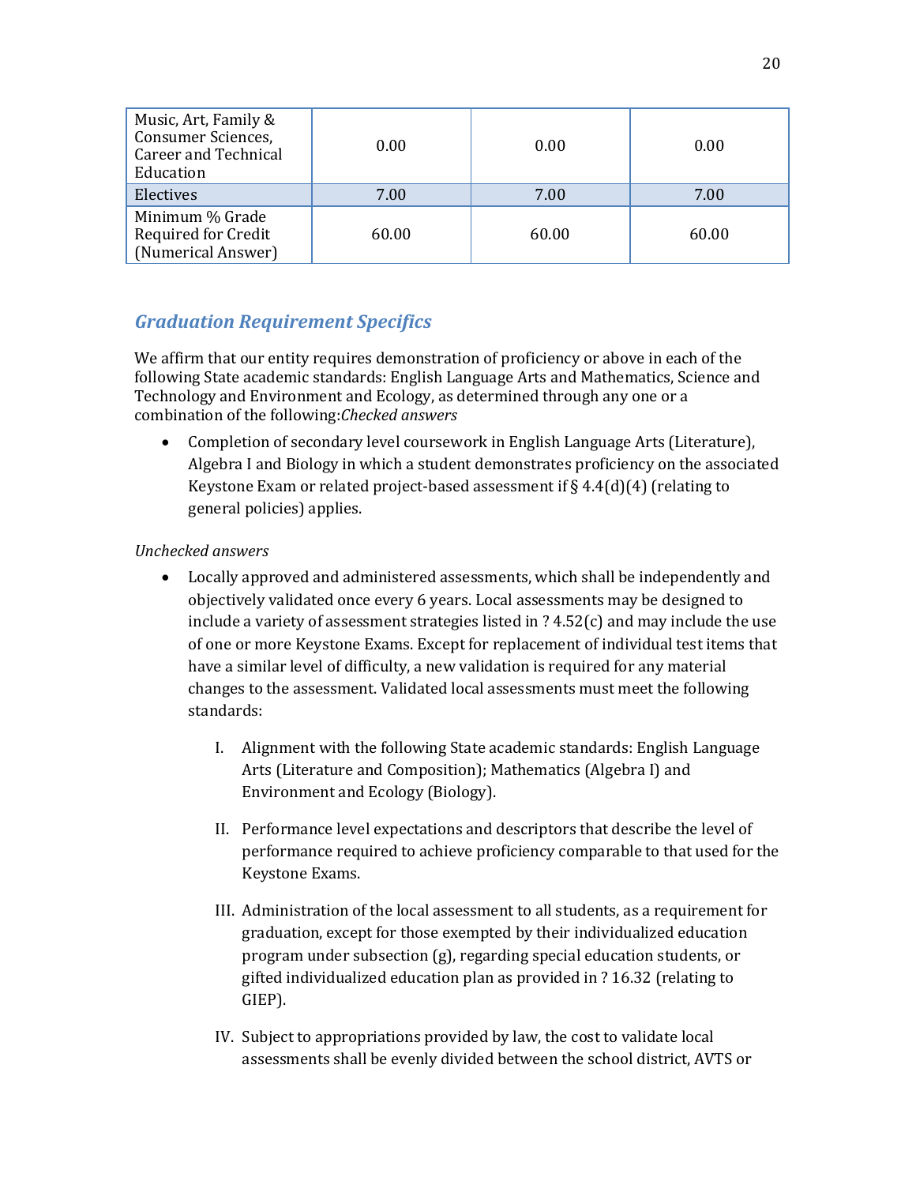| Music, Art, Family & Consumer Sciences, Career and Technical Education | 0.00 | 0.00 | 0.00 |
|---|---|---|---|
| Electives | 7.00 | 7.00 | 7.00 |
| Minimum % Grade Required for Credit (Numerical Answer) | 60.00 | 60.00 | 60.00 |

## *Graduation Requirement Specifics*

We affirm that our entity requires demonstration of proficiency or above in each of the following State academic standards: English Language Arts and Mathematics, Science and Technology and Environment and Ecology, as determined through any one or a combination of the following:*Checked answers*

- Completion of secondary level coursework in English Language Arts (Literature), Algebra I and Biology in which a student demonstrates proficiency on the associated Keystone Exam or related project-based assessment if § 4.4(d)(4) (relating to general policies) applies.

*Unchecked answers*

- Locally approved and administered assessments, which shall be independently and objectively validated once every 6 years. Local assessments may be designed to include a variety of assessment strategies listed in ? 4.52(c) and may include the use of one or more Keystone Exams. Except for replacement of individual test items that have a similar level of difficulty, a new validation is required for any material changes to the assessment. Validated local assessments must meet the following standards:

    I. Alignment with the following State academic standards: English Language Arts (Literature and Composition); Mathematics (Algebra I) and Environment and Ecology (Biology).

    II. Performance level expectations and descriptors that describe the level of performance required to achieve proficiency comparable to that used for the Keystone Exams.

    III. Administration of the local assessment to all students, as a requirement for graduation, except for those exempted by their individualized education program under subsection (g), regarding special education students, or gifted individualized education plan as provided in ? 16.32 (relating to GIEP).

    IV. Subject to appropriations provided by law, the cost to validate local assessments shall be evenly divided between the school district, AVTS or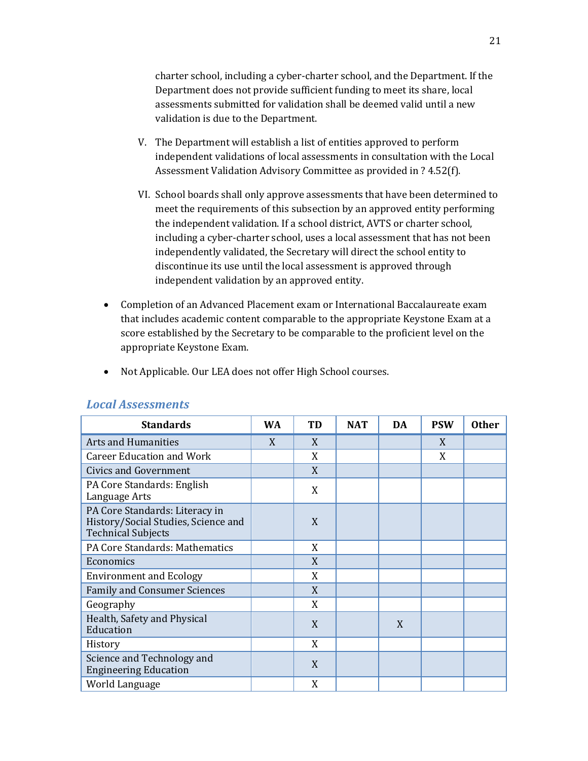charter school, including a cyber-charter school, and the Department. If the Department does not provide sufficient funding to meet its share, local assessments submitted for validation shall be deemed valid until a new validation is due to the Department.

V. The Department will establish a list of entities approved to perform independent validations of local assessments in consultation with the Local Assessment Validation Advisory Committee as provided in ? 4.52(f).

VI. School boards shall only approve assessments that have been determined to meet the requirements of this subsection by an approved entity performing the independent validation. If a school district, AVTS or charter school, including a cyber-charter school, uses a local assessment that has not been independently validated, the Secretary will direct the school entity to discontinue its use until the local assessment is approved through independent validation by an approved entity.

- Completion of an Advanced Placement exam or International Baccalaureate exam that includes academic content comparable to the appropriate Keystone Exam at a score established by the Secretary to be comparable to the proficient level on the appropriate Keystone Exam.

- Not Applicable. Our LEA does not offer High School courses.

### *Local Assessments*

| Standards | WA | TD | NAT | DA | PSW | Other |
|---|---|---|---|---|---|---|
| Arts and Humanities | X | X | | | X | |
| Career Education and Work | | X | | | X | |
| Civics and Government | | X | | | | |
| PA Core Standards: English Language Arts | | X | | | | |
| PA Core Standards: Literacy in History/Social Studies, Science and Technical Subjects | | X | | | | |
| PA Core Standards: Mathematics | | X | | | | |
| Economics | | X | | | | |
| Environment and Ecology | | X | | | | |
| Family and Consumer Sciences | | X | | | | |
| Geography | | X | | | | |
| Health, Safety and Physical Education | | X | | X | | |
| History | | X | | | | |
| Science and Technology and Engineering Education | | X | | | | |
| World Language | | X | | | | |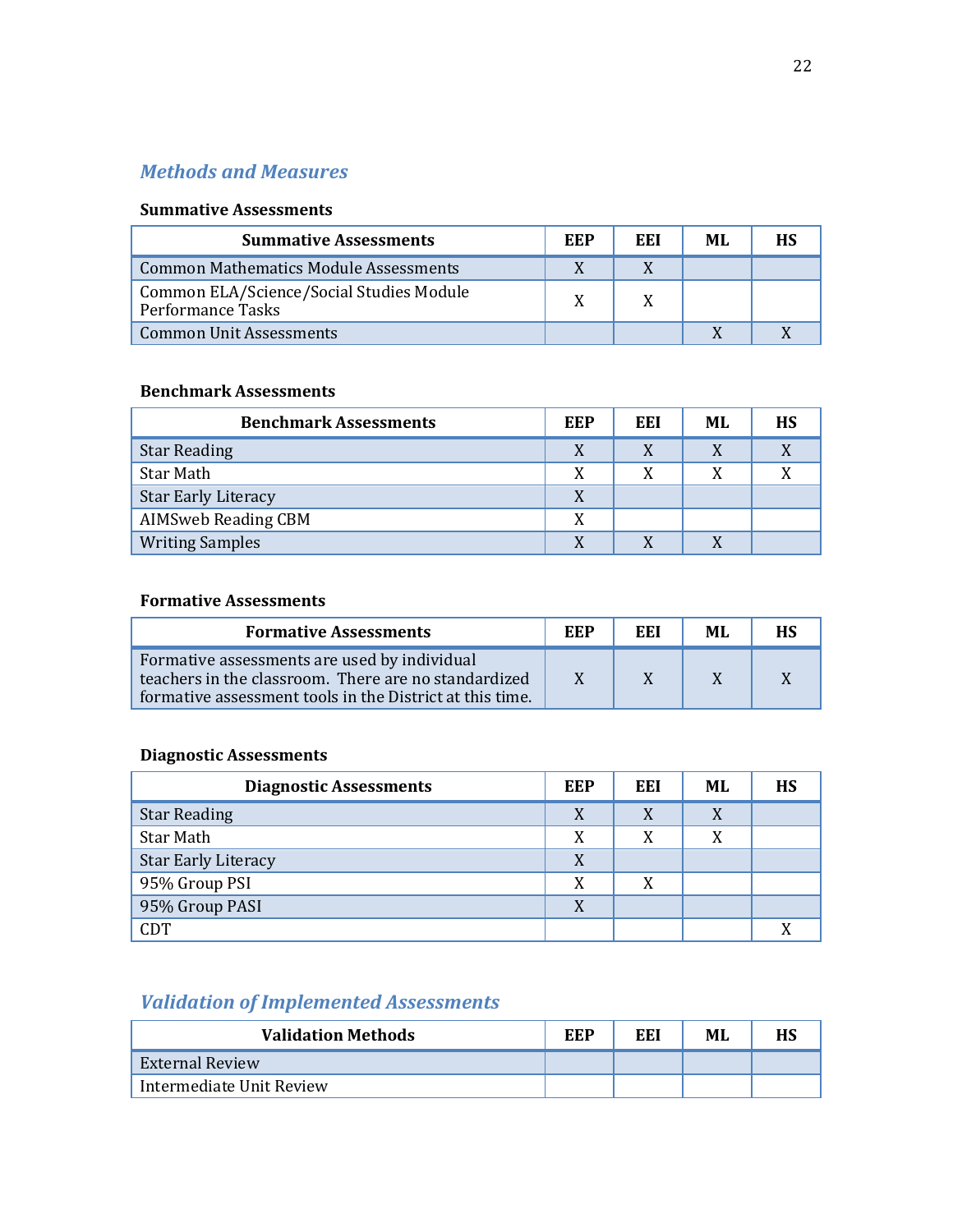## *Methods and Measures*

**Summative Assessments**

| Summative Assessments | EEP | EEI | ML | HS |
|---|---|---|---|---|
| Common Mathematics Module Assessments | X | X | | |
| Common ELA/Science/Social Studies Module Performance Tasks | X | X | | |
| Common Unit Assessments | | | X | X |

**Benchmark Assessments**

| Benchmark Assessments | EEP | EEI | ML | HS |
|---|---|---|---|---|
| Star Reading | X | X | X | X |
| Star Math | X | X | X | X |
| Star Early Literacy | X | | | |
| AIMSweb Reading CBM | X | | | |
| Writing Samples | X | X | X | |

**Formative Assessments**

| Formative Assessments | EEP | EEI | ML | HS |
|---|---|---|---|---|
| Formative assessments are used by individual teachers in the classroom. There are no standardized formative assessment tools in the District at this time. | X | X | X | X |

**Diagnostic Assessments**

| Diagnostic Assessments | EEP | EEI | ML | HS |
|---|---|---|---|---|
| Star Reading | X | X | X | |
| Star Math | X | X | X | |
| Star Early Literacy | X | | | |
| 95% Group PSI | X | X | | |
| 95% Group PASI | X | | | |
| CDT | | | | X |

## *Validation of Implemented Assessments*

| Validation Methods | EEP | EEI | ML | HS |
|---|---|---|---|---|
| External Review | | | | |
| Intermediate Unit Review | | | | |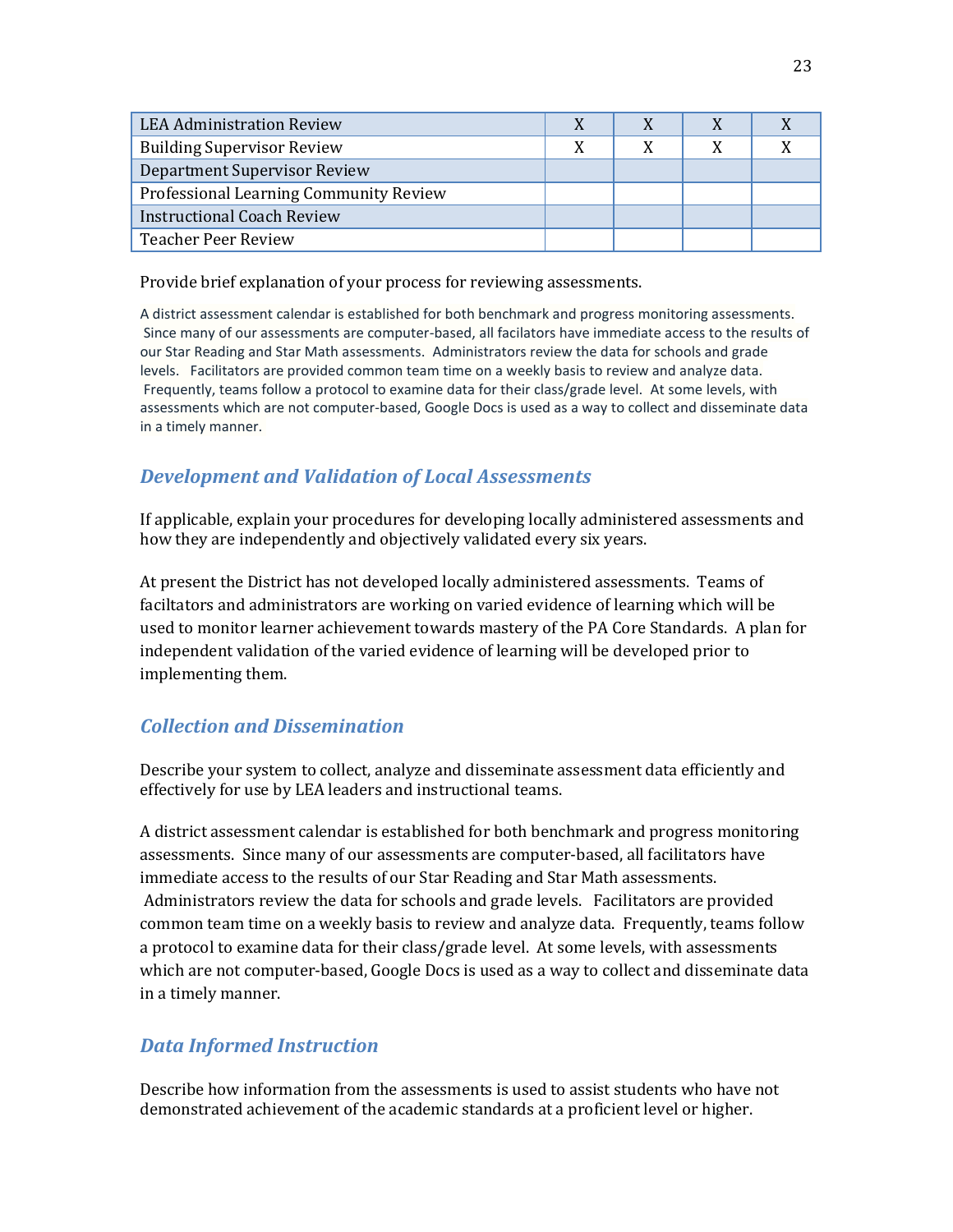| | | | | |
|---|---|---|---|---|
| LEA Administration Review | X | X | X | X |
| Building Supervisor Review | X | X | X | X |
| Department Supervisor Review | | | | |
| Professional Learning Community Review | | | | |
| Instructional Coach Review | | | | |
| Teacher Peer Review | | | | |

Provide brief explanation of your process for reviewing assessments.

A district assessment calendar is established for both benchmark and progress monitoring assessments. Since many of our assessments are computer-based, all facilators have immediate access to the results of our Star Reading and Star Math assessments. Administrators review the data for schools and grade levels. Facilitators are provided common team time on a weekly basis to review and analyze data. Frequently, teams follow a protocol to examine data for their class/grade level. At some levels, with assessments which are not computer-based, Google Docs is used as a way to collect and disseminate data in a timely manner.

## *Development and Validation of Local Assessments*

If applicable, explain your procedures for developing locally administered assessments and how they are independently and objectively validated every six years.

At present the District has not developed locally administered assessments. Teams of faciltators and administrators are working on varied evidence of learning which will be used to monitor learner achievement towards mastery of the PA Core Standards. A plan for independent validation of the varied evidence of learning will be developed prior to implementing them.

## *Collection and Dissemination*

Describe your system to collect, analyze and disseminate assessment data efficiently and effectively for use by LEA leaders and instructional teams.

A district assessment calendar is established for both benchmark and progress monitoring assessments. Since many of our assessments are computer-based, all facilitators have immediate access to the results of our Star Reading and Star Math assessments. Administrators review the data for schools and grade levels. Facilitators are provided common team time on a weekly basis to review and analyze data. Frequently, teams follow a protocol to examine data for their class/grade level. At some levels, with assessments which are not computer-based, Google Docs is used as a way to collect and disseminate data in a timely manner.

## *Data Informed Instruction*

Describe how information from the assessments is used to assist students who have not demonstrated achievement of the academic standards at a proficient level or higher.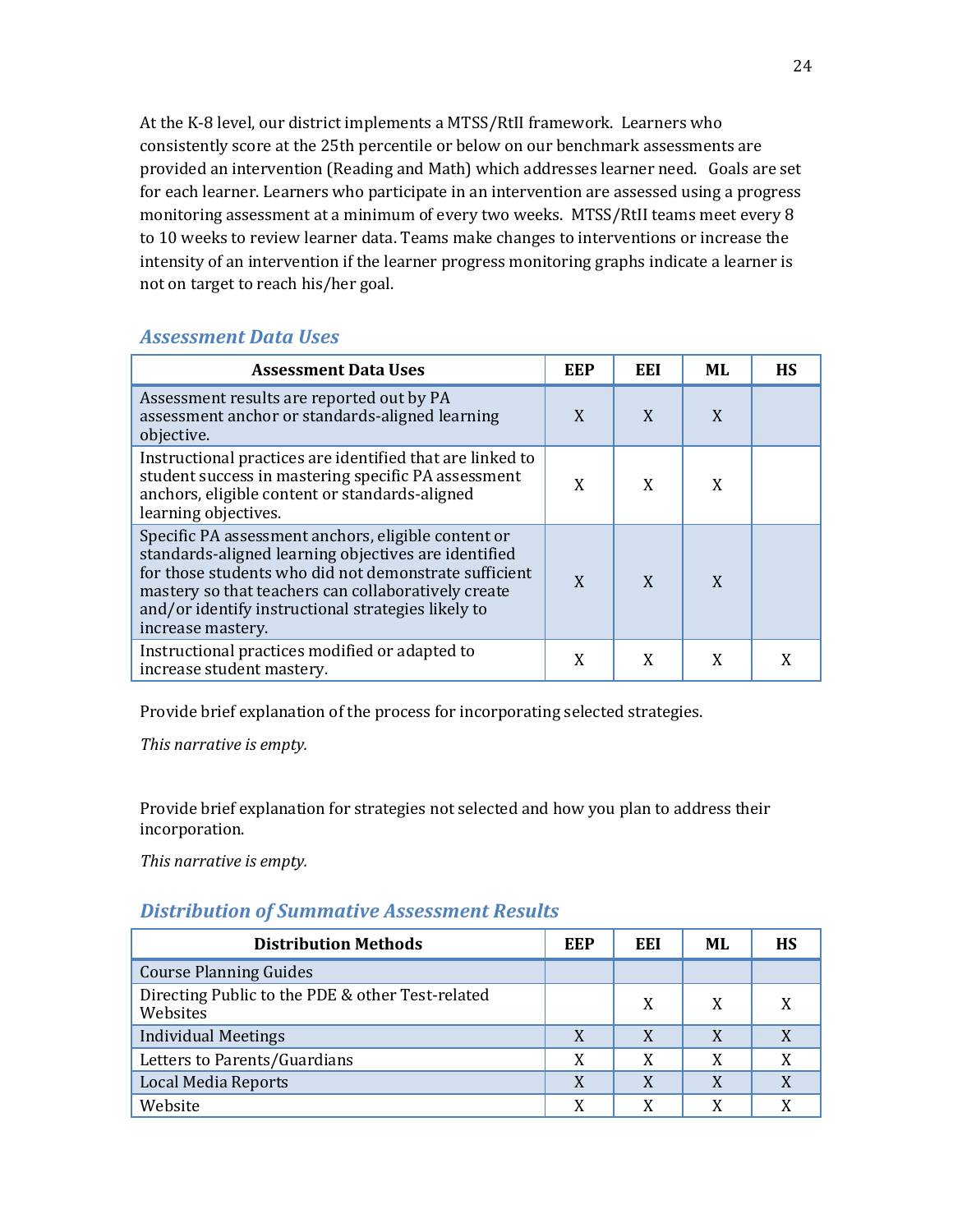At the K-8 level, our district implements a MTSS/RtII framework. Learners who consistently score at the 25th percentile or below on our benchmark assessments are provided an intervention (Reading and Math) which addresses learner need. Goals are set for each learner. Learners who participate in an intervention are assessed using a progress monitoring assessment at a minimum of every two weeks. MTSS/RtII teams meet every 8 to 10 weeks to review learner data. Teams make changes to interventions or increase the intensity of an intervention if the learner progress monitoring graphs indicate a learner is not on target to reach his/her goal.

## *Assessment Data Uses*

| Assessment Data Uses | EEP | EEI | ML | HS |
|---|---|---|---|---|
| Assessment results are reported out by PA assessment anchor or standards-aligned learning objective. | X | X | X | |
| Instructional practices are identified that are linked to student success in mastering specific PA assessment anchors, eligible content or standards-aligned learning objectives. | X | X | X | |
| Specific PA assessment anchors, eligible content or standards-aligned learning objectives are identified for those students who did not demonstrate sufficient mastery so that teachers can collaboratively create and/or identify instructional strategies likely to increase mastery. | X | X | X | |
| Instructional practices modified or adapted to increase student mastery. | X | X | X | X |

Provide brief explanation of the process for incorporating selected strategies.

*This narrative is empty.*

Provide brief explanation for strategies not selected and how you plan to address their incorporation.

*This narrative is empty.*

## *Distribution of Summative Assessment Results*

| Distribution Methods | EEP | EEI | ML | HS |
|---|---|---|---|---|
| Course Planning Guides | | | | |
| Directing Public to the PDE & other Test-related Websites | | X | X | X |
| Individual Meetings | X | X | X | X |
| Letters to Parents/Guardians | X | X | X | X |
| Local Media Reports | X | X | X | X |
| Website | X | X | X | X |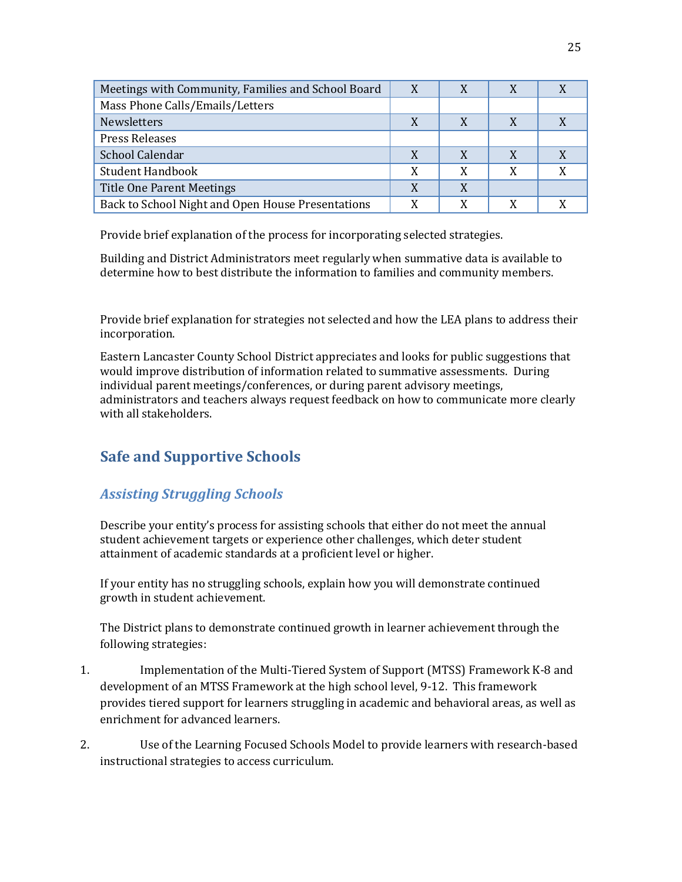| | | | | |
|---|---|---|---|---|
| Meetings with Community, Families and School Board | X | X | X | X |
| Mass Phone Calls/Emails/Letters | | | | |
| Newsletters | X | X | X | X |
| Press Releases | | | | |
| School Calendar | X | X | X | X |
| Student Handbook | X | X | X | X |
| Title One Parent Meetings | X | X | | |
| Back to School Night and Open House Presentations | X | X | X | X |

Provide brief explanation of the process for incorporating selected strategies.

Building and District Administrators meet regularly when summative data is available to determine how to best distribute the information to families and community members.

Provide brief explanation for strategies not selected and how the LEA plans to address their incorporation.

Eastern Lancaster County School District appreciates and looks for public suggestions that would improve distribution of information related to summative assessments. During individual parent meetings/conferences, or during parent advisory meetings, administrators and teachers always request feedback on how to communicate more clearly with all stakeholders.

## Safe and Supportive Schools

### *Assisting Struggling Schools*

Describe your entity's process for assisting schools that either do not meet the annual student achievement targets or experience other challenges, which deter student attainment of academic standards at a proficient level or higher.

If your entity has no struggling schools, explain how you will demonstrate continued growth in student achievement.

The District plans to demonstrate continued growth in learner achievement through the following strategies:

1. Implementation of the Multi-Tiered System of Support (MTSS) Framework K-8 and development of an MTSS Framework at the high school level, 9-12. This framework provides tiered support for learners struggling in academic and behavioral areas, as well as enrichment for advanced learners.
2. Use of the Learning Focused Schools Model to provide learners with research-based instructional strategies to access curriculum.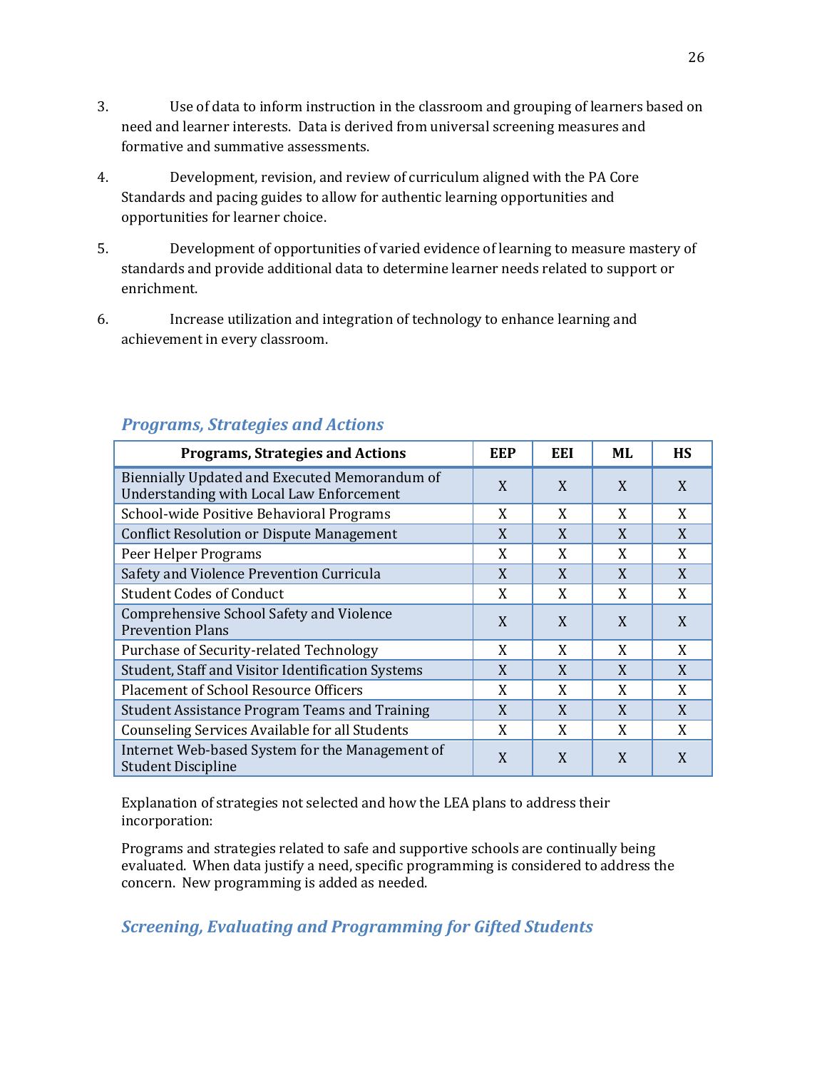3. Use of data to inform instruction in the classroom and grouping of learners based on need and learner interests. Data is derived from universal screening measures and formative and summative assessments.

4. Development, revision, and review of curriculum aligned with the PA Core Standards and pacing guides to allow for authentic learning opportunities and opportunities for learner choice.

5. Development of opportunities of varied evidence of learning to measure mastery of standards and provide additional data to determine learner needs related to support or enrichment.

6. Increase utilization and integration of technology to enhance learning and achievement in every classroom.

## *Programs, Strategies and Actions*

| Programs, Strategies and Actions | EEP | EEI | ML | HS |
|---|---|---|---|---|
| Biennially Updated and Executed Memorandum of Understanding with Local Law Enforcement | X | X | X | X |
| School-wide Positive Behavioral Programs | X | X | X | X |
| Conflict Resolution or Dispute Management | X | X | X | X |
| Peer Helper Programs | X | X | X | X |
| Safety and Violence Prevention Curricula | X | X | X | X |
| Student Codes of Conduct | X | X | X | X |
| Comprehensive School Safety and Violence Prevention Plans | X | X | X | X |
| Purchase of Security-related Technology | X | X | X | X |
| Student, Staff and Visitor Identification Systems | X | X | X | X |
| Placement of School Resource Officers | X | X | X | X |
| Student Assistance Program Teams and Training | X | X | X | X |
| Counseling Services Available for all Students | X | X | X | X |
| Internet Web-based System for the Management of Student Discipline | X | X | X | X |

Explanation of strategies not selected and how the LEA plans to address their incorporation:

Programs and strategies related to safe and supportive schools are continually being evaluated. When data justify a need, specific programming is considered to address the concern. New programming is added as needed.

## *Screening, Evaluating and Programming for Gifted Students*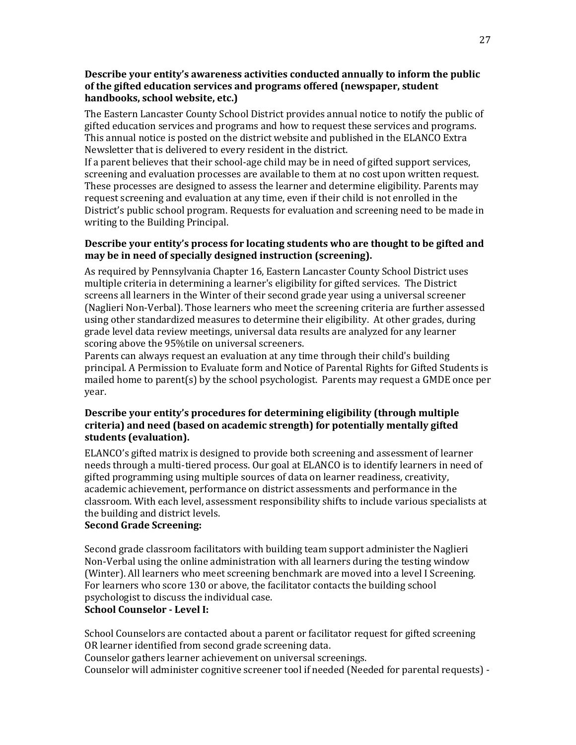**Describe your entity's awareness activities conducted annually to inform the public of the gifted education services and programs offered (newspaper, student handbooks, school website, etc.)**

The Eastern Lancaster County School District provides annual notice to notify the public of gifted education services and programs and how to request these services and programs. This annual notice is posted on the district website and published in the ELANCO Extra Newsletter that is delivered to every resident in the district.

If a parent believes that their school-age child may be in need of gifted support services, screening and evaluation processes are available to them at no cost upon written request. These processes are designed to assess the learner and determine eligibility. Parents may request screening and evaluation at any time, even if their child is not enrolled in the District's public school program. Requests for evaluation and screening need to be made in writing to the Building Principal.

**Describe your entity's process for locating students who are thought to be gifted and may be in need of specially designed instruction (screening).**

As required by Pennsylvania Chapter 16, Eastern Lancaster County School District uses multiple criteria in determining a learner's eligibility for gifted services. The District screens all learners in the Winter of their second grade year using a universal screener (Naglieri Non-Verbal). Those learners who meet the screening criteria are further assessed using other standardized measures to determine their eligibility. At other grades, during grade level data review meetings, universal data results are analyzed for any learner scoring above the 95%tile on universal screeners.

Parents can always request an evaluation at any time through their child's building principal. A Permission to Evaluate form and Notice of Parental Rights for Gifted Students is mailed home to parent(s) by the school psychologist. Parents may request a GMDE once per year.

**Describe your entity's procedures for determining eligibility (through multiple criteria) and need (based on academic strength) for potentially mentally gifted students (evaluation).**

ELANCO's gifted matrix is designed to provide both screening and assessment of learner needs through a multi-tiered process. Our goal at ELANCO is to identify learners in need of gifted programming using multiple sources of data on learner readiness, creativity, academic achievement, performance on district assessments and performance in the classroom. With each level, assessment responsibility shifts to include various specialists at the building and district levels.

**Second Grade Screening:**

Second grade classroom facilitators with building team support administer the Naglieri Non-Verbal using the online administration with all learners during the testing window (Winter). All learners who meet screening benchmark are moved into a level I Screening. For learners who score 130 or above, the facilitator contacts the building school psychologist to discuss the individual case.

**School Counselor - Level I:**

School Counselors are contacted about a parent or facilitator request for gifted screening OR learner identified from second grade screening data.

Counselor gathers learner achievement on universal screenings.

Counselor will administer cognitive screener tool if needed (Needed for parental requests) -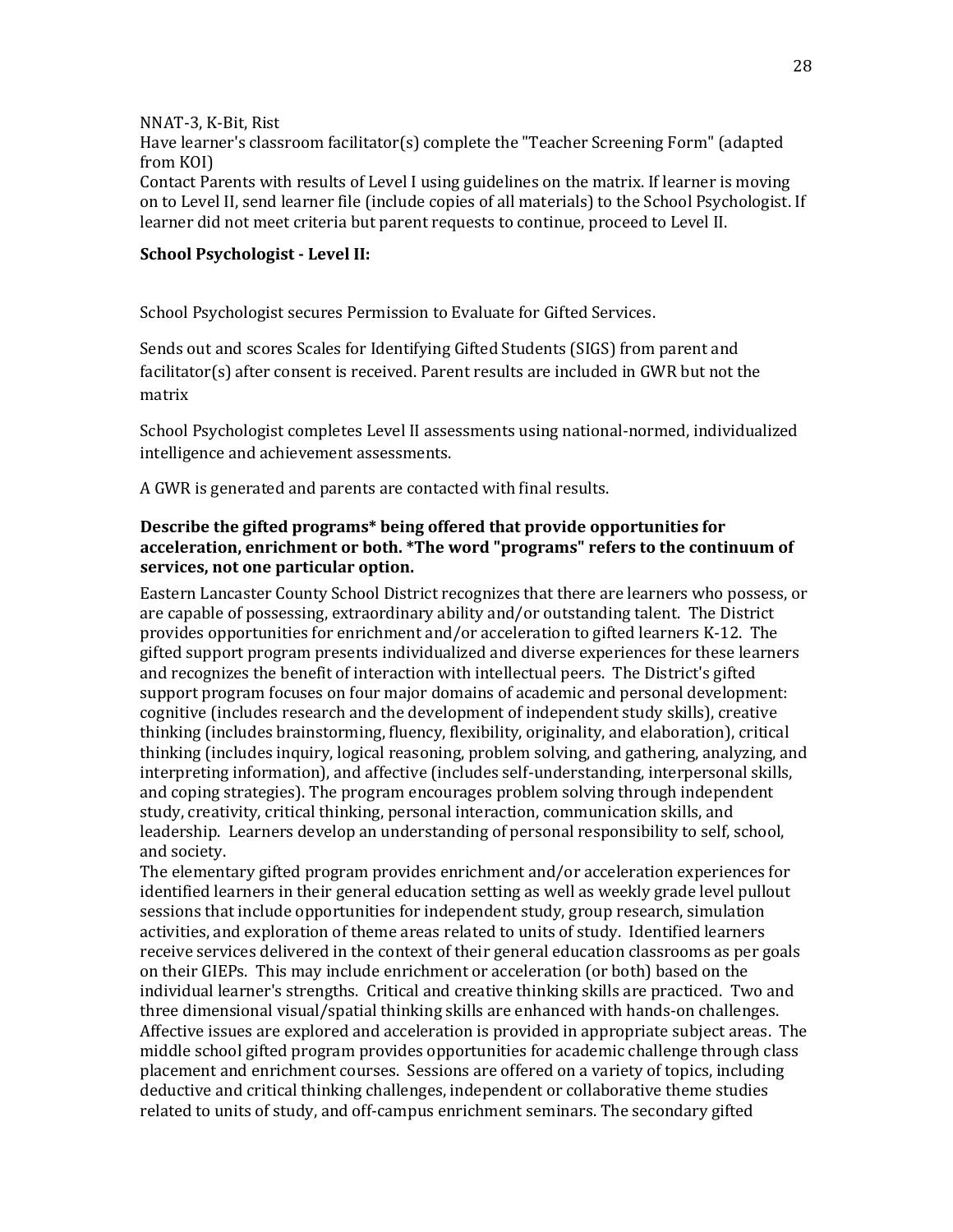NNAT-3, K-Bit, Rist

Have learner's classroom facilitator(s) complete the "Teacher Screening Form" (adapted from KOI)

Contact Parents with results of Level I using guidelines on the matrix. If learner is moving on to Level II, send learner file (include copies of all materials) to the School Psychologist. If learner did not meet criteria but parent requests to continue, proceed to Level II.

**School Psychologist - Level II:**

School Psychologist secures Permission to Evaluate for Gifted Services.

Sends out and scores Scales for Identifying Gifted Students (SIGS) from parent and facilitator(s) after consent is received. Parent results are included in GWR but not the matrix

School Psychologist completes Level II assessments using national-normed, individualized intelligence and achievement assessments.

A GWR is generated and parents are contacted with final results.

**Describe the gifted programs* being offered that provide opportunities for acceleration, enrichment or both. *The word "programs" refers to the continuum of services, not one particular option.**

Eastern Lancaster County School District recognizes that there are learners who possess, or are capable of possessing, extraordinary ability and/or outstanding talent. The District provides opportunities for enrichment and/or acceleration to gifted learners K-12. The gifted support program presents individualized and diverse experiences for these learners and recognizes the benefit of interaction with intellectual peers. The District's gifted support program focuses on four major domains of academic and personal development: cognitive (includes research and the development of independent study skills), creative thinking (includes brainstorming, fluency, flexibility, originality, and elaboration), critical thinking (includes inquiry, logical reasoning, problem solving, and gathering, analyzing, and interpreting information), and affective (includes self-understanding, interpersonal skills, and coping strategies). The program encourages problem solving through independent study, creativity, critical thinking, personal interaction, communication skills, and leadership. Learners develop an understanding of personal responsibility to self, school, and society.

The elementary gifted program provides enrichment and/or acceleration experiences for identified learners in their general education setting as well as weekly grade level pullout sessions that include opportunities for independent study, group research, simulation activities, and exploration of theme areas related to units of study. Identified learners receive services delivered in the context of their general education classrooms as per goals on their GIEPs. This may include enrichment or acceleration (or both) based on the individual learner's strengths. Critical and creative thinking skills are practiced. Two and three dimensional visual/spatial thinking skills are enhanced with hands-on challenges. Affective issues are explored and acceleration is provided in appropriate subject areas. The middle school gifted program provides opportunities for academic challenge through class placement and enrichment courses. Sessions are offered on a variety of topics, including deductive and critical thinking challenges, independent or collaborative theme studies related to units of study, and off-campus enrichment seminars. The secondary gifted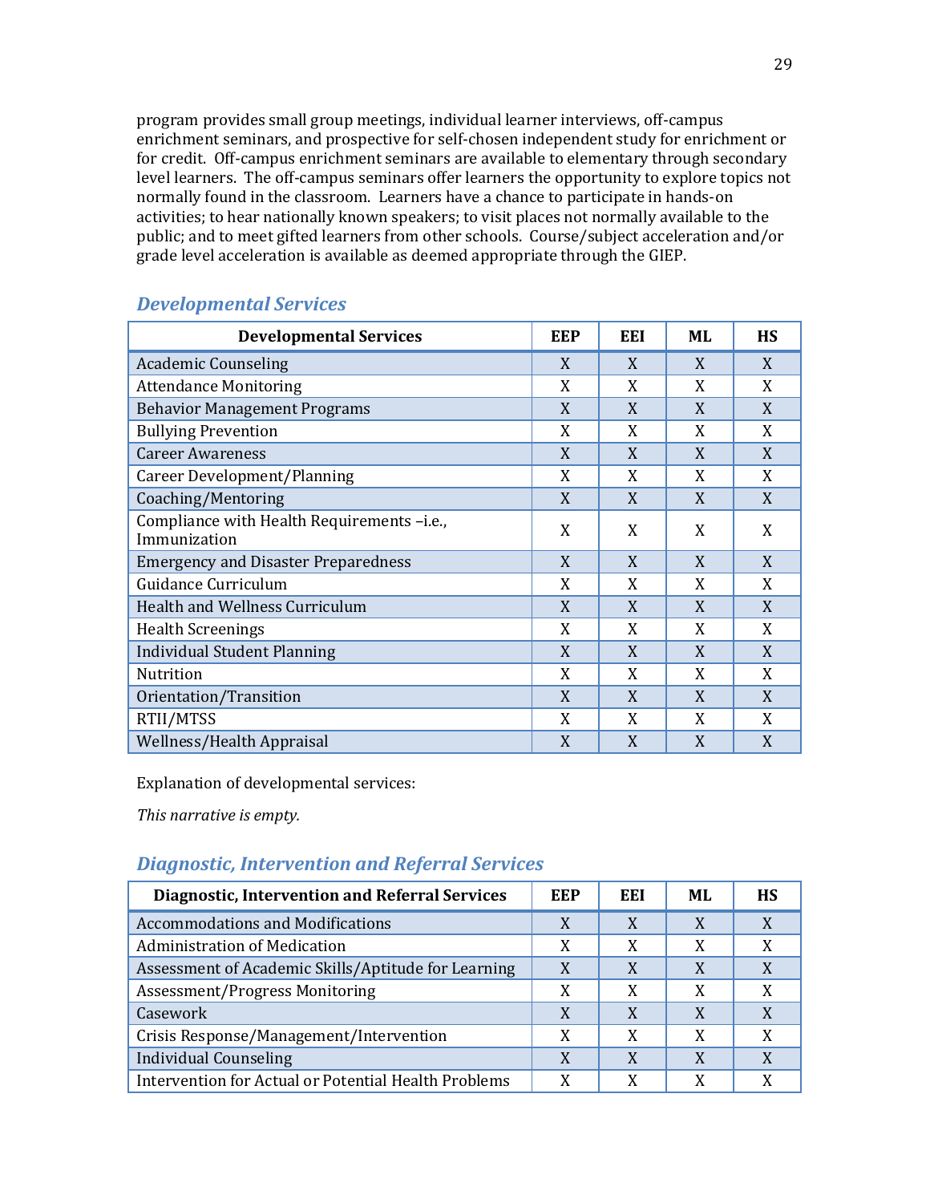program provides small group meetings, individual learner interviews, off-campus enrichment seminars, and prospective for self-chosen independent study for enrichment or for credit. Off-campus enrichment seminars are available to elementary through secondary level learners. The off-campus seminars offer learners the opportunity to explore topics not normally found in the classroom. Learners have a chance to participate in hands-on activities; to hear nationally known speakers; to visit places not normally available to the public; and to meet gifted learners from other schools. Course/subject acceleration and/or grade level acceleration is available as deemed appropriate through the GIEP.

## *Developmental Services*

| Developmental Services | EEP | EEI | ML | HS |
|---|---|---|---|---|
| Academic Counseling | X | X | X | X |
| Attendance Monitoring | X | X | X | X |
| Behavior Management Programs | X | X | X | X |
| Bullying Prevention | X | X | X | X |
| Career Awareness | X | X | X | X |
| Career Development/Planning | X | X | X | X |
| Coaching/Mentoring | X | X | X | X |
| Compliance with Health Requirements –i.e., Immunization | X | X | X | X |
| Emergency and Disaster Preparedness | X | X | X | X |
| Guidance Curriculum | X | X | X | X |
| Health and Wellness Curriculum | X | X | X | X |
| Health Screenings | X | X | X | X |
| Individual Student Planning | X | X | X | X |
| Nutrition | X | X | X | X |
| Orientation/Transition | X | X | X | X |
| RTII/MTSS | X | X | X | X |
| Wellness/Health Appraisal | X | X | X | X |

Explanation of developmental services:

*This narrative is empty.*

## *Diagnostic, Intervention and Referral Services*

| Diagnostic, Intervention and Referral Services | EEP | EEI | ML | HS |
|---|---|---|---|---|
| Accommodations and Modifications | X | X | X | X |
| Administration of Medication | X | X | X | X |
| Assessment of Academic Skills/Aptitude for Learning | X | X | X | X |
| Assessment/Progress Monitoring | X | X | X | X |
| Casework | X | X | X | X |
| Crisis Response/Management/Intervention | X | X | X | X |
| Individual Counseling | X | X | X | X |
| Intervention for Actual or Potential Health Problems | X | X | X | X |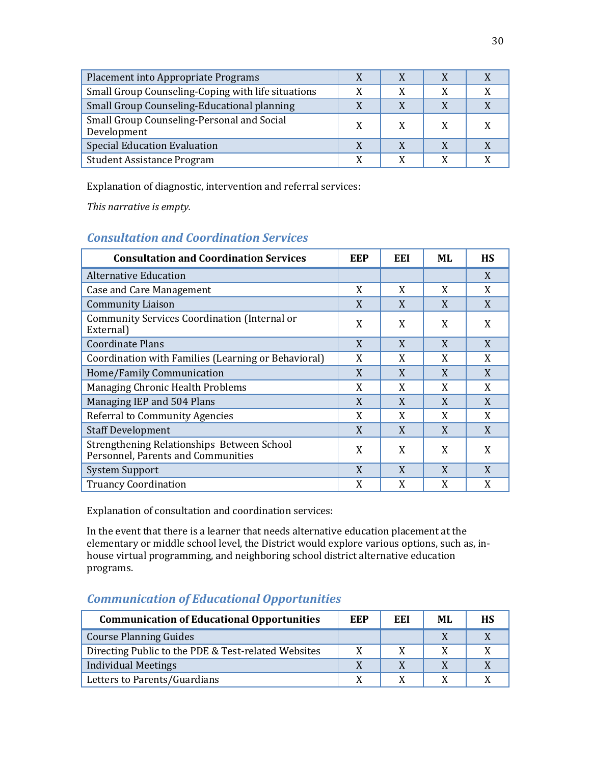| | | | | |
|---|---|---|---|---|
| Placement into Appropriate Programs | X | X | X | X |
| Small Group Counseling-Coping with life situations | X | X | X | X |
| Small Group Counseling-Educational planning | X | X | X | X |
| Small Group Counseling-Personal and Social Development | X | X | X | X |
| Special Education Evaluation | X | X | X | X |
| Student Assistance Program | X | X | X | X |

Explanation of diagnostic, intervention and referral services:

*This narrative is empty.*

## Consultation and Coordination Services

| Consultation and Coordination Services | EEP | EEI | ML | HS |
|---|---|---|---|---|
| Alternative Education | | | | X |
| Case and Care Management | X | X | X | X |
| Community Liaison | X | X | X | X |
| Community Services Coordination (Internal or External) | X | X | X | X |
| Coordinate Plans | X | X | X | X |
| Coordination with Families (Learning or Behavioral) | X | X | X | X |
| Home/Family Communication | X | X | X | X |
| Managing Chronic Health Problems | X | X | X | X |
| Managing IEP and 504 Plans | X | X | X | X |
| Referral to Community Agencies | X | X | X | X |
| Staff Development | X | X | X | X |
| Strengthening Relationships Between School Personnel, Parents and Communities | X | X | X | X |
| System Support | X | X | X | X |
| Truancy Coordination | X | X | X | X |

Explanation of consultation and coordination services:

In the event that there is a learner that needs alternative education placement at the elementary or middle school level, the District would explore various options, such as, in-house virtual programming, and neighboring school district alternative education programs.

## Communication of Educational Opportunities

| Communication of Educational Opportunities | EEP | EEI | ML | HS |
|---|---|---|---|---|
| Course Planning Guides | | | X | X |
| Directing Public to the PDE & Test-related Websites | X | X | X | X |
| Individual Meetings | X | X | X | X |
| Letters to Parents/Guardians | X | X | X | X |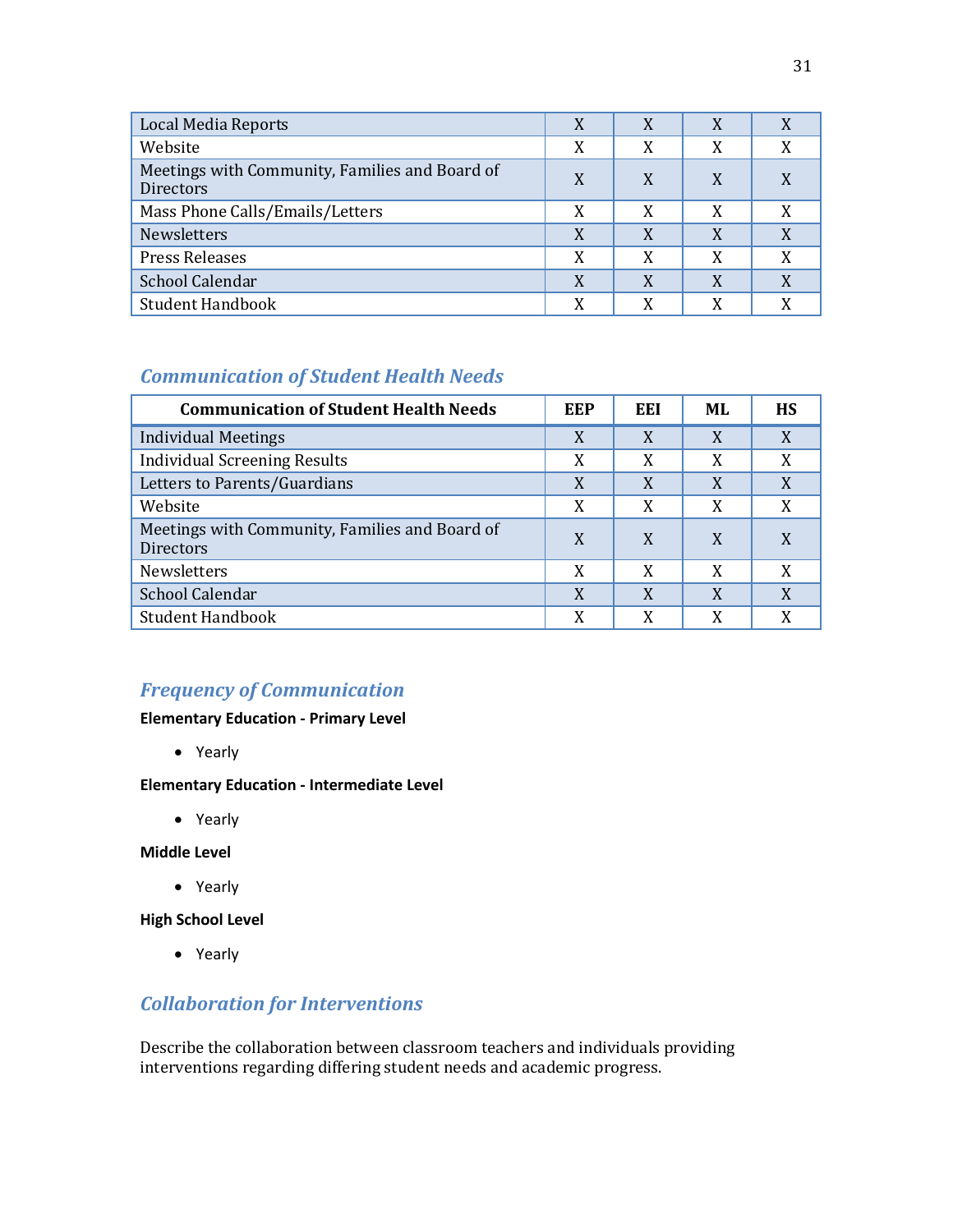| | | | | |
|---|---|---|---|---|
| Local Media Reports | X | X | X | X |
| Website | X | X | X | X |
| Meetings with Community, Families and Board of Directors | X | X | X | X |
| Mass Phone Calls/Emails/Letters | X | X | X | X |
| Newsletters | X | X | X | X |
| Press Releases | X | X | X | X |
| School Calendar | X | X | X | X |
| Student Handbook | X | X | X | X |

## *Communication of Student Health Needs*

| Communication of Student Health Needs | EEP | EEI | ML | HS |
|---|---|---|---|---|
| Individual Meetings | X | X | X | X |
| Individual Screening Results | X | X | X | X |
| Letters to Parents/Guardians | X | X | X | X |
| Website | X | X | X | X |
| Meetings with Community, Families and Board of Directors | X | X | X | X |
| Newsletters | X | X | X | X |
| School Calendar | X | X | X | X |
| Student Handbook | X | X | X | X |

## *Frequency of Communication*

**Elementary Education - Primary Level**

- Yearly

**Elementary Education - Intermediate Level**

- Yearly

**Middle Level**

- Yearly

**High School Level**

- Yearly

## *Collaboration for Interventions*

Describe the collaboration between classroom teachers and individuals providing interventions regarding differing student needs and academic progress.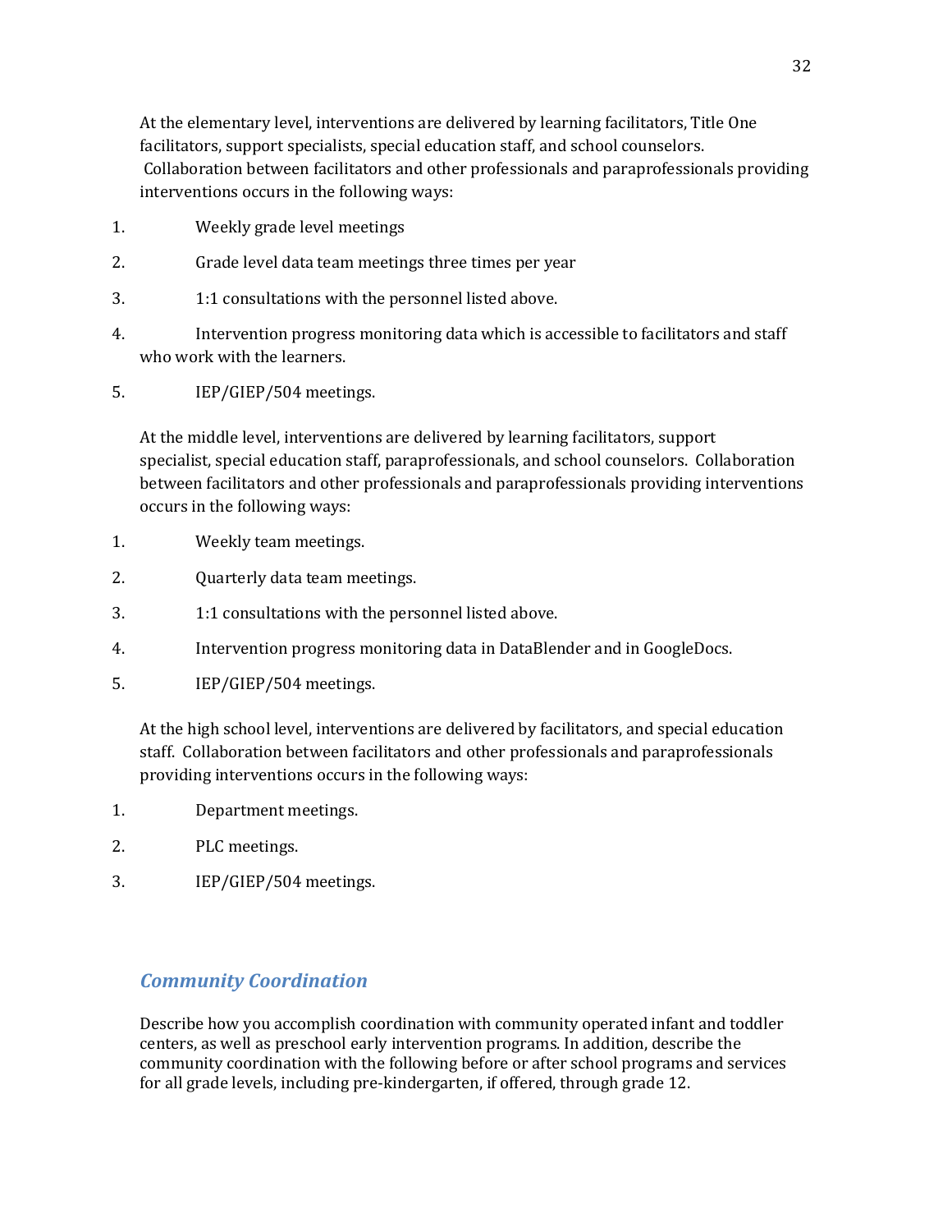At the elementary level, interventions are delivered by learning facilitators, Title One facilitators, support specialists, special education staff, and school counselors. Collaboration between facilitators and other professionals and paraprofessionals providing interventions occurs in the following ways:

1. Weekly grade level meetings
2. Grade level data team meetings three times per year
3. 1:1 consultations with the personnel listed above.
4. Intervention progress monitoring data which is accessible to facilitators and staff who work with the learners.
5. IEP/GIEP/504 meetings.

At the middle level, interventions are delivered by learning facilitators, support specialist, special education staff, paraprofessionals, and school counselors. Collaboration between facilitators and other professionals and paraprofessionals providing interventions occurs in the following ways:

1. Weekly team meetings.
2. Quarterly data team meetings.
3. 1:1 consultations with the personnel listed above.
4. Intervention progress monitoring data in DataBlender and in GoogleDocs.
5. IEP/GIEP/504 meetings.

At the high school level, interventions are delivered by facilitators, and special education staff. Collaboration between facilitators and other professionals and paraprofessionals providing interventions occurs in the following ways:

1. Department meetings.
2. PLC meetings.
3. IEP/GIEP/504 meetings.

## *Community Coordination*

Describe how you accomplish coordination with community operated infant and toddler centers, as well as preschool early intervention programs. In addition, describe the community coordination with the following before or after school programs and services for all grade levels, including pre-kindergarten, if offered, through grade 12.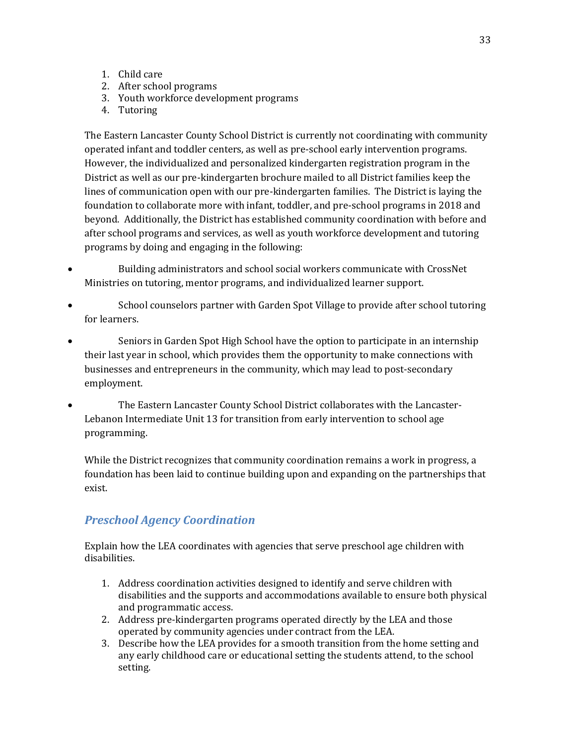1. Child care
2. After school programs
3. Youth workforce development programs
4. Tutoring

The Eastern Lancaster County School District is currently not coordinating with community operated infant and toddler centers, as well as pre-school early intervention programs. However, the individualized and personalized kindergarten registration program in the District as well as our pre-kindergarten brochure mailed to all District families keep the lines of communication open with our pre-kindergarten families. The District is laying the foundation to collaborate more with infant, toddler, and pre-school programs in 2018 and beyond. Additionally, the District has established community coordination with before and after school programs and services, as well as youth workforce development and tutoring programs by doing and engaging in the following:

- Building administrators and school social workers communicate with CrossNet Ministries on tutoring, mentor programs, and individualized learner support.
- School counselors partner with Garden Spot Village to provide after school tutoring for learners.
- Seniors in Garden Spot High School have the option to participate in an internship their last year in school, which provides them the opportunity to make connections with businesses and entrepreneurs in the community, which may lead to post-secondary employment.
- The Eastern Lancaster County School District collaborates with the Lancaster-Lebanon Intermediate Unit 13 for transition from early intervention to school age programming.

While the District recognizes that community coordination remains a work in progress, a foundation has been laid to continue building upon and expanding on the partnerships that exist.

## *Preschool Agency Coordination*

Explain how the LEA coordinates with agencies that serve preschool age children with disabilities.

1. Address coordination activities designed to identify and serve children with disabilities and the supports and accommodations available to ensure both physical and programmatic access.
2. Address pre-kindergarten programs operated directly by the LEA and those operated by community agencies under contract from the LEA.
3. Describe how the LEA provides for a smooth transition from the home setting and any early childhood care or educational setting the students attend, to the school setting.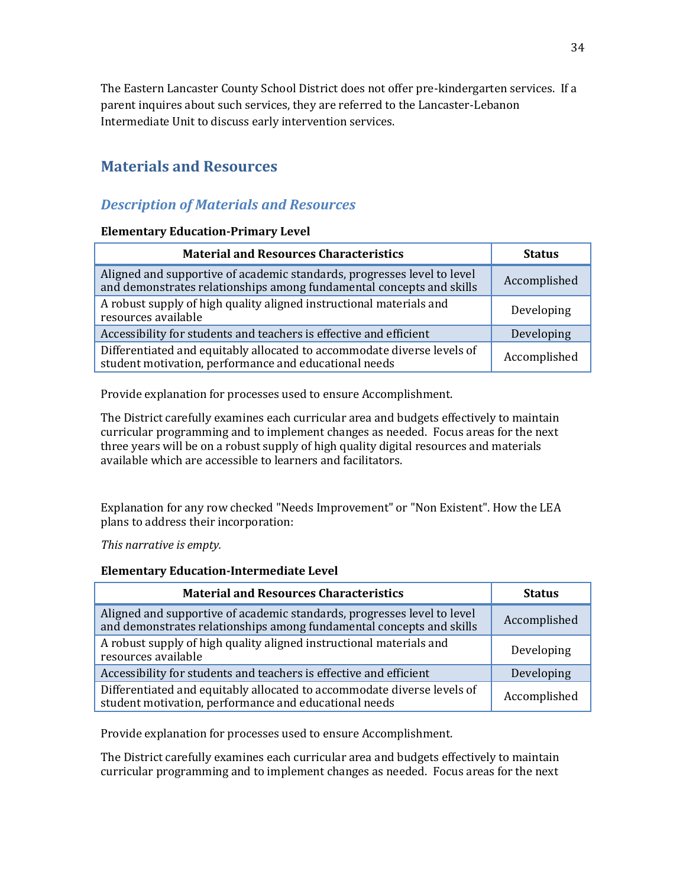The Eastern Lancaster County School District does not offer pre-kindergarten services. If a parent inquires about such services, they are referred to the Lancaster-Lebanon Intermediate Unit to discuss early intervention services.

## Materials and Resources

### *Description of Materials and Resources*

**Elementary Education-Primary Level**

| Material and Resources Characteristics | Status |
|---|---|
| Aligned and supportive of academic standards, progresses level to level and demonstrates relationships among fundamental concepts and skills | Accomplished |
| A robust supply of high quality aligned instructional materials and resources available | Developing |
| Accessibility for students and teachers is effective and efficient | Developing |
| Differentiated and equitably allocated to accommodate diverse levels of student motivation, performance and educational needs | Accomplished |

Provide explanation for processes used to ensure Accomplishment.

The District carefully examines each curricular area and budgets effectively to maintain curricular programming and to implement changes as needed. Focus areas for the next three years will be on a robust supply of high quality digital resources and materials available which are accessible to learners and facilitators.

Explanation for any row checked "Needs Improvement" or "Non Existent". How the LEA plans to address their incorporation:

*This narrative is empty.*

**Elementary Education-Intermediate Level**

| Material and Resources Characteristics | Status |
|---|---|
| Aligned and supportive of academic standards, progresses level to level and demonstrates relationships among fundamental concepts and skills | Accomplished |
| A robust supply of high quality aligned instructional materials and resources available | Developing |
| Accessibility for students and teachers is effective and efficient | Developing |
| Differentiated and equitably allocated to accommodate diverse levels of student motivation, performance and educational needs | Accomplished |

Provide explanation for processes used to ensure Accomplishment.

The District carefully examines each curricular area and budgets effectively to maintain curricular programming and to implement changes as needed. Focus areas for the next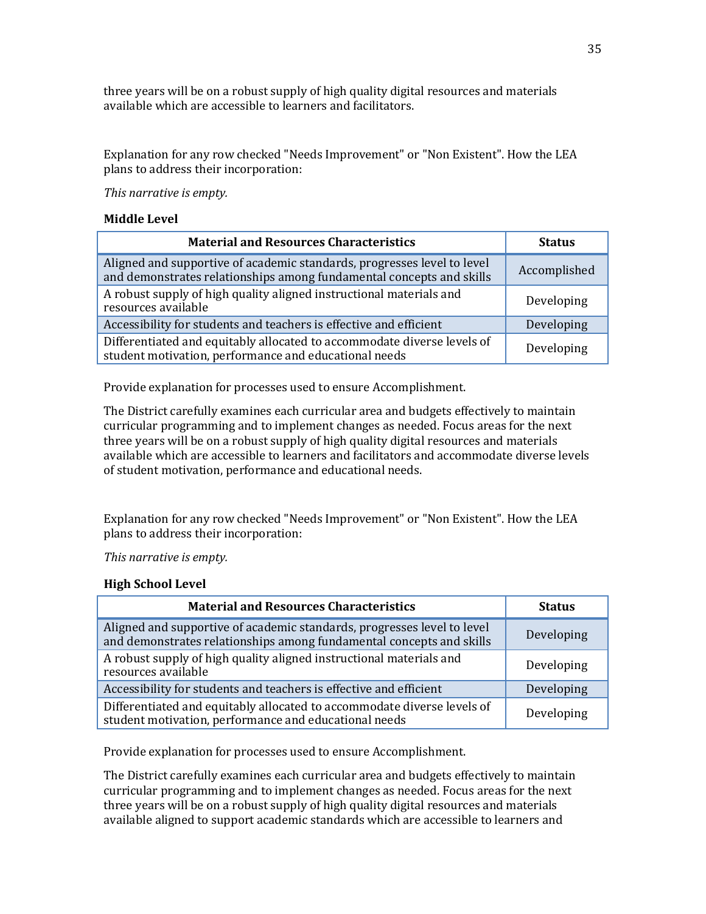three years will be on a robust supply of high quality digital resources and materials available which are accessible to learners and facilitators.

Explanation for any row checked "Needs Improvement" or "Non Existent". How the LEA plans to address their incorporation:

*This narrative is empty.*

**Middle Level**

| Material and Resources Characteristics | Status |
| --- | --- |
| Aligned and supportive of academic standards, progresses level to level and demonstrates relationships among fundamental concepts and skills | Accomplished |
| A robust supply of high quality aligned instructional materials and resources available | Developing |
| Accessibility for students and teachers is effective and efficient | Developing |
| Differentiated and equitably allocated to accommodate diverse levels of student motivation, performance and educational needs | Developing |

Provide explanation for processes used to ensure Accomplishment.

The District carefully examines each curricular area and budgets effectively to maintain curricular programming and to implement changes as needed. Focus areas for the next three years will be on a robust supply of high quality digital resources and materials available which are accessible to learners and facilitators and accommodate diverse levels of student motivation, performance and educational needs.

Explanation for any row checked "Needs Improvement" or "Non Existent". How the LEA plans to address their incorporation:

*This narrative is empty.*

**High School Level**

| Material and Resources Characteristics | Status |
| --- | --- |
| Aligned and supportive of academic standards, progresses level to level and demonstrates relationships among fundamental concepts and skills | Developing |
| A robust supply of high quality aligned instructional materials and resources available | Developing |
| Accessibility for students and teachers is effective and efficient | Developing |
| Differentiated and equitably allocated to accommodate diverse levels of student motivation, performance and educational needs | Developing |

Provide explanation for processes used to ensure Accomplishment.

The District carefully examines each curricular area and budgets effectively to maintain curricular programming and to implement changes as needed. Focus areas for the next three years will be on a robust supply of high quality digital resources and materials available aligned to support academic standards which are accessible to learners and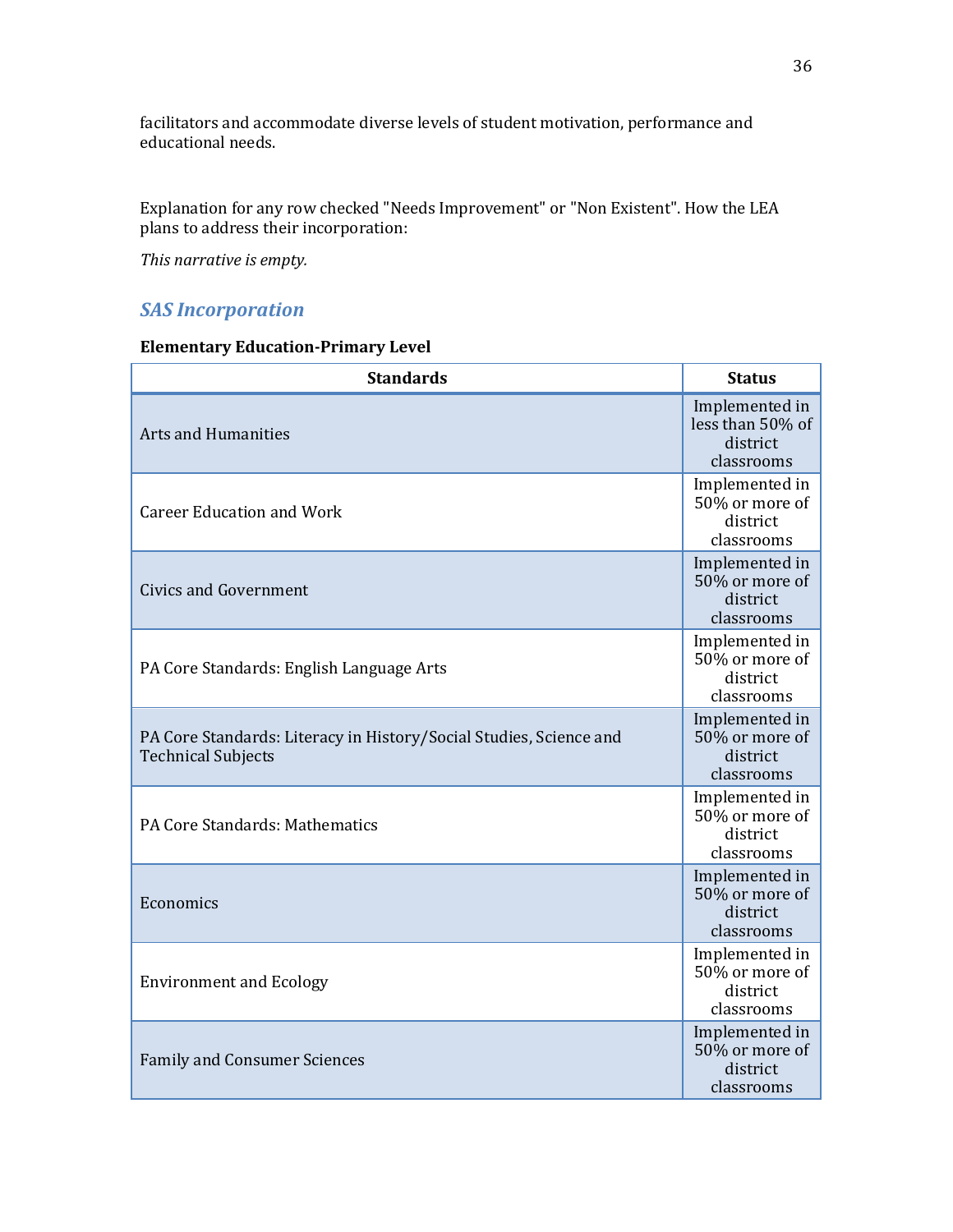facilitators and accommodate diverse levels of student motivation, performance and educational needs.

Explanation for any row checked "Needs Improvement" or "Non Existent". How the LEA plans to address their incorporation:

*This narrative is empty.*

## *SAS Incorporation*

**Elementary Education-Primary Level**

| Standards | Status |
|---|---|
| Arts and Humanities | Implemented in less than 50% of district classrooms |
| Career Education and Work | Implemented in 50% or more of district classrooms |
| Civics and Government | Implemented in 50% or more of district classrooms |
| PA Core Standards: English Language Arts | Implemented in 50% or more of district classrooms |
| PA Core Standards: Literacy in History/Social Studies, Science and Technical Subjects | Implemented in 50% or more of district classrooms |
| PA Core Standards: Mathematics | Implemented in 50% or more of district classrooms |
| Economics | Implemented in 50% or more of district classrooms |
| Environment and Ecology | Implemented in 50% or more of district classrooms |
| Family and Consumer Sciences | Implemented in 50% or more of district classrooms |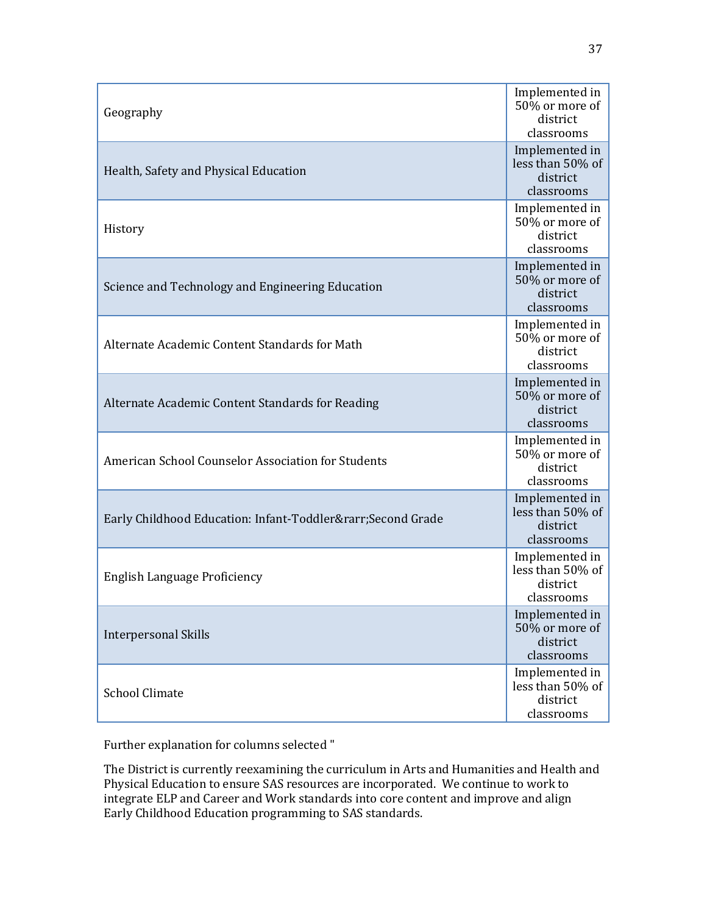| | |
|---|---|
| Geography | Implemented in 50% or more of district classrooms |
| Health, Safety and Physical Education | Implemented in less than 50% of district classrooms |
| History | Implemented in 50% or more of district classrooms |
| Science and Technology and Engineering Education | Implemented in 50% or more of district classrooms |
| Alternate Academic Content Standards for Math | Implemented in 50% or more of district classrooms |
| Alternate Academic Content Standards for Reading | Implemented in 50% or more of district classrooms |
| American School Counselor Association for Students | Implemented in 50% or more of district classrooms |
| Early Childhood Education: Infant-Toddler&rarr;Second Grade | Implemented in less than 50% of district classrooms |
| English Language Proficiency | Implemented in less than 50% of district classrooms |
| Interpersonal Skills | Implemented in 50% or more of district classrooms |
| School Climate | Implemented in less than 50% of district classrooms |

Further explanation for columns selected "

The District is currently reexamining the curriculum in Arts and Humanities and Health and Physical Education to ensure SAS resources are incorporated. We continue to work to integrate ELP and Career and Work standards into core content and improve and align Early Childhood Education programming to SAS standards.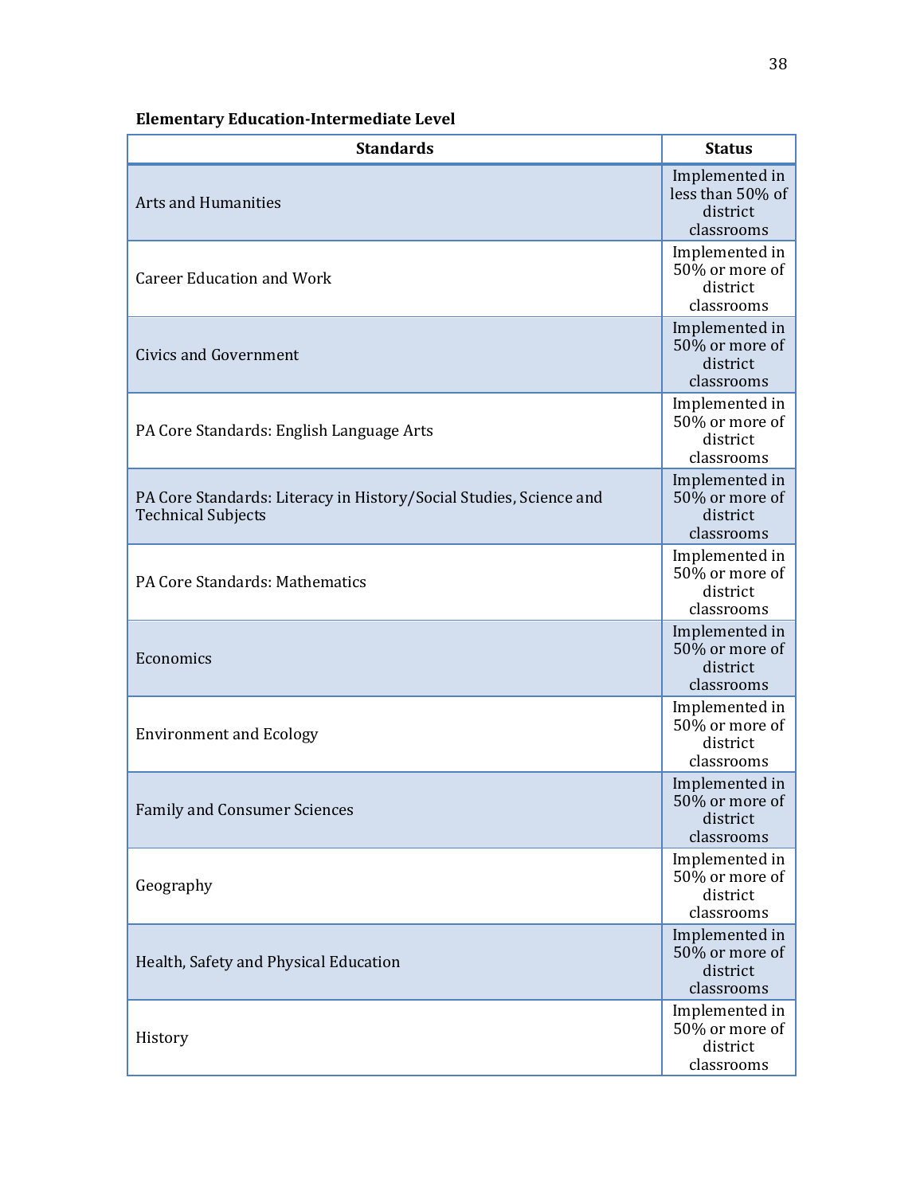**Elementary Education-Intermediate Level**

| Standards | Status |
|---|---|
| Arts and Humanities | Implemented in less than 50% of district classrooms |
| Career Education and Work | Implemented in 50% or more of district classrooms |
| Civics and Government | Implemented in 50% or more of district classrooms |
| PA Core Standards: English Language Arts | Implemented in 50% or more of district classrooms |
| PA Core Standards: Literacy in History/Social Studies, Science and Technical Subjects | Implemented in 50% or more of district classrooms |
| PA Core Standards: Mathematics | Implemented in 50% or more of district classrooms |
| Economics | Implemented in 50% or more of district classrooms |
| Environment and Ecology | Implemented in 50% or more of district classrooms |
| Family and Consumer Sciences | Implemented in 50% or more of district classrooms |
| Geography | Implemented in 50% or more of district classrooms |
| Health, Safety and Physical Education | Implemented in 50% or more of district classrooms |
| History | Implemented in 50% or more of district classrooms |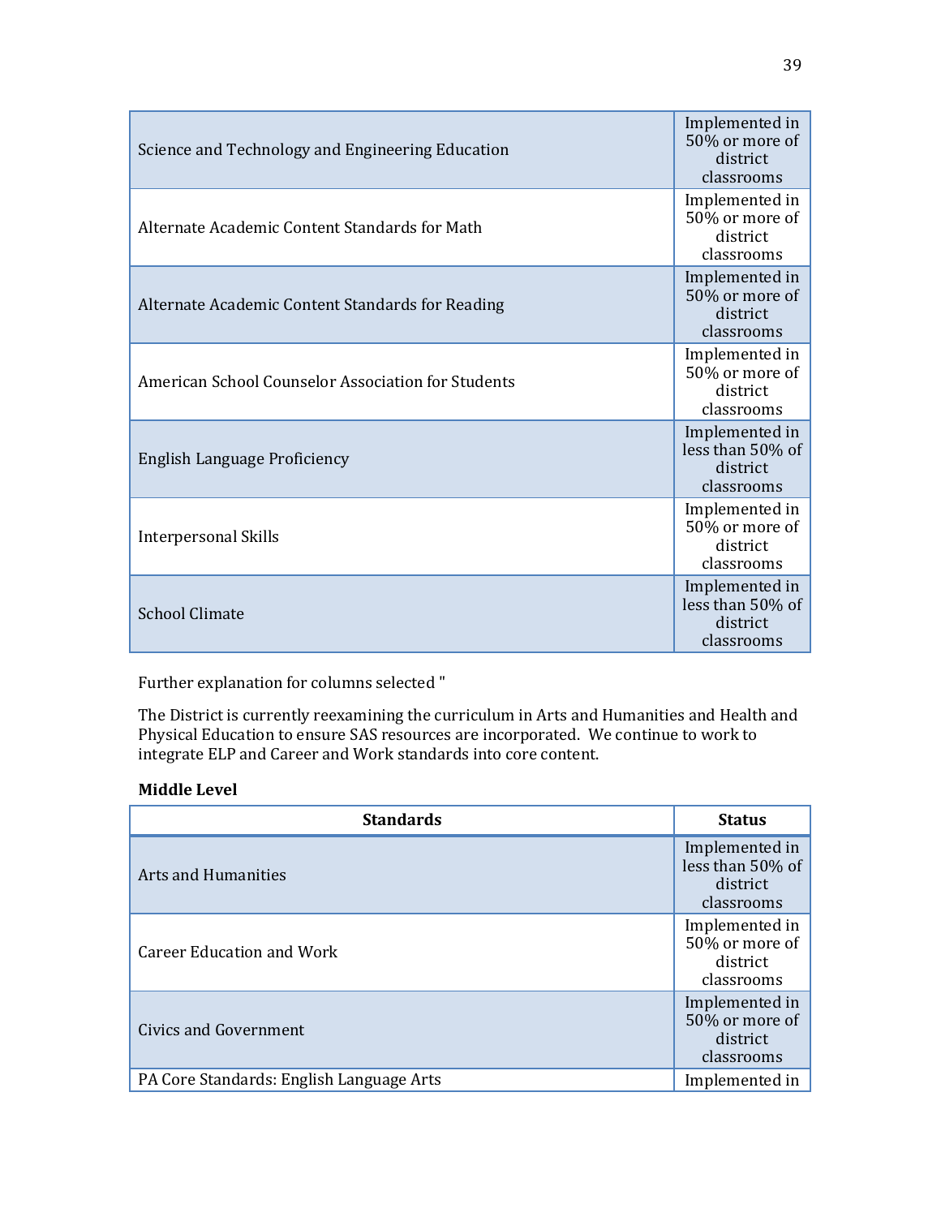| | |
|---|---|
| Science and Technology and Engineering Education | Implemented in 50% or more of district classrooms |
| Alternate Academic Content Standards for Math | Implemented in 50% or more of district classrooms |
| Alternate Academic Content Standards for Reading | Implemented in 50% or more of district classrooms |
| American School Counselor Association for Students | Implemented in 50% or more of district classrooms |
| English Language Proficiency | Implemented in less than 50% of district classrooms |
| Interpersonal Skills | Implemented in 50% or more of district classrooms |
| School Climate | Implemented in less than 50% of district classrooms |

Further explanation for columns selected "

The District is currently reexamining the curriculum in Arts and Humanities and Health and Physical Education to ensure SAS resources are incorporated. We continue to work to integrate ELP and Career and Work standards into core content.

**Middle Level**

| Standards | Status |
|---|---|
| Arts and Humanities | Implemented in less than 50% of district classrooms |
| Career Education and Work | Implemented in 50% or more of district classrooms |
| Civics and Government | Implemented in 50% or more of district classrooms |
| PA Core Standards: English Language Arts | Implemented in |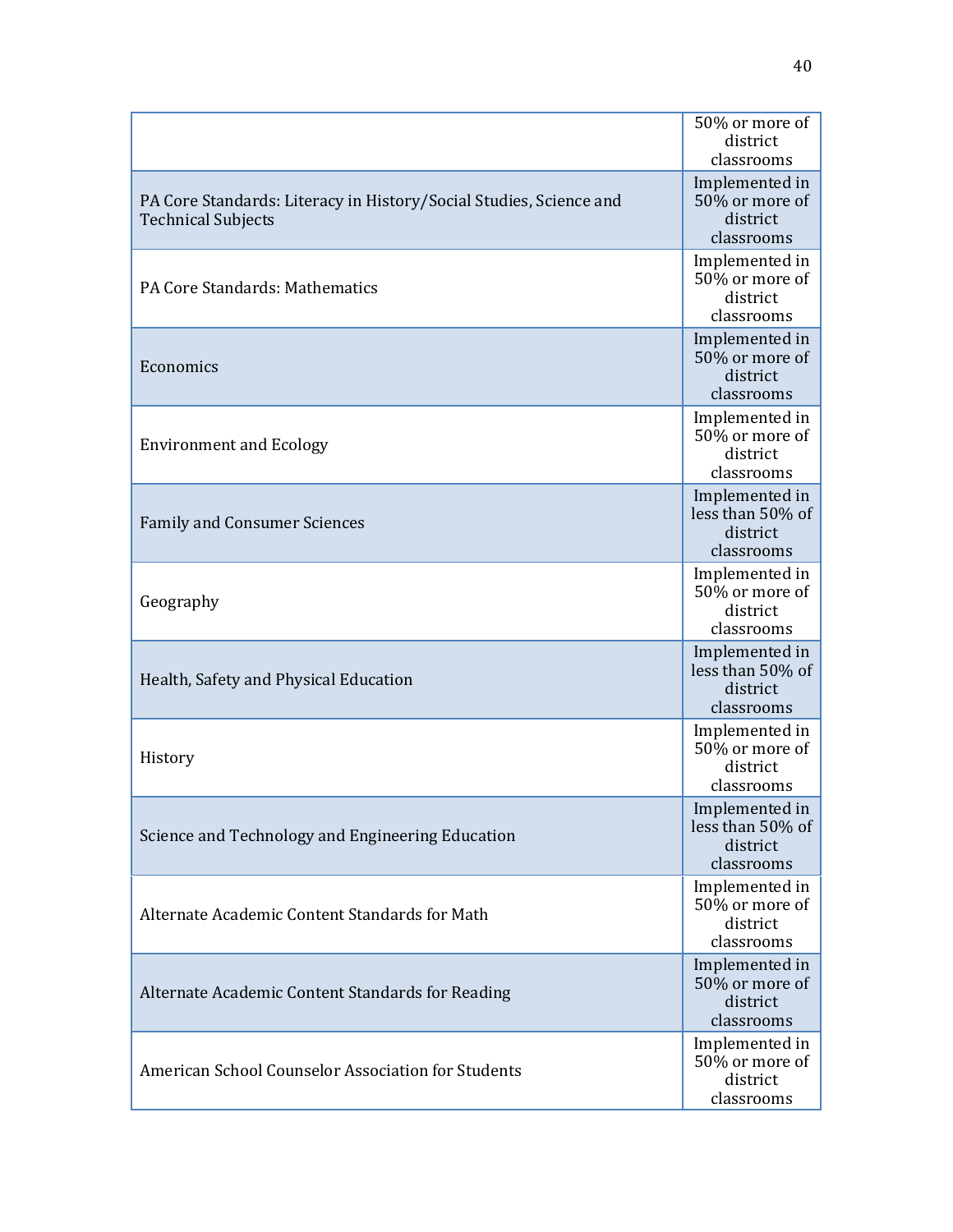| | |
|---|---|
| | 50% or more of district classrooms |
| PA Core Standards: Literacy in History/Social Studies, Science and Technical Subjects | Implemented in 50% or more of district classrooms |
| PA Core Standards: Mathematics | Implemented in 50% or more of district classrooms |
| Economics | Implemented in 50% or more of district classrooms |
| Environment and Ecology | Implemented in 50% or more of district classrooms |
| Family and Consumer Sciences | Implemented in less than 50% of district classrooms |
| Geography | Implemented in 50% or more of district classrooms |
| Health, Safety and Physical Education | Implemented in less than 50% of district classrooms |
| History | Implemented in 50% or more of district classrooms |
| Science and Technology and Engineering Education | Implemented in less than 50% of district classrooms |
| Alternate Academic Content Standards for Math | Implemented in 50% or more of district classrooms |
| Alternate Academic Content Standards for Reading | Implemented in 50% or more of district classrooms |
| American School Counselor Association for Students | Implemented in 50% or more of district classrooms |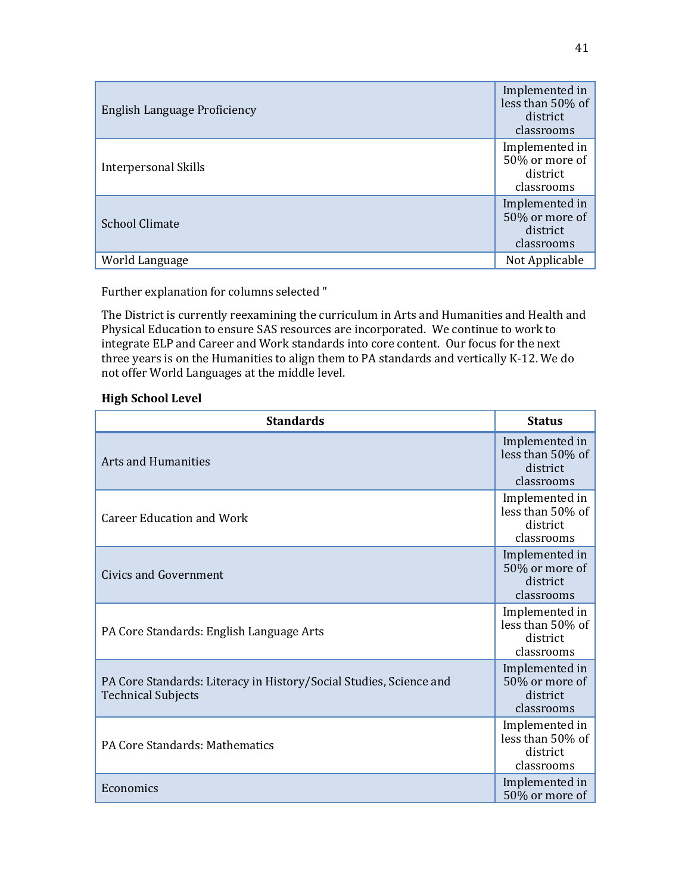| | |
|---|---|
| English Language Proficiency | Implemented in less than 50% of district classrooms |
| Interpersonal Skills | Implemented in 50% or more of district classrooms |
| School Climate | Implemented in 50% or more of district classrooms |
| World Language | Not Applicable |

Further explanation for columns selected "

The District is currently reexamining the curriculum in Arts and Humanities and Health and Physical Education to ensure SAS resources are incorporated. We continue to work to integrate ELP and Career and Work standards into core content. Our focus for the next three years is on the Humanities to align them to PA standards and vertically K-12. We do not offer World Languages at the middle level.

**High School Level**

| Standards | Status |
|---|---|
| Arts and Humanities | Implemented in less than 50% of district classrooms |
| Career Education and Work | Implemented in less than 50% of district classrooms |
| Civics and Government | Implemented in 50% or more of district classrooms |
| PA Core Standards: English Language Arts | Implemented in less than 50% of district classrooms |
| PA Core Standards: Literacy in History/Social Studies, Science and Technical Subjects | Implemented in 50% or more of district classrooms |
| PA Core Standards: Mathematics | Implemented in less than 50% of district classrooms |
| Economics | Implemented in 50% or more of |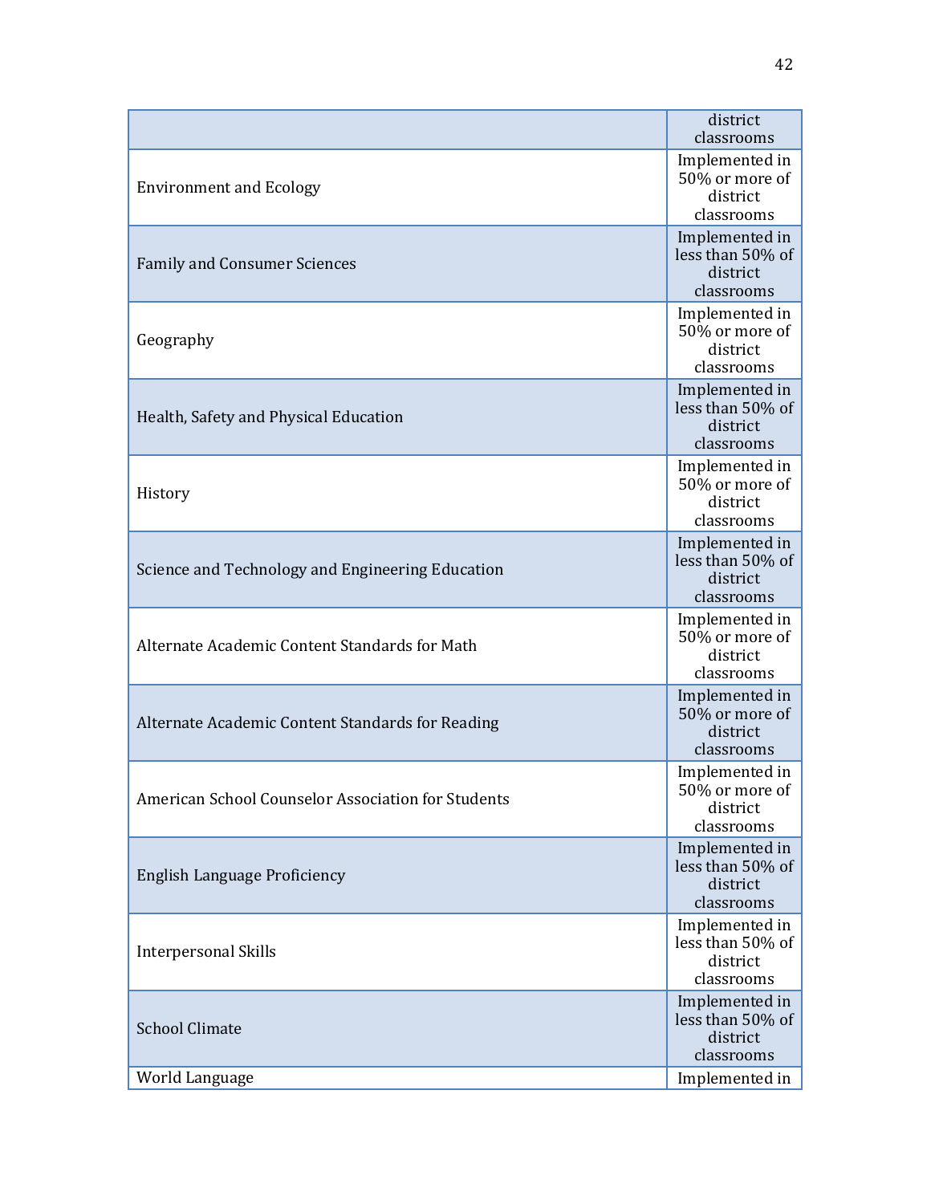| | |
|---|---|
| | district classrooms |
| Environment and Ecology | Implemented in 50% or more of district classrooms |
| Family and Consumer Sciences | Implemented in less than 50% of district classrooms |
| Geography | Implemented in 50% or more of district classrooms |
| Health, Safety and Physical Education | Implemented in less than 50% of district classrooms |
| History | Implemented in 50% or more of district classrooms |
| Science and Technology and Engineering Education | Implemented in less than 50% of district classrooms |
| Alternate Academic Content Standards for Math | Implemented in 50% or more of district classrooms |
| Alternate Academic Content Standards for Reading | Implemented in 50% or more of district classrooms |
| American School Counselor Association for Students | Implemented in 50% or more of district classrooms |
| English Language Proficiency | Implemented in less than 50% of district classrooms |
| Interpersonal Skills | Implemented in less than 50% of district classrooms |
| School Climate | Implemented in less than 50% of district classrooms |
| World Language | Implemented in |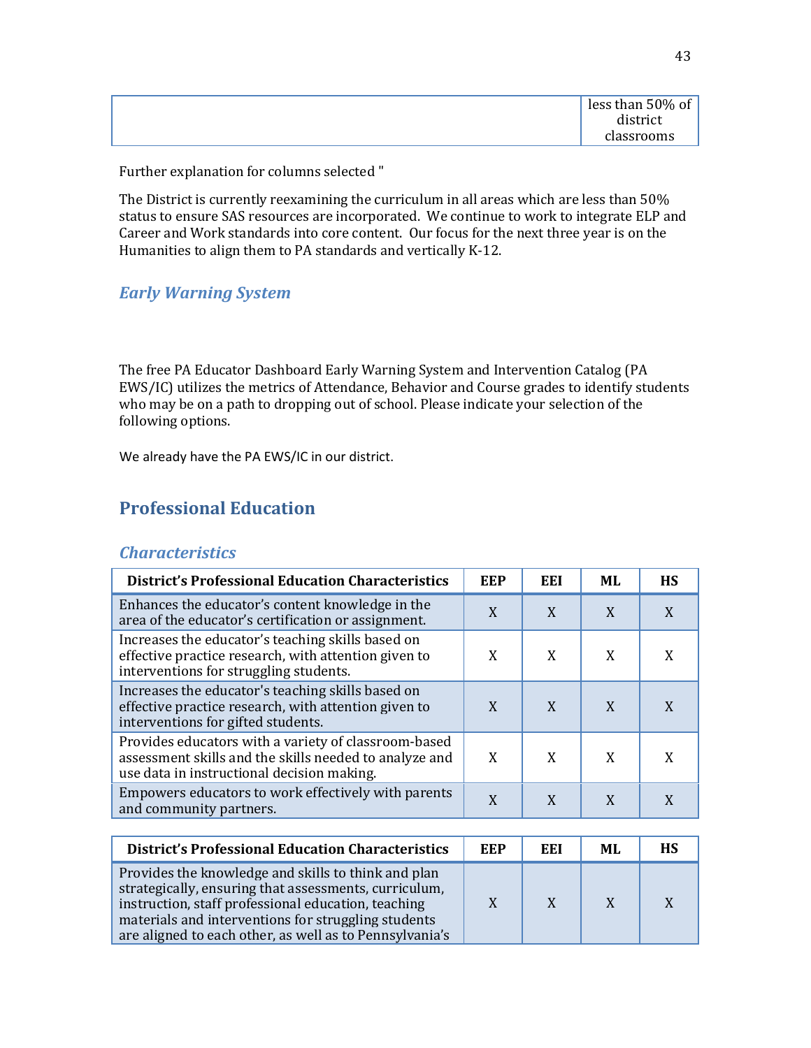| | |
|---|---|
| | less than 50% of district classrooms |

Further explanation for columns selected "

The District is currently reexamining the curriculum in all areas which are less than 50% status to ensure SAS resources are incorporated. We continue to work to integrate ELP and Career and Work standards into core content. Our focus for the next three year is on the Humanities to align them to PA standards and vertically K-12.

### *Early Warning System*

The free PA Educator Dashboard Early Warning System and Intervention Catalog (PA EWS/IC) utilizes the metrics of Attendance, Behavior and Course grades to identify students who may be on a path to dropping out of school. Please indicate your selection of the following options.

We already have the PA EWS/IC in our district.

## Professional Education

### *Characteristics*

| District's Professional Education Characteristics | EEP | EEI | ML | HS |
|---|---|---|---|---|
| Enhances the educator's content knowledge in the area of the educator's certification or assignment. | X | X | X | X |
| Increases the educator's teaching skills based on effective practice research, with attention given to interventions for struggling students. | X | X | X | X |
| Increases the educator's teaching skills based on effective practice research, with attention given to interventions for gifted students. | X | X | X | X |
| Provides educators with a variety of classroom-based assessment skills and the skills needed to analyze and use data in instructional decision making. | X | X | X | X |
| Empowers educators to work effectively with parents and community partners. | X | X | X | X |
| Provides the knowledge and skills to think and plan strategically, ensuring that assessments, curriculum, instruction, staff professional education, teaching materials and interventions for struggling students are aligned to each other, as well as to Pennsylvania's | X | X | X | X |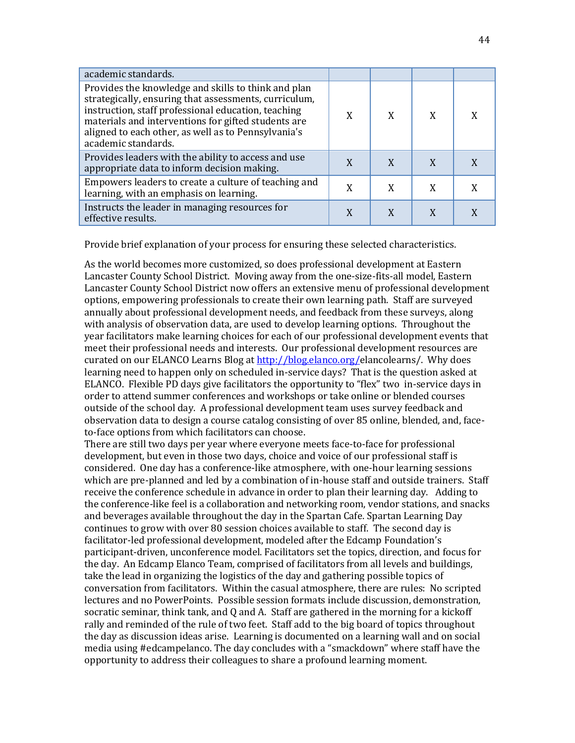| | | | | |
|---|---|---|---|---|
| academic standards. | | | | |
| Provides the knowledge and skills to think and plan strategically, ensuring that assessments, curriculum, instruction, staff professional education, teaching materials and interventions for gifted students are aligned to each other, as well as to Pennsylvania's academic standards. | X | X | X | X |
| Provides leaders with the ability to access and use appropriate data to inform decision making. | X | X | X | X |
| Empowers leaders to create a culture of teaching and learning, with an emphasis on learning. | X | X | X | X |
| Instructs the leader in managing resources for effective results. | X | X | X | X |

Provide brief explanation of your process for ensuring these selected characteristics.

As the world becomes more customized, so does professional development at Eastern Lancaster County School District. Moving away from the one-size-fits-all model, Eastern Lancaster County School District now offers an extensive menu of professional development options, empowering professionals to create their own learning path. Staff are surveyed annually about professional development needs, and feedback from these surveys, along with analysis of observation data, are used to develop learning options. Throughout the year facilitators make learning choices for each of our professional development events that meet their professional needs and interests. Our professional development resources are curated on our ELANCO Learns Blog at http://blog.elanco.org/elancolearns/. Why does learning need to happen only on scheduled in-service days? That is the question asked at ELANCO. Flexible PD days give facilitators the opportunity to "flex" two in-service days in order to attend summer conferences and workshops or take online or blended courses outside of the school day. A professional development team uses survey feedback and observation data to design a course catalog consisting of over 85 online, blended, and, face-to-face options from which facilitators can choose.

There are still two days per year where everyone meets face-to-face for professional development, but even in those two days, choice and voice of our professional staff is considered. One day has a conference-like atmosphere, with one-hour learning sessions which are pre-planned and led by a combination of in-house staff and outside trainers. Staff receive the conference schedule in advance in order to plan their learning day. Adding to the conference-like feel is a collaboration and networking room, vendor stations, and snacks and beverages available throughout the day in the Spartan Cafe. Spartan Learning Day continues to grow with over 80 session choices available to staff. The second day is facilitator-led professional development, modeled after the Edcamp Foundation's participant-driven, unconference model. Facilitators set the topics, direction, and focus for the day. An Edcamp Elanco Team, comprised of facilitators from all levels and buildings, take the lead in organizing the logistics of the day and gathering possible topics of conversation from facilitators. Within the casual atmosphere, there are rules: No scripted lectures and no PowerPoints. Possible session formats include discussion, demonstration, socratic seminar, think tank, and Q and A. Staff are gathered in the morning for a kickoff rally and reminded of the rule of two feet. Staff add to the big board of topics throughout the day as discussion ideas arise. Learning is documented on a learning wall and on social media using #edcampelanco. The day concludes with a "smackdown" where staff have the opportunity to address their colleagues to share a profound learning moment.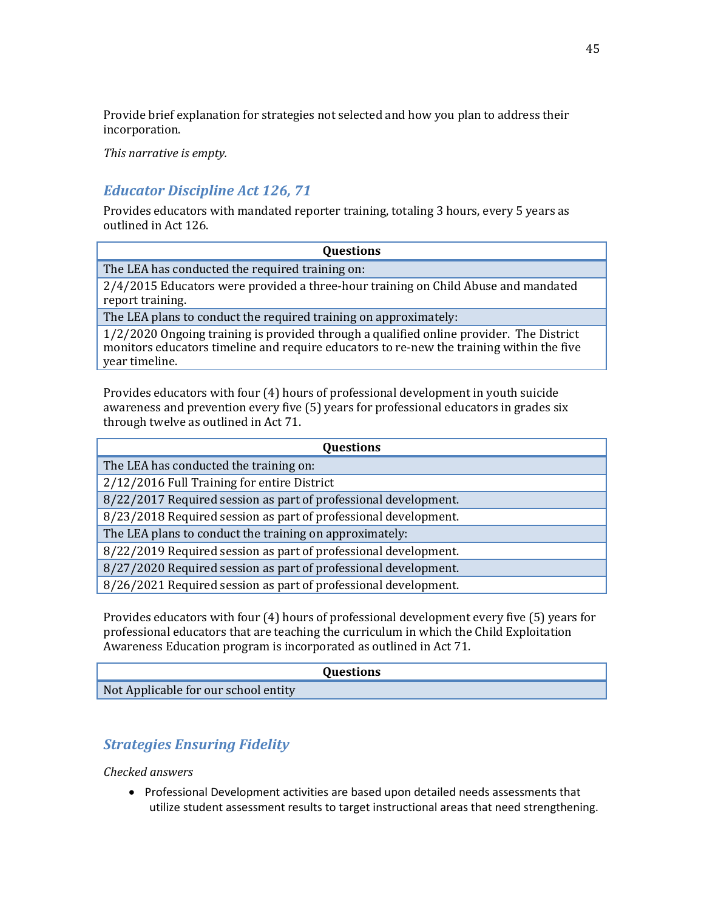Provide brief explanation for strategies not selected and how you plan to address their incorporation.

*This narrative is empty.*

## *Educator Discipline Act 126, 71*

Provides educators with mandated reporter training, totaling 3 hours, every 5 years as outlined in Act 126.

| Questions |
| --- |
| The LEA has conducted the required training on: |
| 2/4/2015 Educators were provided a three-hour training on Child Abuse and mandated report training. |
| The LEA plans to conduct the required training on approximately: |
| 1/2/2020 Ongoing training is provided through a qualified online provider. The District monitors educators timeline and require educators to re-new the training within the five year timeline. |

Provides educators with four (4) hours of professional development in youth suicide awareness and prevention every five (5) years for professional educators in grades six through twelve as outlined in Act 71.

| Questions |
| --- |
| The LEA has conducted the training on: |
| 2/12/2016 Full Training for entire District |
| 8/22/2017 Required session as part of professional development. |
| 8/23/2018 Required session as part of professional development. |
| The LEA plans to conduct the training on approximately: |
| 8/22/2019 Required session as part of professional development. |
| 8/27/2020 Required session as part of professional development. |
| 8/26/2021 Required session as part of professional development. |

Provides educators with four (4) hours of professional development every five (5) years for professional educators that are teaching the curriculum in which the Child Exploitation Awareness Education program is incorporated as outlined in Act 71.

| Questions |
| --- |
| Not Applicable for our school entity |

## *Strategies Ensuring Fidelity*

*Checked answers*

- Professional Development activities are based upon detailed needs assessments that utilize student assessment results to target instructional areas that need strengthening.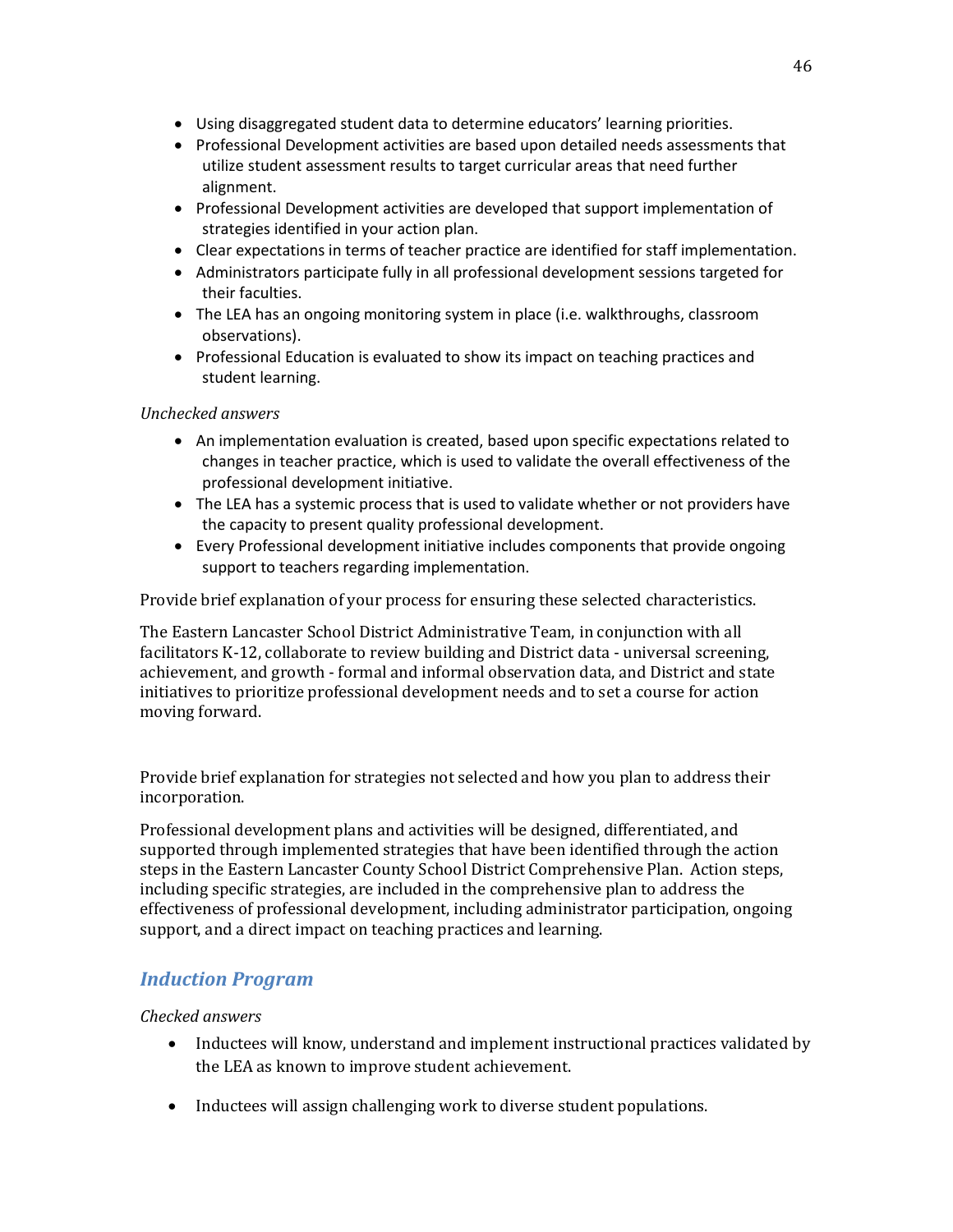- Using disaggregated student data to determine educators' learning priorities.
- Professional Development activities are based upon detailed needs assessments that utilize student assessment results to target curricular areas that need further alignment.
- Professional Development activities are developed that support implementation of strategies identified in your action plan.
- Clear expectations in terms of teacher practice are identified for staff implementation.
- Administrators participate fully in all professional development sessions targeted for their faculties.
- The LEA has an ongoing monitoring system in place (i.e. walkthroughs, classroom observations).
- Professional Education is evaluated to show its impact on teaching practices and student learning.

*Unchecked answers*

- An implementation evaluation is created, based upon specific expectations related to changes in teacher practice, which is used to validate the overall effectiveness of the professional development initiative.
- The LEA has a systemic process that is used to validate whether or not providers have the capacity to present quality professional development.
- Every Professional development initiative includes components that provide ongoing support to teachers regarding implementation.

Provide brief explanation of your process for ensuring these selected characteristics.

The Eastern Lancaster School District Administrative Team, in conjunction with all facilitators K-12, collaborate to review building and District data - universal screening, achievement, and growth - formal and informal observation data, and District and state initiatives to prioritize professional development needs and to set a course for action moving forward.

Provide brief explanation for strategies not selected and how you plan to address their incorporation.

Professional development plans and activities will be designed, differentiated, and supported through implemented strategies that have been identified through the action steps in the Eastern Lancaster County School District Comprehensive Plan. Action steps, including specific strategies, are included in the comprehensive plan to address the effectiveness of professional development, including administrator participation, ongoing support, and a direct impact on teaching practices and learning.

## Induction Program

*Checked answers*

- Inductees will know, understand and implement instructional practices validated by the LEA as known to improve student achievement.
- Inductees will assign challenging work to diverse student populations.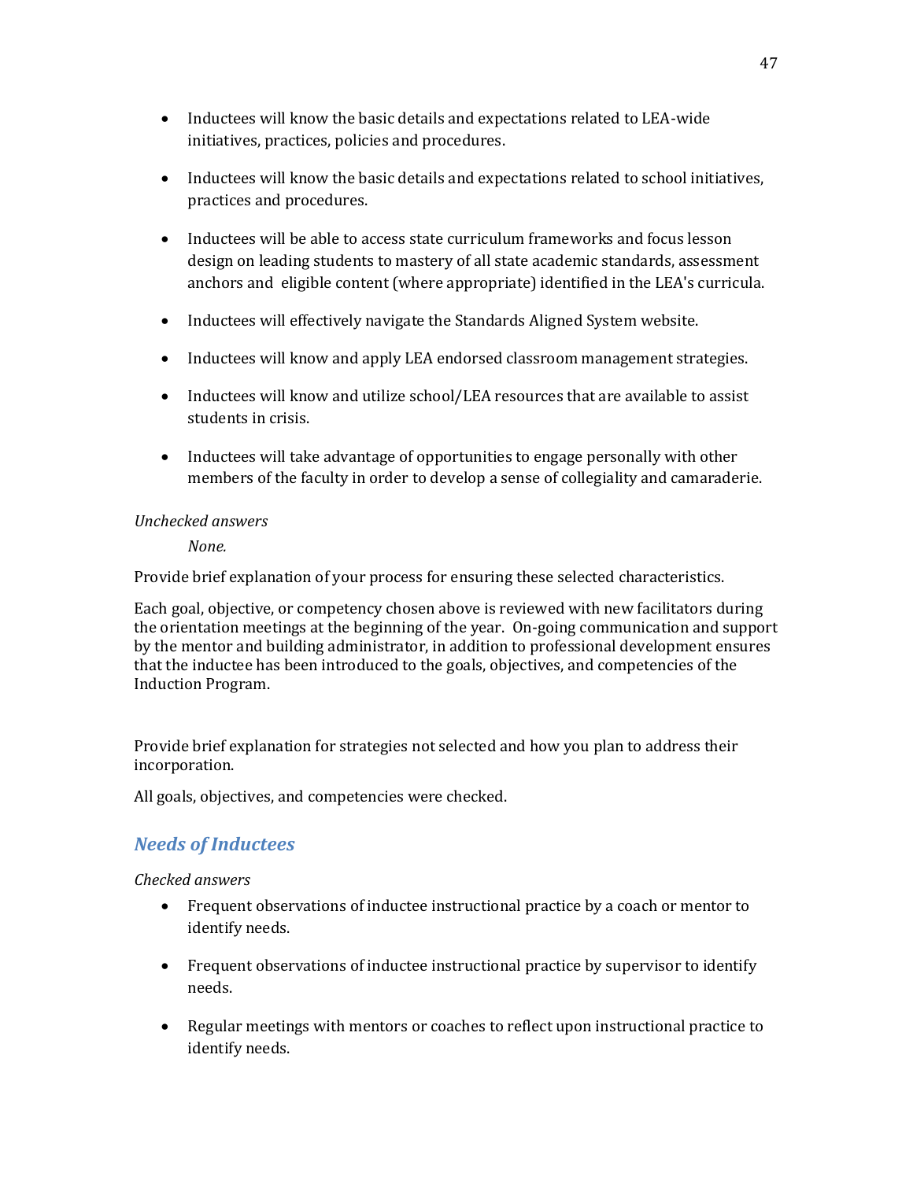- Inductees will know the basic details and expectations related to LEA-wide initiatives, practices, policies and procedures.

- Inductees will know the basic details and expectations related to school initiatives, practices and procedures.

- Inductees will be able to access state curriculum frameworks and focus lesson design on leading students to mastery of all state academic standards, assessment anchors and eligible content (where appropriate) identified in the LEA's curricula.

- Inductees will effectively navigate the Standards Aligned System website.

- Inductees will know and apply LEA endorsed classroom management strategies.

- Inductees will know and utilize school/LEA resources that are available to assist students in crisis.

- Inductees will take advantage of opportunities to engage personally with other members of the faculty in order to develop a sense of collegiality and camaraderie.

*Unchecked answers*

*None.*

Provide brief explanation of your process for ensuring these selected characteristics.

Each goal, objective, or competency chosen above is reviewed with new facilitators during the orientation meetings at the beginning of the year. On-going communication and support by the mentor and building administrator, in addition to professional development ensures that the inductee has been introduced to the goals, objectives, and competencies of the Induction Program.

Provide brief explanation for strategies not selected and how you plan to address their incorporation.

All goals, objectives, and competencies were checked.

## *Needs of Inductees*

*Checked answers*

- Frequent observations of inductee instructional practice by a coach or mentor to identify needs.

- Frequent observations of inductee instructional practice by supervisor to identify needs.

- Regular meetings with mentors or coaches to reflect upon instructional practice to identify needs.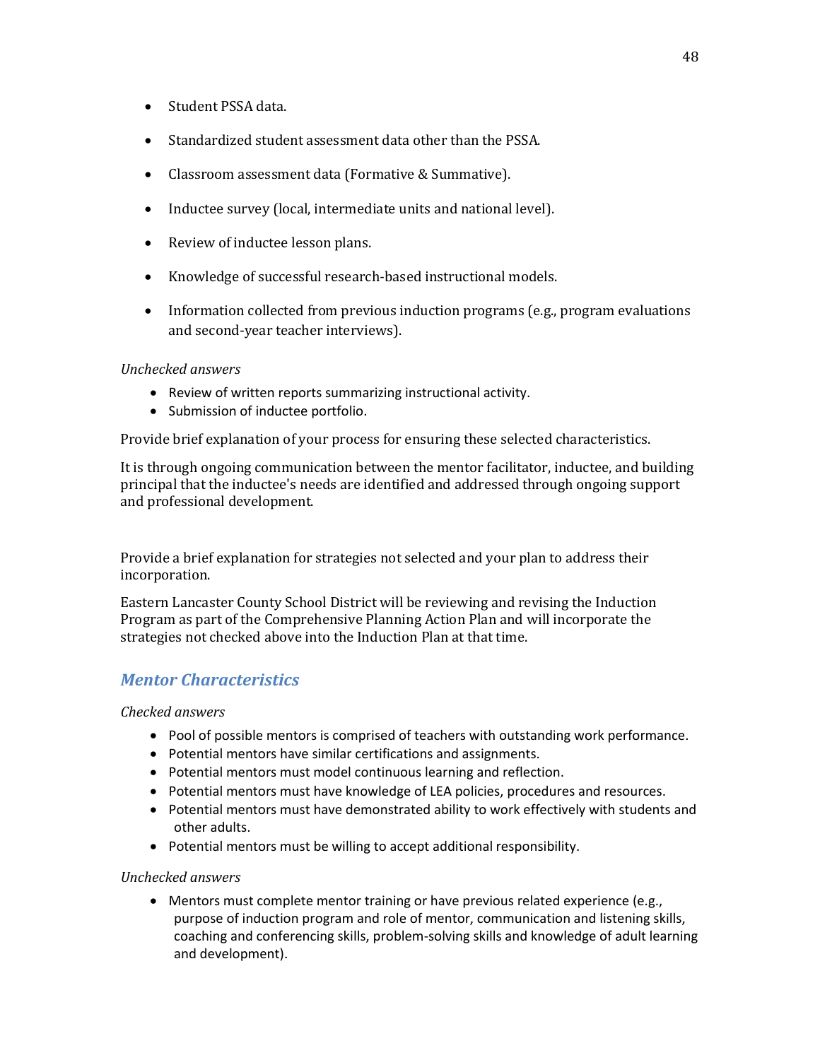- Student PSSA data.
- Standardized student assessment data other than the PSSA.
- Classroom assessment data (Formative & Summative).
- Inductee survey (local, intermediate units and national level).
- Review of inductee lesson plans.
- Knowledge of successful research-based instructional models.
- Information collected from previous induction programs (e.g., program evaluations and second-year teacher interviews).

*Unchecked answers*

- Review of written reports summarizing instructional activity.
- Submission of inductee portfolio.

Provide brief explanation of your process for ensuring these selected characteristics.

It is through ongoing communication between the mentor facilitator, inductee, and building principal that the inductee's needs are identified and addressed through ongoing support and professional development.

Provide a brief explanation for strategies not selected and your plan to address their incorporation.

Eastern Lancaster County School District will be reviewing and revising the Induction Program as part of the Comprehensive Planning Action Plan and will incorporate the strategies not checked above into the Induction Plan at that time.

## *Mentor Characteristics*

*Checked answers*

- Pool of possible mentors is comprised of teachers with outstanding work performance.
- Potential mentors have similar certifications and assignments.
- Potential mentors must model continuous learning and reflection.
- Potential mentors must have knowledge of LEA policies, procedures and resources.
- Potential mentors must have demonstrated ability to work effectively with students and other adults.
- Potential mentors must be willing to accept additional responsibility.

*Unchecked answers*

- Mentors must complete mentor training or have previous related experience (e.g., purpose of induction program and role of mentor, communication and listening skills, coaching and conferencing skills, problem-solving skills and knowledge of adult learning and development).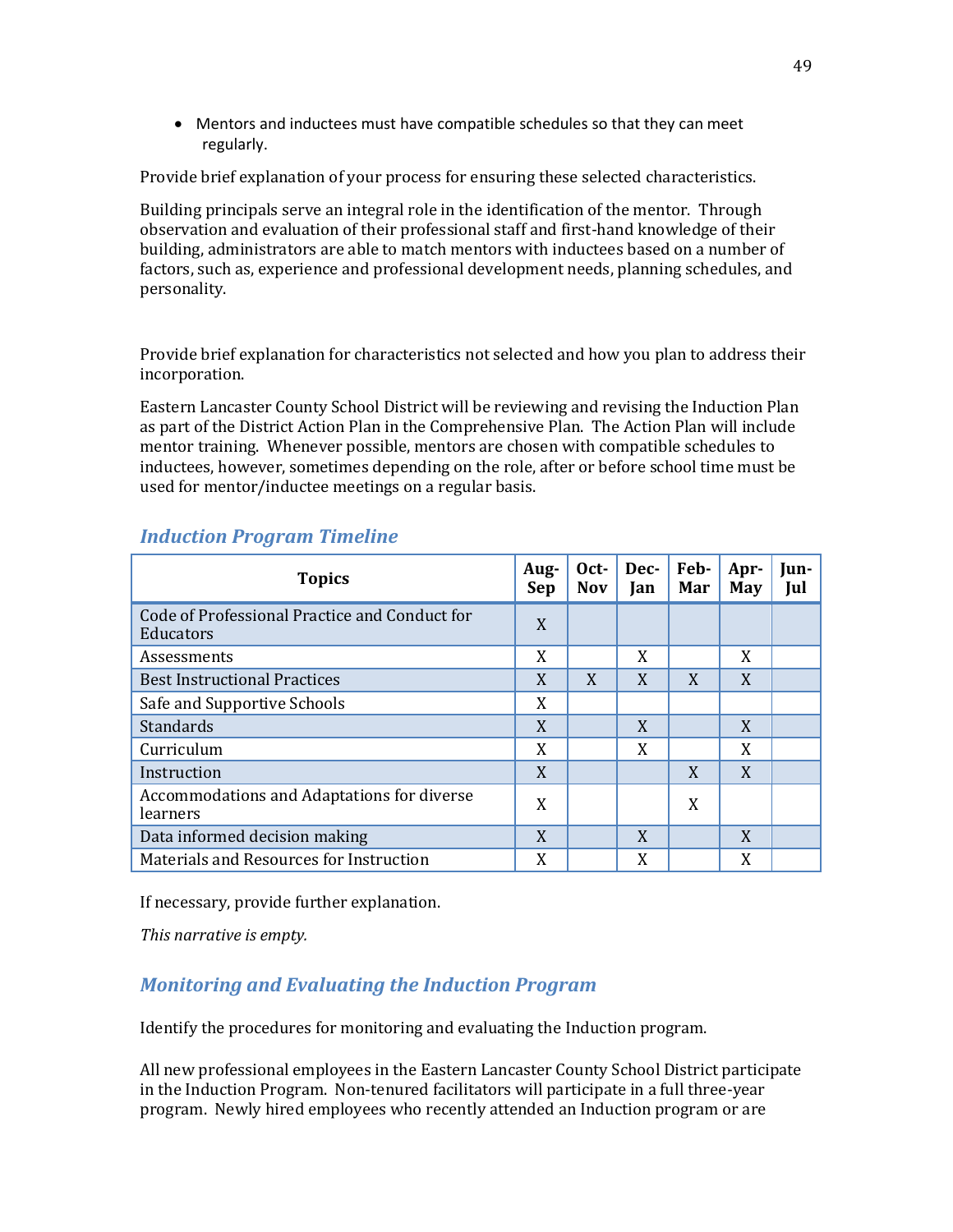- Mentors and inductees must have compatible schedules so that they can meet regularly.

Provide brief explanation of your process for ensuring these selected characteristics.

Building principals serve an integral role in the identification of the mentor. Through observation and evaluation of their professional staff and first-hand knowledge of their building, administrators are able to match mentors with inductees based on a number of factors, such as, experience and professional development needs, planning schedules, and personality.

Provide brief explanation for characteristics not selected and how you plan to address their incorporation.

Eastern Lancaster County School District will be reviewing and revising the Induction Plan as part of the District Action Plan in the Comprehensive Plan. The Action Plan will include mentor training. Whenever possible, mentors are chosen with compatible schedules to inductees, however, sometimes depending on the role, after or before school time must be used for mentor/inductee meetings on a regular basis.

## *Induction Program Timeline*

| Topics | Aug-Sep | Oct-Nov | Dec-Jan | Feb-Mar | Apr-May | Jun-Jul |
|---|---|---|---|---|---|---|
| Code of Professional Practice and Conduct for Educators | X | | | | | |
| Assessments | X | | X | | X | |
| Best Instructional Practices | X | X | X | X | X | |
| Safe and Supportive Schools | X | | | | | |
| Standards | X | | X | | X | |
| Curriculum | X | | X | | X | |
| Instruction | X | | | X | X | |
| Accommodations and Adaptations for diverse learners | X | | | X | | |
| Data informed decision making | X | | X | | X | |
| Materials and Resources for Instruction | X | | X | | X | |

If necessary, provide further explanation.

*This narrative is empty.*

## *Monitoring and Evaluating the Induction Program*

Identify the procedures for monitoring and evaluating the Induction program.

All new professional employees in the Eastern Lancaster County School District participate in the Induction Program. Non-tenured facilitators will participate in a full three-year program. Newly hired employees who recently attended an Induction program or are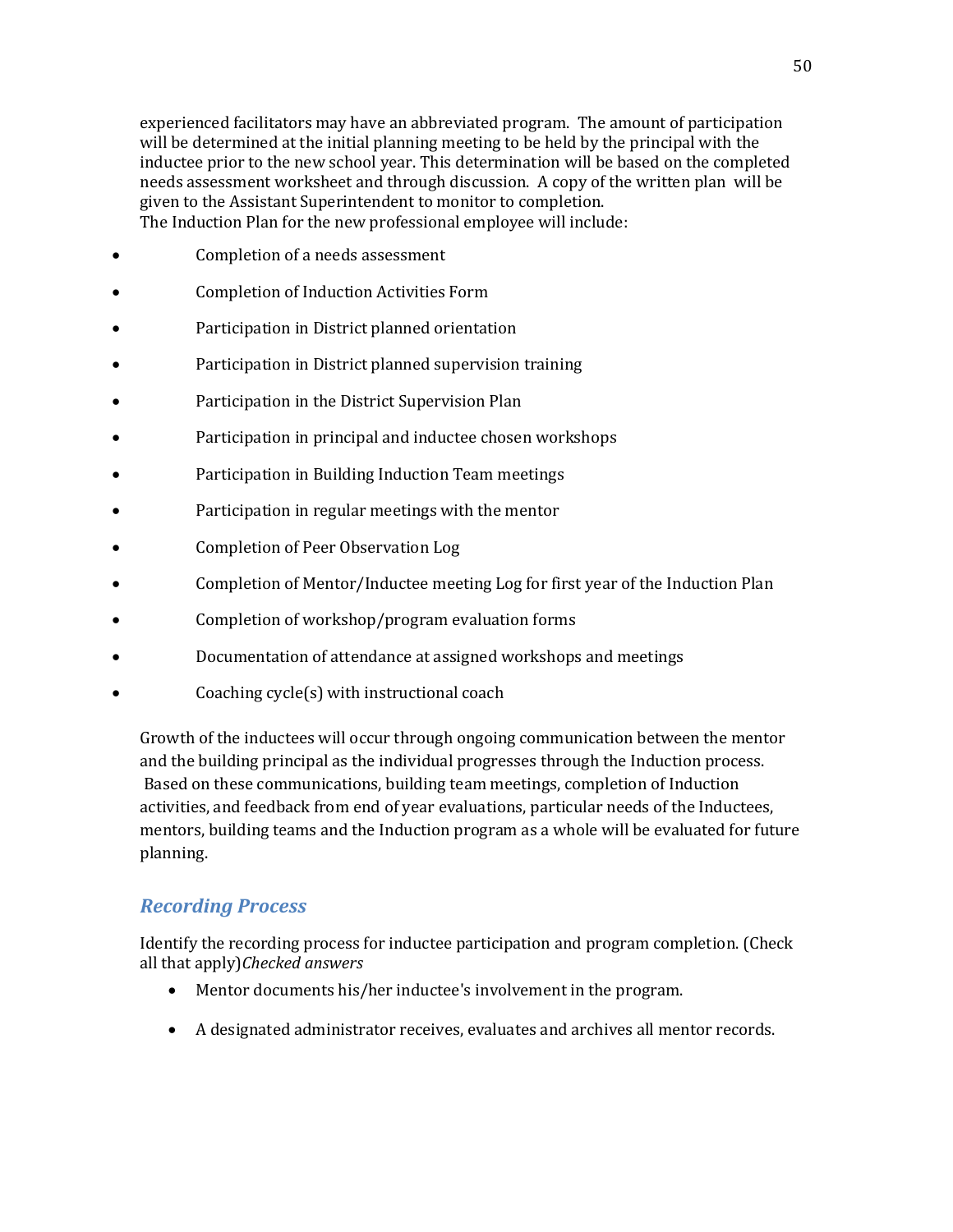experienced facilitators may have an abbreviated program. The amount of participation will be determined at the initial planning meeting to be held by the principal with the inductee prior to the new school year. This determination will be based on the completed needs assessment worksheet and through discussion. A copy of the written plan will be given to the Assistant Superintendent to monitor to completion.
The Induction Plan for the new professional employee will include:

- Completion of a needs assessment
- Completion of Induction Activities Form
- Participation in District planned orientation
- Participation in District planned supervision training
- Participation in the District Supervision Plan
- Participation in principal and inductee chosen workshops
- Participation in Building Induction Team meetings
- Participation in regular meetings with the mentor
- Completion of Peer Observation Log
- Completion of Mentor/Inductee meeting Log for first year of the Induction Plan
- Completion of workshop/program evaluation forms
- Documentation of attendance at assigned workshops and meetings
- Coaching cycle(s) with instructional coach

Growth of the inductees will occur through ongoing communication between the mentor and the building principal as the individual progresses through the Induction process. Based on these communications, building team meetings, completion of Induction activities, and feedback from end of year evaluations, particular needs of the Inductees, mentors, building teams and the Induction program as a whole will be evaluated for future planning.

## *Recording Process*

Identify the recording process for inductee participation and program completion. (Check all that apply)*Checked answers*

- Mentor documents his/her inductee's involvement in the program.
- A designated administrator receives, evaluates and archives all mentor records.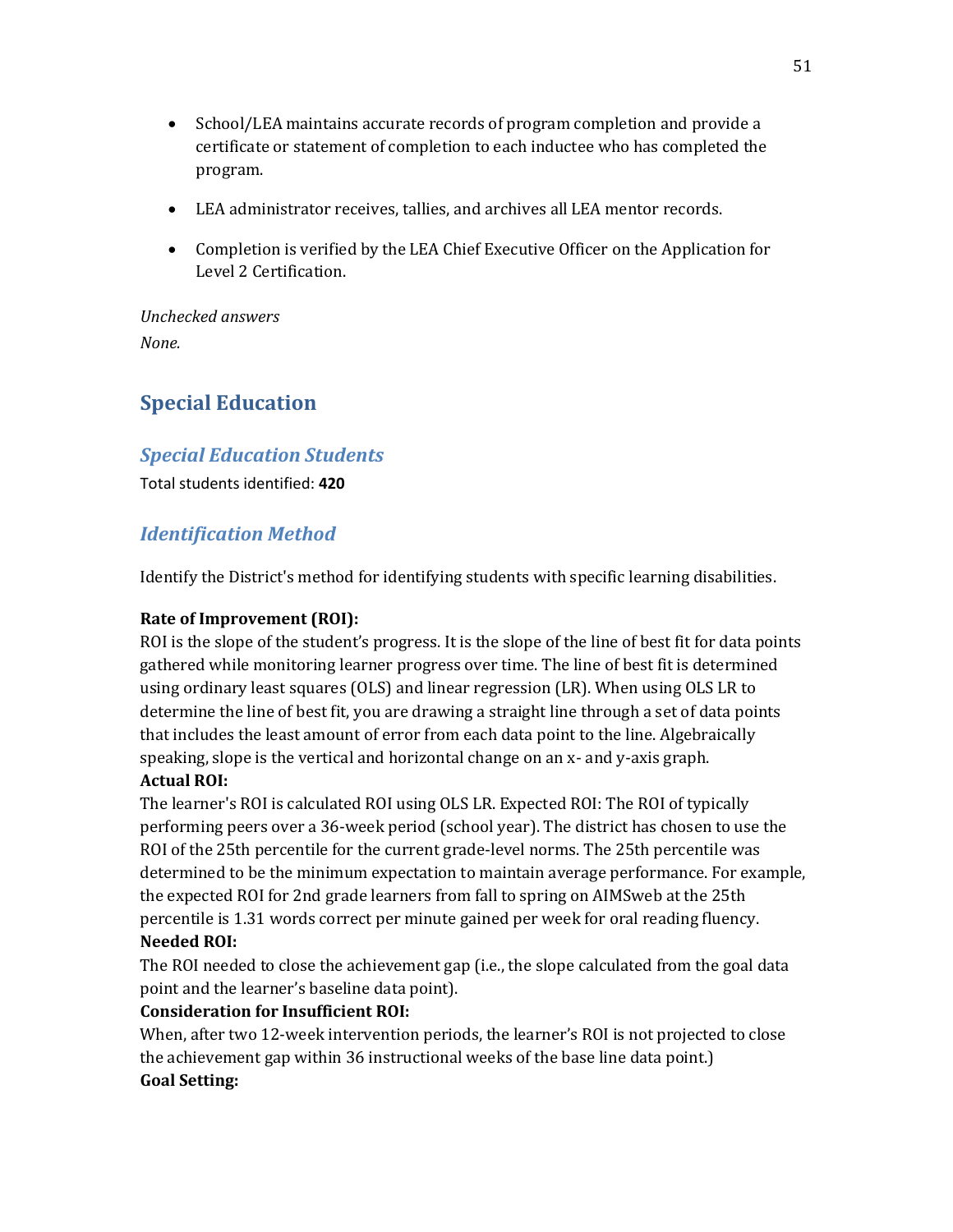- School/LEA maintains accurate records of program completion and provide a certificate or statement of completion to each inductee who has completed the program.
- LEA administrator receives, tallies, and archives all LEA mentor records.
- Completion is verified by the LEA Chief Executive Officer on the Application for Level 2 Certification.

*Unchecked answers*

*None.*

## Special Education

### Special Education Students

Total students identified: **420**

### Identification Method

Identify the District's method for identifying students with specific learning disabilities.

**Rate of Improvement (ROI):**
ROI is the slope of the student's progress. It is the slope of the line of best fit for data points gathered while monitoring learner progress over time. The line of best fit is determined using ordinary least squares (OLS) and linear regression (LR). When using OLS LR to determine the line of best fit, you are drawing a straight line through a set of data points that includes the least amount of error from each data point to the line. Algebraically speaking, slope is the vertical and horizontal change on an x- and y-axis graph.
**Actual ROI:**
The learner's ROI is calculated ROI using OLS LR. Expected ROI: The ROI of typically performing peers over a 36-week period (school year). The district has chosen to use the ROI of the 25th percentile for the current grade-level norms. The 25th percentile was determined to be the minimum expectation to maintain average performance. For example, the expected ROI for 2nd grade learners from fall to spring on AIMSweb at the 25th percentile is 1.31 words correct per minute gained per week for oral reading fluency.
**Needed ROI:**
The ROI needed to close the achievement gap (i.e., the slope calculated from the goal data point and the learner's baseline data point).
**Consideration for Insufficient ROI:**
When, after two 12-week intervention periods, the learner's ROI is not projected to close the achievement gap within 36 instructional weeks of the base line data point.)
**Goal Setting:**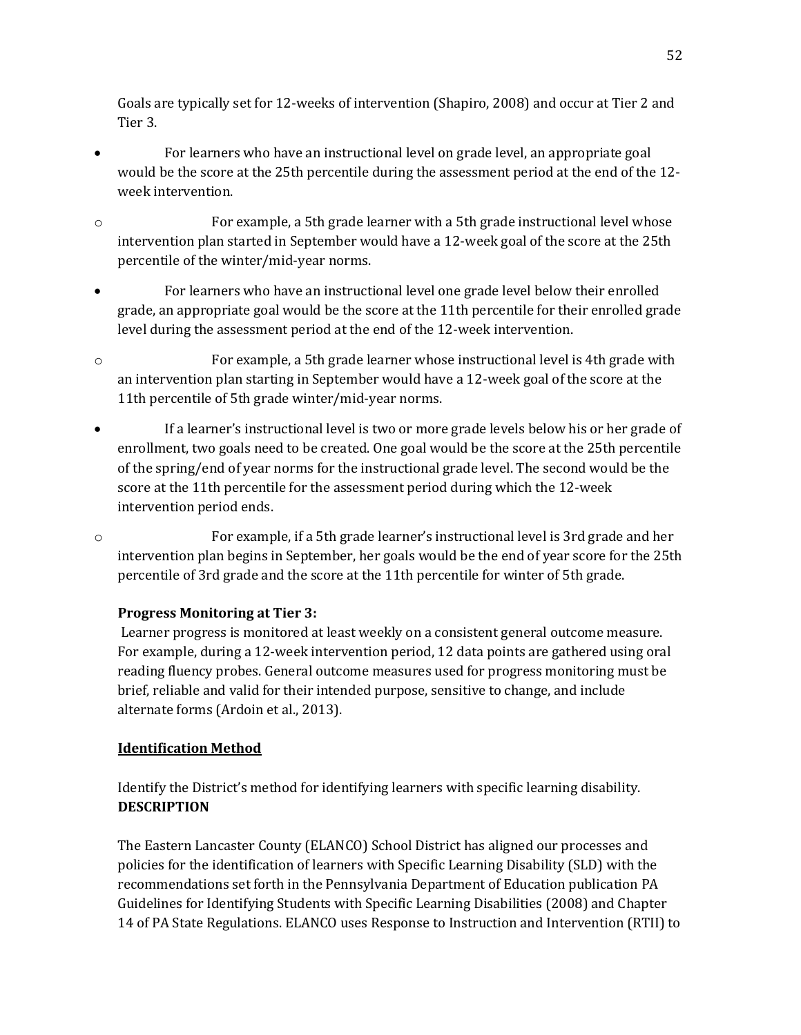Goals are typically set for 12-weeks of intervention (Shapiro, 2008) and occur at Tier 2 and Tier 3.

- For learners who have an instructional level on grade level, an appropriate goal would be the score at the 25th percentile during the assessment period at the end of the 12-week intervention.
  - For example, a 5th grade learner with a 5th grade instructional level whose intervention plan started in September would have a 12-week goal of the score at the 25th percentile of the winter/mid-year norms.
- For learners who have an instructional level one grade level below their enrolled grade, an appropriate goal would be the score at the 11th percentile for their enrolled grade level during the assessment period at the end of the 12-week intervention.
  - For example, a 5th grade learner whose instructional level is 4th grade with an intervention plan starting in September would have a 12-week goal of the score at the 11th percentile of 5th grade winter/mid-year norms.
- If a learner's instructional level is two or more grade levels below his or her grade of enrollment, two goals need to be created. One goal would be the score at the 25th percentile of the spring/end of year norms for the instructional grade level. The second would be the score at the 11th percentile for the assessment period during which the 12-week intervention period ends.
  - For example, if a 5th grade learner's instructional level is 3rd grade and her intervention plan begins in September, her goals would be the end of year score for the 25th percentile of 3rd grade and the score at the 11th percentile for winter of 5th grade.

**Progress Monitoring at Tier 3:**

Learner progress is monitored at least weekly on a consistent general outcome measure. For example, during a 12-week intervention period, 12 data points are gathered using oral reading fluency probes. General outcome measures used for progress monitoring must be brief, reliable and valid for their intended purpose, sensitive to change, and include alternate forms (Ardoin et al., 2013).

## Identification Method

Identify the District's method for identifying learners with specific learning disability.
**DESCRIPTION**

The Eastern Lancaster County (ELANCO) School District has aligned our processes and policies for the identification of learners with Specific Learning Disability (SLD) with the recommendations set forth in the Pennsylvania Department of Education publication PA Guidelines for Identifying Students with Specific Learning Disabilities (2008) and Chapter 14 of PA State Regulations. ELANCO uses Response to Instruction and Intervention (RTII) to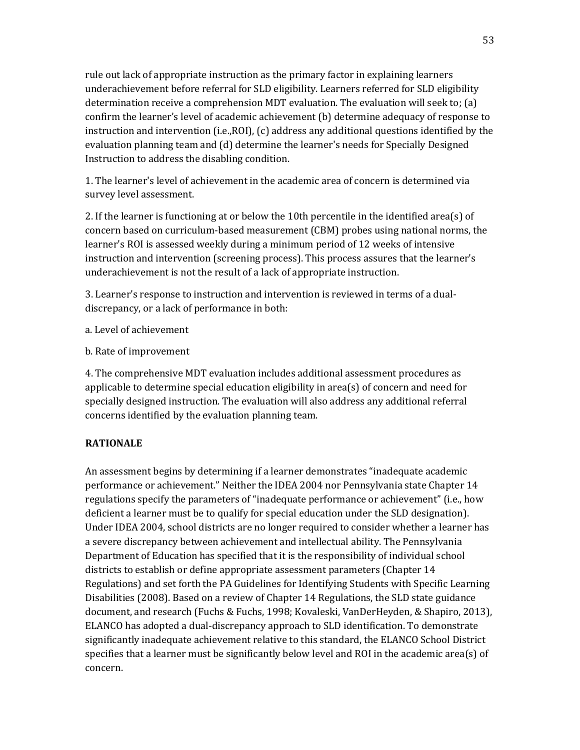rule out lack of appropriate instruction as the primary factor in explaining learners underachievement before referral for SLD eligibility. Learners referred for SLD eligibility determination receive a comprehension MDT evaluation. The evaluation will seek to; (a) confirm the learner's level of academic achievement (b) determine adequacy of response to instruction and intervention (i.e.,ROI), (c) address any additional questions identified by the evaluation planning team and (d) determine the learner's needs for Specially Designed Instruction to address the disabling condition.

1. The learner's level of achievement in the academic area of concern is determined via survey level assessment.

2. If the learner is functioning at or below the 10th percentile in the identified area(s) of concern based on curriculum-based measurement (CBM) probes using national norms, the learner's ROI is assessed weekly during a minimum period of 12 weeks of intensive instruction and intervention (screening process). This process assures that the learner's underachievement is not the result of a lack of appropriate instruction.

3. Learner's response to instruction and intervention is reviewed in terms of a dual-discrepancy, or a lack of performance in both:

a. Level of achievement

b. Rate of improvement

4. The comprehensive MDT evaluation includes additional assessment procedures as applicable to determine special education eligibility in area(s) of concern and need for specially designed instruction. The evaluation will also address any additional referral concerns identified by the evaluation planning team.

**RATIONALE**

An assessment begins by determining if a learner demonstrates "inadequate academic performance or achievement." Neither the IDEA 2004 nor Pennsylvania state Chapter 14 regulations specify the parameters of "inadequate performance or achievement" (i.e., how deficient a learner must be to qualify for special education under the SLD designation). Under IDEA 2004, school districts are no longer required to consider whether a learner has a severe discrepancy between achievement and intellectual ability. The Pennsylvania Department of Education has specified that it is the responsibility of individual school districts to establish or define appropriate assessment parameters (Chapter 14 Regulations) and set forth the PA Guidelines for Identifying Students with Specific Learning Disabilities (2008). Based on a review of Chapter 14 Regulations, the SLD state guidance document, and research (Fuchs & Fuchs, 1998; Kovaleski, VanDerHeyden, & Shapiro, 2013), ELANCO has adopted a dual-discrepancy approach to SLD identification. To demonstrate significantly inadequate achievement relative to this standard, the ELANCO School District specifies that a learner must be significantly below level and ROI in the academic area(s) of concern.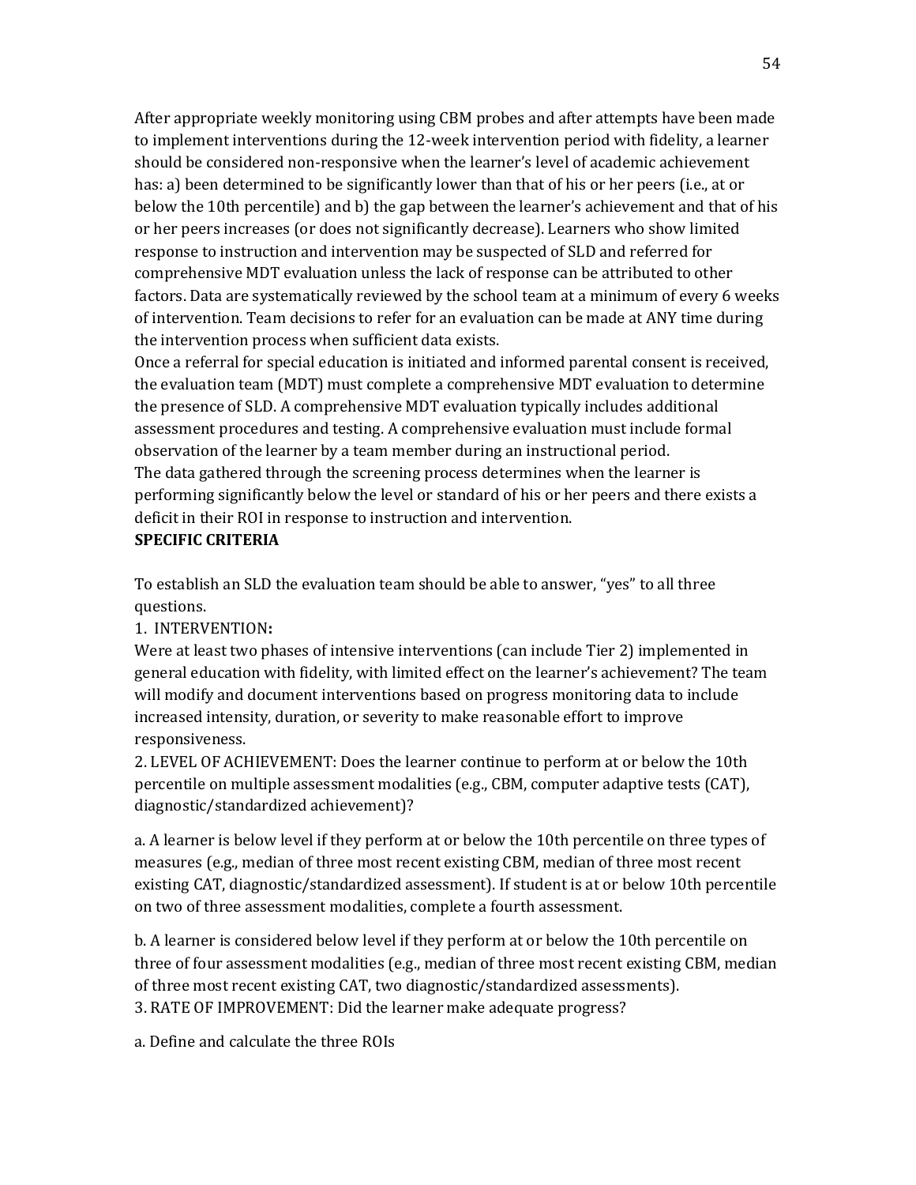After appropriate weekly monitoring using CBM probes and after attempts have been made to implement interventions during the 12-week intervention period with fidelity, a learner should be considered non-responsive when the learner's level of academic achievement has: a) been determined to be significantly lower than that of his or her peers (i.e., at or below the 10th percentile) and b) the gap between the learner's achievement and that of his or her peers increases (or does not significantly decrease). Learners who show limited response to instruction and intervention may be suspected of SLD and referred for comprehensive MDT evaluation unless the lack of response can be attributed to other factors. Data are systematically reviewed by the school team at a minimum of every 6 weeks of intervention. Team decisions to refer for an evaluation can be made at ANY time during the intervention process when sufficient data exists.

Once a referral for special education is initiated and informed parental consent is received, the evaluation team (MDT) must complete a comprehensive MDT evaluation to determine the presence of SLD. A comprehensive MDT evaluation typically includes additional assessment procedures and testing. A comprehensive evaluation must include formal observation of the learner by a team member during an instructional period.

The data gathered through the screening process determines when the learner is performing significantly below the level or standard of his or her peers and there exists a deficit in their ROI in response to instruction and intervention.

**SPECIFIC CRITERIA**

To establish an SLD the evaluation team should be able to answer, "yes" to all three questions.

1. INTERVENTION**:**

Were at least two phases of intensive interventions (can include Tier 2) implemented in general education with fidelity, with limited effect on the learner's achievement? The team will modify and document interventions based on progress monitoring data to include increased intensity, duration, or severity to make reasonable effort to improve responsiveness.

2. LEVEL OF ACHIEVEMENT: Does the learner continue to perform at or below the 10th percentile on multiple assessment modalities (e.g., CBM, computer adaptive tests (CAT), diagnostic/standardized achievement)?

a. A learner is below level if they perform at or below the 10th percentile on three types of measures (e.g., median of three most recent existing CBM, median of three most recent existing CAT, diagnostic/standardized assessment). If student is at or below 10th percentile on two of three assessment modalities, complete a fourth assessment.

b. A learner is considered below level if they perform at or below the 10th percentile on three of four assessment modalities (e.g., median of three most recent existing CBM, median of three most recent existing CAT, two diagnostic/standardized assessments).

3. RATE OF IMPROVEMENT: Did the learner make adequate progress?

a. Define and calculate the three ROIs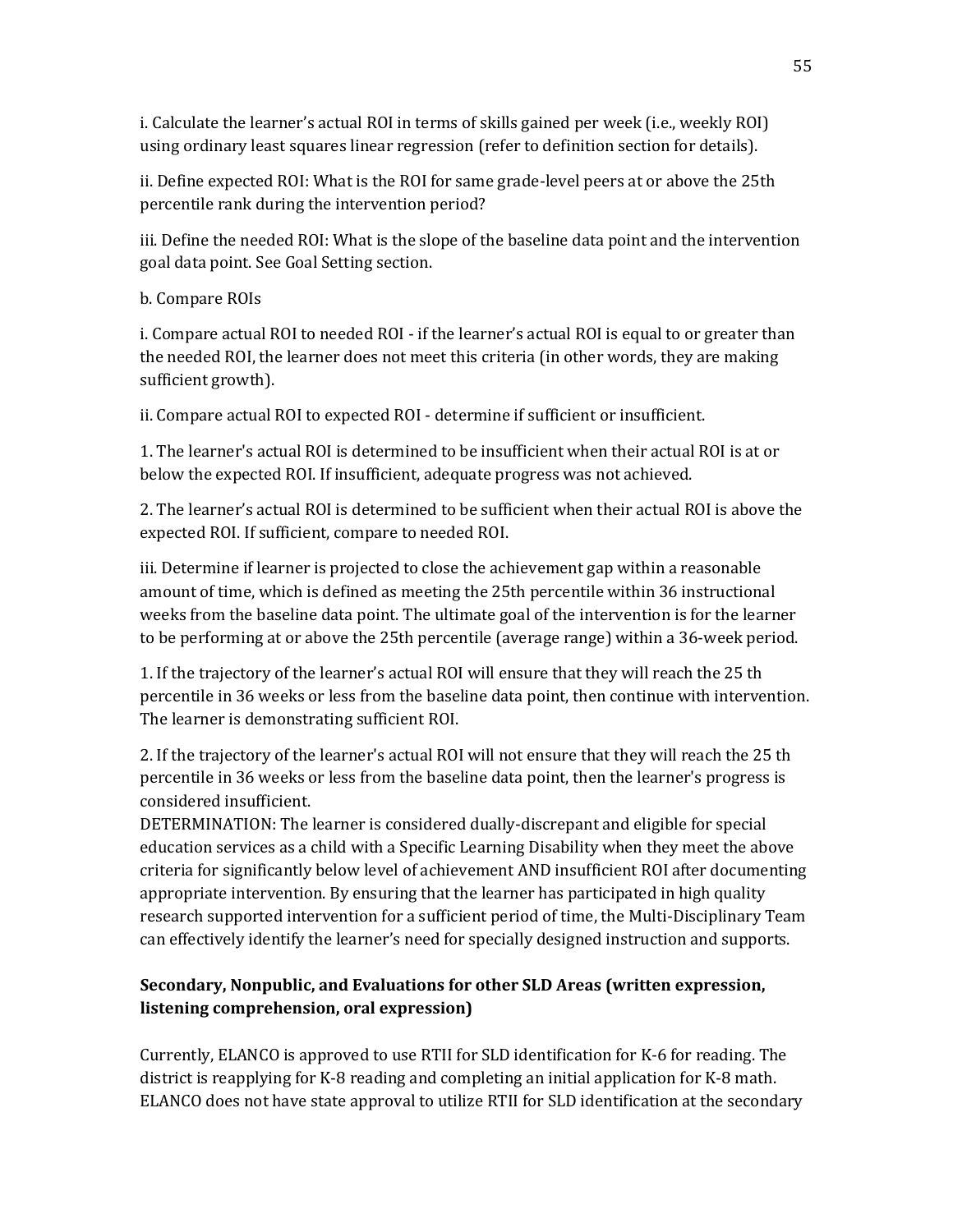i. Calculate the learner's actual ROI in terms of skills gained per week (i.e., weekly ROI) using ordinary least squares linear regression (refer to definition section for details).

ii. Define expected ROI: What is the ROI for same grade-level peers at or above the 25th percentile rank during the intervention period?

iii. Define the needed ROI: What is the slope of the baseline data point and the intervention goal data point. See Goal Setting section.

b. Compare ROIs

i. Compare actual ROI to needed ROI - if the learner's actual ROI is equal to or greater than the needed ROI, the learner does not meet this criteria (in other words, they are making sufficient growth).

ii. Compare actual ROI to expected ROI - determine if sufficient or insufficient.

1. The learner's actual ROI is determined to be insufficient when their actual ROI is at or below the expected ROI. If insufficient, adequate progress was not achieved.

2. The learner's actual ROI is determined to be sufficient when their actual ROI is above the expected ROI. If sufficient, compare to needed ROI.

iii. Determine if learner is projected to close the achievement gap within a reasonable amount of time, which is defined as meeting the 25th percentile within 36 instructional weeks from the baseline data point. The ultimate goal of the intervention is for the learner to be performing at or above the 25th percentile (average range) within a 36-week period.

1. If the trajectory of the learner's actual ROI will ensure that they will reach the 25 th percentile in 36 weeks or less from the baseline data point, then continue with intervention. The learner is demonstrating sufficient ROI.

2. If the trajectory of the learner's actual ROI will not ensure that they will reach the 25 th percentile in 36 weeks or less from the baseline data point, then the learner's progress is considered insufficient.

DETERMINATION: The learner is considered dually-discrepant and eligible for special education services as a child with a Specific Learning Disability when they meet the above criteria for significantly below level of achievement AND insufficient ROI after documenting appropriate intervention. By ensuring that the learner has participated in high quality research supported intervention for a sufficient period of time, the Multi-Disciplinary Team can effectively identify the learner's need for specially designed instruction and supports.

**Secondary, Nonpublic, and Evaluations for other SLD Areas (written expression, listening comprehension, oral expression)**

Currently, ELANCO is approved to use RTII for SLD identification for K-6 for reading. The district is reapplying for K-8 reading and completing an initial application for K-8 math. ELANCO does not have state approval to utilize RTII for SLD identification at the secondary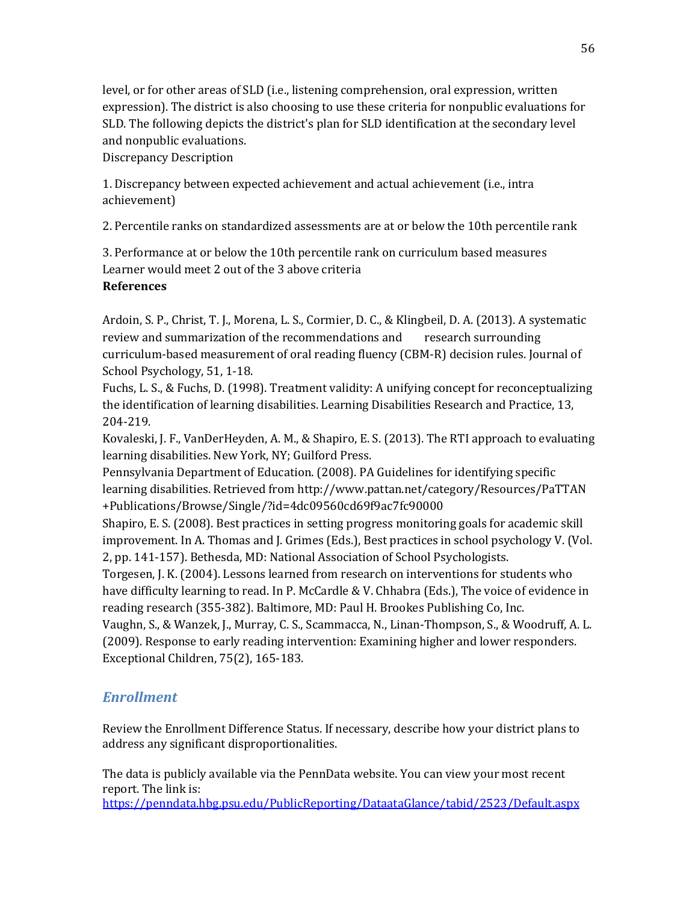level, or for other areas of SLD (i.e., listening comprehension, oral expression, written expression). The district is also choosing to use these criteria for nonpublic evaluations for SLD. The following depicts the district's plan for SLD identification at the secondary level and nonpublic evaluations.

Discrepancy Description

1. Discrepancy between expected achievement and actual achievement (i.e., intra achievement)

2. Percentile ranks on standardized assessments are at or below the 10th percentile rank

3. Performance at or below the 10th percentile rank on curriculum based measures
Learner would meet 2 out of the 3 above criteria

**References**

Ardoin, S. P., Christ, T. J., Morena, L. S., Cormier, D. C., & Klingbeil, D. A. (2013). A systematic review and summarization of the recommendations and research surrounding curriculum-based measurement of oral reading fluency (CBM-R) decision rules. Journal of School Psychology, 51, 1-18.

Fuchs, L. S., & Fuchs, D. (1998). Treatment validity: A unifying concept for reconceptualizing the identification of learning disabilities. Learning Disabilities Research and Practice, 13, 204-219.

Kovaleski, J. F., VanDerHeyden, A. M., & Shapiro, E. S. (2013). The RTI approach to evaluating learning disabilities. New York, NY; Guilford Press.

Pennsylvania Department of Education. (2008). PA Guidelines for identifying specific learning disabilities. Retrieved from http://www.pattan.net/category/Resources/PaTTAN+Publications/Browse/Single/?id=4dc09560cd69f9ac7fc90000

Shapiro, E. S. (2008). Best practices in setting progress monitoring goals for academic skill improvement. In A. Thomas and J. Grimes (Eds.), Best practices in school psychology V. (Vol. 2, pp. 141-157). Bethesda, MD: National Association of School Psychologists.

Torgesen, J. K. (2004). Lessons learned from research on interventions for students who have difficulty learning to read. In P. McCardle & V. Chhabra (Eds.), The voice of evidence in reading research (355-382). Baltimore, MD: Paul H. Brookes Publishing Co, Inc.

Vaughn, S., & Wanzek, J., Murray, C. S., Scammacca, N., Linan-Thompson, S., & Woodruff, A. L. (2009). Response to early reading intervention: Examining higher and lower responders. Exceptional Children, 75(2), 165-183.

## *Enrollment*

Review the Enrollment Difference Status. If necessary, describe how your district plans to address any significant disproportionalities.

The data is publicly available via the PennData website. You can view your most recent report. The link is:
https://penndata.hbg.psu.edu/PublicReporting/DataataGlance/tabid/2523/Default.aspx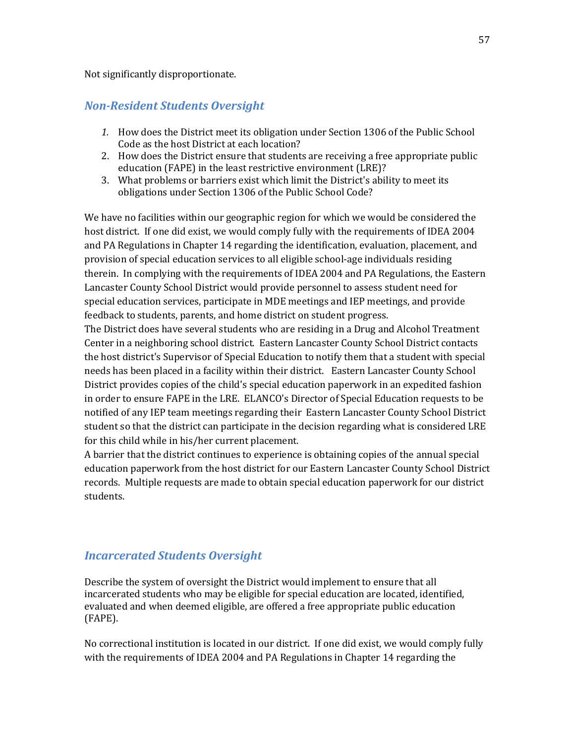Not significantly disproportionate.

## *Non-Resident Students Oversight*

1. How does the District meet its obligation under Section 1306 of the Public School Code as the host District at each location?
2. How does the District ensure that students are receiving a free appropriate public education (FAPE) in the least restrictive environment (LRE)?
3. What problems or barriers exist which limit the District's ability to meet its obligations under Section 1306 of the Public School Code?

We have no facilities within our geographic region for which we would be considered the host district. If one did exist, we would comply fully with the requirements of IDEA 2004 and PA Regulations in Chapter 14 regarding the identification, evaluation, placement, and provision of special education services to all eligible school-age individuals residing therein. In complying with the requirements of IDEA 2004 and PA Regulations, the Eastern Lancaster County School District would provide personnel to assess student need for special education services, participate in MDE meetings and IEP meetings, and provide feedback to students, parents, and home district on student progress.
The District does have several students who are residing in a Drug and Alcohol Treatment Center in a neighboring school district. Eastern Lancaster County School District contacts the host district's Supervisor of Special Education to notify them that a student with special needs has been placed in a facility within their district. Eastern Lancaster County School District provides copies of the child's special education paperwork in an expedited fashion in order to ensure FAPE in the LRE. ELANCO's Director of Special Education requests to be notified of any IEP team meetings regarding their Eastern Lancaster County School District student so that the district can participate in the decision regarding what is considered LRE for this child while in his/her current placement.
A barrier that the district continues to experience is obtaining copies of the annual special education paperwork from the host district for our Eastern Lancaster County School District records. Multiple requests are made to obtain special education paperwork for our district students.

## *Incarcerated Students Oversight*

Describe the system of oversight the District would implement to ensure that all incarcerated students who may be eligible for special education are located, identified, evaluated and when deemed eligible, are offered a free appropriate public education (FAPE).

No correctional institution is located in our district. If one did exist, we would comply fully with the requirements of IDEA 2004 and PA Regulations in Chapter 14 regarding the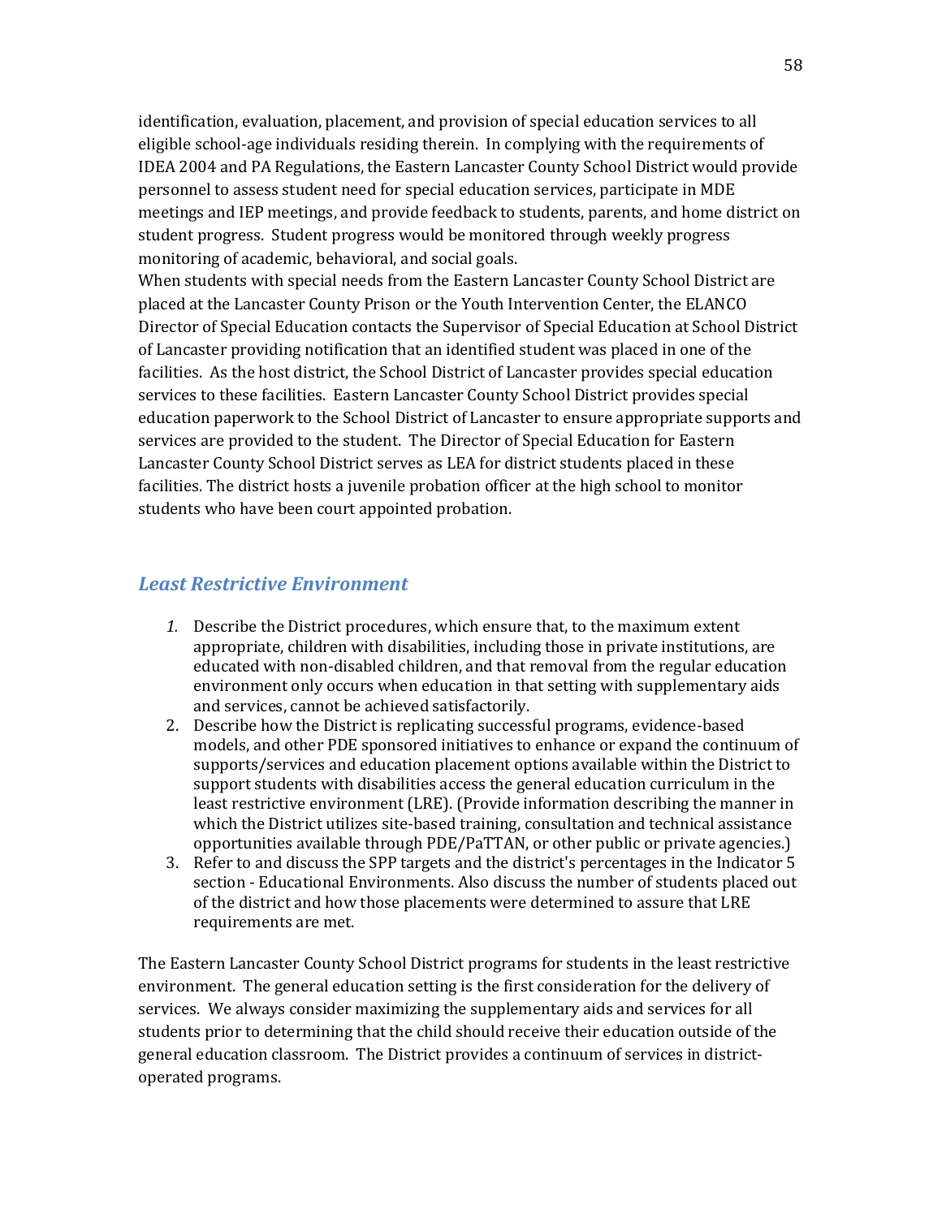identification, evaluation, placement, and provision of special education services to all eligible school-age individuals residing therein. In complying with the requirements of IDEA 2004 and PA Regulations, the Eastern Lancaster County School District would provide personnel to assess student need for special education services, participate in MDE meetings and IEP meetings, and provide feedback to students, parents, and home district on student progress. Student progress would be monitored through weekly progress monitoring of academic, behavioral, and social goals.

When students with special needs from the Eastern Lancaster County School District are placed at the Lancaster County Prison or the Youth Intervention Center, the ELANCO Director of Special Education contacts the Supervisor of Special Education at School District of Lancaster providing notification that an identified student was placed in one of the facilities. As the host district, the School District of Lancaster provides special education services to these facilities. Eastern Lancaster County School District provides special education paperwork to the School District of Lancaster to ensure appropriate supports and services are provided to the student. The Director of Special Education for Eastern Lancaster County School District serves as LEA for district students placed in these facilities. The district hosts a juvenile probation officer at the high school to monitor students who have been court appointed probation.

## *Least Restrictive Environment*

1. Describe the District procedures, which ensure that, to the maximum extent appropriate, children with disabilities, including those in private institutions, are educated with non-disabled children, and that removal from the regular education environment only occurs when education in that setting with supplementary aids and services, cannot be achieved satisfactorily.
2. Describe how the District is replicating successful programs, evidence-based models, and other PDE sponsored initiatives to enhance or expand the continuum of supports/services and education placement options available within the District to support students with disabilities access the general education curriculum in the least restrictive environment (LRE). (Provide information describing the manner in which the District utilizes site-based training, consultation and technical assistance opportunities available through PDE/PaTTAN, or other public or private agencies.)
3. Refer to and discuss the SPP targets and the district's percentages in the Indicator 5 section - Educational Environments. Also discuss the number of students placed out of the district and how those placements were determined to assure that LRE requirements are met.

The Eastern Lancaster County School District programs for students in the least restrictive environment. The general education setting is the first consideration for the delivery of services. We always consider maximizing the supplementary aids and services for all students prior to determining that the child should receive their education outside of the general education classroom. The District provides a continuum of services in district-operated programs.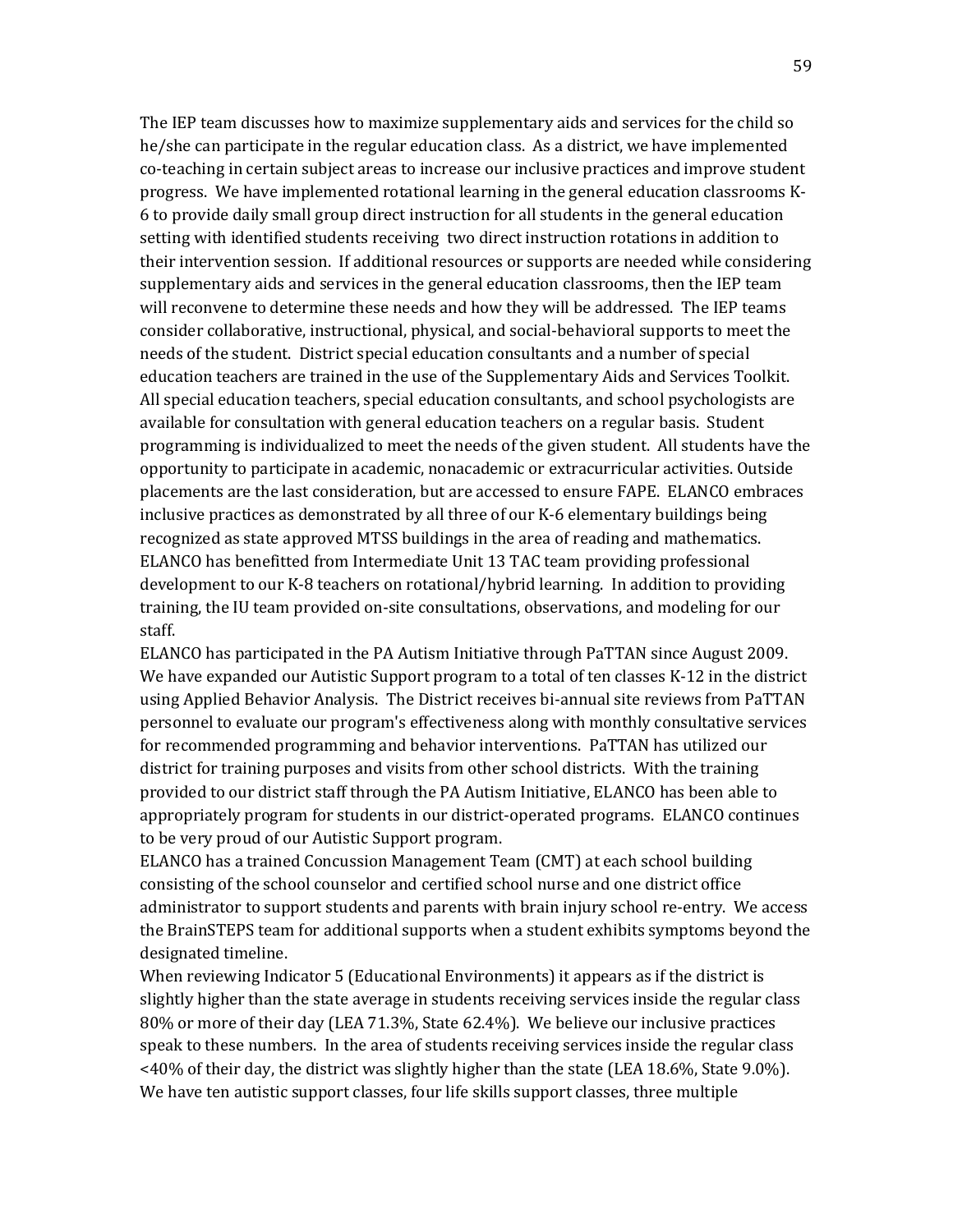The IEP team discusses how to maximize supplementary aids and services for the child so he/she can participate in the regular education class. As a district, we have implemented co-teaching in certain subject areas to increase our inclusive practices and improve student progress. We have implemented rotational learning in the general education classrooms K-6 to provide daily small group direct instruction for all students in the general education setting with identified students receiving two direct instruction rotations in addition to their intervention session. If additional resources or supports are needed while considering supplementary aids and services in the general education classrooms, then the IEP team will reconvene to determine these needs and how they will be addressed. The IEP teams consider collaborative, instructional, physical, and social-behavioral supports to meet the needs of the student. District special education consultants and a number of special education teachers are trained in the use of the Supplementary Aids and Services Toolkit. All special education teachers, special education consultants, and school psychologists are available for consultation with general education teachers on a regular basis. Student programming is individualized to meet the needs of the given student. All students have the opportunity to participate in academic, nonacademic or extracurricular activities. Outside placements are the last consideration, but are accessed to ensure FAPE. ELANCO embraces inclusive practices as demonstrated by all three of our K-6 elementary buildings being recognized as state approved MTSS buildings in the area of reading and mathematics. ELANCO has benefitted from Intermediate Unit 13 TAC team providing professional development to our K-8 teachers on rotational/hybrid learning. In addition to providing training, the IU team provided on-site consultations, observations, and modeling for our staff.

ELANCO has participated in the PA Autism Initiative through PaTTAN since August 2009. We have expanded our Autistic Support program to a total of ten classes K-12 in the district using Applied Behavior Analysis. The District receives bi-annual site reviews from PaTTAN personnel to evaluate our program's effectiveness along with monthly consultative services for recommended programming and behavior interventions. PaTTAN has utilized our district for training purposes and visits from other school districts. With the training provided to our district staff through the PA Autism Initiative, ELANCO has been able to appropriately program for students in our district-operated programs. ELANCO continues to be very proud of our Autistic Support program.

ELANCO has a trained Concussion Management Team (CMT) at each school building consisting of the school counselor and certified school nurse and one district office administrator to support students and parents with brain injury school re-entry. We access the BrainSTEPS team for additional supports when a student exhibits symptoms beyond the designated timeline.

When reviewing Indicator 5 (Educational Environments) it appears as if the district is slightly higher than the state average in students receiving services inside the regular class 80% or more of their day (LEA 71.3%, State 62.4%). We believe our inclusive practices speak to these numbers. In the area of students receiving services inside the regular class <40% of their day, the district was slightly higher than the state (LEA 18.6%, State 9.0%). We have ten autistic support classes, four life skills support classes, three multiple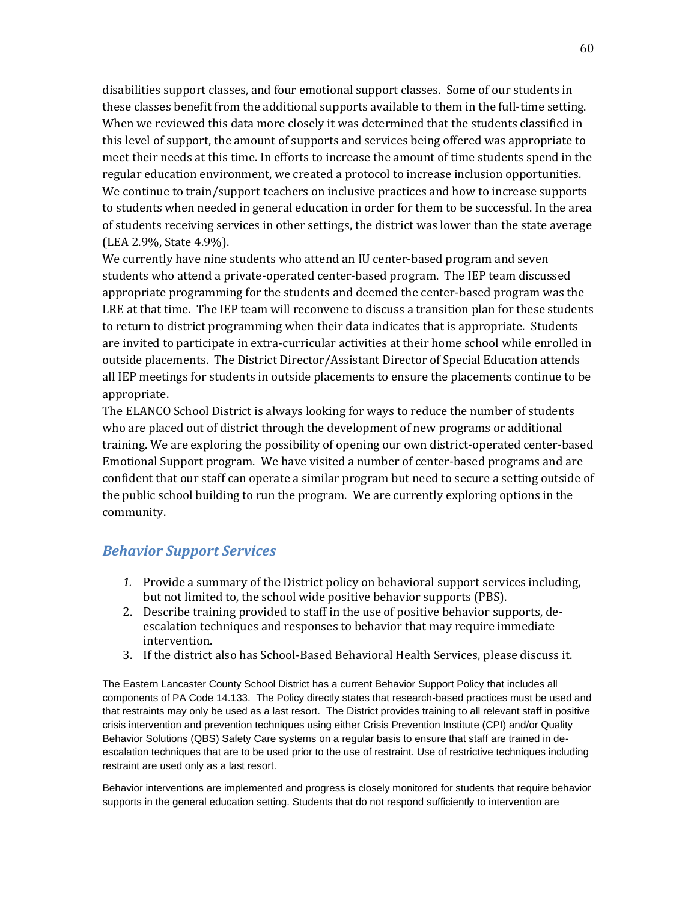disabilities support classes, and four emotional support classes. Some of our students in these classes benefit from the additional supports available to them in the full-time setting. When we reviewed this data more closely it was determined that the students classified in this level of support, the amount of supports and services being offered was appropriate to meet their needs at this time. In efforts to increase the amount of time students spend in the regular education environment, we created a protocol to increase inclusion opportunities. We continue to train/support teachers on inclusive practices and how to increase supports to students when needed in general education in order for them to be successful. In the area of students receiving services in other settings, the district was lower than the state average (LEA 2.9%, State 4.9%).

We currently have nine students who attend an IU center-based program and seven students who attend a private-operated center-based program. The IEP team discussed appropriate programming for the students and deemed the center-based program was the LRE at that time. The IEP team will reconvene to discuss a transition plan for these students to return to district programming when their data indicates that is appropriate. Students are invited to participate in extra-curricular activities at their home school while enrolled in outside placements. The District Director/Assistant Director of Special Education attends all IEP meetings for students in outside placements to ensure the placements continue to be appropriate.

The ELANCO School District is always looking for ways to reduce the number of students who are placed out of district through the development of new programs or additional training. We are exploring the possibility of opening our own district-operated center-based Emotional Support program. We have visited a number of center-based programs and are confident that our staff can operate a similar program but need to secure a setting outside of the public school building to run the program. We are currently exploring options in the community.

## *Behavior Support Services*

1. Provide a summary of the District policy on behavioral support services including, but not limited to, the school wide positive behavior supports (PBS).
2. Describe training provided to staff in the use of positive behavior supports, de-escalation techniques and responses to behavior that may require immediate intervention.
3. If the district also has School-Based Behavioral Health Services, please discuss it.

The Eastern Lancaster County School District has a current Behavior Support Policy that includes all components of PA Code 14.133. The Policy directly states that research-based practices must be used and that restraints may only be used as a last resort. The District provides training to all relevant staff in positive crisis intervention and prevention techniques using either Crisis Prevention Institute (CPI) and/or Quality Behavior Solutions (QBS) Safety Care systems on a regular basis to ensure that staff are trained in de-escalation techniques that are to be used prior to the use of restraint. Use of restrictive techniques including restraint are used only as a last resort.

Behavior interventions are implemented and progress is closely monitored for students that require behavior supports in the general education setting. Students that do not respond sufficiently to intervention are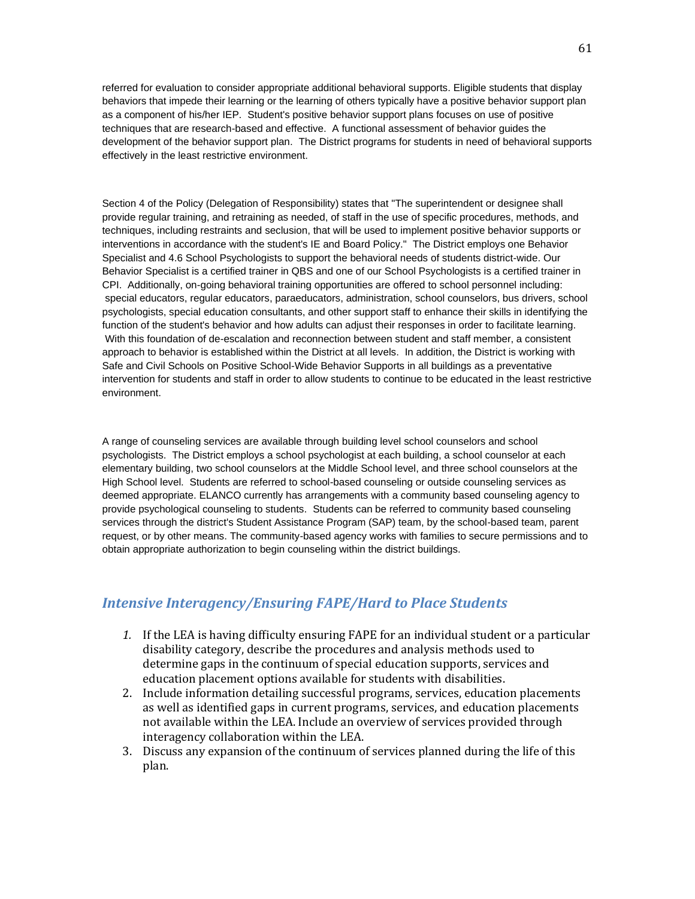referred for evaluation to consider appropriate additional behavioral supports. Eligible students that display behaviors that impede their learning or the learning of others typically have a positive behavior support plan as a component of his/her IEP. Student's positive behavior support plans focuses on use of positive techniques that are research-based and effective. A functional assessment of behavior guides the development of the behavior support plan. The District programs for students in need of behavioral supports effectively in the least restrictive environment.

Section 4 of the Policy (Delegation of Responsibility) states that "The superintendent or designee shall provide regular training, and retraining as needed, of staff in the use of specific procedures, methods, and techniques, including restraints and seclusion, that will be used to implement positive behavior supports or interventions in accordance with the student's IE and Board Policy." The District employs one Behavior Specialist and 4.6 School Psychologists to support the behavioral needs of students district-wide. Our Behavior Specialist is a certified trainer in QBS and one of our School Psychologists is a certified trainer in CPI. Additionally, on-going behavioral training opportunities are offered to school personnel including: special educators, regular educators, paraeducators, administration, school counselors, bus drivers, school psychologists, special education consultants, and other support staff to enhance their skills in identifying the function of the student's behavior and how adults can adjust their responses in order to facilitate learning. With this foundation of de-escalation and reconnection between student and staff member, a consistent approach to behavior is established within the District at all levels. In addition, the District is working with Safe and Civil Schools on Positive School-Wide Behavior Supports in all buildings as a preventative intervention for students and staff in order to allow students to continue to be educated in the least restrictive environment.

A range of counseling services are available through building level school counselors and school psychologists. The District employs a school psychologist at each building, a school counselor at each elementary building, two school counselors at the Middle School level, and three school counselors at the High School level. Students are referred to school-based counseling or outside counseling services as deemed appropriate. ELANCO currently has arrangements with a community based counseling agency to provide psychological counseling to students. Students can be referred to community based counseling services through the district's Student Assistance Program (SAP) team, by the school-based team, parent request, or by other means. The community-based agency works with families to secure permissions and to obtain appropriate authorization to begin counseling within the district buildings.

## *Intensive Interagency/Ensuring FAPE/Hard to Place Students*

1. If the LEA is having difficulty ensuring FAPE for an individual student or a particular disability category, describe the procedures and analysis methods used to determine gaps in the continuum of special education supports, services and education placement options available for students with disabilities.
2. Include information detailing successful programs, services, education placements as well as identified gaps in current programs, services, and education placements not available within the LEA. Include an overview of services provided through interagency collaboration within the LEA.
3. Discuss any expansion of the continuum of services planned during the life of this plan.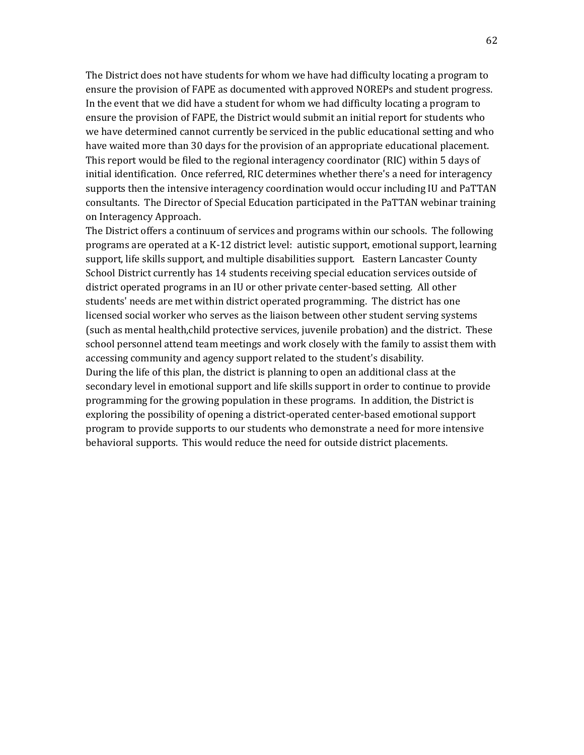The District does not have students for whom we have had difficulty locating a program to ensure the provision of FAPE as documented with approved NOREPs and student progress. In the event that we did have a student for whom we had difficulty locating a program to ensure the provision of FAPE, the District would submit an initial report for students who we have determined cannot currently be serviced in the public educational setting and who have waited more than 30 days for the provision of an appropriate educational placement. This report would be filed to the regional interagency coordinator (RIC) within 5 days of initial identification. Once referred, RIC determines whether there's a need for interagency supports then the intensive interagency coordination would occur including IU and PaTTAN consultants. The Director of Special Education participated in the PaTTAN webinar training on Interagency Approach.

The District offers a continuum of services and programs within our schools. The following programs are operated at a K-12 district level: autistic support, emotional support, learning support, life skills support, and multiple disabilities support. Eastern Lancaster County School District currently has 14 students receiving special education services outside of district operated programs in an IU or other private center-based setting. All other students' needs are met within district operated programming. The district has one licensed social worker who serves as the liaison between other student serving systems (such as mental health,child protective services, juvenile probation) and the district. These school personnel attend team meetings and work closely with the family to assist them with accessing community and agency support related to the student's disability.

During the life of this plan, the district is planning to open an additional class at the secondary level in emotional support and life skills support in order to continue to provide programming for the growing population in these programs. In addition, the District is exploring the possibility of opening a district-operated center-based emotional support program to provide supports to our students who demonstrate a need for more intensive behavioral supports. This would reduce the need for outside district placements.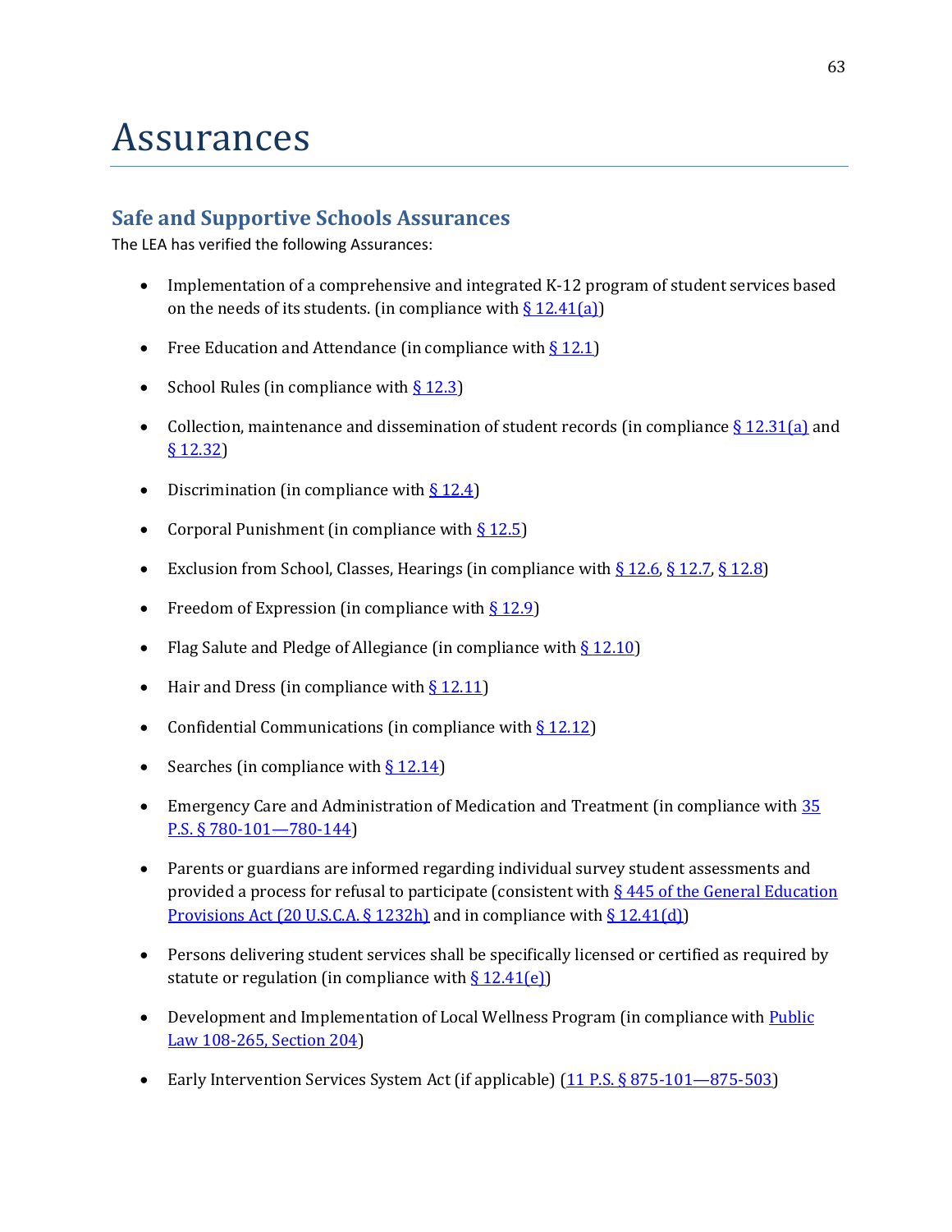# Assurances

## Safe and Supportive Schools Assurances

The LEA has verified the following Assurances:

- Implementation of a comprehensive and integrated K-12 program of student services based on the needs of its students. (in compliance with § 12.41(a))
- Free Education and Attendance (in compliance with § 12.1)
- School Rules (in compliance with § 12.3)
- Collection, maintenance and dissemination of student records (in compliance § 12.31(a) and § 12.32)
- Discrimination (in compliance with § 12.4)
- Corporal Punishment (in compliance with § 12.5)
- Exclusion from School, Classes, Hearings (in compliance with § 12.6, § 12.7, § 12.8)
- Freedom of Expression (in compliance with § 12.9)
- Flag Salute and Pledge of Allegiance (in compliance with § 12.10)
- Hair and Dress (in compliance with § 12.11)
- Confidential Communications (in compliance with § 12.12)
- Searches (in compliance with § 12.14)
- Emergency Care and Administration of Medication and Treatment (in compliance with 35 P.S. § 780-101—780-144)
- Parents or guardians are informed regarding individual survey student assessments and provided a process for refusal to participate (consistent with § 445 of the General Education Provisions Act (20 U.S.C.A. § 1232h) and in compliance with § 12.41(d))
- Persons delivering student services shall be specifically licensed or certified as required by statute or regulation (in compliance with § 12.41(e))
- Development and Implementation of Local Wellness Program (in compliance with Public Law 108-265, Section 204)
- Early Intervention Services System Act (if applicable) (11 P.S. § 875-101—875-503)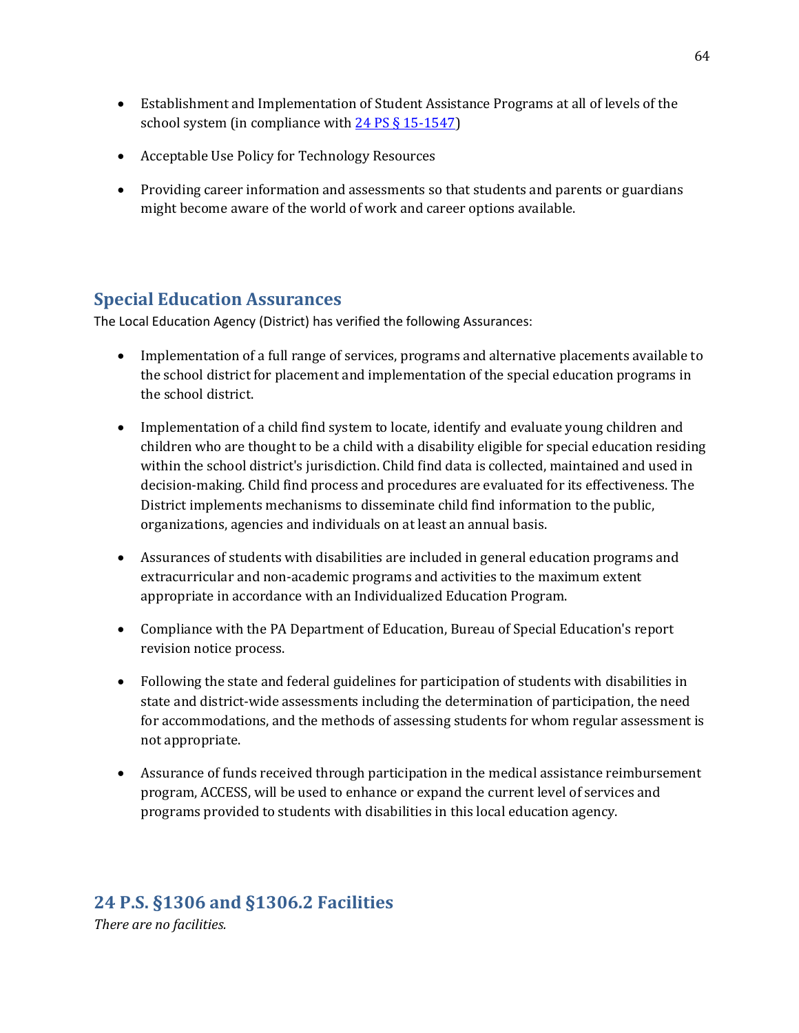- Establishment and Implementation of Student Assistance Programs at all of levels of the school system (in compliance with [24 PS § 15-1547])
- Acceptable Use Policy for Technology Resources
- Providing career information and assessments so that students and parents or guardians might become aware of the world of work and career options available.

## Special Education Assurances

The Local Education Agency (District) has verified the following Assurances:

- Implementation of a full range of services, programs and alternative placements available to the school district for placement and implementation of the special education programs in the school district.
- Implementation of a child find system to locate, identify and evaluate young children and children who are thought to be a child with a disability eligible for special education residing within the school district's jurisdiction. Child find data is collected, maintained and used in decision-making. Child find process and procedures are evaluated for its effectiveness. The District implements mechanisms to disseminate child find information to the public, organizations, agencies and individuals on at least an annual basis.
- Assurances of students with disabilities are included in general education programs and extracurricular and non-academic programs and activities to the maximum extent appropriate in accordance with an Individualized Education Program.
- Compliance with the PA Department of Education, Bureau of Special Education's report revision notice process.
- Following the state and federal guidelines for participation of students with disabilities in state and district-wide assessments including the determination of participation, the need for accommodations, and the methods of assessing students for whom regular assessment is not appropriate.
- Assurance of funds received through participation in the medical assistance reimbursement program, ACCESS, will be used to enhance or expand the current level of services and programs provided to students with disabilities in this local education agency.

## 24 P.S. §1306 and §1306.2 Facilities

*There are no facilities.*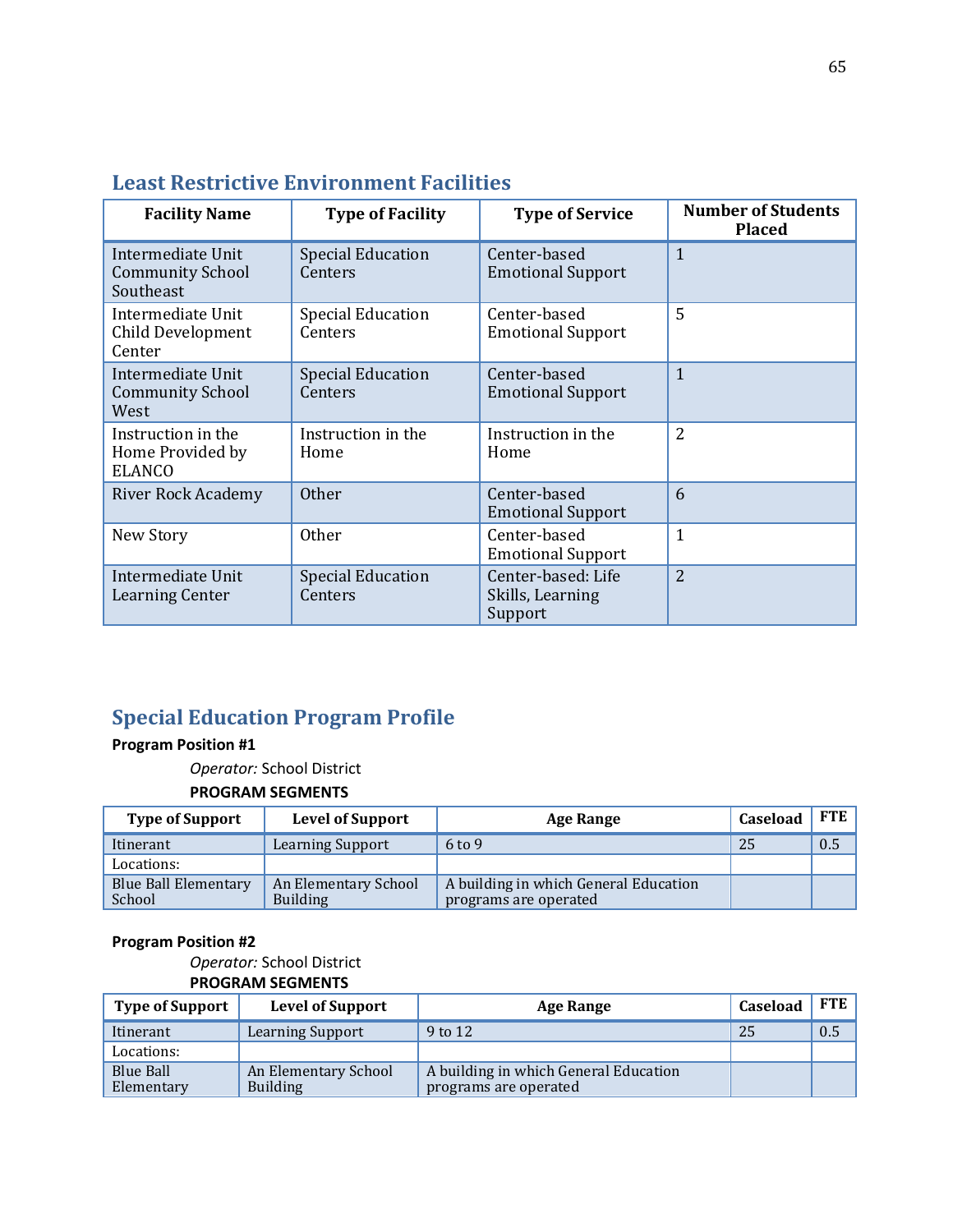## Least Restrictive Environment Facilities

| Facility Name | Type of Facility | Type of Service | Number of Students Placed |
|---|---|---|---|
| Intermediate Unit Community School Southeast | Special Education Centers | Center-based Emotional Support | 1 |
| Intermediate Unit Child Development Center | Special Education Centers | Center-based Emotional Support | 5 |
| Intermediate Unit Community School West | Special Education Centers | Center-based Emotional Support | 1 |
| Instruction in the Home Provided by ELANCO | Instruction in the Home | Instruction in the Home | 2 |
| River Rock Academy | Other | Center-based Emotional Support | 6 |
| New Story | Other | Center-based Emotional Support | 1 |
| Intermediate Unit Learning Center | Special Education Centers | Center-based: Life Skills, Learning Support | 2 |

## Special Education Program Profile

**Program Position #1**

*Operator:* School District

**PROGRAM SEGMENTS**

| Type of Support | Level of Support | Age Range | Caseload | FTE |
|---|---|---|---|---|
| Itinerant | Learning Support | 6 to 9 | 25 | 0.5 |
| Locations: | | | | |
| Blue Ball Elementary School | An Elementary School Building | A building in which General Education programs are operated | | |

**Program Position #2**

*Operator:* School District

**PROGRAM SEGMENTS**

| Type of Support | Level of Support | Age Range | Caseload | FTE |
|---|---|---|---|---|
| Itinerant | Learning Support | 9 to 12 | 25 | 0.5 |
| Locations: | | | | |
| Blue Ball Elementary | An Elementary School Building | A building in which General Education programs are operated | | |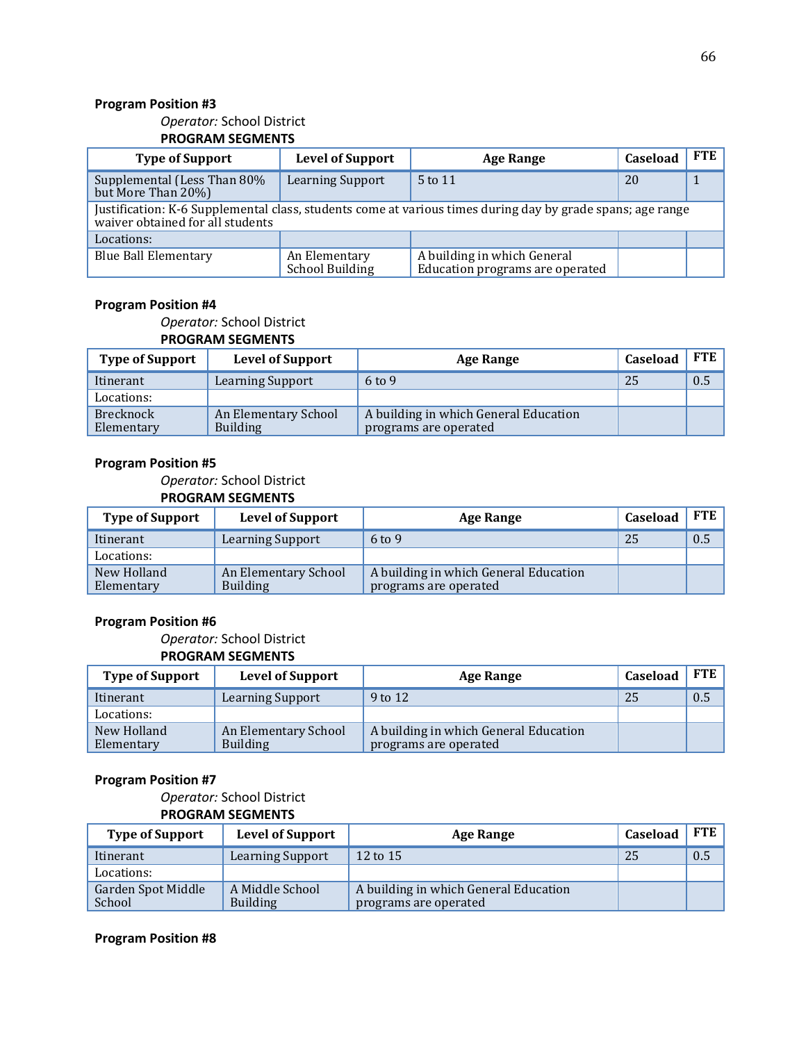**Program Position #3**

*Operator:* School District

**PROGRAM SEGMENTS**

| Type of Support | Level of Support | Age Range | Caseload | FTE |
|---|---|---|---|---|
| Supplemental (Less Than 80% but More Than 20%) | Learning Support | 5 to 11 | 20 | 1 |
| Justification: K-6 Supplemental class, students come at various times during day by grade spans; age range waiver obtained for all students | | | | |
| Locations: | | | | |
| Blue Ball Elementary | An Elementary School Building | A building in which General Education programs are operated | | |

**Program Position #4**

*Operator:* School District

**PROGRAM SEGMENTS**

| Type of Support | Level of Support | Age Range | Caseload | FTE |
|---|---|---|---|---|
| Itinerant | Learning Support | 6 to 9 | 25 | 0.5 |
| Locations: | | | | |
| Brecknock Elementary | An Elementary School Building | A building in which General Education programs are operated | | |

**Program Position #5**

*Operator:* School District

**PROGRAM SEGMENTS**

| Type of Support | Level of Support | Age Range | Caseload | FTE |
|---|---|---|---|---|
| Itinerant | Learning Support | 6 to 9 | 25 | 0.5 |
| Locations: | | | | |
| New Holland Elementary | An Elementary School Building | A building in which General Education programs are operated | | |

**Program Position #6**

*Operator:* School District

**PROGRAM SEGMENTS**

| Type of Support | Level of Support | Age Range | Caseload | FTE |
|---|---|---|---|---|
| Itinerant | Learning Support | 9 to 12 | 25 | 0.5 |
| Locations: | | | | |
| New Holland Elementary | An Elementary School Building | A building in which General Education programs are operated | | |

**Program Position #7**

*Operator:* School District

**PROGRAM SEGMENTS**

| Type of Support | Level of Support | Age Range | Caseload | FTE |
|---|---|---|---|---|
| Itinerant | Learning Support | 12 to 15 | 25 | 0.5 |
| Locations: | | | | |
| Garden Spot Middle School | A Middle School Building | A building in which General Education programs are operated | | |

**Program Position #8**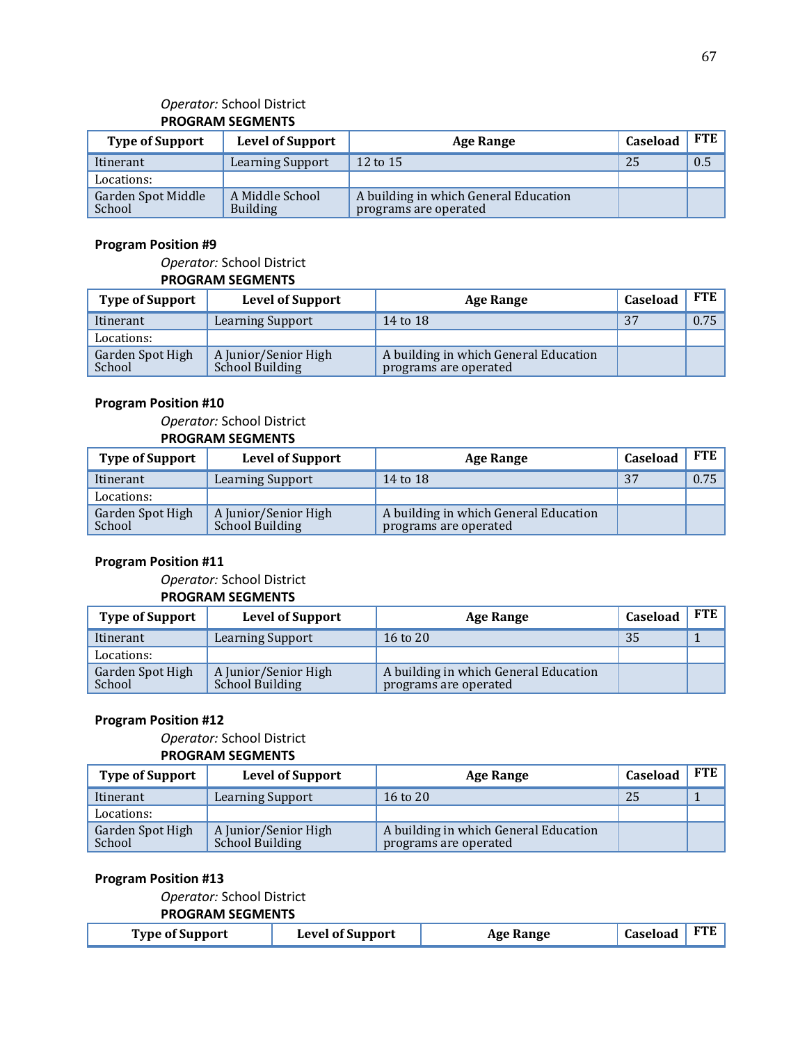*Operator:* School District

**PROGRAM SEGMENTS**

| Type of Support | Level of Support | Age Range | Caseload | FTE |
|---|---|---|---|---|
| Itinerant | Learning Support | 12 to 15 | 25 | 0.5 |
| Locations: | | | | |
| Garden Spot Middle School | A Middle School Building | A building in which General Education programs are operated | | |

**Program Position #9**

*Operator:* School District

**PROGRAM SEGMENTS**

| Type of Support | Level of Support | Age Range | Caseload | FTE |
|---|---|---|---|---|
| Itinerant | Learning Support | 14 to 18 | 37 | 0.75 |
| Locations: | | | | |
| Garden Spot High School | A Junior/Senior High School Building | A building in which General Education programs are operated | | |

**Program Position #10**

*Operator:* School District

**PROGRAM SEGMENTS**

| Type of Support | Level of Support | Age Range | Caseload | FTE |
|---|---|---|---|---|
| Itinerant | Learning Support | 14 to 18 | 37 | 0.75 |
| Locations: | | | | |
| Garden Spot High School | A Junior/Senior High School Building | A building in which General Education programs are operated | | |

**Program Position #11**

*Operator:* School District

**PROGRAM SEGMENTS**

| Type of Support | Level of Support | Age Range | Caseload | FTE |
|---|---|---|---|---|
| Itinerant | Learning Support | 16 to 20 | 35 | 1 |
| Locations: | | | | |
| Garden Spot High School | A Junior/Senior High School Building | A building in which General Education programs are operated | | |

**Program Position #12**

*Operator:* School District

**PROGRAM SEGMENTS**

| Type of Support | Level of Support | Age Range | Caseload | FTE |
|---|---|---|---|---|
| Itinerant | Learning Support | 16 to 20 | 25 | 1 |
| Locations: | | | | |
| Garden Spot High School | A Junior/Senior High School Building | A building in which General Education programs are operated | | |

**Program Position #13**

*Operator:* School District

**PROGRAM SEGMENTS**

| Type of Support | Level of Support | Age Range | Caseload | FTE |
|---|---|---|---|---|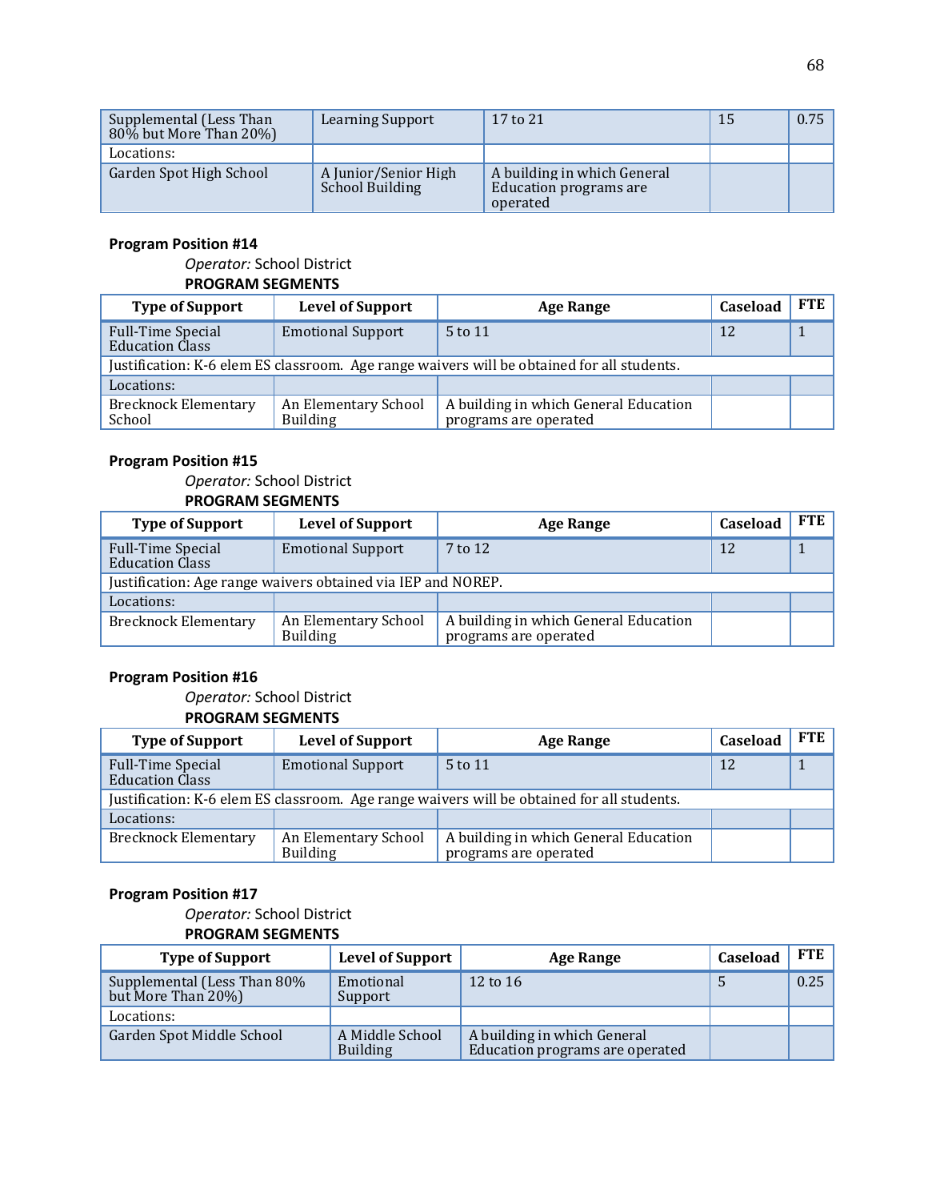| Supplemental (Less Than 80% but More Than 20%) | Learning Support | 17 to 21 | 15 | 0.75 |
|---|---|---|---|---|
| Locations: | | | | |
| Garden Spot High School | A Junior/Senior High School Building | A building in which General Education programs are operated | | |

**Program Position #14**

*Operator:* School District

**PROGRAM SEGMENTS**

| Type of Support | Level of Support | Age Range | Caseload | FTE |
|---|---|---|---|---|
| Full-Time Special Education Class | Emotional Support | 5 to 11 | 12 | 1 |
| Justification: K-6 elem ES classroom. Age range waivers will be obtained for all students. | | | | |
| Locations: | | | | |
| Brecknock Elementary School | An Elementary School Building | A building in which General Education programs are operated | | |

**Program Position #15**

*Operator:* School District

**PROGRAM SEGMENTS**

| Type of Support | Level of Support | Age Range | Caseload | FTE |
|---|---|---|---|---|
| Full-Time Special Education Class | Emotional Support | 7 to 12 | 12 | 1 |
| Justification: Age range waivers obtained via IEP and NOREP. | | | | |
| Locations: | | | | |
| Brecknock Elementary | An Elementary School Building | A building in which General Education programs are operated | | |

**Program Position #16**

*Operator:* School District

**PROGRAM SEGMENTS**

| Type of Support | Level of Support | Age Range | Caseload | FTE |
|---|---|---|---|---|
| Full-Time Special Education Class | Emotional Support | 5 to 11 | 12 | 1 |
| Justification: K-6 elem ES classroom. Age range waivers will be obtained for all students. | | | | |
| Locations: | | | | |
| Brecknock Elementary | An Elementary School Building | A building in which General Education programs are operated | | |

**Program Position #17**

*Operator:* School District

**PROGRAM SEGMENTS**

| Type of Support | Level of Support | Age Range | Caseload | FTE |
|---|---|---|---|---|
| Supplemental (Less Than 80% but More Than 20%) | Emotional Support | 12 to 16 | 5 | 0.25 |
| Locations: | | | | |
| Garden Spot Middle School | A Middle School Building | A building in which General Education programs are operated | | |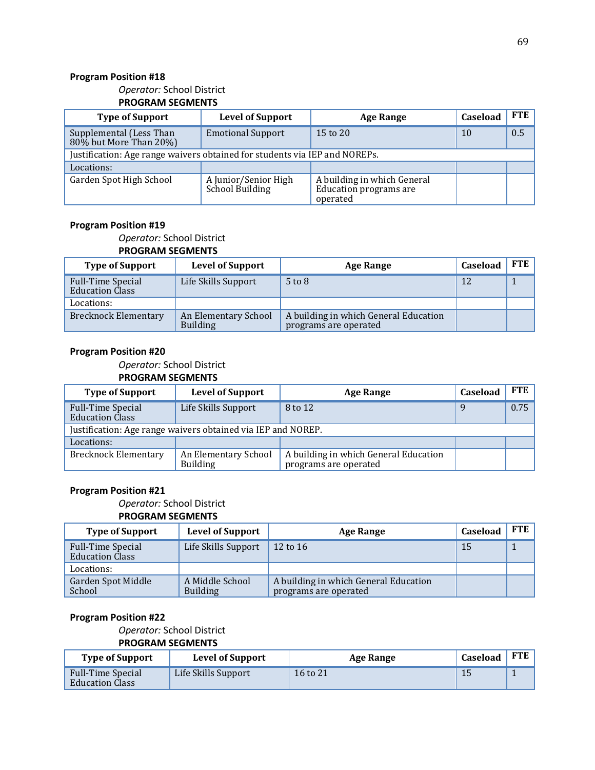**Program Position #18**

*Operator:* School District

**PROGRAM SEGMENTS**

| Type of Support | Level of Support | Age Range | Caseload | FTE |
|---|---|---|---|---|
| Supplemental (Less Than 80% but More Than 20%) | Emotional Support | 15 to 20 | 10 | 0.5 |
| Justification: Age range waivers obtained for students via IEP and NOREPs. | | | | |
| Locations: | | | | |
| Garden Spot High School | A Junior/Senior High School Building | A building in which General Education programs are operated | | |

**Program Position #19**

*Operator:* School District

**PROGRAM SEGMENTS**

| Type of Support | Level of Support | Age Range | Caseload | FTE |
|---|---|---|---|---|
| Full-Time Special Education Class | Life Skills Support | 5 to 8 | 12 | 1 |
| Locations: | | | | |
| Brecknock Elementary | An Elementary School Building | A building in which General Education programs are operated | | |

**Program Position #20**

*Operator:* School District

**PROGRAM SEGMENTS**

| Type of Support | Level of Support | Age Range | Caseload | FTE |
|---|---|---|---|---|
| Full-Time Special Education Class | Life Skills Support | 8 to 12 | 9 | 0.75 |
| Justification: Age range waivers obtained via IEP and NOREP. | | | | |
| Locations: | | | | |
| Brecknock Elementary | An Elementary School Building | A building in which General Education programs are operated | | |

**Program Position #21**

*Operator:* School District

**PROGRAM SEGMENTS**

| Type of Support | Level of Support | Age Range | Caseload | FTE |
|---|---|---|---|---|
| Full-Time Special Education Class | Life Skills Support | 12 to 16 | 15 | 1 |
| Locations: | | | | |
| Garden Spot Middle School | A Middle School Building | A building in which General Education programs are operated | | |

**Program Position #22**

*Operator:* School District

**PROGRAM SEGMENTS**

| Type of Support | Level of Support | Age Range | Caseload | FTE |
|---|---|---|---|---|
| Full-Time Special Education Class | Life Skills Support | 16 to 21 | 15 | 1 |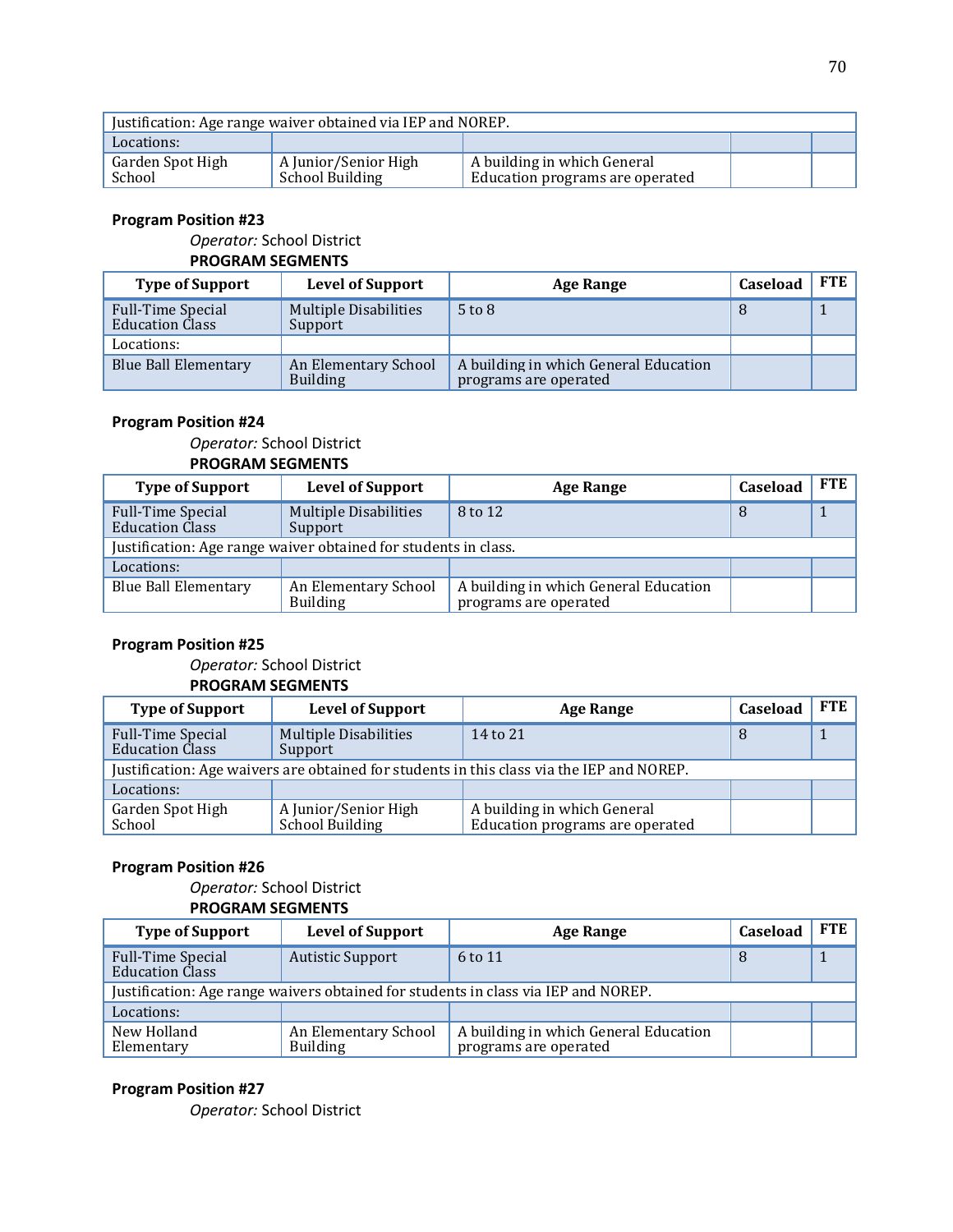| | | | | |
|---|---|---|---|---|
| Justification: Age range waiver obtained via IEP and NOREP. | | | | |
| Locations: | | | | |
| Garden Spot High School | A Junior/Senior High School Building | A building in which General Education programs are operated | | |

**Program Position #23**

*Operator:* School District

**PROGRAM SEGMENTS**

| Type of Support | Level of Support | Age Range | Caseload | FTE |
|---|---|---|---|---|
| Full-Time Special Education Class | Multiple Disabilities Support | 5 to 8 | 8 | 1 |
| Locations: | | | | |
| Blue Ball Elementary | An Elementary School Building | A building in which General Education programs are operated | | |

**Program Position #24**

*Operator:* School District

**PROGRAM SEGMENTS**

| Type of Support | Level of Support | Age Range | Caseload | FTE |
|---|---|---|---|---|
| Full-Time Special Education Class | Multiple Disabilities Support | 8 to 12 | 8 | 1 |
| Justification: Age range waiver obtained for students in class. | | | | |
| Locations: | | | | |
| Blue Ball Elementary | An Elementary School Building | A building in which General Education programs are operated | | |

**Program Position #25**

*Operator:* School District

**PROGRAM SEGMENTS**

| Type of Support | Level of Support | Age Range | Caseload | FTE |
|---|---|---|---|---|
| Full-Time Special Education Class | Multiple Disabilities Support | 14 to 21 | 8 | 1 |
| Justification: Age waivers are obtained for students in this class via the IEP and NOREP. | | | | |
| Locations: | | | | |
| Garden Spot High School | A Junior/Senior High School Building | A building in which General Education programs are operated | | |

**Program Position #26**

*Operator:* School District

**PROGRAM SEGMENTS**

| Type of Support | Level of Support | Age Range | Caseload | FTE |
|---|---|---|---|---|
| Full-Time Special Education Class | Autistic Support | 6 to 11 | 8 | 1 |
| Justification: Age range waivers obtained for students in class via IEP and NOREP. | | | | |
| Locations: | | | | |
| New Holland Elementary | An Elementary School Building | A building in which General Education programs are operated | | |

**Program Position #27**

*Operator:* School District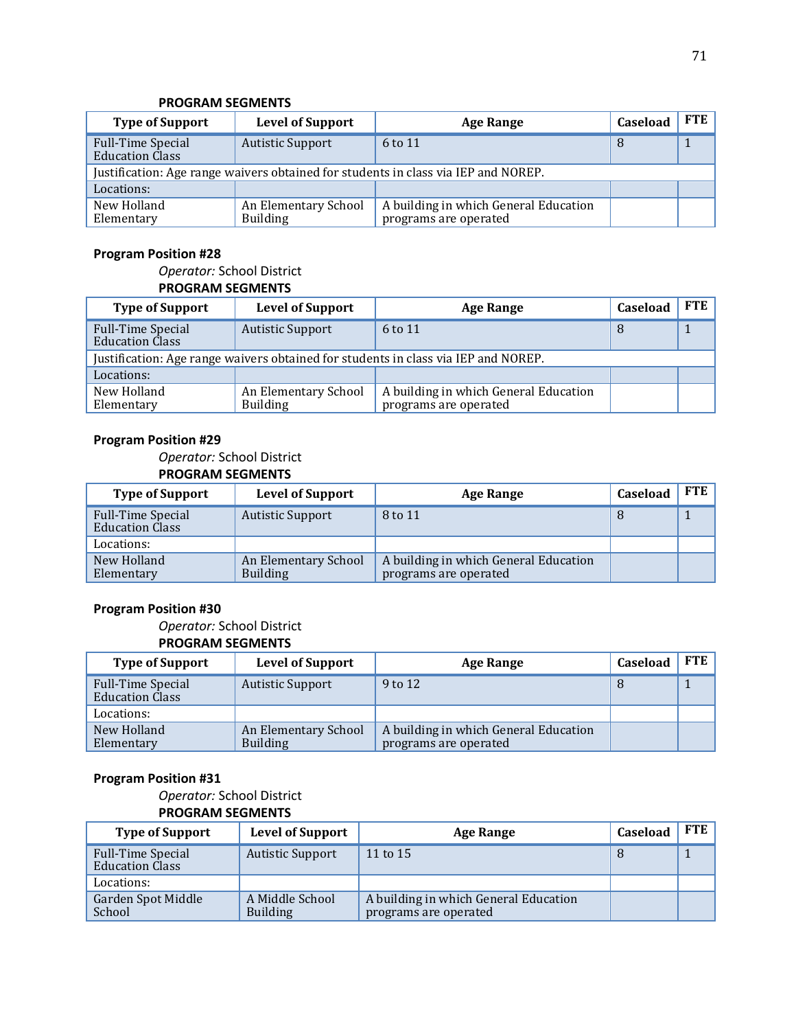**PROGRAM SEGMENTS**

| Type of Support | Level of Support | Age Range | Caseload | FTE |
|---|---|---|---|---|
| Full-Time Special Education Class | Autistic Support | 6 to 11 | 8 | 1 |
| Justification: Age range waivers obtained for students in class via IEP and NOREP. | | | | |
| Locations: | | | | |
| New Holland Elementary | An Elementary School Building | A building in which General Education programs are operated | | |

**Program Position #28**

*Operator:* School District

**PROGRAM SEGMENTS**

| Type of Support | Level of Support | Age Range | Caseload | FTE |
|---|---|---|---|---|
| Full-Time Special Education Class | Autistic Support | 6 to 11 | 8 | 1 |
| Justification: Age range waivers obtained for students in class via IEP and NOREP. | | | | |
| Locations: | | | | |
| New Holland Elementary | An Elementary School Building | A building in which General Education programs are operated | | |

**Program Position #29**

*Operator:* School District

**PROGRAM SEGMENTS**

| Type of Support | Level of Support | Age Range | Caseload | FTE |
|---|---|---|---|---|
| Full-Time Special Education Class | Autistic Support | 8 to 11 | 8 | 1 |
| Locations: | | | | |
| New Holland Elementary | An Elementary School Building | A building in which General Education programs are operated | | |

**Program Position #30**

*Operator:* School District

**PROGRAM SEGMENTS**

| Type of Support | Level of Support | Age Range | Caseload | FTE |
|---|---|---|---|---|
| Full-Time Special Education Class | Autistic Support | 9 to 12 | 8 | 1 |
| Locations: | | | | |
| New Holland Elementary | An Elementary School Building | A building in which General Education programs are operated | | |

**Program Position #31**

*Operator:* School District

**PROGRAM SEGMENTS**

| Type of Support | Level of Support | Age Range | Caseload | FTE |
|---|---|---|---|---|
| Full-Time Special Education Class | Autistic Support | 11 to 15 | 8 | 1 |
| Locations: | | | | |
| Garden Spot Middle School | A Middle School Building | A building in which General Education programs are operated | | |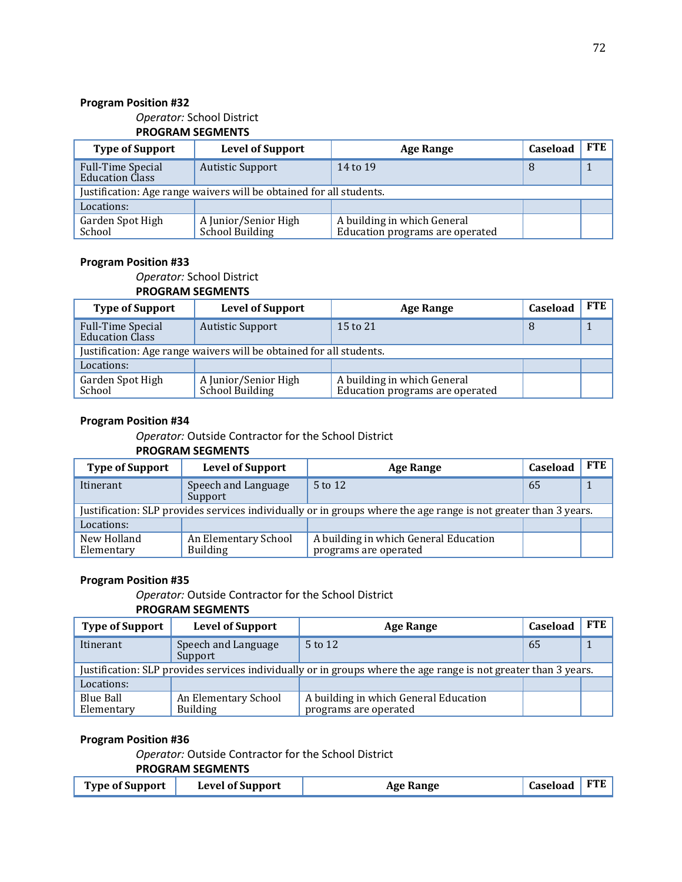**Program Position #32**

*Operator:* School District

**PROGRAM SEGMENTS**

| Type of Support | Level of Support | Age Range | Caseload | FTE |
|---|---|---|---|---|
| Full-Time Special Education Class | Autistic Support | 14 to 19 | 8 | 1 |
| Justification: Age range waivers will be obtained for all students. | | | | |
| Locations: | | | | |
| Garden Spot High School | A Junior/Senior High School Building | A building in which General Education programs are operated | | |

**Program Position #33**

*Operator:* School District

**PROGRAM SEGMENTS**

| Type of Support | Level of Support | Age Range | Caseload | FTE |
|---|---|---|---|---|
| Full-Time Special Education Class | Autistic Support | 15 to 21 | 8 | 1 |
| Justification: Age range waivers will be obtained for all students. | | | | |
| Locations: | | | | |
| Garden Spot High School | A Junior/Senior High School Building | A building in which General Education programs are operated | | |

**Program Position #34**

*Operator:* Outside Contractor for the School District

**PROGRAM SEGMENTS**

| Type of Support | Level of Support | Age Range | Caseload | FTE |
|---|---|---|---|---|
| Itinerant | Speech and Language Support | 5 to 12 | 65 | 1 |
| Justification: SLP provides services individually or in groups where the age range is not greater than 3 years. | | | | |
| Locations: | | | | |
| New Holland Elementary | An Elementary School Building | A building in which General Education programs are operated | | |

**Program Position #35**

*Operator:* Outside Contractor for the School District

**PROGRAM SEGMENTS**

| Type of Support | Level of Support | Age Range | Caseload | FTE |
|---|---|---|---|---|
| Itinerant | Speech and Language Support | 5 to 12 | 65 | 1 |
| Justification: SLP provides services individually or in groups where the age range is not greater than 3 years. | | | | |
| Locations: | | | | |
| Blue Ball Elementary | An Elementary School Building | A building in which General Education programs are operated | | |

**Program Position #36**

*Operator:* Outside Contractor for the School District

**PROGRAM SEGMENTS**

| Type of Support | Level of Support | Age Range | Caseload | FTE |
|---|---|---|---|---|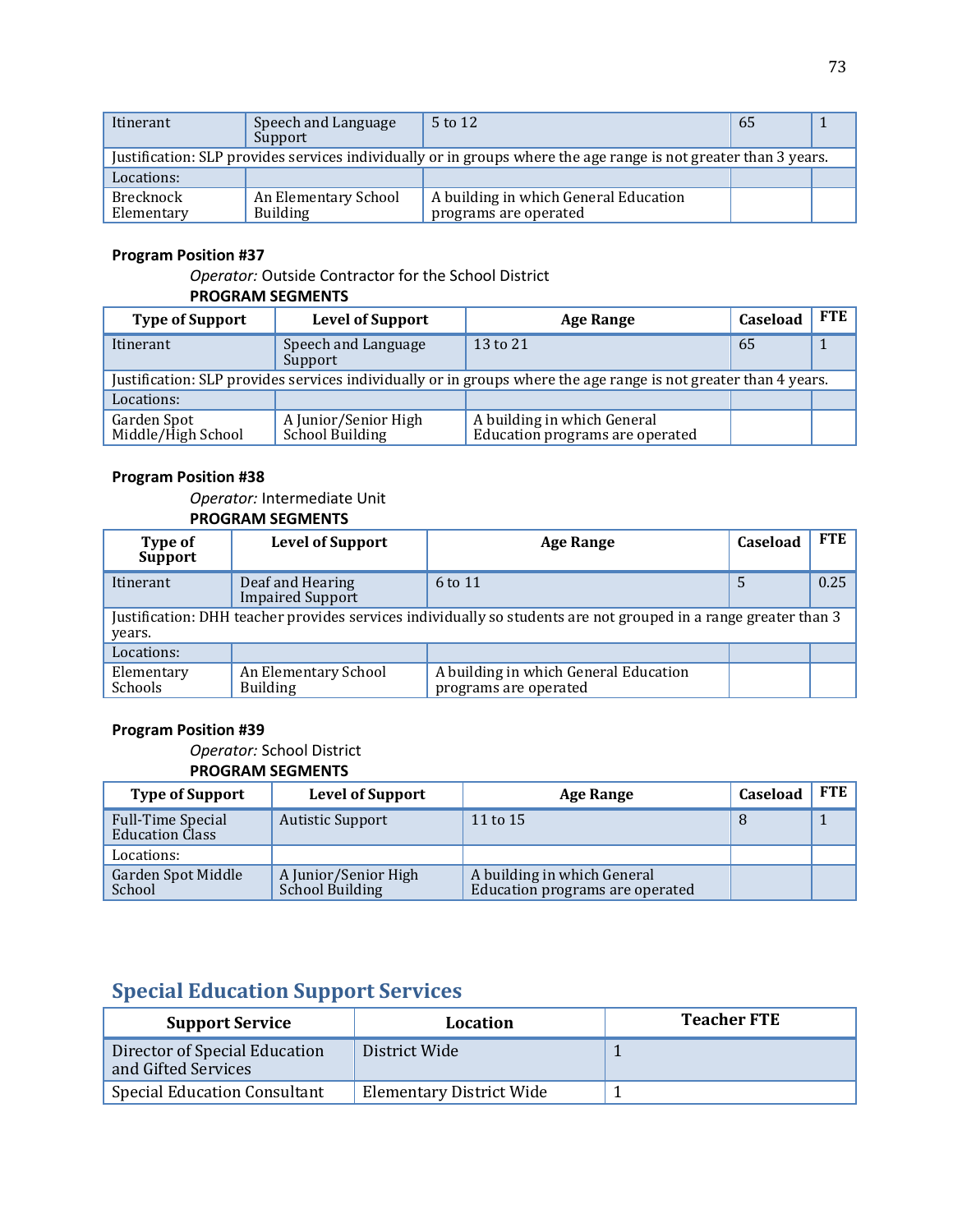| Itinerant | Speech and Language Support | 5 to 12 | 65 | 1 |
|---|---|---|---|---|
| Justification: SLP provides services individually or in groups where the age range is not greater than 3 years. | | | | |
| Locations: | | | | |
| Brecknock Elementary | An Elementary School Building | A building in which General Education programs are operated | | |

**Program Position #37**

*Operator:* Outside Contractor for the School District

**PROGRAM SEGMENTS**

| Type of Support | Level of Support | Age Range | Caseload | FTE |
|---|---|---|---|---|
| Itinerant | Speech and Language Support | 13 to 21 | 65 | 1 |
| Justification: SLP provides services individually or in groups where the age range is not greater than 4 years. | | | | |
| Locations: | | | | |
| Garden Spot Middle/High School | A Junior/Senior High School Building | A building in which General Education programs are operated | | |

**Program Position #38**

*Operator:* Intermediate Unit

**PROGRAM SEGMENTS**

| Type of Support | Level of Support | Age Range | Caseload | FTE |
|---|---|---|---|---|
| Itinerant | Deaf and Hearing Impaired Support | 6 to 11 | 5 | 0.25 |
| Justification: DHH teacher provides services individually so students are not grouped in a range greater than 3 years. | | | | |
| Locations: | | | | |
| Elementary Schools | An Elementary School Building | A building in which General Education programs are operated | | |

**Program Position #39**

*Operator:* School District

**PROGRAM SEGMENTS**

| Type of Support | Level of Support | Age Range | Caseload | FTE |
|---|---|---|---|---|
| Full-Time Special Education Class | Autistic Support | 11 to 15 | 8 | 1 |
| Locations: | | | | |
| Garden Spot Middle School | A Junior/Senior High School Building | A building in which General Education programs are operated | | |

## Special Education Support Services

| Support Service | Location | Teacher FTE |
|---|---|---|
| Director of Special Education and Gifted Services | District Wide | 1 |
| Special Education Consultant | Elementary District Wide | 1 |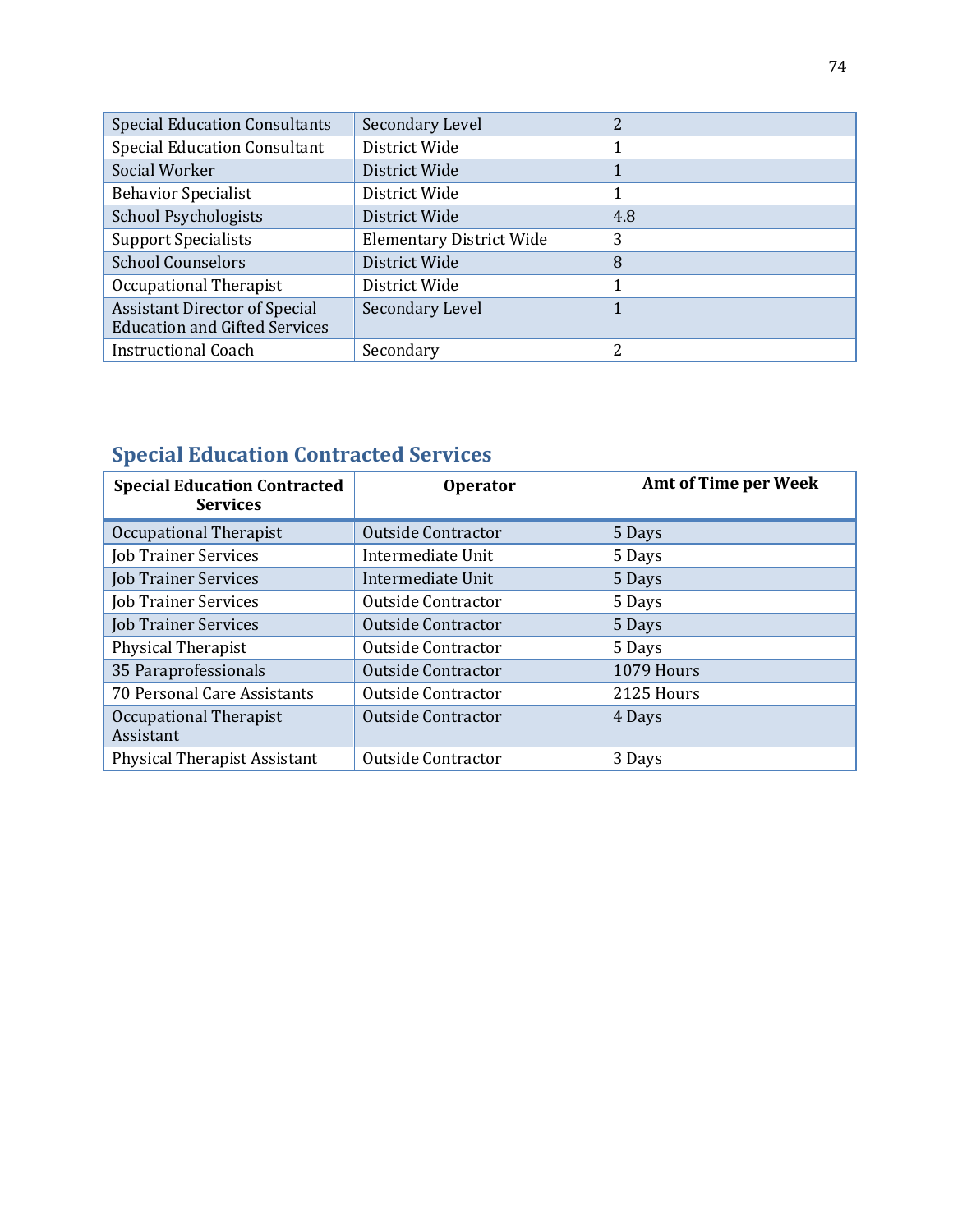| Special Education Consultants | Secondary Level | 2 |
|---|---|---|
| Special Education Consultant | District Wide | 1 |
| Social Worker | District Wide | 1 |
| Behavior Specialist | District Wide | 1 |
| School Psychologists | District Wide | 4.8 |
| Support Specialists | Elementary District Wide | 3 |
| School Counselors | District Wide | 8 |
| Occupational Therapist | District Wide | 1 |
| Assistant Director of Special Education and Gifted Services | Secondary Level | 1 |
| Instructional Coach | Secondary | 2 |

## Special Education Contracted Services

| Special Education Contracted Services | Operator | Amt of Time per Week |
|---|---|---|
| Occupational Therapist | Outside Contractor | 5 Days |
| Job Trainer Services | Intermediate Unit | 5 Days |
| Job Trainer Services | Intermediate Unit | 5 Days |
| Job Trainer Services | Outside Contractor | 5 Days |
| Job Trainer Services | Outside Contractor | 5 Days |
| Physical Therapist | Outside Contractor | 5 Days |
| 35 Paraprofessionals | Outside Contractor | 1079 Hours |
| 70 Personal Care Assistants | Outside Contractor | 2125 Hours |
| Occupational Therapist Assistant | Outside Contractor | 4 Days |
| Physical Therapist Assistant | Outside Contractor | 3 Days |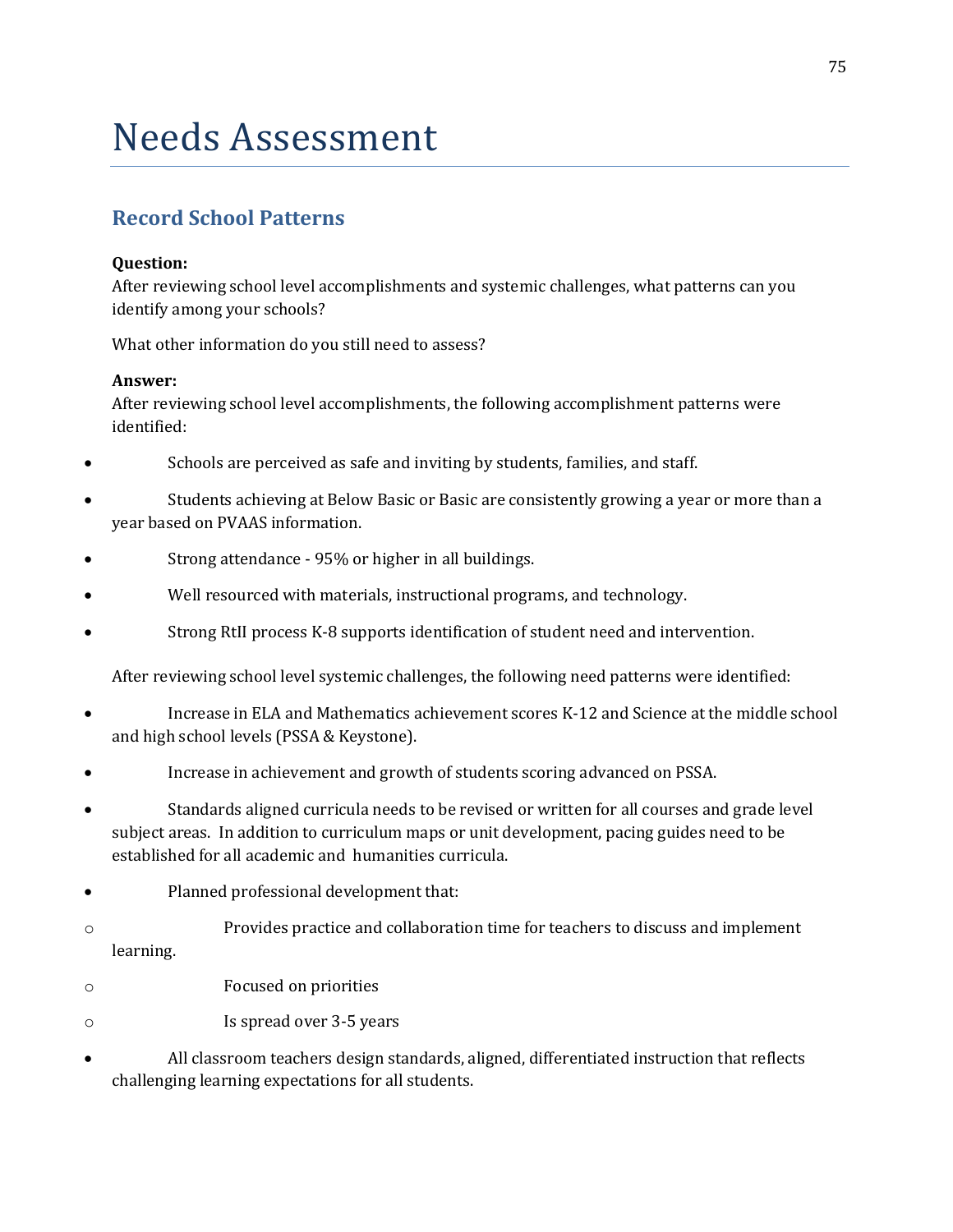# Needs Assessment

## Record School Patterns

**Question:**
After reviewing school level accomplishments and systemic challenges, what patterns can you identify among your schools?

What other information do you still need to assess?

**Answer:**
After reviewing school level accomplishments, the following accomplishment patterns were identified:

- Schools are perceived as safe and inviting by students, families, and staff.
- Students achieving at Below Basic or Basic are consistently growing a year or more than a year based on PVAAS information.
- Strong attendance - 95% or higher in all buildings.
- Well resourced with materials, instructional programs, and technology.
- Strong RtII process K-8 supports identification of student need and intervention.

After reviewing school level systemic challenges, the following need patterns were identified:

- Increase in ELA and Mathematics achievement scores K-12 and Science at the middle school and high school levels (PSSA & Keystone).
- Increase in achievement and growth of students scoring advanced on PSSA.
- Standards aligned curricula needs to be revised or written for all courses and grade level subject areas. In addition to curriculum maps or unit development, pacing guides need to be established for all academic and humanities curricula.
- Planned professional development that:
  - Provides practice and collaboration time for teachers to discuss and implement learning.
  - Focused on priorities
  - Is spread over 3-5 years
- All classroom teachers design standards, aligned, differentiated instruction that reflects challenging learning expectations for all students.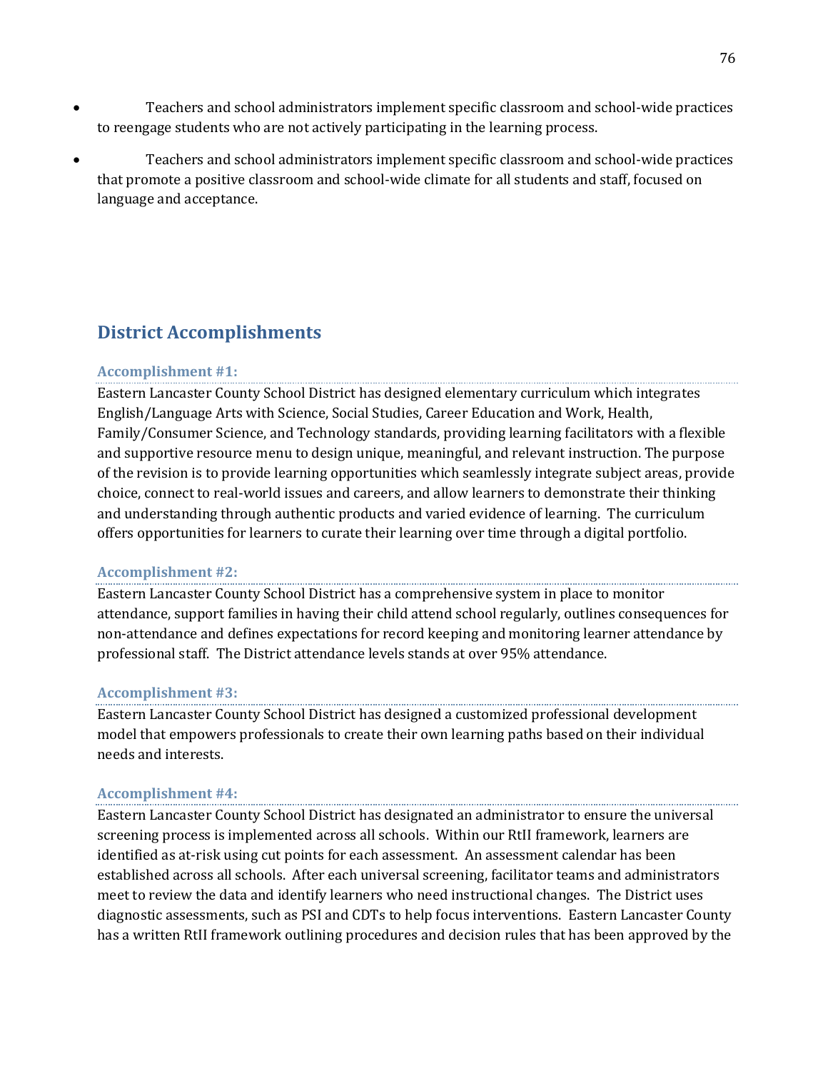- Teachers and school administrators implement specific classroom and school-wide practices to reengage students who are not actively participating in the learning process.
- Teachers and school administrators implement specific classroom and school-wide practices that promote a positive classroom and school-wide climate for all students and staff, focused on language and acceptance.

## District Accomplishments

### Accomplishment #1:

Eastern Lancaster County School District has designed elementary curriculum which integrates English/Language Arts with Science, Social Studies, Career Education and Work, Health, Family/Consumer Science, and Technology standards, providing learning facilitators with a flexible and supportive resource menu to design unique, meaningful, and relevant instruction. The purpose of the revision is to provide learning opportunities which seamlessly integrate subject areas, provide choice, connect to real-world issues and careers, and allow learners to demonstrate their thinking and understanding through authentic products and varied evidence of learning. The curriculum offers opportunities for learners to curate their learning over time through a digital portfolio.

### Accomplishment #2:

Eastern Lancaster County School District has a comprehensive system in place to monitor attendance, support families in having their child attend school regularly, outlines consequences for non-attendance and defines expectations for record keeping and monitoring learner attendance by professional staff. The District attendance levels stands at over 95% attendance.

### Accomplishment #3:

Eastern Lancaster County School District has designed a customized professional development model that empowers professionals to create their own learning paths based on their individual needs and interests.

### Accomplishment #4:

Eastern Lancaster County School District has designated an administrator to ensure the universal screening process is implemented across all schools. Within our RtII framework, learners are identified as at-risk using cut points for each assessment. An assessment calendar has been established across all schools. After each universal screening, facilitator teams and administrators meet to review the data and identify learners who need instructional changes. The District uses diagnostic assessments, such as PSI and CDTs to help focus interventions. Eastern Lancaster County has a written RtII framework outlining procedures and decision rules that has been approved by the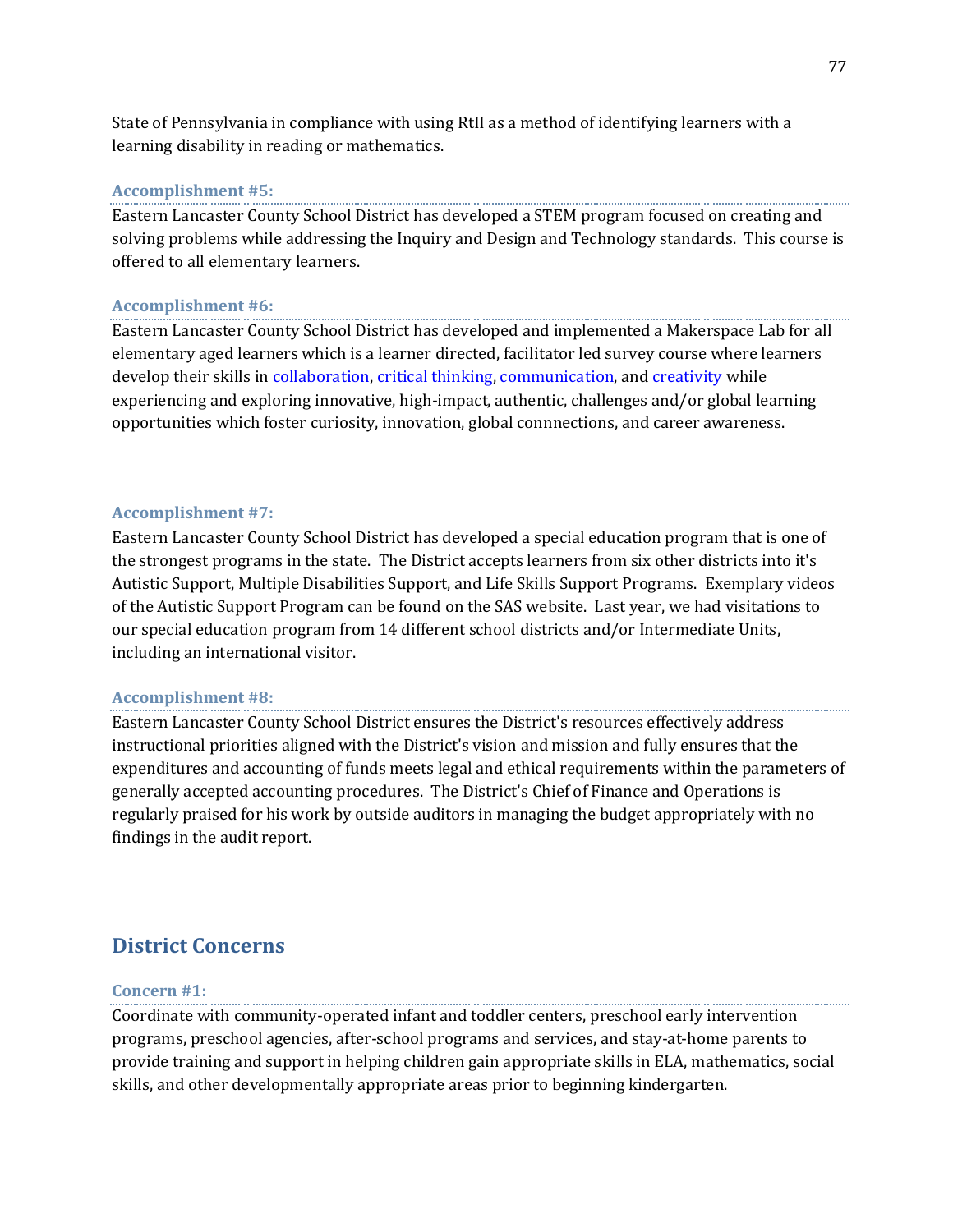State of Pennsylvania in compliance with using RtII as a method of identifying learners with a learning disability in reading or mathematics.

### Accomplishment #5:

Eastern Lancaster County School District has developed a STEM program focused on creating and solving problems while addressing the Inquiry and Design and Technology standards. This course is offered to all elementary learners.

### Accomplishment #6:

Eastern Lancaster County School District has developed and implemented a Makerspace Lab for all elementary aged learners which is a learner directed, facilitator led survey course where learners develop their skills in collaboration, critical thinking, communication, and creativity while experiencing and exploring innovative, high-impact, authentic, challenges and/or global learning opportunities which foster curiosity, innovation, global connnections, and career awareness.

### Accomplishment #7:

Eastern Lancaster County School District has developed a special education program that is one of the strongest programs in the state. The District accepts learners from six other districts into it's Autistic Support, Multiple Disabilities Support, and Life Skills Support Programs. Exemplary videos of the Autistic Support Program can be found on the SAS website. Last year, we had visitations to our special education program from 14 different school districts and/or Intermediate Units, including an international visitor.

### Accomplishment #8:

Eastern Lancaster County School District ensures the District's resources effectively address instructional priorities aligned with the District's vision and mission and fully ensures that the expenditures and accounting of funds meets legal and ethical requirements within the parameters of generally accepted accounting procedures. The District's Chief of Finance and Operations is regularly praised for his work by outside auditors in managing the budget appropriately with no findings in the audit report.

## District Concerns

### Concern #1:

Coordinate with community-operated infant and toddler centers, preschool early intervention programs, preschool agencies, after-school programs and services, and stay-at-home parents to provide training and support in helping children gain appropriate skills in ELA, mathematics, social skills, and other developmentally appropriate areas prior to beginning kindergarten.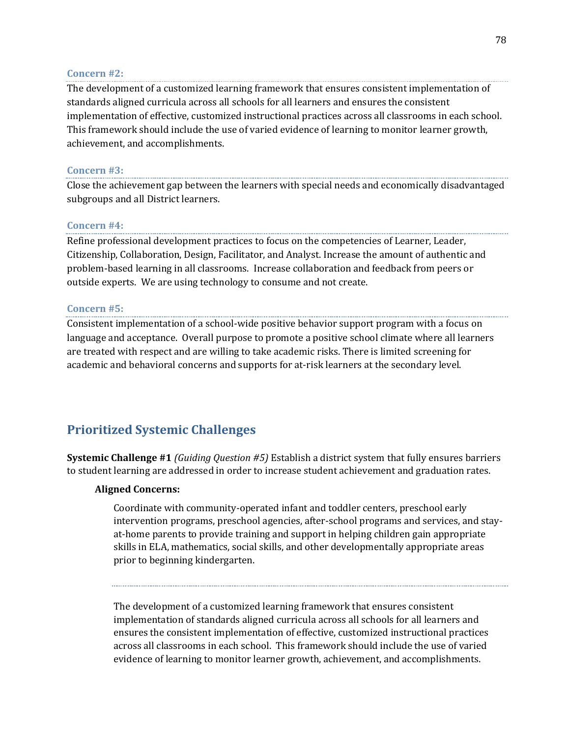### Concern #2:

The development of a customized learning framework that ensures consistent implementation of standards aligned curricula across all schools for all learners and ensures the consistent implementation of effective, customized instructional practices across all classrooms in each school. This framework should include the use of varied evidence of learning to monitor learner growth, achievement, and accomplishments.

### Concern #3:

Close the achievement gap between the learners with special needs and economically disadvantaged subgroups and all District learners.

### Concern #4:

Refine professional development practices to focus on the competencies of Learner, Leader, Citizenship, Collaboration, Design, Facilitator, and Analyst. Increase the amount of authentic and problem-based learning in all classrooms. Increase collaboration and feedback from peers or outside experts. We are using technology to consume and not create.

### Concern #5:

Consistent implementation of a school-wide positive behavior support program with a focus on language and acceptance. Overall purpose to promote a positive school climate where all learners are treated with respect and are willing to take academic risks. There is limited screening for academic and behavioral concerns and supports for at-risk learners at the secondary level.

## Prioritized Systemic Challenges

**Systemic Challenge #1** *(Guiding Question #5)* Establish a district system that fully ensures barriers to student learning are addressed in order to increase student achievement and graduation rates.

**Aligned Concerns:**

Coordinate with community-operated infant and toddler centers, preschool early intervention programs, preschool agencies, after-school programs and services, and stay-at-home parents to provide training and support in helping children gain appropriate skills in ELA, mathematics, social skills, and other developmentally appropriate areas prior to beginning kindergarten.

---

The development of a customized learning framework that ensures consistent implementation of standards aligned curricula across all schools for all learners and ensures the consistent implementation of effective, customized instructional practices across all classrooms in each school. This framework should include the use of varied evidence of learning to monitor learner growth, achievement, and accomplishments.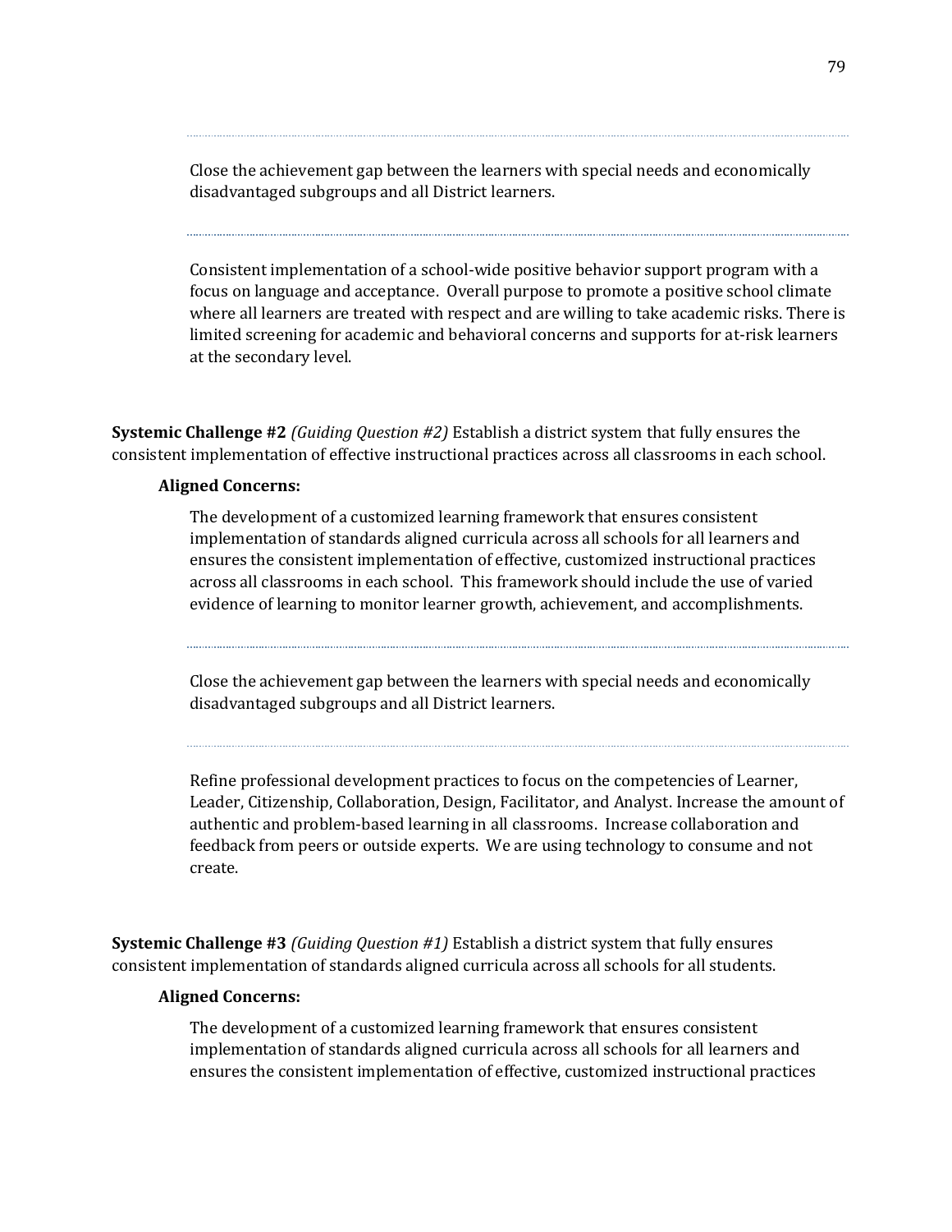---

Close the achievement gap between the learners with special needs and economically disadvantaged subgroups and all District learners.

---

Consistent implementation of a school-wide positive behavior support program with a focus on language and acceptance. Overall purpose to promote a positive school climate where all learners are treated with respect and are willing to take academic risks. There is limited screening for academic and behavioral concerns and supports for at-risk learners at the secondary level.

**Systemic Challenge #2** *(Guiding Question #2)* Establish a district system that fully ensures the consistent implementation of effective instructional practices across all classrooms in each school.

**Aligned Concerns:**

The development of a customized learning framework that ensures consistent implementation of standards aligned curricula across all schools for all learners and ensures the consistent implementation of effective, customized instructional practices across all classrooms in each school. This framework should include the use of varied evidence of learning to monitor learner growth, achievement, and accomplishments.

---

Close the achievement gap between the learners with special needs and economically disadvantaged subgroups and all District learners.

---

Refine professional development practices to focus on the competencies of Learner, Leader, Citizenship, Collaboration, Design, Facilitator, and Analyst. Increase the amount of authentic and problem-based learning in all classrooms. Increase collaboration and feedback from peers or outside experts. We are using technology to consume and not create.

**Systemic Challenge #3** *(Guiding Question #1)* Establish a district system that fully ensures consistent implementation of standards aligned curricula across all schools for all students.

**Aligned Concerns:**

The development of a customized learning framework that ensures consistent implementation of standards aligned curricula across all schools for all learners and ensures the consistent implementation of effective, customized instructional practices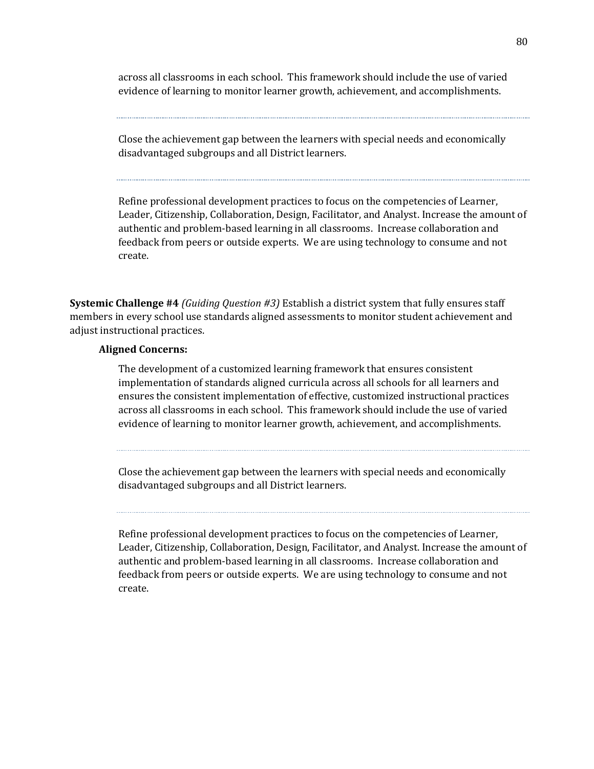across all classrooms in each school. This framework should include the use of varied evidence of learning to monitor learner growth, achievement, and accomplishments.

---

Close the achievement gap between the learners with special needs and economically disadvantaged subgroups and all District learners.

---

Refine professional development practices to focus on the competencies of Learner, Leader, Citizenship, Collaboration, Design, Facilitator, and Analyst. Increase the amount of authentic and problem-based learning in all classrooms. Increase collaboration and feedback from peers or outside experts. We are using technology to consume and not create.

**Systemic Challenge #4** *(Guiding Question #3)* Establish a district system that fully ensures staff members in every school use standards aligned assessments to monitor student achievement and adjust instructional practices.

**Aligned Concerns:**

The development of a customized learning framework that ensures consistent implementation of standards aligned curricula across all schools for all learners and ensures the consistent implementation of effective, customized instructional practices across all classrooms in each school. This framework should include the use of varied evidence of learning to monitor learner growth, achievement, and accomplishments.

---

Close the achievement gap between the learners with special needs and economically disadvantaged subgroups and all District learners.

---

Refine professional development practices to focus on the competencies of Learner, Leader, Citizenship, Collaboration, Design, Facilitator, and Analyst. Increase the amount of authentic and problem-based learning in all classrooms. Increase collaboration and feedback from peers or outside experts. We are using technology to consume and not create.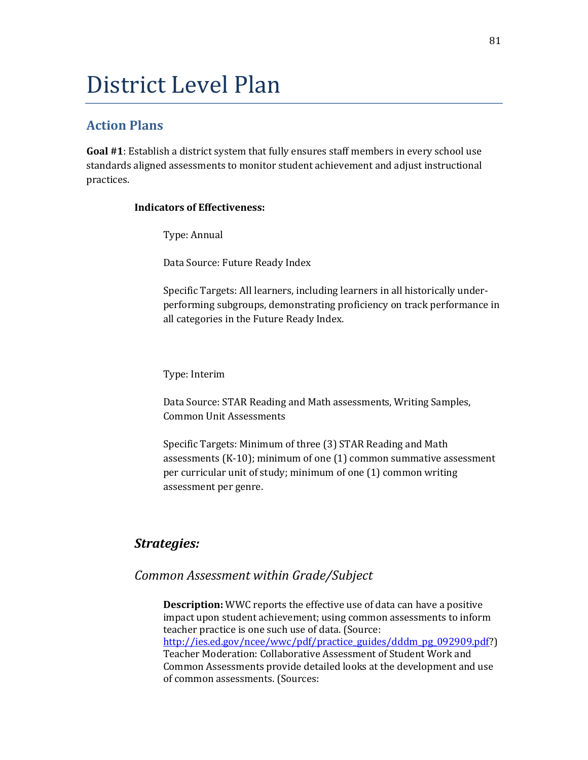# District Level Plan

## Action Plans

**Goal #1**: Establish a district system that fully ensures staff members in every school use standards aligned assessments to monitor student achievement and adjust instructional practices.

**Indicators of Effectiveness:**

Type: Annual

Data Source: Future Ready Index

Specific Targets: All learners, including learners in all historically under-performing subgroups, demonstrating proficiency on track performance in all categories in the Future Ready Index.

Type: Interim

Data Source: STAR Reading and Math assessments, Writing Samples, Common Unit Assessments

Specific Targets: Minimum of three (3) STAR Reading and Math assessments (K-10); minimum of one (1) common summative assessment per curricular unit of study; minimum of one (1) common writing assessment per genre.

### *Strategies:*

### *Common Assessment within Grade/Subject*

**Description:** WWC reports the effective use of data can have a positive impact upon student achievement; using common assessments to inform teacher practice is one such use of data. (Source: http://ies.ed.gov/ncee/wwc/pdf/practice_guides/dddm_pg_092909.pdf?) Teacher Moderation: Collaborative Assessment of Student Work and Common Assessments provide detailed looks at the development and use of common assessments. (Sources: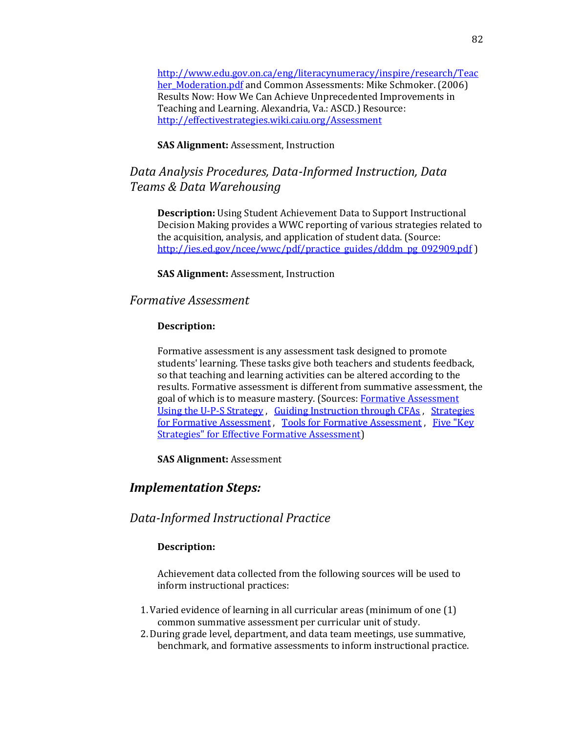http://www.edu.gov.on.ca/eng/literacynumeracy/inspire/research/Teacher_Moderation.pdf and Common Assessments: Mike Schmoker. (2006) Results Now: How We Can Achieve Unprecedented Improvements in Teaching and Learning. Alexandria, Va.: ASCD.) Resource: http://effectivestrategies.wiki.caiu.org/Assessment

**SAS Alignment:** Assessment, Instruction

### *Data Analysis Procedures, Data-Informed Instruction, Data Teams & Data Warehousing*

**Description:** Using Student Achievement Data to Support Instructional Decision Making provides a WWC reporting of various strategies related to the acquisition, analysis, and application of student data. (Source: http://ies.ed.gov/ncee/wwc/pdf/practice_guides/dddm_pg_092909.pdf )

**SAS Alignment:** Assessment, Instruction

### *Formative Assessment*

**Description:**

Formative assessment is any assessment task designed to promote students' learning. These tasks give both teachers and students feedback, so that teaching and learning activities can be altered according to the results. Formative assessment is different from summative assessment, the goal of which is to measure mastery. (Sources: Formative Assessment Using the U-P-S Strategy , Guiding Instruction through CFAs , Strategies for Formative Assessment , Tools for Formative Assessment , Five "Key Strategies" for Effective Formative Assessment)

**SAS Alignment:** Assessment

## ***Implementation Steps:***

### *Data-Informed Instructional Practice*

**Description:**

Achievement data collected from the following sources will be used to inform instructional practices:

1. Varied evidence of learning in all curricular areas (minimum of one (1) common summative assessment per curricular unit of study.
2. During grade level, department, and data team meetings, use summative, benchmark, and formative assessments to inform instructional practice.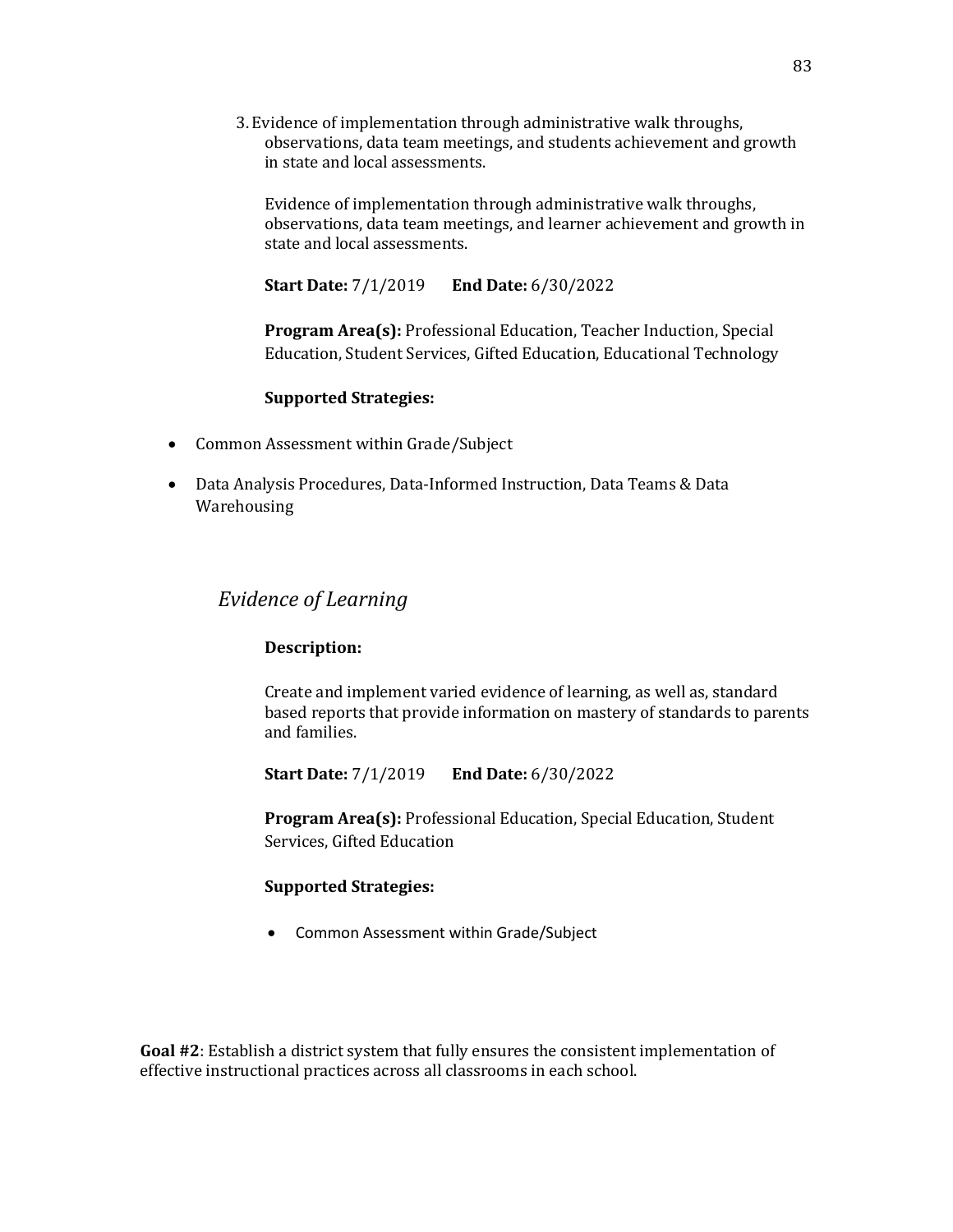3. Evidence of implementation through administrative walk throughs, observations, data team meetings, and students achievement and growth in state and local assessments.

   Evidence of implementation through administrative walk throughs, observations, data team meetings, and learner achievement and growth in state and local assessments.

   **Start Date:** 7/1/2019 **End Date:** 6/30/2022

   **Program Area(s):** Professional Education, Teacher Induction, Special Education, Student Services, Gifted Education, Educational Technology

   **Supported Strategies:**

- Common Assessment within Grade/Subject
- Data Analysis Procedures, Data-Informed Instruction, Data Teams & Data Warehousing

### *Evidence of Learning*

**Description:**

Create and implement varied evidence of learning, as well as, standard based reports that provide information on mastery of standards to parents and families.

**Start Date:** 7/1/2019 **End Date:** 6/30/2022

**Program Area(s):** Professional Education, Special Education, Student Services, Gifted Education

**Supported Strategies:**

- Common Assessment within Grade/Subject

**Goal #2**: Establish a district system that fully ensures the consistent implementation of effective instructional practices across all classrooms in each school.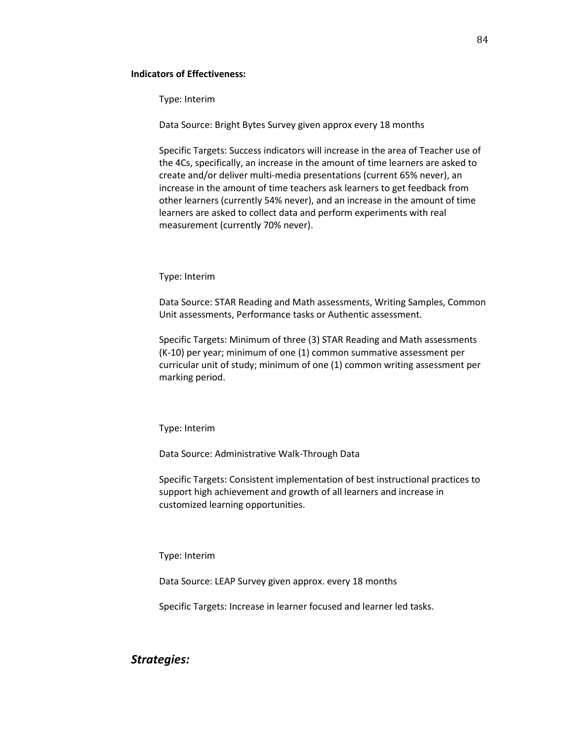**Indicators of Effectiveness:**

Type: Interim

Data Source: Bright Bytes Survey given approx every 18 months

Specific Targets: Success indicators will increase in the area of Teacher use of the 4Cs, specifically, an increase in the amount of time learners are asked to create and/or deliver multi-media presentations (current 65% never), an increase in the amount of time teachers ask learners to get feedback from other learners (currently 54% never), and an increase in the amount of time learners are asked to collect data and perform experiments with real measurement (currently 70% never).

Type: Interim

Data Source: STAR Reading and Math assessments, Writing Samples, Common Unit assessments, Performance tasks or Authentic assessment.

Specific Targets: Minimum of three (3) STAR Reading and Math assessments (K-10) per year; minimum of one (1) common summative assessment per curricular unit of study; minimum of one (1) common writing assessment per marking period.

Type: Interim

Data Source: Administrative Walk-Through Data

Specific Targets: Consistent implementation of best instructional practices to support high achievement and growth of all learners and increase in customized learning opportunities.

Type: Interim

Data Source: LEAP Survey given approx. every 18 months

Specific Targets: Increase in learner focused and learner led tasks.

## ***Strategies:***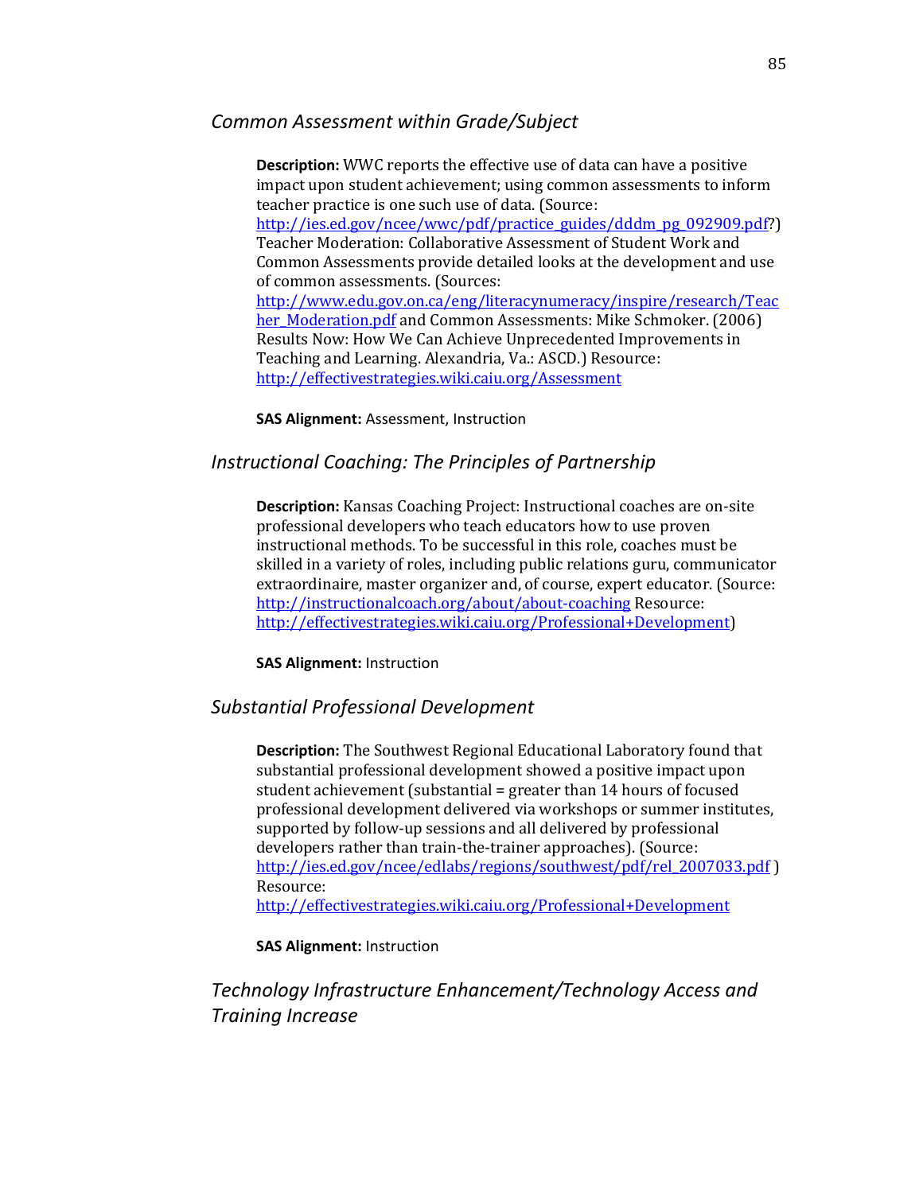### *Common Assessment within Grade/Subject*

**Description:** WWC reports the effective use of data can have a positive impact upon student achievement; using common assessments to inform teacher practice is one such use of data. (Source: http://ies.ed.gov/ncee/wwc/pdf/practice_guides/dddm_pg_092909.pdf?) Teacher Moderation: Collaborative Assessment of Student Work and Common Assessments provide detailed looks at the development and use of common assessments. (Sources: http://www.edu.gov.on.ca/eng/literacynumeracy/inspire/research/Teacher_Moderation.pdf and Common Assessments: Mike Schmoker. (2006) Results Now: How We Can Achieve Unprecedented Improvements in Teaching and Learning. Alexandria, Va.: ASCD.) Resource: http://effectivestrategies.wiki.caiu.org/Assessment

**SAS Alignment:** Assessment, Instruction

### *Instructional Coaching: The Principles of Partnership*

**Description:** Kansas Coaching Project: Instructional coaches are on-site professional developers who teach educators how to use proven instructional methods. To be successful in this role, coaches must be skilled in a variety of roles, including public relations guru, communicator extraordinaire, master organizer and, of course, expert educator. (Source: http://instructionalcoach.org/about/about-coaching Resource: http://effectivestrategies.wiki.caiu.org/Professional+Development)

**SAS Alignment:** Instruction

### *Substantial Professional Development*

**Description:** The Southwest Regional Educational Laboratory found that substantial professional development showed a positive impact upon student achievement (substantial = greater than 14 hours of focused professional development delivered via workshops or summer institutes, supported by follow-up sessions and all delivered by professional developers rather than train-the-trainer approaches). (Source: http://ies.ed.gov/ncee/edlabs/regions/southwest/pdf/rel_2007033.pdf ) Resource: http://effectivestrategies.wiki.caiu.org/Professional+Development

**SAS Alignment:** Instruction

### *Technology Infrastructure Enhancement/Technology Access and Training Increase*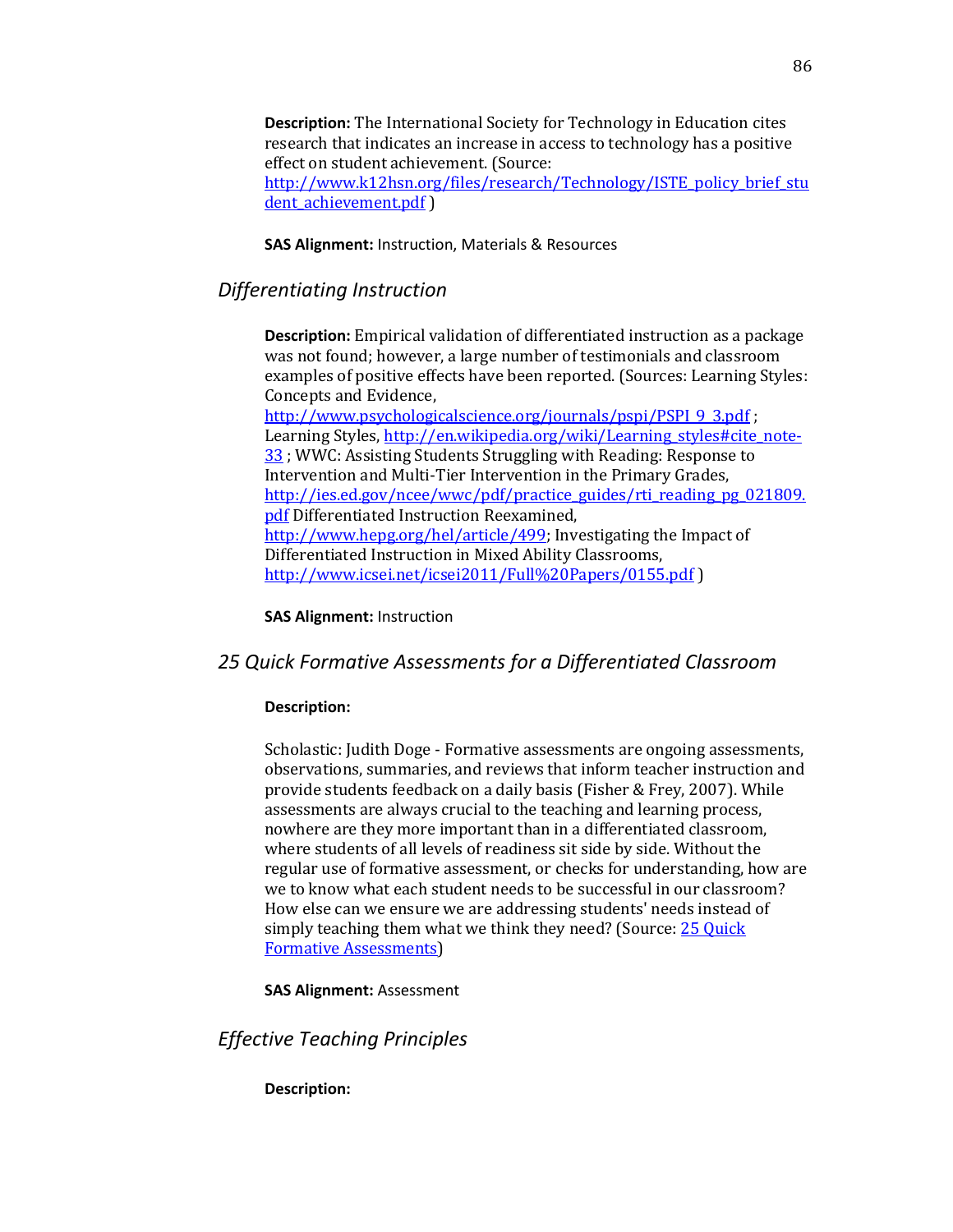**Description:** The International Society for Technology in Education cites research that indicates an increase in access to technology has a positive effect on student achievement. (Source: http://www.k12hsn.org/files/research/Technology/ISTE_policy_brief_student_achievement.pdf )

**SAS Alignment:** Instruction, Materials & Resources

### *Differentiating Instruction*

**Description:** Empirical validation of differentiated instruction as a package was not found; however, a large number of testimonials and classroom examples of positive effects have been reported. (Sources: Learning Styles: Concepts and Evidence, http://www.psychologicalscience.org/journals/pspi/PSPI_9_3.pdf ; Learning Styles, http://en.wikipedia.org/wiki/Learning_styles#cite_note-33 ; WWC: Assisting Students Struggling with Reading: Response to Intervention and Multi-Tier Intervention in the Primary Grades, http://ies.ed.gov/ncee/wwc/pdf/practice_guides/rti_reading_pg_021809.pdf Differentiated Instruction Reexamined, http://www.hepg.org/hel/article/499; Investigating the Impact of Differentiated Instruction in Mixed Ability Classrooms, http://www.icsei.net/icsei2011/Full%20Papers/0155.pdf )

**SAS Alignment:** Instruction

### *25 Quick Formative Assessments for a Differentiated Classroom*

**Description:**

Scholastic: Judith Doge - Formative assessments are ongoing assessments, observations, summaries, and reviews that inform teacher instruction and provide students feedback on a daily basis (Fisher & Frey, 2007). While assessments are always crucial to the teaching and learning process, nowhere are they more important than in a differentiated classroom, where students of all levels of readiness sit side by side. Without the regular use of formative assessment, or checks for understanding, how are we to know what each student needs to be successful in our classroom? How else can we ensure we are addressing students' needs instead of simply teaching them what we think they need? (Source: 25 Quick Formative Assessments)

**SAS Alignment:** Assessment

### *Effective Teaching Principles*

**Description:**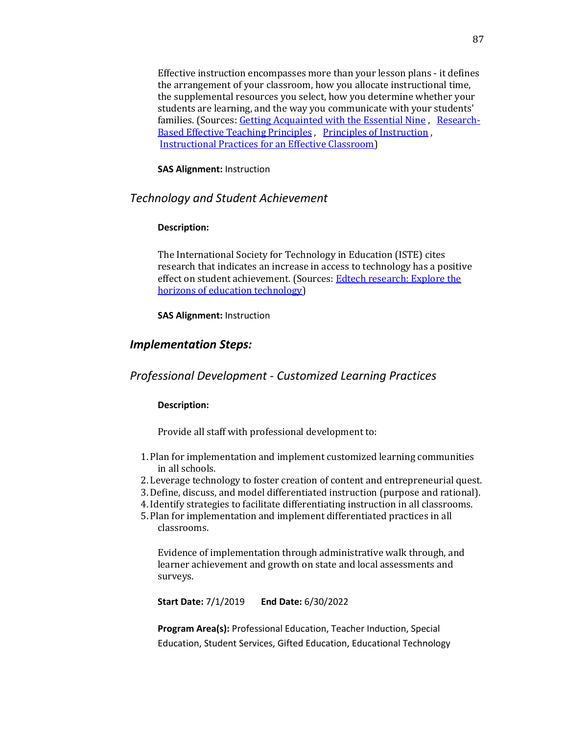Effective instruction encompasses more than your lesson plans - it defines the arrangement of your classroom, how you allocate instructional time, the supplemental resources you select, how you determine whether your students are learning, and the way you communicate with your students' families. (Sources: Getting Acquainted with the Essential Nine , Research-Based Effective Teaching Principles , Principles of Instruction , Instructional Practices for an Effective Classroom)

**SAS Alignment:** Instruction

### *Technology and Student Achievement*

**Description:**

The International Society for Technology in Education (ISTE) cites research that indicates an increase in access to technology has a positive effect on student achievement. (Sources: Edtech research: Explore the horizons of education technology)

**SAS Alignment:** Instruction

## *Implementation Steps:*

### *Professional Development - Customized Learning Practices*

**Description:**

Provide all staff with professional development to:

1. Plan for implementation and implement customized learning communities in all schools.
2. Leverage technology to foster creation of content and entrepreneurial quest.
3. Define, discuss, and model differentiated instruction (purpose and rational).
4. Identify strategies to facilitate differentiating instruction in all classrooms.
5. Plan for implementation and implement differentiated practices in all classrooms.

Evidence of implementation through administrative walk through, and learner achievement and growth on state and local assessments and surveys.

**Start Date:** 7/1/2019 **End Date:** 6/30/2022

**Program Area(s):** Professional Education, Teacher Induction, Special Education, Student Services, Gifted Education, Educational Technology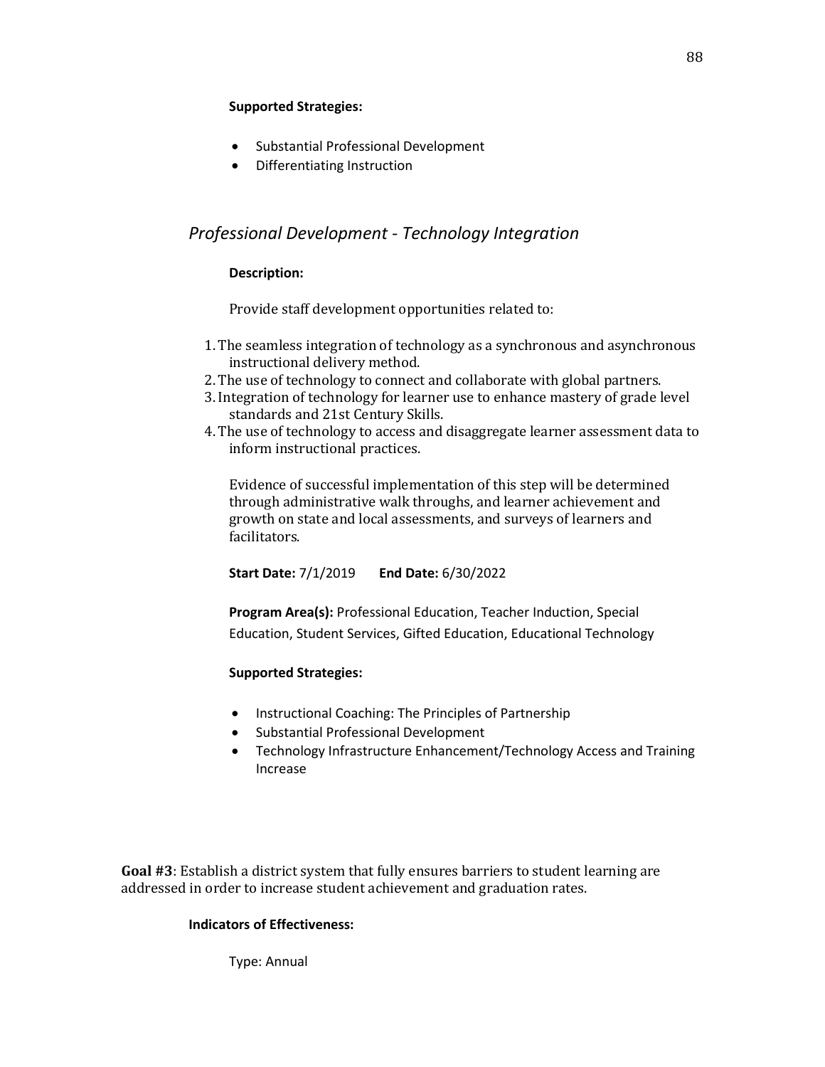**Supported Strategies:**

- Substantial Professional Development
- Differentiating Instruction

## *Professional Development - Technology Integration*

**Description:**

Provide staff development opportunities related to:

1. The seamless integration of technology as a synchronous and asynchronous instructional delivery method.
2. The use of technology to connect and collaborate with global partners.
3. Integration of technology for learner use to enhance mastery of grade level standards and 21st Century Skills.
4. The use of technology to access and disaggregate learner assessment data to inform instructional practices.

Evidence of successful implementation of this step will be determined through administrative walk throughs, and learner achievement and growth on state and local assessments, and surveys of learners and facilitators.

**Start Date:** 7/1/2019 **End Date:** 6/30/2022

**Program Area(s):** Professional Education, Teacher Induction, Special Education, Student Services, Gifted Education, Educational Technology

**Supported Strategies:**

- Instructional Coaching: The Principles of Partnership
- Substantial Professional Development
- Technology Infrastructure Enhancement/Technology Access and Training Increase

**Goal #3**: Establish a district system that fully ensures barriers to student learning are addressed in order to increase student achievement and graduation rates.

**Indicators of Effectiveness:**

Type: Annual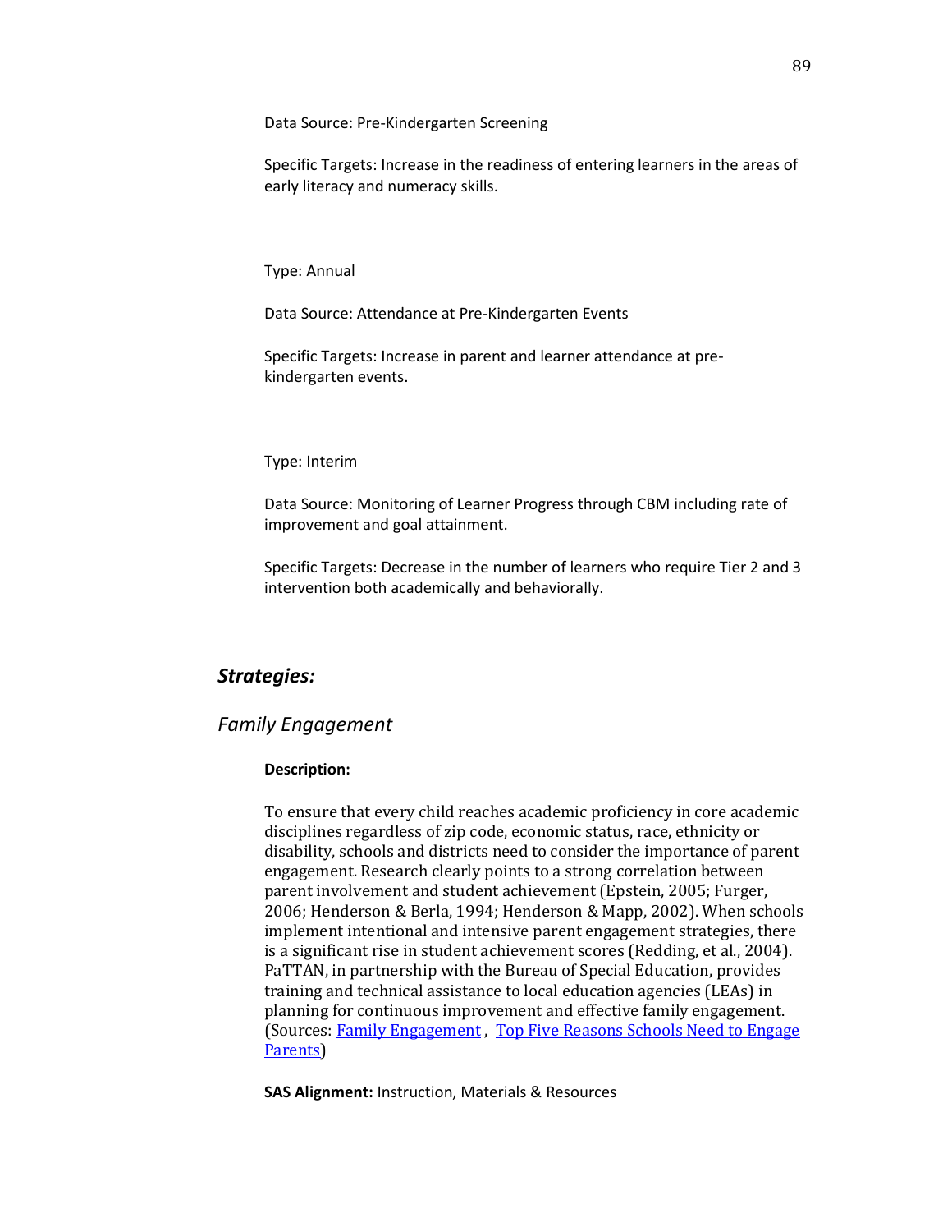Data Source: Pre-Kindergarten Screening

Specific Targets: Increase in the readiness of entering learners in the areas of early literacy and numeracy skills.

Type: Annual

Data Source: Attendance at Pre-Kindergarten Events

Specific Targets: Increase in parent and learner attendance at pre-kindergarten events.

Type: Interim

Data Source: Monitoring of Learner Progress through CBM including rate of improvement and goal attainment.

Specific Targets: Decrease in the number of learners who require Tier 2 and 3 intervention both academically and behaviorally.

## *Strategies:*

### *Family Engagement*

**Description:**

To ensure that every child reaches academic proficiency in core academic disciplines regardless of zip code, economic status, race, ethnicity or disability, schools and districts need to consider the importance of parent engagement. Research clearly points to a strong correlation between parent involvement and student achievement (Epstein, 2005; Furger, 2006; Henderson & Berla, 1994; Henderson & Mapp, 2002). When schools implement intentional and intensive parent engagement strategies, there is a significant rise in student achievement scores (Redding, et al., 2004). PaTTAN, in partnership with the Bureau of Special Education, provides training and technical assistance to local education agencies (LEAs) in planning for continuous improvement and effective family engagement. (Sources: Family Engagement , Top Five Reasons Schools Need to Engage Parents)

**SAS Alignment:** Instruction, Materials & Resources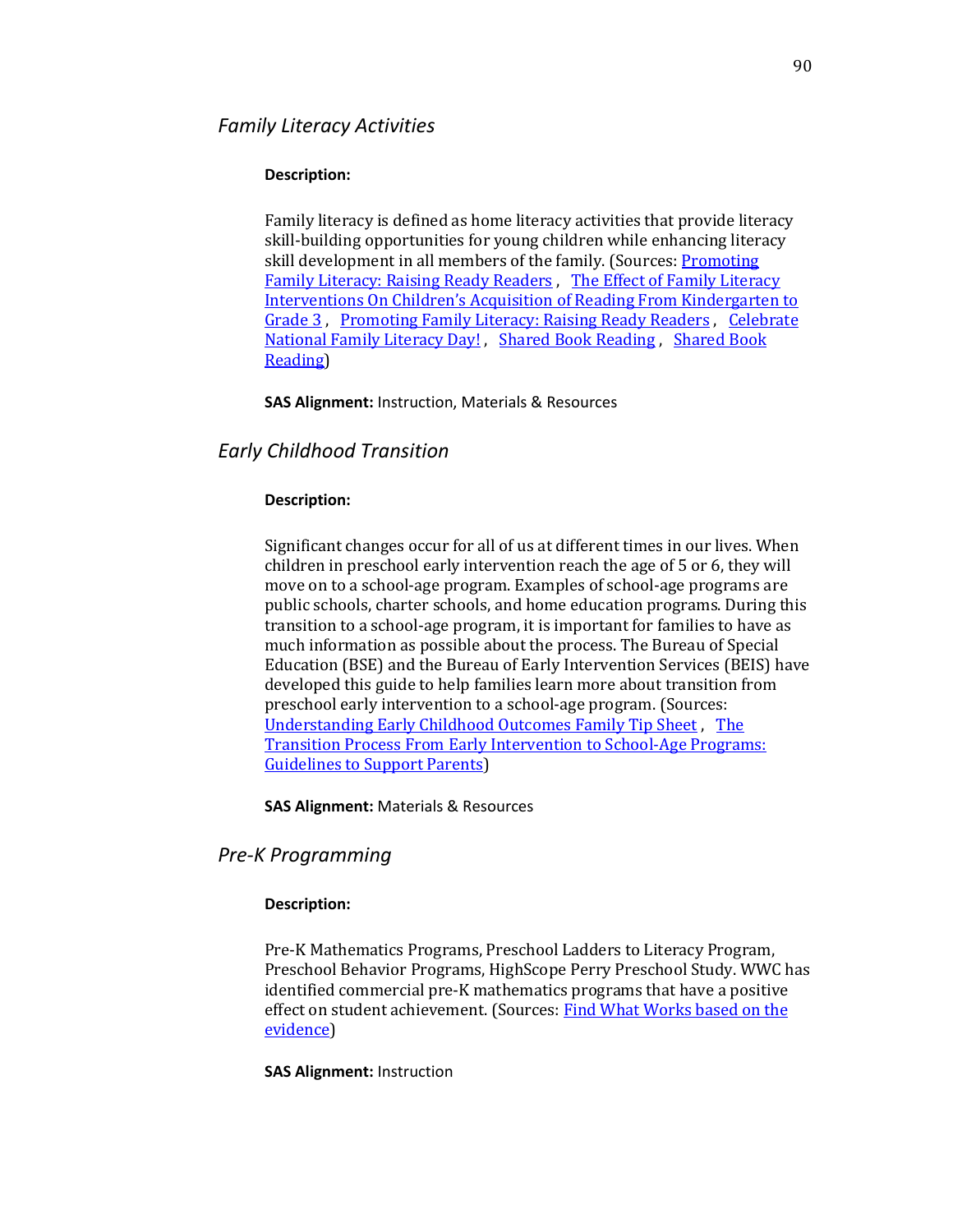### *Family Literacy Activities*

**Description:**

Family literacy is defined as home literacy activities that provide literacy skill-building opportunities for young children while enhancing literacy skill development in all members of the family. (Sources: Promoting Family Literacy: Raising Ready Readers , The Effect of Family Literacy Interventions On Children's Acquisition of Reading From Kindergarten to Grade 3 , Promoting Family Literacy: Raising Ready Readers , Celebrate National Family Literacy Day! , Shared Book Reading , Shared Book Reading)

**SAS Alignment:** Instruction, Materials & Resources

### *Early Childhood Transition*

**Description:**

Significant changes occur for all of us at different times in our lives. When children in preschool early intervention reach the age of 5 or 6, they will move on to a school-age program. Examples of school-age programs are public schools, charter schools, and home education programs. During this transition to a school-age program, it is important for families to have as much information as possible about the process. The Bureau of Special Education (BSE) and the Bureau of Early Intervention Services (BEIS) have developed this guide to help families learn more about transition from preschool early intervention to a school-age program. (Sources: Understanding Early Childhood Outcomes Family Tip Sheet , The Transition Process From Early Intervention to School-Age Programs: Guidelines to Support Parents)

**SAS Alignment:** Materials & Resources

### *Pre-K Programming*

**Description:**

Pre-K Mathematics Programs, Preschool Ladders to Literacy Program, Preschool Behavior Programs, HighScope Perry Preschool Study. WWC has identified commercial pre-K mathematics programs that have a positive effect on student achievement. (Sources: Find What Works based on the evidence)

**SAS Alignment:** Instruction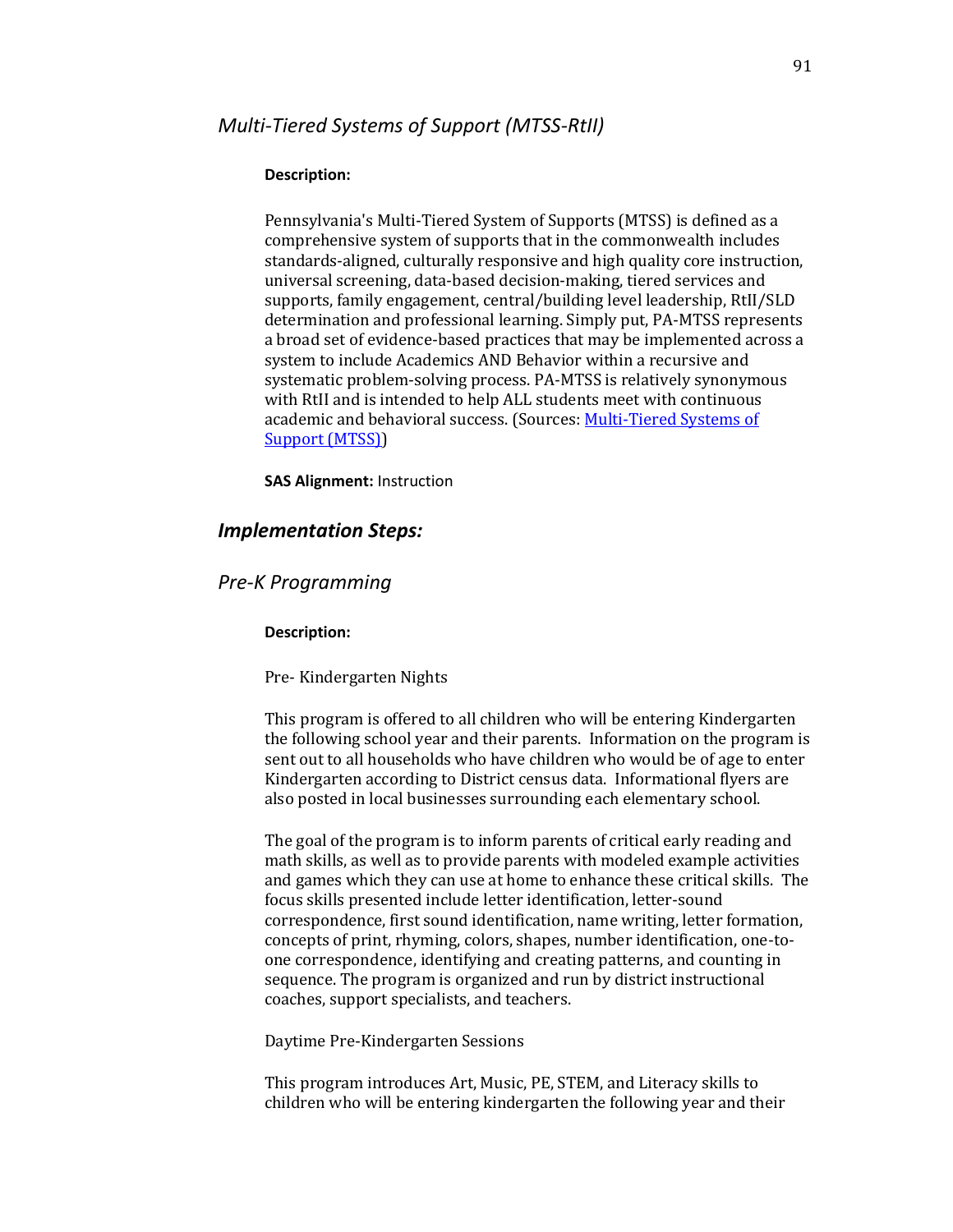## *Multi-Tiered Systems of Support (MTSS-RtII)*

**Description:**

Pennsylvania's Multi-Tiered System of Supports (MTSS) is defined as a comprehensive system of supports that in the commonwealth includes standards-aligned, culturally responsive and high quality core instruction, universal screening, data-based decision-making, tiered services and supports, family engagement, central/building level leadership, RtII/SLD determination and professional learning. Simply put, PA-MTSS represents a broad set of evidence-based practices that may be implemented across a system to include Academics AND Behavior within a recursive and systematic problem-solving process. PA-MTSS is relatively synonymous with RtII and is intended to help ALL students meet with continuous academic and behavioral success. (Sources: [Multi-Tiered Systems of Support (MTSS)](#))

**SAS Alignment:** Instruction

## *Implementation Steps:*

## *Pre-K Programming*

**Description:**

Pre- Kindergarten Nights

This program is offered to all children who will be entering Kindergarten the following school year and their parents. Information on the program is sent out to all households who have children who would be of age to enter Kindergarten according to District census data. Informational flyers are also posted in local businesses surrounding each elementary school.

The goal of the program is to inform parents of critical early reading and math skills, as well as to provide parents with modeled example activities and games which they can use at home to enhance these critical skills. The focus skills presented include letter identification, letter-sound correspondence, first sound identification, name writing, letter formation, concepts of print, rhyming, colors, shapes, number identification, one-to-one correspondence, identifying and creating patterns, and counting in sequence. The program is organized and run by district instructional coaches, support specialists, and teachers.

Daytime Pre-Kindergarten Sessions

This program introduces Art, Music, PE, STEM, and Literacy skills to children who will be entering kindergarten the following year and their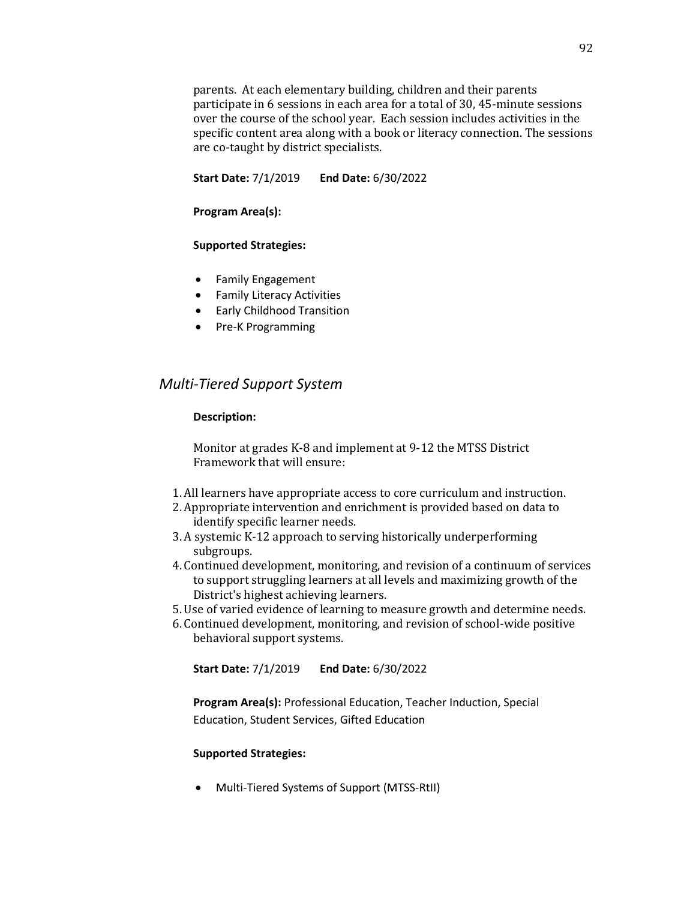parents. At each elementary building, children and their parents participate in 6 sessions in each area for a total of 30, 45-minute sessions over the course of the school year. Each session includes activities in the specific content area along with a book or literacy connection. The sessions are co-taught by district specialists.

**Start Date:** 7/1/2019 **End Date:** 6/30/2022

**Program Area(s):**

**Supported Strategies:**

- Family Engagement
- Family Literacy Activities
- Early Childhood Transition
- Pre-K Programming

## *Multi-Tiered Support System*

**Description:**

Monitor at grades K-8 and implement at 9-12 the MTSS District Framework that will ensure:

1. All learners have appropriate access to core curriculum and instruction.
2. Appropriate intervention and enrichment is provided based on data to identify specific learner needs.
3. A systemic K-12 approach to serving historically underperforming subgroups.
4. Continued development, monitoring, and revision of a continuum of services to support struggling learners at all levels and maximizing growth of the District's highest achieving learners.
5. Use of varied evidence of learning to measure growth and determine needs.
6. Continued development, monitoring, and revision of school-wide positive behavioral support systems.

**Start Date:** 7/1/2019 **End Date:** 6/30/2022

**Program Area(s):** Professional Education, Teacher Induction, Special Education, Student Services, Gifted Education

**Supported Strategies:**

- Multi-Tiered Systems of Support (MTSS-RtII)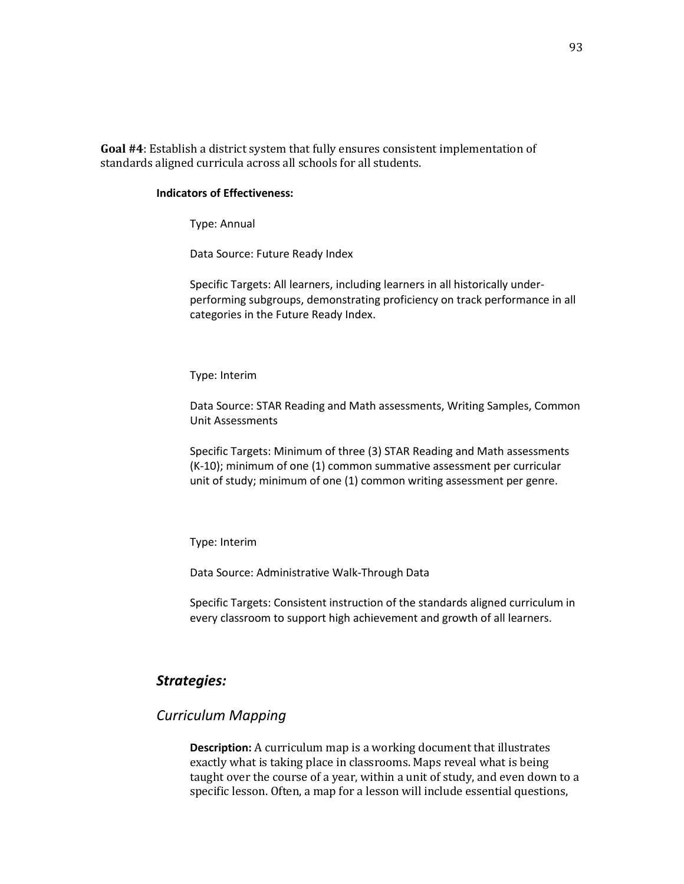**Goal #4**: Establish a district system that fully ensures consistent implementation of standards aligned curricula across all schools for all students.

**Indicators of Effectiveness:**

Type: Annual

Data Source: Future Ready Index

Specific Targets: All learners, including learners in all historically under-performing subgroups, demonstrating proficiency on track performance in all categories in the Future Ready Index.

Type: Interim

Data Source: STAR Reading and Math assessments, Writing Samples, Common Unit Assessments

Specific Targets: Minimum of three (3) STAR Reading and Math assessments (K-10); minimum of one (1) common summative assessment per curricular unit of study; minimum of one (1) common writing assessment per genre.

Type: Interim

Data Source: Administrative Walk-Through Data

Specific Targets: Consistent instruction of the standards aligned curriculum in every classroom to support high achievement and growth of all learners.

## *Strategies:*

### *Curriculum Mapping*

**Description:** A curriculum map is a working document that illustrates exactly what is taking place in classrooms. Maps reveal what is being taught over the course of a year, within a unit of study, and even down to a specific lesson. Often, a map for a lesson will include essential questions,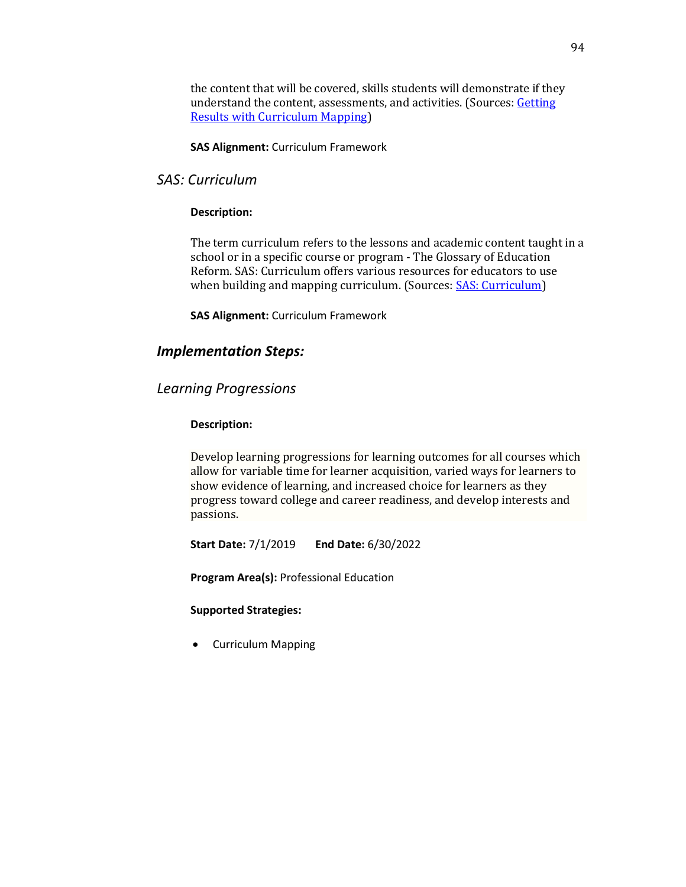the content that will be covered, skills students will demonstrate if they understand the content, assessments, and activities. (Sources: [Getting Results with Curriculum Mapping])

**SAS Alignment:** Curriculum Framework

### *SAS: Curriculum*

**Description:**

The term curriculum refers to the lessons and academic content taught in a school or in a specific course or program - The Glossary of Education Reform. SAS: Curriculum offers various resources for educators to use when building and mapping curriculum. (Sources: [SAS: Curriculum])

**SAS Alignment:** Curriculum Framework

## ***Implementation Steps:***

### *Learning Progressions*

**Description:**

Develop learning progressions for learning outcomes for all courses which allow for variable time for learner acquisition, varied ways for learners to show evidence of learning, and increased choice for learners as they progress toward college and career readiness, and develop interests and passions.

**Start Date:** 7/1/2019 **End Date:** 6/30/2022

**Program Area(s):** Professional Education

**Supported Strategies:**

- Curriculum Mapping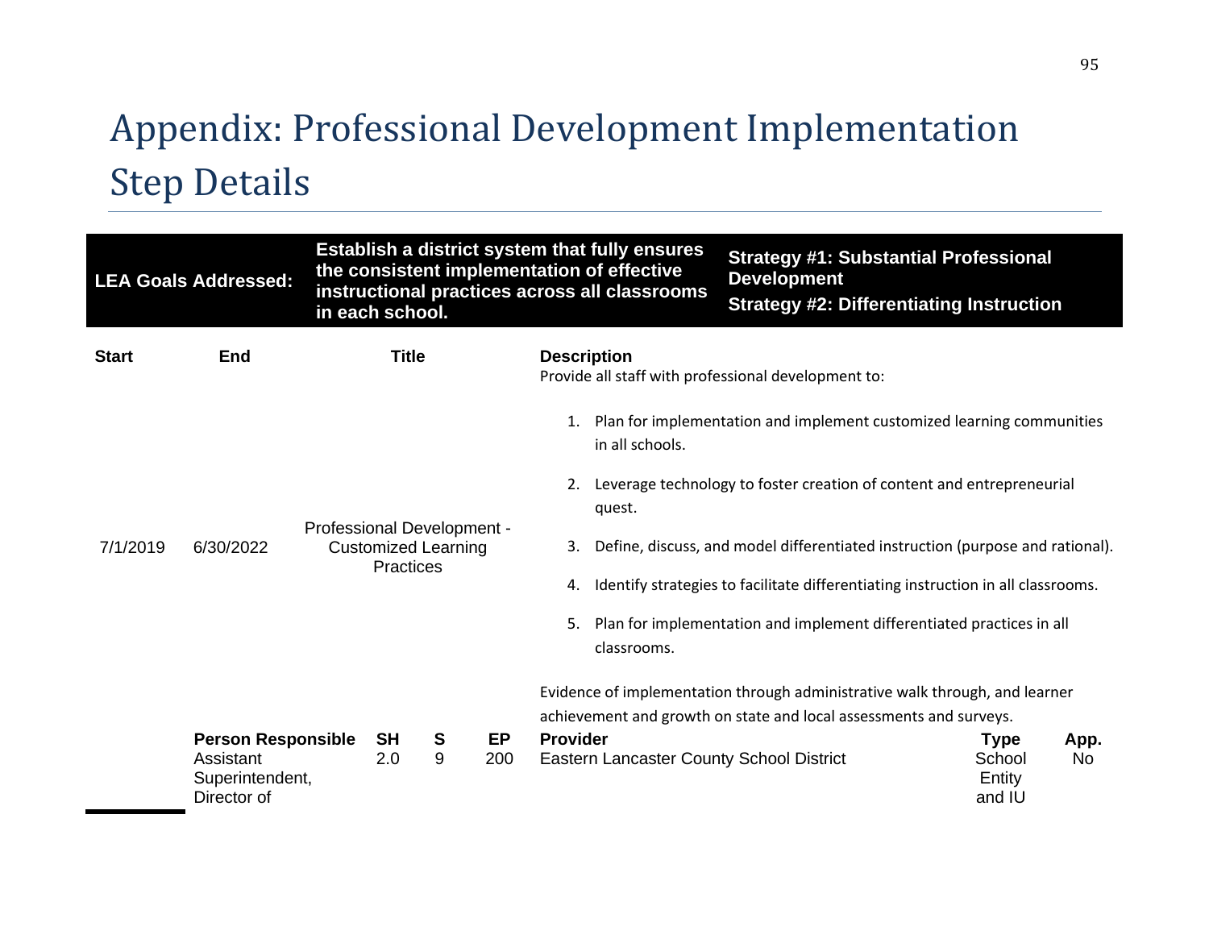# Appendix: Professional Development Implementation Step Details

| LEA Goals Addressed: | Establish a district system that fully ensures the consistent implementation of effective instructional practices across all classrooms in each school. | Strategy #1: Substantial Professional Development<br>Strategy #2: Differentiating Instruction |
|---|---|---|

| Start | End | Title | Description |
|---|---|---|---|
| 7/1/2019 | 6/30/2022 | Professional Development - Customized Learning Practices | Provide all staff with professional development to:<br><br>1. Plan for implementation and implement customized learning communities in all schools.<br>2. Leverage technology to foster creation of content and entrepreneurial quest.<br>3. Define, discuss, and model differentiated instruction (purpose and rational).<br>4. Identify strategies to facilitate differentiating instruction in all classrooms.<br>5. Plan for implementation and implement differentiated practices in all classrooms.<br><br>Evidence of implementation through administrative walk through, and learner achievement and growth on state and local assessments and surveys. |

| Person Responsible | SH | S | EP | Provider | Type | App. |
|---|---|---|---|---|---|---|
| Assistant Superintendent, Director of | 2.0 | 9 | 200 | Eastern Lancaster County School District | School Entity and IU | No |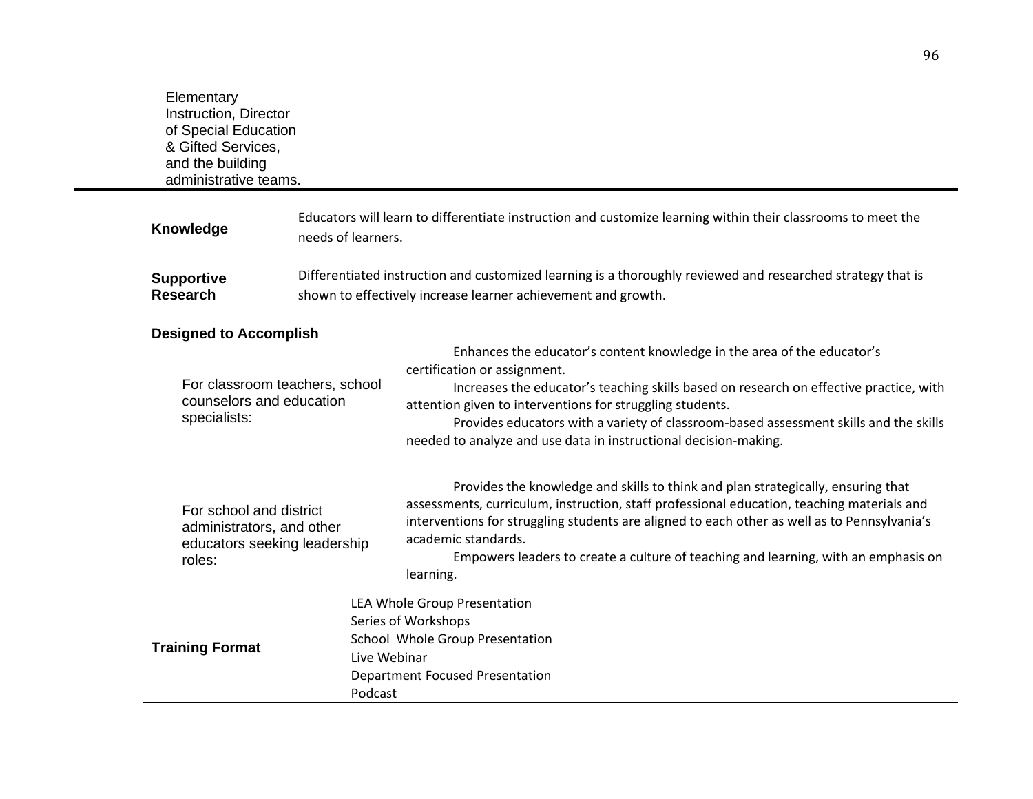Elementary Instruction, Director of Special Education & Gifted Services, and the building administrative teams.

---

**Knowledge**

Educators will learn to differentiate instruction and customize learning within their classrooms to meet the needs of learners.

**Supportive Research**

Differentiated instruction and customized learning is a thoroughly reviewed and researched strategy that is shown to effectively increase learner achievement and growth.

**Designed to Accomplish**

For classroom teachers, school counselors and education specialists:

Enhances the educator's content knowledge in the area of the educator's certification or assignment.

Increases the educator's teaching skills based on research on effective practice, with attention given to interventions for struggling students.

Provides educators with a variety of classroom-based assessment skills and the skills needed to analyze and use data in instructional decision-making.

For school and district administrators, and other educators seeking leadership roles:

Provides the knowledge and skills to think and plan strategically, ensuring that assessments, curriculum, instruction, staff professional education, teaching materials and interventions for struggling students are aligned to each other as well as to Pennsylvania's academic standards.

Empowers leaders to create a culture of teaching and learning, with an emphasis on learning.

**Training Format**

LEA Whole Group Presentation
Series of Workshops
School Whole Group Presentation
Live Webinar
Department Focused Presentation
Podcast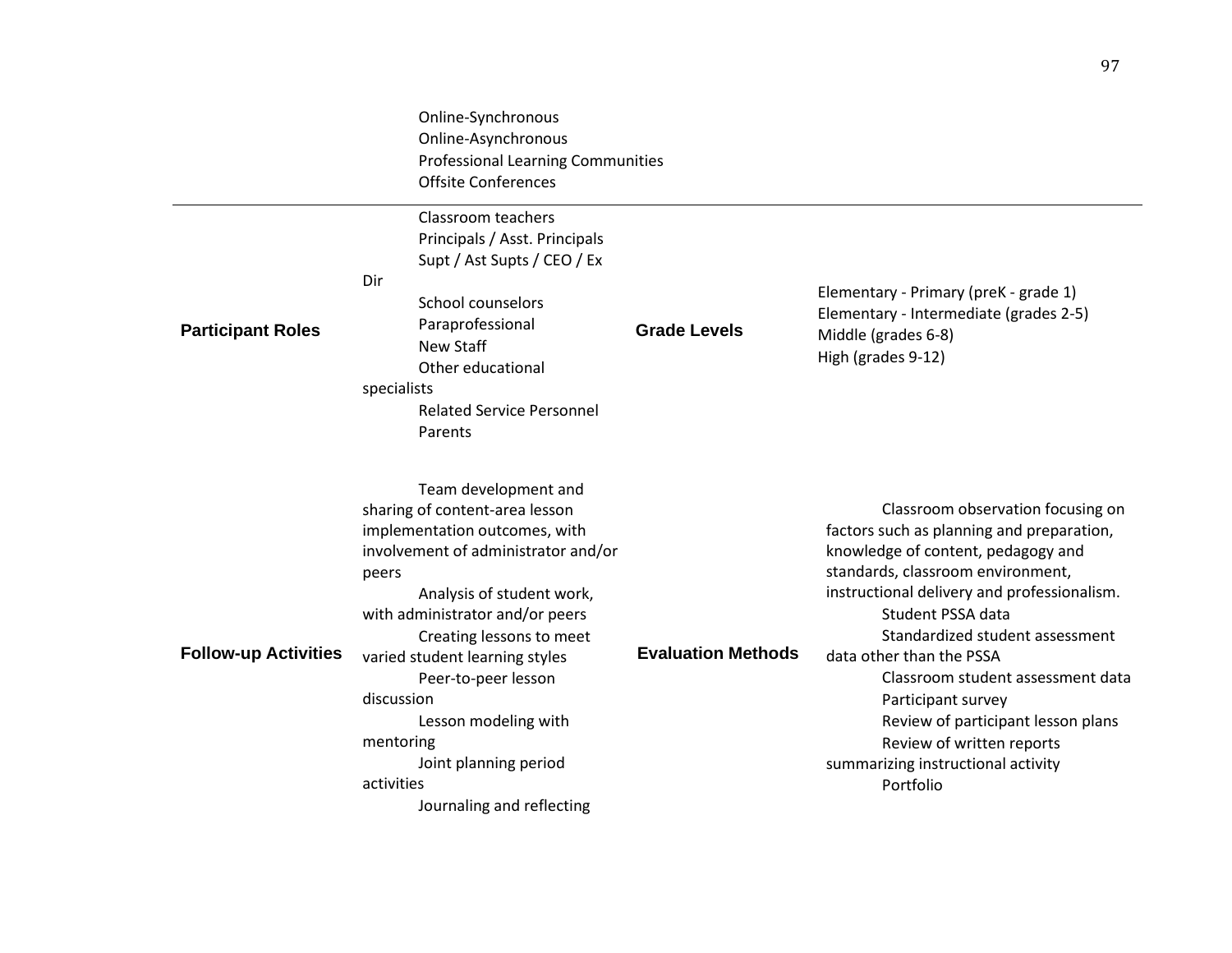| | | | |
|---|---|---|---|
| | Online-Synchronous<br>Online-Asynchronous<br>Professional Learning Communities<br>Offsite Conferences | | |
| **Participant Roles** | Classroom teachers<br>Principals / Asst. Principals<br>Supt / Ast Supts / CEO / Ex Dir<br>School counselors<br>Paraprofessional<br>New Staff<br>Other educational specialists<br>Related Service Personnel<br>Parents | **Grade Levels** | Elementary - Primary (preK - grade 1)<br>Elementary - Intermediate (grades 2-5)<br>Middle (grades 6-8)<br>High (grades 9-12) |
| **Follow-up Activities** | Team development and sharing of content-area lesson implementation outcomes, with involvement of administrator and/or peers<br>Analysis of student work, with administrator and/or peers<br>Creating lessons to meet varied student learning styles<br>Peer-to-peer lesson discussion<br>Lesson modeling with mentoring<br>Joint planning period activities<br>Journaling and reflecting | **Evaluation Methods** | Classroom observation focusing on factors such as planning and preparation, knowledge of content, pedagogy and standards, classroom environment, instructional delivery and professionalism.<br>Student PSSA data<br>Standardized student assessment data other than the PSSA<br>Classroom student assessment data<br>Participant survey<br>Review of participant lesson plans<br>Review of written reports summarizing instructional activity<br>Portfolio |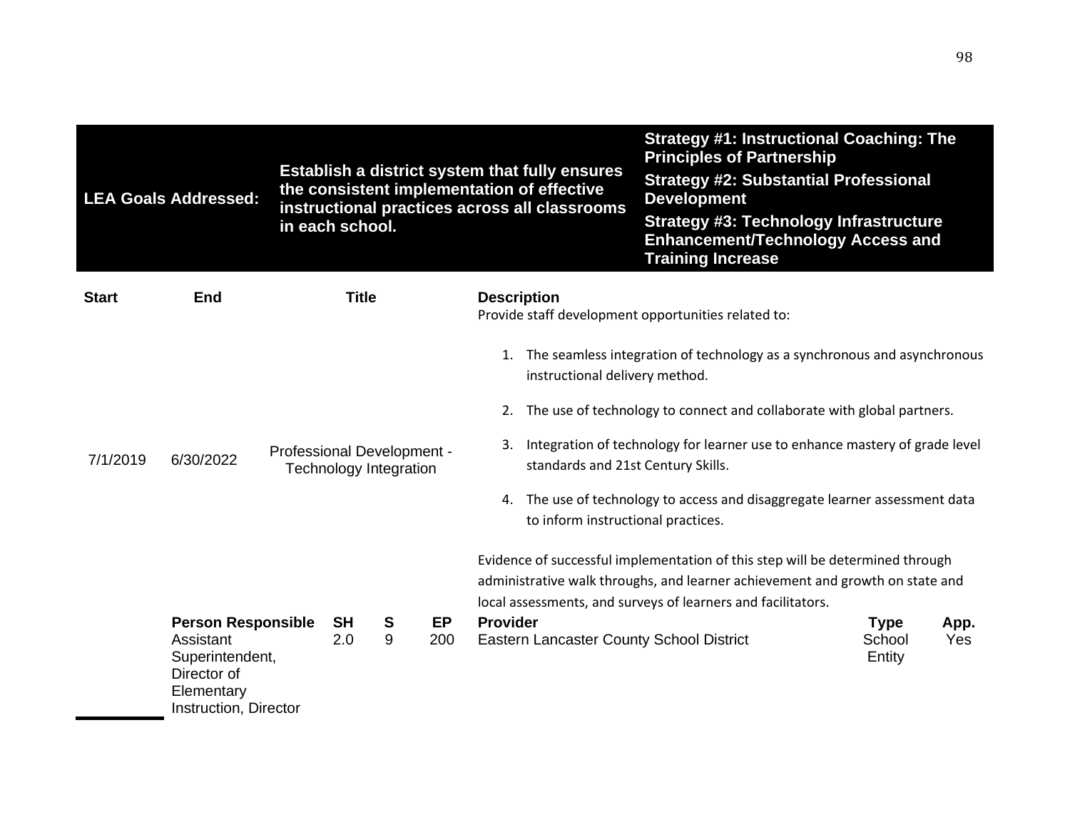| LEA Goals Addressed: | Establish a district system that fully ensures the consistent implementation of effective instructional practices across all classrooms in each school. | Strategy #1: Instructional Coaching: The Principles of Partnership<br>Strategy #2: Substantial Professional Development<br>Strategy #3: Technology Infrastructure Enhancement/Technology Access and Training Increase |
|---|---|---|

| Start | End | Title | Description |
|---|---|---|---|
| 7/1/2019 | 6/30/2022 | Professional Development - Technology Integration | Provide staff development opportunities related to:<br><br>1. The seamless integration of technology as a synchronous and asynchronous instructional delivery method.<br>2. The use of technology to connect and collaborate with global partners.<br>3. Integration of technology for learner use to enhance mastery of grade level standards and 21st Century Skills.<br>4. The use of technology to access and disaggregate learner assessment data to inform instructional practices.<br><br>Evidence of successful implementation of this step will be determined through administrative walk throughs, and learner achievement and growth on state and local assessments, and surveys of learners and facilitators. |

| Person Responsible | SH | S | EP | Provider | Type | App. |
|---|---|---|---|---|---|---|
| Assistant Superintendent, Director of Elementary Instruction, Director | 2.0 | 9 | 200 | Eastern Lancaster County School District | School Entity | Yes |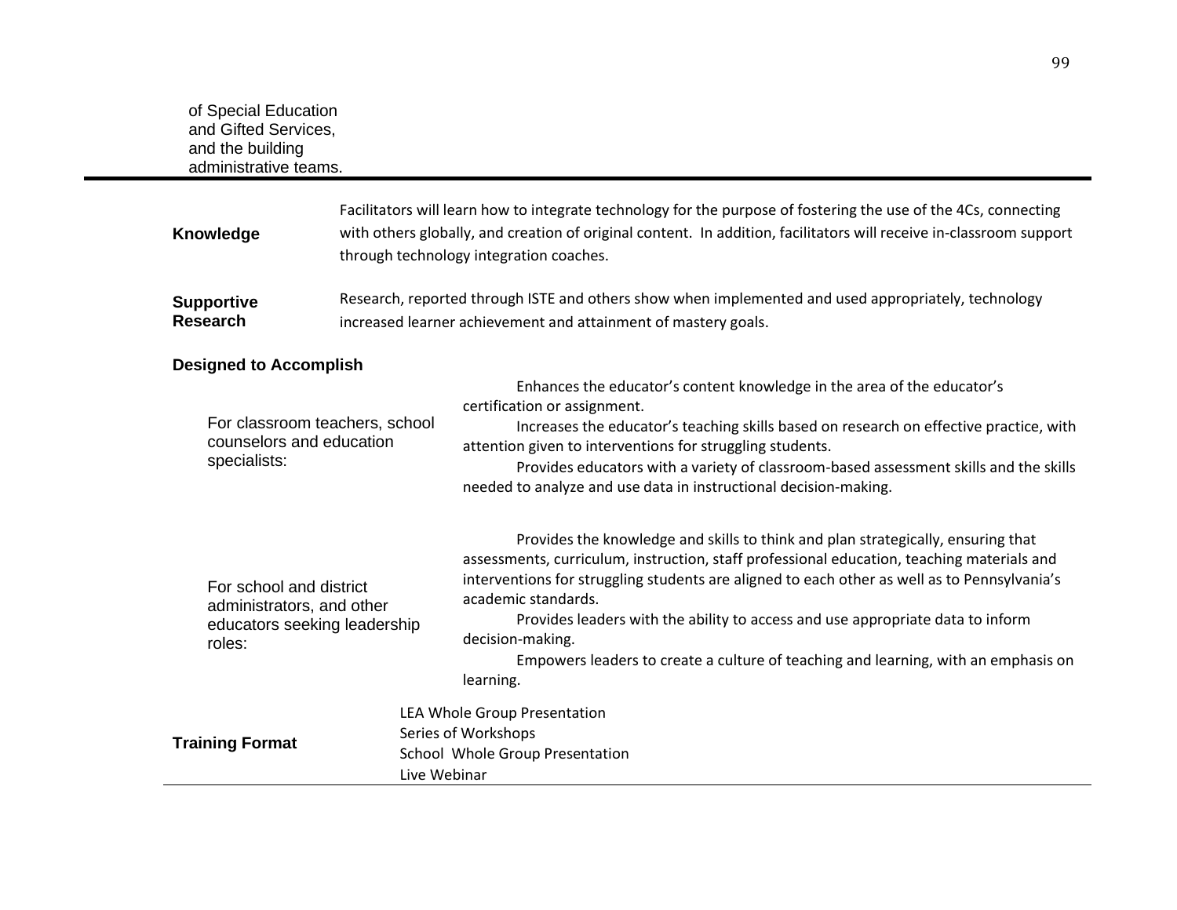of Special Education and Gifted Services, and the building administrative teams.

---

**Knowledge**

Facilitators will learn how to integrate technology for the purpose of fostering the use of the 4Cs, connecting with others globally, and creation of original content. In addition, facilitators will receive in-classroom support through technology integration coaches.

**Supportive Research**

Research, reported through ISTE and others show when implemented and used appropriately, technology increased learner achievement and attainment of mastery goals.

**Designed to Accomplish**

For classroom teachers, school counselors and education specialists:

Enhances the educator's content knowledge in the area of the educator's certification or assignment.

Increases the educator's teaching skills based on research on effective practice, with attention given to interventions for struggling students.

Provides educators with a variety of classroom-based assessment skills and the skills needed to analyze and use data in instructional decision-making.

For school and district administrators, and other educators seeking leadership roles:

Provides the knowledge and skills to think and plan strategically, ensuring that assessments, curriculum, instruction, staff professional education, teaching materials and interventions for struggling students are aligned to each other as well as to Pennsylvania's academic standards.

Provides leaders with the ability to access and use appropriate data to inform decision-making.

Empowers leaders to create a culture of teaching and learning, with an emphasis on learning.

**Training Format**

LEA Whole Group Presentation
Series of Workshops
School Whole Group Presentation
Live Webinar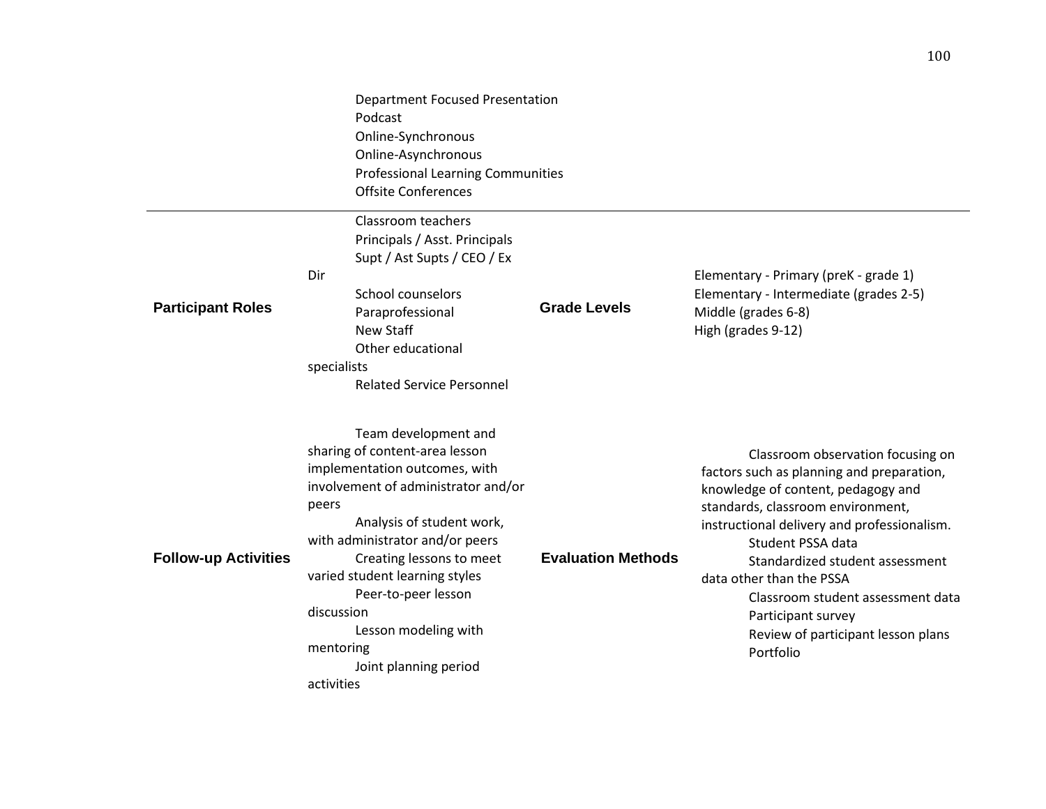| | | | |
|---|---|---|---|
| | Department Focused Presentation<br>Podcast<br>Online-Synchronous<br>Online-Asynchronous<br>Professional Learning Communities<br>Offsite Conferences | | |
| **Participant Roles** | Classroom teachers<br>Principals / Asst. Principals<br>Supt / Ast Supts / CEO / Ex Dir<br>School counselors<br>Paraprofessional<br>New Staff<br>Other educational specialists<br>Related Service Personnel | **Grade Levels** | Elementary - Primary (preK - grade 1)<br>Elementary - Intermediate (grades 2-5)<br>Middle (grades 6-8)<br>High (grades 9-12) |
| **Follow-up Activities** | Team development and sharing of content-area lesson implementation outcomes, with involvement of administrator and/or peers<br>Analysis of student work, with administrator and/or peers<br>Creating lessons to meet varied student learning styles<br>Peer-to-peer lesson discussion<br>Lesson modeling with mentoring<br>Joint planning period activities | **Evaluation Methods** | Classroom observation focusing on factors such as planning and preparation, knowledge of content, pedagogy and standards, classroom environment, instructional delivery and professionalism.<br>Student PSSA data<br>Standardized student assessment data other than the PSSA<br>Classroom student assessment data<br>Participant survey<br>Review of participant lesson plans<br>Portfolio |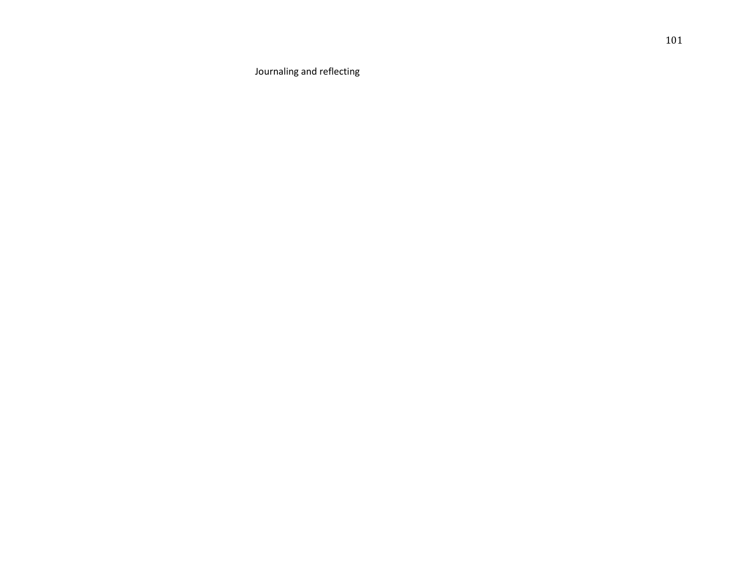Journaling and reflecting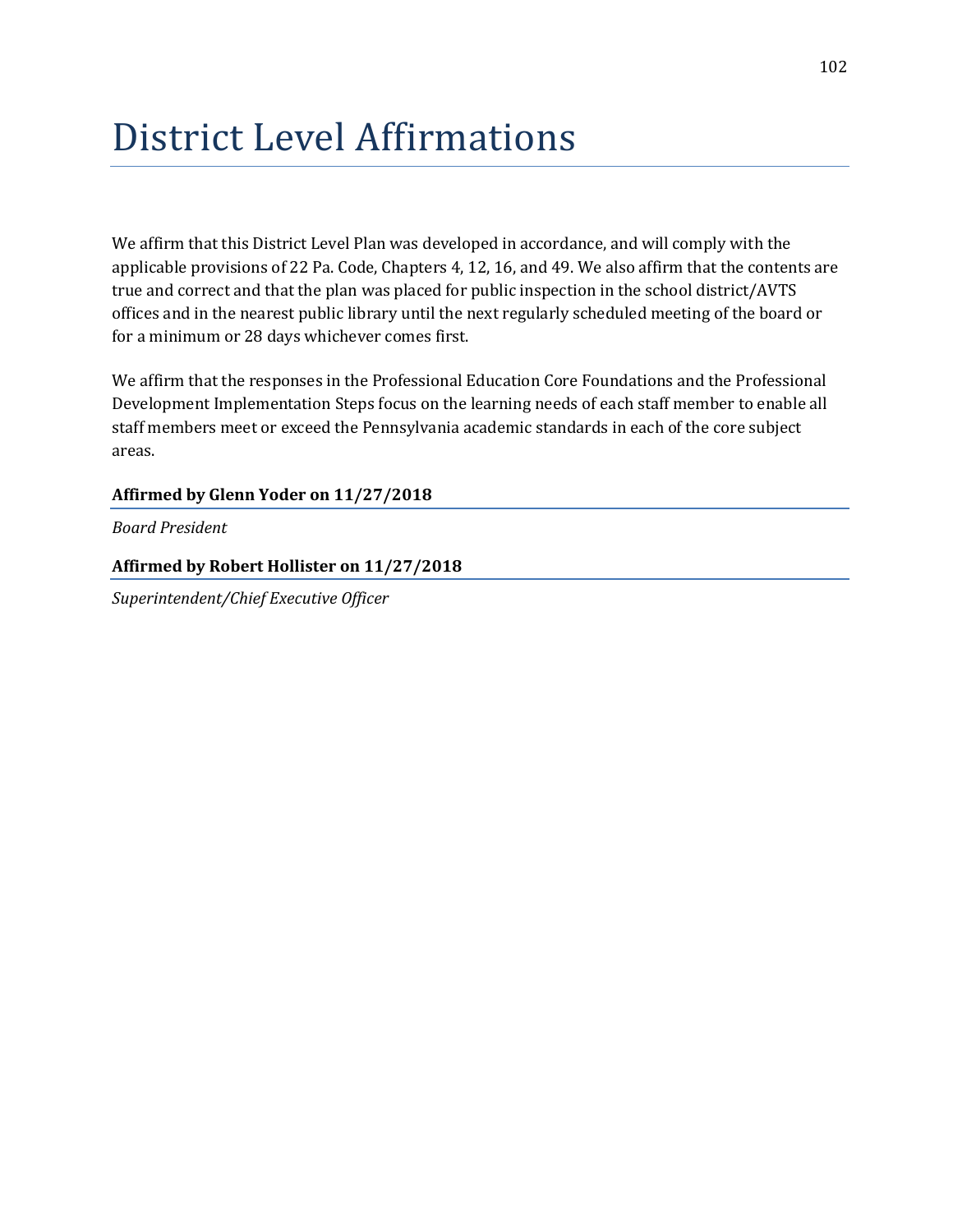# District Level Affirmations

We affirm that this District Level Plan was developed in accordance, and will comply with the applicable provisions of 22 Pa. Code, Chapters 4, 12, 16, and 49. We also affirm that the contents are true and correct and that the plan was placed for public inspection in the school district/AVTS offices and in the nearest public library until the next regularly scheduled meeting of the board or for a minimum or 28 days whichever comes first.

We affirm that the responses in the Professional Education Core Foundations and the Professional Development Implementation Steps focus on the learning needs of each staff member to enable all staff members meet or exceed the Pennsylvania academic standards in each of the core subject areas.

**Affirmed by Glenn Yoder on 11/27/2018**

*Board President*

**Affirmed by Robert Hollister on 11/27/2018**

*Superintendent/Chief Executive Officer*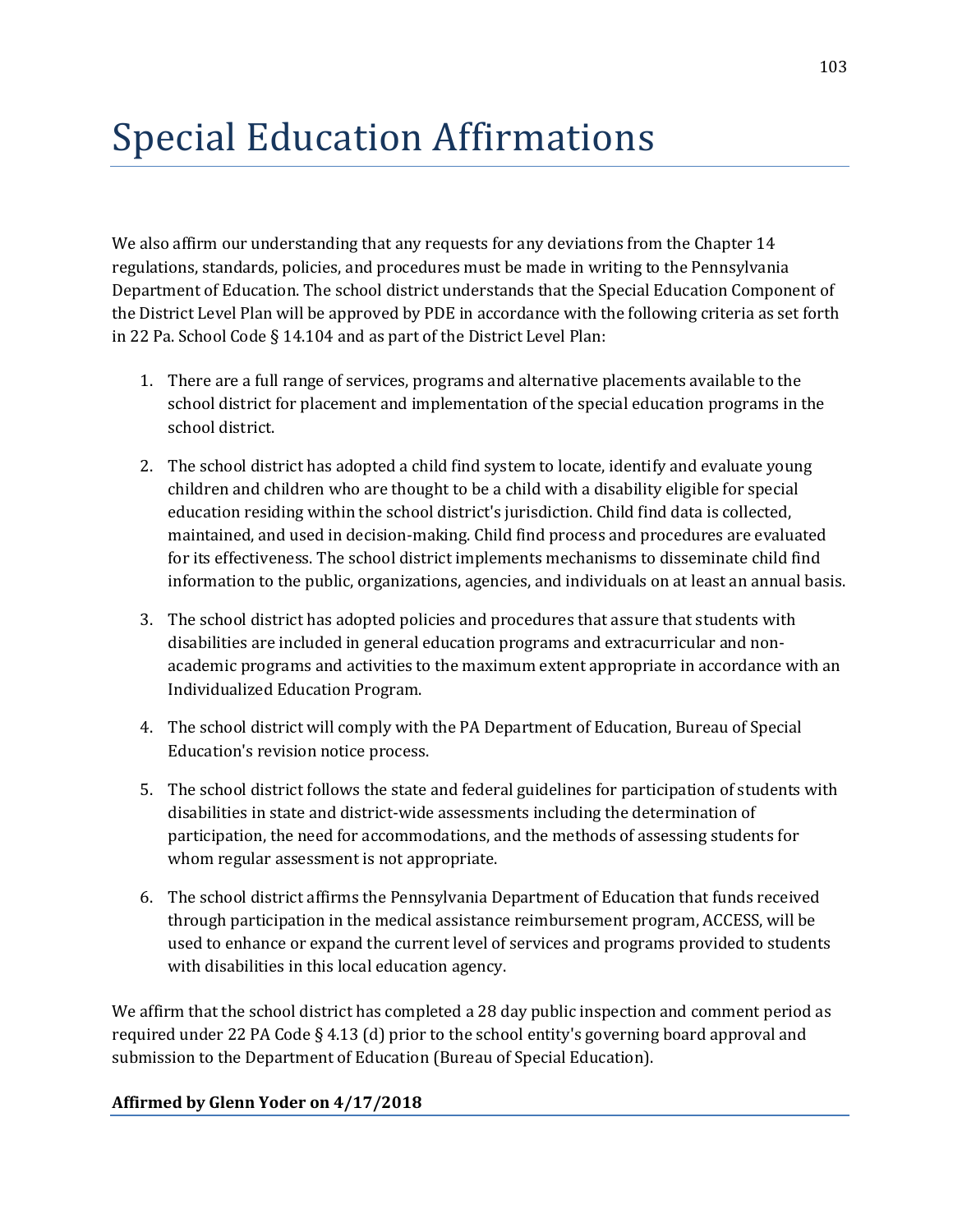# Special Education Affirmations

We also affirm our understanding that any requests for any deviations from the Chapter 14 regulations, standards, policies, and procedures must be made in writing to the Pennsylvania Department of Education. The school district understands that the Special Education Component of the District Level Plan will be approved by PDE in accordance with the following criteria as set forth in 22 Pa. School Code § 14.104 and as part of the District Level Plan:

1. There are a full range of services, programs and alternative placements available to the school district for placement and implementation of the special education programs in the school district.
2. The school district has adopted a child find system to locate, identify and evaluate young children and children who are thought to be a child with a disability eligible for special education residing within the school district's jurisdiction. Child find data is collected, maintained, and used in decision-making. Child find process and procedures are evaluated for its effectiveness. The school district implements mechanisms to disseminate child find information to the public, organizations, agencies, and individuals on at least an annual basis.
3. The school district has adopted policies and procedures that assure that students with disabilities are included in general education programs and extracurricular and non-academic programs and activities to the maximum extent appropriate in accordance with an Individualized Education Program.
4. The school district will comply with the PA Department of Education, Bureau of Special Education's revision notice process.
5. The school district follows the state and federal guidelines for participation of students with disabilities in state and district-wide assessments including the determination of participation, the need for accommodations, and the methods of assessing students for whom regular assessment is not appropriate.
6. The school district affirms the Pennsylvania Department of Education that funds received through participation in the medical assistance reimbursement program, ACCESS, will be used to enhance or expand the current level of services and programs provided to students with disabilities in this local education agency.

We affirm that the school district has completed a 28 day public inspection and comment period as required under 22 PA Code § 4.13 (d) prior to the school entity's governing board approval and submission to the Department of Education (Bureau of Special Education).

**Affirmed by Glenn Yoder on 4/17/2018**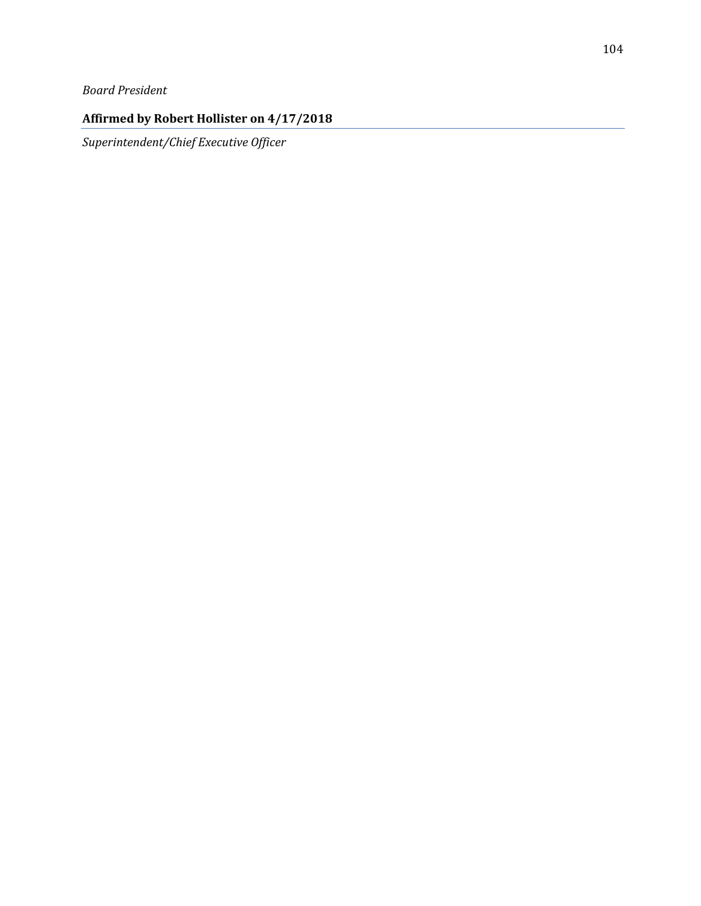*Board President*

**Affirmed by Robert Hollister on 4/17/2018**

*Superintendent/Chief Executive Officer*